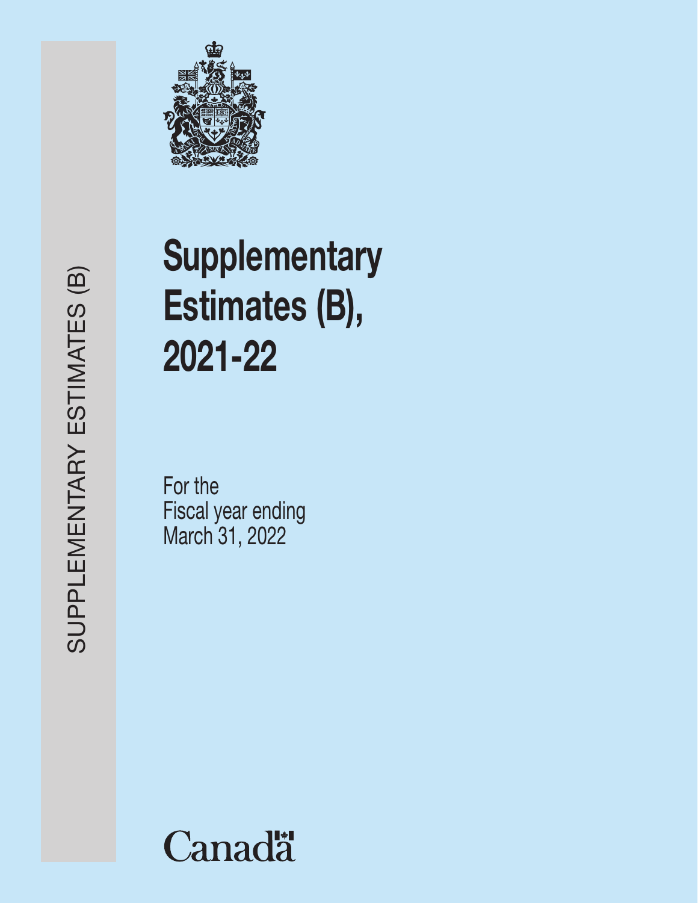SUPPLEMENTARY ESTIMATES (B)

# Supplementary Estimates (B), 2021-22

For the
Fiscal year ending
March 31, 2022

Canada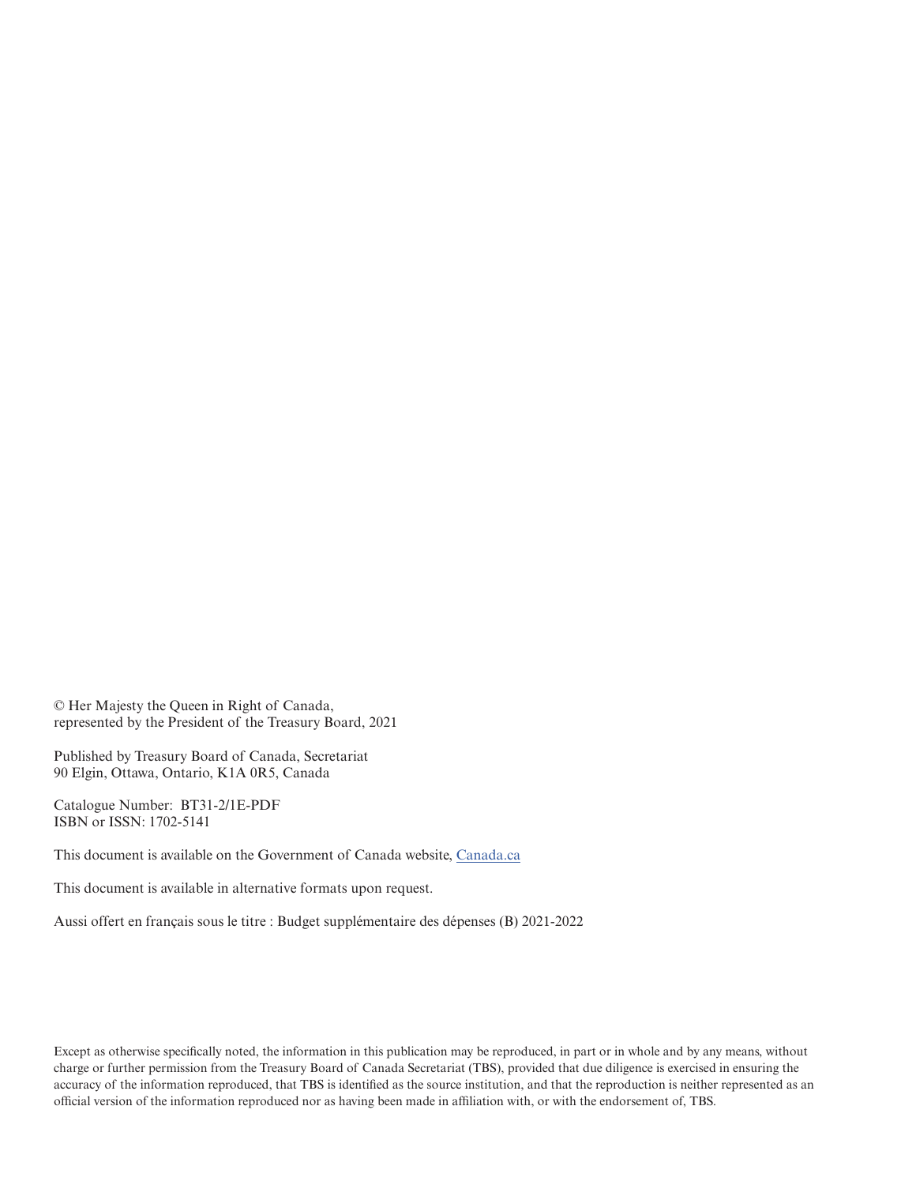© Her Majesty the Queen in Right of Canada,
represented by the President of the Treasury Board, 2021

Published by Treasury Board of Canada, Secretariat
90 Elgin, Ottawa, Ontario, K1A 0R5, Canada

Catalogue Number: BT31-2/1E-PDF
ISBN or ISSN: 1702-5141

This document is available on the Government of Canada website, Canada.ca

This document is available in alternative formats upon request.

Aussi offert en français sous le titre : Budget supplémentaire des dépenses (B) 2021-2022

Except as otherwise specifically noted, the information in this publication may be reproduced, in part or in whole and by any means, without charge or further permission from the Treasury Board of Canada Secretariat (TBS), provided that due diligence is exercised in ensuring the accuracy of the information reproduced, that TBS is identified as the source institution, and that the reproduction is neither represented as an official version of the information reproduced nor as having been made in affiliation with, or with the endorsement of, TBS.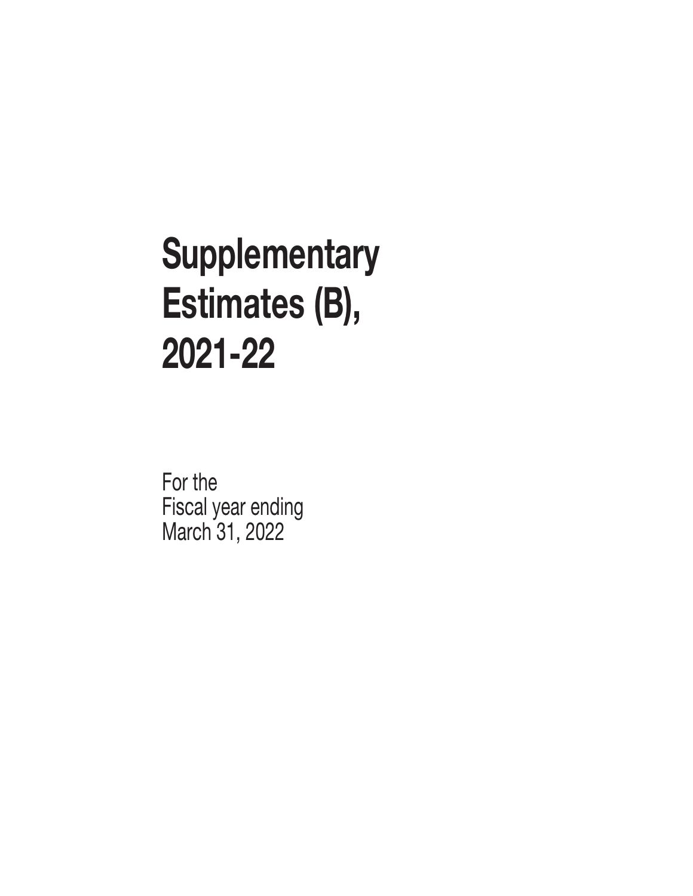# Supplementary Estimates (B), 2021-22

For the
Fiscal year ending
March 31, 2022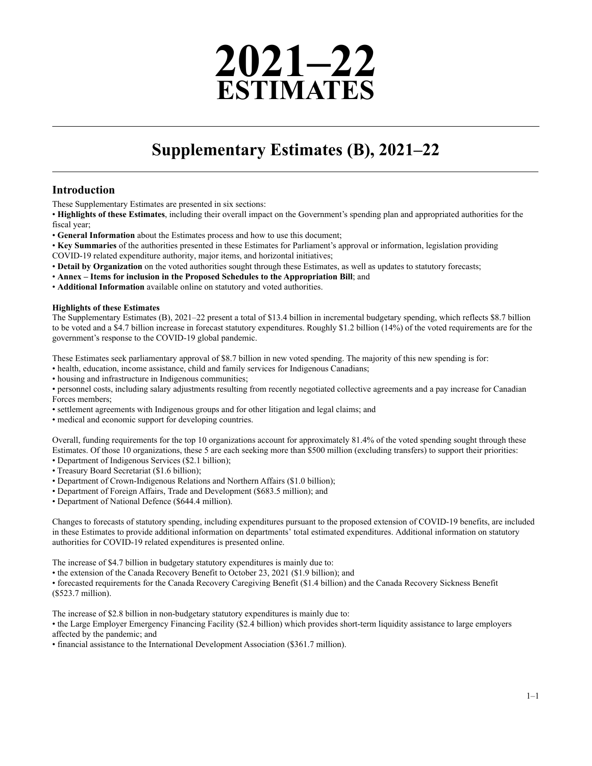# 2021–22 ESTIMATES

## Supplementary Estimates (B), 2021–22

### Introduction

These Supplementary Estimates are presented in six sections:

- **Highlights of these Estimates**, including their overall impact on the Government's spending plan and appropriated authorities for the fiscal year;
- **General Information** about the Estimates process and how to use this document;
- **Key Summaries** of the authorities presented in these Estimates for Parliament's approval or information, legislation providing COVID-19 related expenditure authority, major items, and horizontal initiatives;
- **Detail by Organization** on the voted authorities sought through these Estimates, as well as updates to statutory forecasts;
- **Annex – Items for inclusion in the Proposed Schedules to the Appropriation Bill**; and
- **Additional Information** available online on statutory and voted authorities.

**Highlights of these Estimates**

The Supplementary Estimates (B), 2021–22 present a total of $13.4 billion in incremental budgetary spending, which reflects $8.7 billion to be voted and a $4.7 billion increase in forecast statutory expenditures. Roughly $1.2 billion (14%) of the voted requirements are for the government's response to the COVID-19 global pandemic.

These Estimates seek parliamentary approval of $8.7 billion in new voted spending. The majority of this new spending is for:

- health, education, income assistance, child and family services for Indigenous Canadians;
- housing and infrastructure in Indigenous communities;
- personnel costs, including salary adjustments resulting from recently negotiated collective agreements and a pay increase for Canadian Forces members;
- settlement agreements with Indigenous groups and for other litigation and legal claims; and
- medical and economic support for developing countries.

Overall, funding requirements for the top 10 organizations account for approximately 81.4% of the voted spending sought through these Estimates. Of those 10 organizations, these 5 are each seeking more than $500 million (excluding transfers) to support their priorities:

- Department of Indigenous Services ($2.1 billion);
- Treasury Board Secretariat ($1.6 billion);
- Department of Crown-Indigenous Relations and Northern Affairs ($1.0 billion);
- Department of Foreign Affairs, Trade and Development ($683.5 million); and
- Department of National Defence ($644.4 million).

Changes to forecasts of statutory spending, including expenditures pursuant to the proposed extension of COVID-19 benefits, are included in these Estimates to provide additional information on departments' total estimated expenditures. Additional information on statutory authorities for COVID-19 related expenditures is presented online.

The increase of $4.7 billion in budgetary statutory expenditures is mainly due to:

- the extension of the Canada Recovery Benefit to October 23, 2021 ($1.9 billion); and
- forecasted requirements for the Canada Recovery Caregiving Benefit ($1.4 billion) and the Canada Recovery Sickness Benefit ($523.7 million).

The increase of $2.8 billion in non-budgetary statutory expenditures is mainly due to:

- the Large Employer Emergency Financing Facility ($2.4 billion) which provides short-term liquidity assistance to large employers affected by the pandemic; and
- financial assistance to the International Development Association ($361.7 million).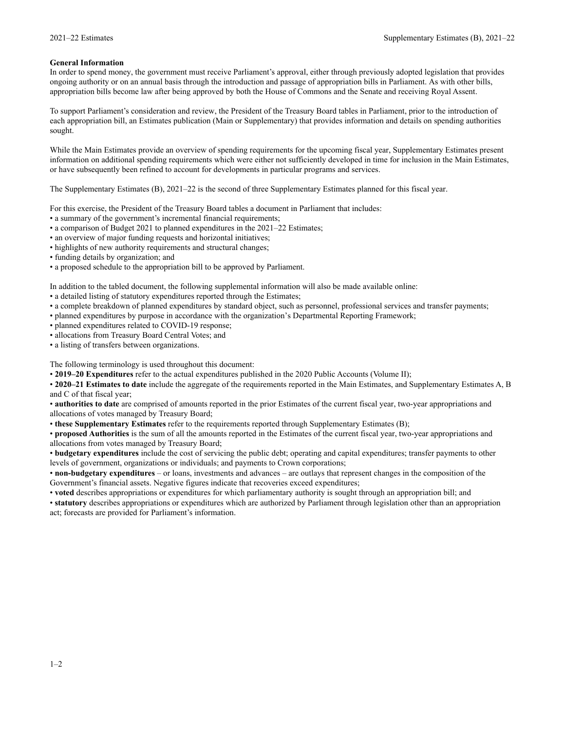**General Information**

In order to spend money, the government must receive Parliament's approval, either through previously adopted legislation that provides ongoing authority or on an annual basis through the introduction and passage of appropriation bills in Parliament. As with other bills, appropriation bills become law after being approved by both the House of Commons and the Senate and receiving Royal Assent.

To support Parliament's consideration and review, the President of the Treasury Board tables in Parliament, prior to the introduction of each appropriation bill, an Estimates publication (Main or Supplementary) that provides information and details on spending authorities sought.

While the Main Estimates provide an overview of spending requirements for the upcoming fiscal year, Supplementary Estimates present information on additional spending requirements which were either not sufficiently developed in time for inclusion in the Main Estimates, or have subsequently been refined to account for developments in particular programs and services.

The Supplementary Estimates (B), 2021–22 is the second of three Supplementary Estimates planned for this fiscal year.

For this exercise, the President of the Treasury Board tables a document in Parliament that includes:

- a summary of the government's incremental financial requirements;
- a comparison of Budget 2021 to planned expenditures in the 2021–22 Estimates;
- an overview of major funding requests and horizontal initiatives;
- highlights of new authority requirements and structural changes;
- funding details by organization; and
- a proposed schedule to the appropriation bill to be approved by Parliament.

In addition to the tabled document, the following supplemental information will also be made available online:

- a detailed listing of statutory expenditures reported through the Estimates;
- a complete breakdown of planned expenditures by standard object, such as personnel, professional services and transfer payments;
- planned expenditures by purpose in accordance with the organization's Departmental Reporting Framework;
- planned expenditures related to COVID-19 response;
- allocations from Treasury Board Central Votes; and
- a listing of transfers between organizations.

The following terminology is used throughout this document:

- **2019–20 Expenditures** refer to the actual expenditures published in the 2020 Public Accounts (Volume II);
- **2020–21 Estimates to date** include the aggregate of the requirements reported in the Main Estimates, and Supplementary Estimates A, B and C of that fiscal year;
- **authorities to date** are comprised of amounts reported in the prior Estimates of the current fiscal year, two-year appropriations and allocations of votes managed by Treasury Board;
- **these Supplementary Estimates** refer to the requirements reported through Supplementary Estimates (B);
- **proposed Authorities** is the sum of all the amounts reported in the Estimates of the current fiscal year, two-year appropriations and allocations from votes managed by Treasury Board;
- **budgetary expenditures** include the cost of servicing the public debt; operating and capital expenditures; transfer payments to other levels of government, organizations or individuals; and payments to Crown corporations;
- **non-budgetary expenditures** – or loans, investments and advances – are outlays that represent changes in the composition of the Government's financial assets. Negative figures indicate that recoveries exceed expenditures;
- **voted** describes appropriations or expenditures for which parliamentary authority is sought through an appropriation bill; and
- **statutory** describes appropriations or expenditures which are authorized by Parliament through legislation other than an appropriation act; forecasts are provided for Parliament's information.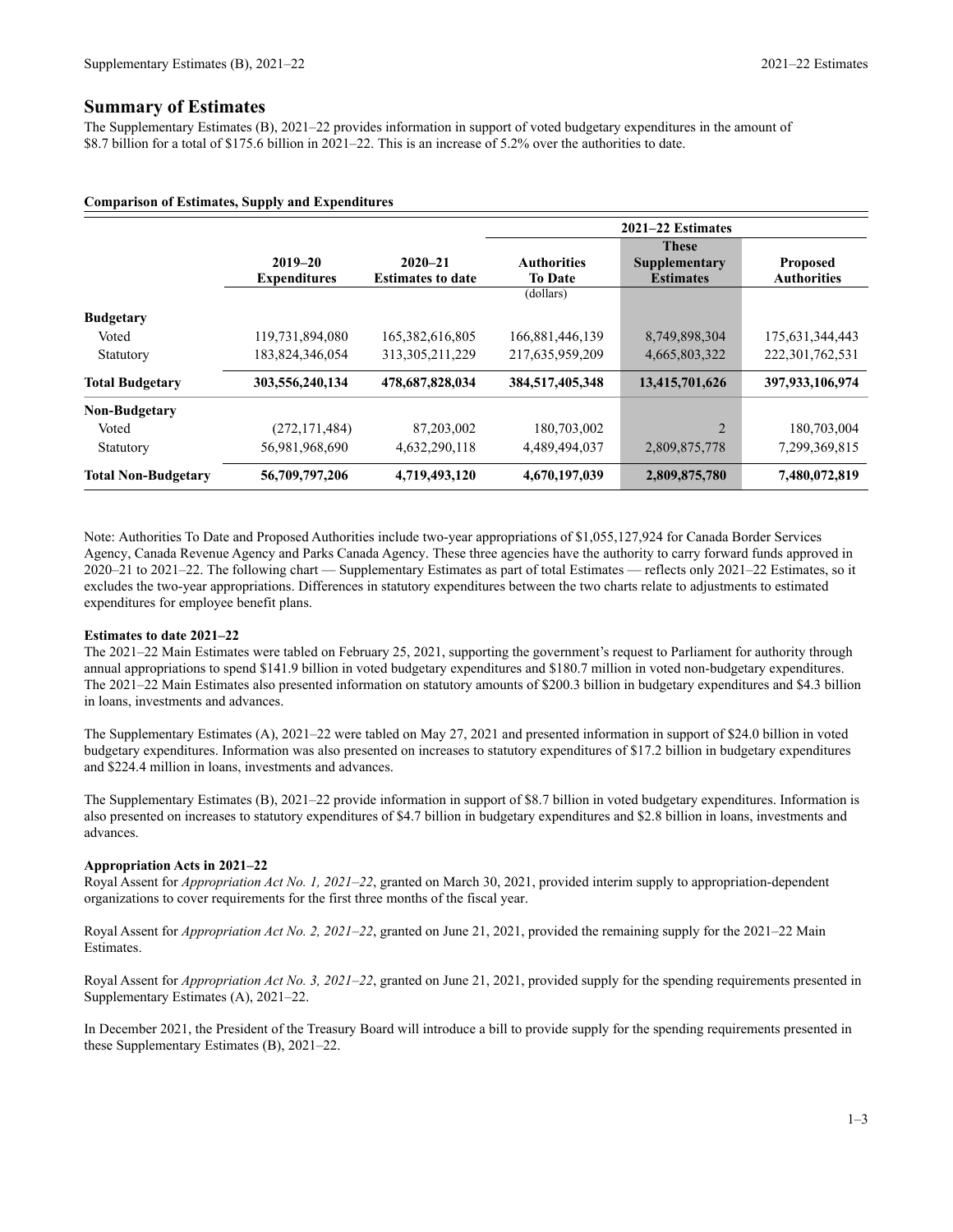## Summary of Estimates

The Supplementary Estimates (B), 2021–22 provides information in support of voted budgetary expenditures in the amount of $8.7 billion for a total of $175.6 billion in 2021–22. This is an increase of 5.2% over the authorities to date.

**Comparison of Estimates, Supply and Expenditures**

| | | | 2021–22 Estimates | | |
|---|---|---|---|---|---|
| | 2019–20 Expenditures | 2020–21 Estimates to date | Authorities To Date | These Supplementary Estimates | Proposed Authorities |
| | | | (dollars) | | |
| **Budgetary** | | | | | |
| Voted | 119,731,894,080 | 165,382,616,805 | 166,881,446,139 | 8,749,898,304 | 175,631,344,443 |
| Statutory | 183,824,346,054 | 313,305,211,229 | 217,635,959,209 | 4,665,803,322 | 222,301,762,531 |
| **Total Budgetary** | **303,556,240,134** | **478,687,828,034** | **384,517,405,348** | **13,415,701,626** | **397,933,106,974** |
| **Non-Budgetary** | | | | | |
| Voted | (272,171,484) | 87,203,002 | 180,703,002 | 2 | 180,703,004 |
| Statutory | 56,981,968,690 | 4,632,290,118 | 4,489,494,037 | 2,809,875,778 | 7,299,369,815 |
| **Total Non-Budgetary** | **56,709,797,206** | **4,719,493,120** | **4,670,197,039** | **2,809,875,780** | **7,480,072,819** |

Note: Authorities To Date and Proposed Authorities include two-year appropriations of $1,055,127,924 for Canada Border Services Agency, Canada Revenue Agency and Parks Canada Agency. These three agencies have the authority to carry forward funds approved in 2020–21 to 2021–22. The following chart — Supplementary Estimates as part of total Estimates — reflects only 2021–22 Estimates, so it excludes the two-year appropriations. Differences in statutory expenditures between the two charts relate to adjustments to estimated expenditures for employee benefit plans.

**Estimates to date 2021–22**

The 2021–22 Main Estimates were tabled on February 25, 2021, supporting the government's request to Parliament for authority through annual appropriations to spend $141.9 billion in voted budgetary expenditures and $180.7 million in voted non-budgetary expenditures. The 2021–22 Main Estimates also presented information on statutory amounts of $200.3 billion in budgetary expenditures and $4.3 billion in loans, investments and advances.

The Supplementary Estimates (A), 2021–22 were tabled on May 27, 2021 and presented information in support of $24.0 billion in voted budgetary expenditures. Information was also presented on increases to statutory expenditures of $17.2 billion in budgetary expenditures and $224.4 million in loans, investments and advances.

The Supplementary Estimates (B), 2021–22 provide information in support of $8.7 billion in voted budgetary expenditures. Information is also presented on increases to statutory expenditures of $4.7 billion in budgetary expenditures and $2.8 billion in loans, investments and advances.

**Appropriation Acts in 2021–22**

Royal Assent for *Appropriation Act No. 1, 2021–22*, granted on March 30, 2021, provided interim supply to appropriation-dependent organizations to cover requirements for the first three months of the fiscal year.

Royal Assent for *Appropriation Act No. 2, 2021–22*, granted on June 21, 2021, provided the remaining supply for the 2021–22 Main Estimates.

Royal Assent for *Appropriation Act No. 3, 2021–22*, granted on June 21, 2021, provided supply for the spending requirements presented in Supplementary Estimates (A), 2021–22.

In December 2021, the President of the Treasury Board will introduce a bill to provide supply for the spending requirements presented in these Supplementary Estimates (B), 2021–22.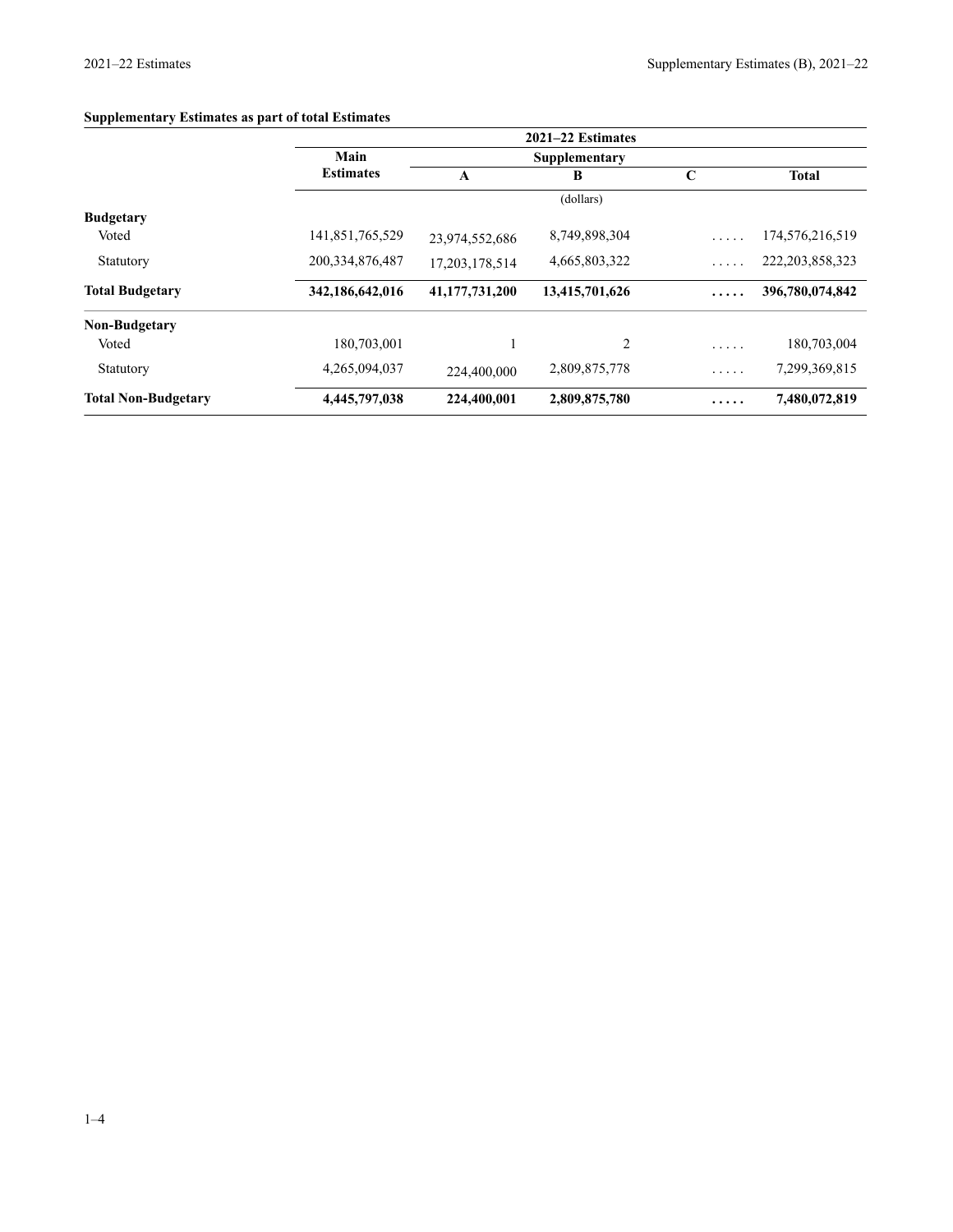**Supplementary Estimates as part of total Estimates**

| | 2021–22 Estimates | | | | |
|---|---|---|---|---|---|
| | Main Estimates | Supplementary | | | |
| | | A | B | C | Total |
| | (dollars) | | | | |
| **Budgetary** | | | | | |
| Voted | 141,851,765,529 | 23,974,552,686 | 8,749,898,304 | ..... | 174,576,216,519 |
| Statutory | 200,334,876,487 | 17,203,178,514 | 4,665,803,322 | ..... | 222,203,858,323 |
| **Total Budgetary** | **342,186,642,016** | **41,177,731,200** | **13,415,701,626** | **.....** | **396,780,074,842** |
| **Non-Budgetary** | | | | | |
| Voted | 180,703,001 | 1 | 2 | ..... | 180,703,004 |
| Statutory | 4,265,094,037 | 224,400,000 | 2,809,875,778 | ..... | 7,299,369,815 |
| **Total Non-Budgetary** | **4,445,797,038** | **224,400,001** | **2,809,875,780** | **.....** | **7,480,072,819** |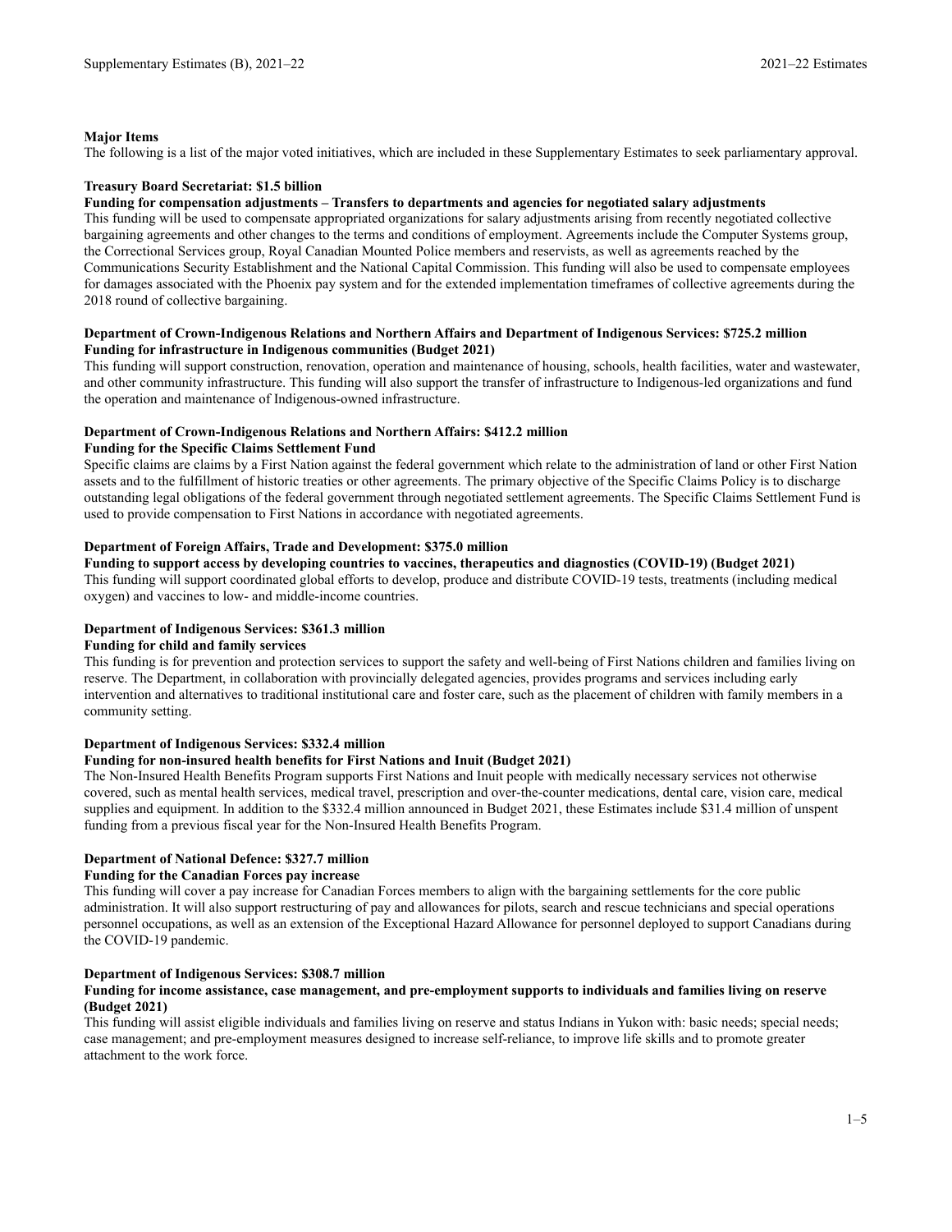**Major Items**

The following is a list of the major voted initiatives, which are included in these Supplementary Estimates to seek parliamentary approval.

**Treasury Board Secretariat: $1.5 billion**

**Funding for compensation adjustments – Transfers to departments and agencies for negotiated salary adjustments**

This funding will be used to compensate appropriated organizations for salary adjustments arising from recently negotiated collective bargaining agreements and other changes to the terms and conditions of employment. Agreements include the Computer Systems group, the Correctional Services group, Royal Canadian Mounted Police members and reservists, as well as agreements reached by the Communications Security Establishment and the National Capital Commission. This funding will also be used to compensate employees for damages associated with the Phoenix pay system and for the extended implementation timeframes of collective agreements during the 2018 round of collective bargaining.

**Department of Crown-Indigenous Relations and Northern Affairs and Department of Indigenous Services: $725.2 million**

**Funding for infrastructure in Indigenous communities (Budget 2021)**

This funding will support construction, renovation, operation and maintenance of housing, schools, health facilities, water and wastewater, and other community infrastructure. This funding will also support the transfer of infrastructure to Indigenous-led organizations and fund the operation and maintenance of Indigenous-owned infrastructure.

**Department of Crown-Indigenous Relations and Northern Affairs: $412.2 million**

**Funding for the Specific Claims Settlement Fund**

Specific claims are claims by a First Nation against the federal government which relate to the administration of land or other First Nation assets and to the fulfillment of historic treaties or other agreements. The primary objective of the Specific Claims Policy is to discharge outstanding legal obligations of the federal government through negotiated settlement agreements. The Specific Claims Settlement Fund is used to provide compensation to First Nations in accordance with negotiated agreements.

**Department of Foreign Affairs, Trade and Development: $375.0 million**

**Funding to support access by developing countries to vaccines, therapeutics and diagnostics (COVID-19) (Budget 2021)**

This funding will support coordinated global efforts to develop, produce and distribute COVID-19 tests, treatments (including medical oxygen) and vaccines to low- and middle-income countries.

**Department of Indigenous Services: $361.3 million**

**Funding for child and family services**

This funding is for prevention and protection services to support the safety and well-being of First Nations children and families living on reserve. The Department, in collaboration with provincially delegated agencies, provides programs and services including early intervention and alternatives to traditional institutional care and foster care, such as the placement of children with family members in a community setting.

**Department of Indigenous Services: $332.4 million**

**Funding for non-insured health benefits for First Nations and Inuit (Budget 2021)**

The Non-Insured Health Benefits Program supports First Nations and Inuit people with medically necessary services not otherwise covered, such as mental health services, medical travel, prescription and over-the-counter medications, dental care, vision care, medical supplies and equipment. In addition to the $332.4 million announced in Budget 2021, these Estimates include $31.4 million of unspent funding from a previous fiscal year for the Non-Insured Health Benefits Program.

**Department of National Defence: $327.7 million**

**Funding for the Canadian Forces pay increase**

This funding will cover a pay increase for Canadian Forces members to align with the bargaining settlements for the core public administration. It will also support restructuring of pay and allowances for pilots, search and rescue technicians and special operations personnel occupations, as well as an extension of the Exceptional Hazard Allowance for personnel deployed to support Canadians during the COVID-19 pandemic.

**Department of Indigenous Services: $308.7 million**

**Funding for income assistance, case management, and pre-employment supports to individuals and families living on reserve (Budget 2021)**

This funding will assist eligible individuals and families living on reserve and status Indians in Yukon with: basic needs; special needs; case management; and pre-employment measures designed to increase self-reliance, to improve life skills and to promote greater attachment to the work force.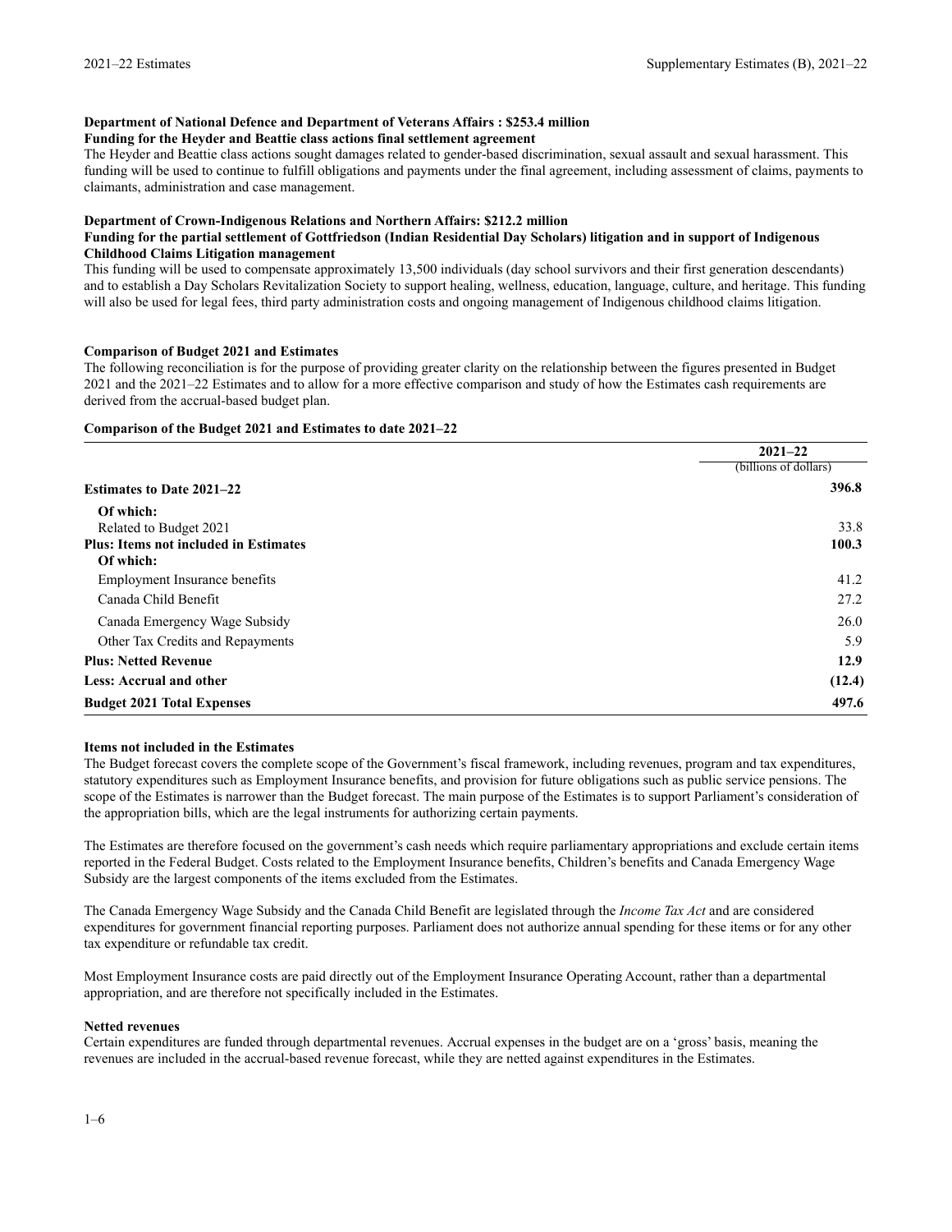**Department of National Defence and Department of Veterans Affairs : $253.4 million**
**Funding for the Heyder and Beattie class actions final settlement agreement**

The Heyder and Beattie class actions sought damages related to gender-based discrimination, sexual assault and sexual harassment. This funding will be used to continue to fulfill obligations and payments under the final agreement, including assessment of claims, payments to claimants, administration and case management.

**Department of Crown-Indigenous Relations and Northern Affairs: $212.2 million**
**Funding for the partial settlement of Gottfriedson (Indian Residential Day Scholars) litigation and in support of Indigenous Childhood Claims Litigation management**

This funding will be used to compensate approximately 13,500 individuals (day school survivors and their first generation descendants) and to establish a Day Scholars Revitalization Society to support healing, wellness, education, language, culture, and heritage. This funding will also be used for legal fees, third party administration costs and ongoing management of Indigenous childhood claims litigation.

**Comparison of Budget 2021 and Estimates**

The following reconciliation is for the purpose of providing greater clarity on the relationship between the figures presented in Budget 2021 and the 2021–22 Estimates and to allow for a more effective comparison and study of how the Estimates cash requirements are derived from the accrual-based budget plan.

**Comparison of the Budget 2021 and Estimates to date 2021–22**

| | 2021–22 (billions of dollars) |
|---|---|
| **Estimates to Date 2021–22** | **396.8** |
| **Of which:** | |
| Related to Budget 2021 | 33.8 |
| **Plus: Items not included in Estimates** | **100.3** |
| **Of which:** | |
| Employment Insurance benefits | 41.2 |
| Canada Child Benefit | 27.2 |
| Canada Emergency Wage Subsidy | 26.0 |
| Other Tax Credits and Repayments | 5.9 |
| **Plus: Netted Revenue** | **12.9** |
| **Less: Accrual and other** | **(12.4)** |
| **Budget 2021 Total Expenses** | **497.6** |

**Items not included in the Estimates**

The Budget forecast covers the complete scope of the Government's fiscal framework, including revenues, program and tax expenditures, statutory expenditures such as Employment Insurance benefits, and provision for future obligations such as public service pensions. The scope of the Estimates is narrower than the Budget forecast. The main purpose of the Estimates is to support Parliament's consideration of the appropriation bills, which are the legal instruments for authorizing certain payments.

The Estimates are therefore focused on the government's cash needs which require parliamentary appropriations and exclude certain items reported in the Federal Budget. Costs related to the Employment Insurance benefits, Children's benefits and Canada Emergency Wage Subsidy are the largest components of the items excluded from the Estimates.

The Canada Emergency Wage Subsidy and the Canada Child Benefit are legislated through the *Income Tax Act* and are considered expenditures for government financial reporting purposes. Parliament does not authorize annual spending for these items or for any other tax expenditure or refundable tax credit.

Most Employment Insurance costs are paid directly out of the Employment Insurance Operating Account, rather than a departmental appropriation, and are therefore not specifically included in the Estimates.

**Netted revenues**

Certain expenditures are funded through departmental revenues. Accrual expenses in the budget are on a 'gross' basis, meaning the revenues are included in the accrual-based revenue forecast, while they are netted against expenditures in the Estimates.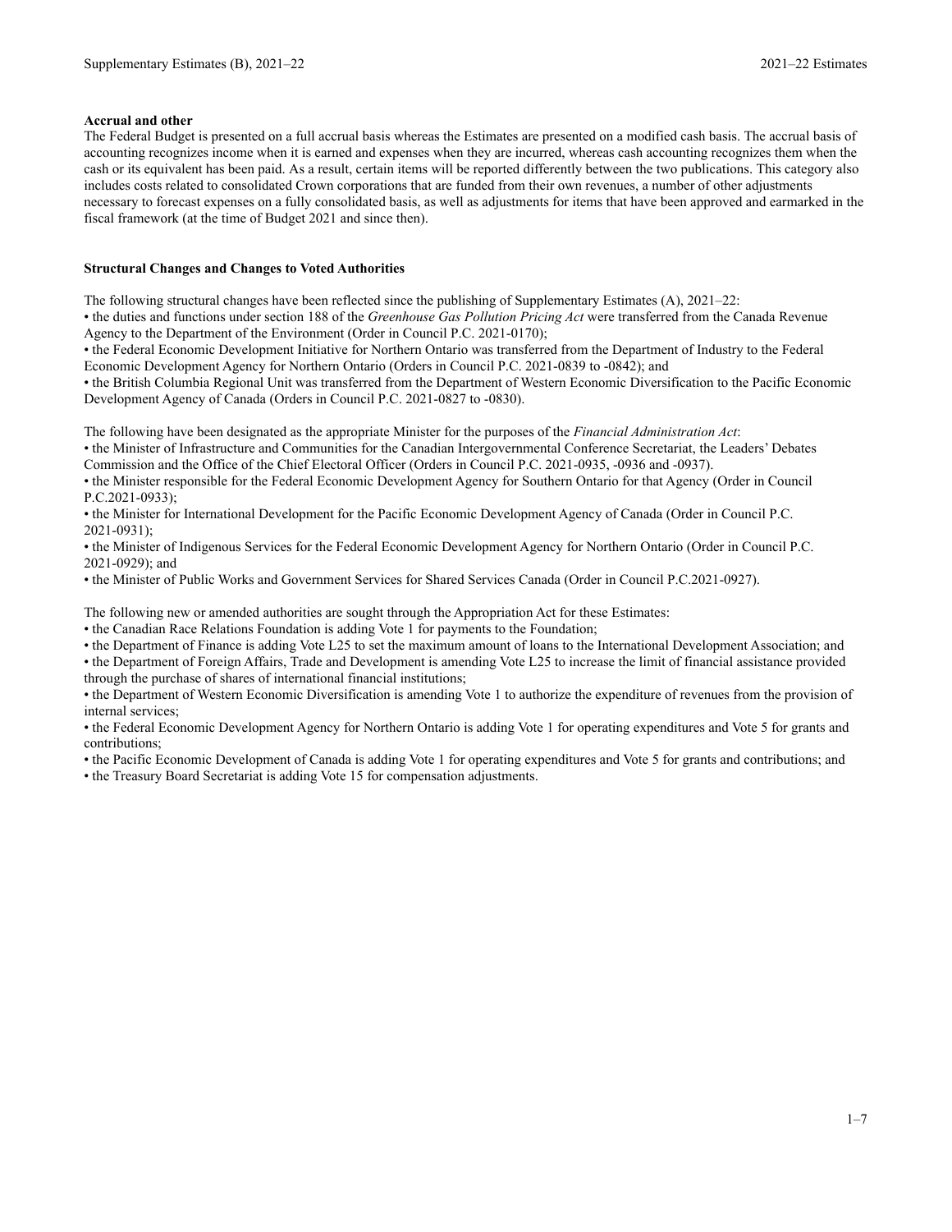**Accrual and other**

The Federal Budget is presented on a full accrual basis whereas the Estimates are presented on a modified cash basis. The accrual basis of accounting recognizes income when it is earned and expenses when they are incurred, whereas cash accounting recognizes them when the cash or its equivalent has been paid. As a result, certain items will be reported differently between the two publications. This category also includes costs related to consolidated Crown corporations that are funded from their own revenues, a number of other adjustments necessary to forecast expenses on a fully consolidated basis, as well as adjustments for items that have been approved and earmarked in the fiscal framework (at the time of Budget 2021 and since then).

**Structural Changes and Changes to Voted Authorities**

The following structural changes have been reflected since the publishing of Supplementary Estimates (A), 2021–22:

- the duties and functions under section 188 of the *Greenhouse Gas Pollution Pricing Act* were transferred from the Canada Revenue Agency to the Department of the Environment (Order in Council P.C. 2021-0170);
- the Federal Economic Development Initiative for Northern Ontario was transferred from the Department of Industry to the Federal Economic Development Agency for Northern Ontario (Orders in Council P.C. 2021-0839 to -0842); and
- the British Columbia Regional Unit was transferred from the Department of Western Economic Diversification to the Pacific Economic Development Agency of Canada (Orders in Council P.C. 2021-0827 to -0830).

The following have been designated as the appropriate Minister for the purposes of the *Financial Administration Act*:

- the Minister of Infrastructure and Communities for the Canadian Intergovernmental Conference Secretariat, the Leaders' Debates Commission and the Office of the Chief Electoral Officer (Orders in Council P.C. 2021-0935, -0936 and -0937).
- the Minister responsible for the Federal Economic Development Agency for Southern Ontario for that Agency (Order in Council P.C.2021-0933);
- the Minister for International Development for the Pacific Economic Development Agency of Canada (Order in Council P.C. 2021-0931);
- the Minister of Indigenous Services for the Federal Economic Development Agency for Northern Ontario (Order in Council P.C. 2021-0929); and
- the Minister of Public Works and Government Services for Shared Services Canada (Order in Council P.C.2021-0927).

The following new or amended authorities are sought through the Appropriation Act for these Estimates:

- the Canadian Race Relations Foundation is adding Vote 1 for payments to the Foundation;
- the Department of Finance is adding Vote L25 to set the maximum amount of loans to the International Development Association; and
- the Department of Foreign Affairs, Trade and Development is amending Vote L25 to increase the limit of financial assistance provided through the purchase of shares of international financial institutions;
- the Department of Western Economic Diversification is amending Vote 1 to authorize the expenditure of revenues from the provision of internal services;
- the Federal Economic Development Agency for Northern Ontario is adding Vote 1 for operating expenditures and Vote 5 for grants and contributions;
- the Pacific Economic Development of Canada is adding Vote 1 for operating expenditures and Vote 5 for grants and contributions; and
- the Treasury Board Secretariat is adding Vote 15 for compensation adjustments.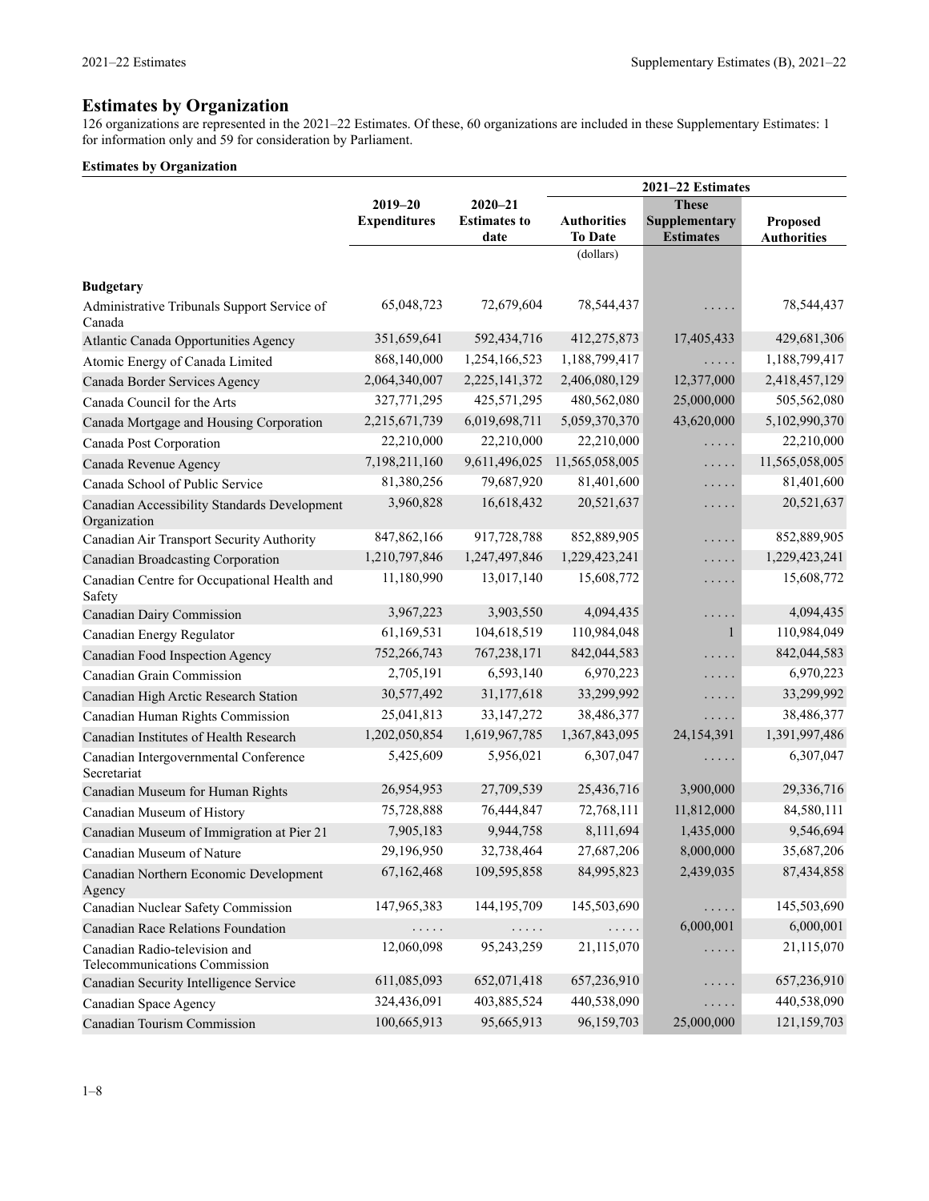# Estimates by Organization

126 organizations are represented in the 2021–22 Estimates. Of these, 60 organizations are included in these Supplementary Estimates: 1 for information only and 59 for consideration by Parliament.

**Estimates by Organization**

| | 2019–20 Expenditures | 2020–21 Estimates to date | 2021–22 Estimates | | |
|---|---|---|---|---|---|
| | | | Authorities To Date | These Supplementary Estimates | Proposed Authorities |
| | | | (dollars) | | |
| **Budgetary** | | | | | |
| Administrative Tribunals Support Service of Canada | 65,048,723 | 72,679,604 | 78,544,437 | . . . . . | 78,544,437 |
| Atlantic Canada Opportunities Agency | 351,659,641 | 592,434,716 | 412,275,873 | 17,405,433 | 429,681,306 |
| Atomic Energy of Canada Limited | 868,140,000 | 1,254,166,523 | 1,188,799,417 | . . . . . | 1,188,799,417 |
| Canada Border Services Agency | 2,064,340,007 | 2,225,141,372 | 2,406,080,129 | 12,377,000 | 2,418,457,129 |
| Canada Council for the Arts | 327,771,295 | 425,571,295 | 480,562,080 | 25,000,000 | 505,562,080 |
| Canada Mortgage and Housing Corporation | 2,215,671,739 | 6,019,698,711 | 5,059,370,370 | 43,620,000 | 5,102,990,370 |
| Canada Post Corporation | 22,210,000 | 22,210,000 | 22,210,000 | . . . . . | 22,210,000 |
| Canada Revenue Agency | 7,198,211,160 | 9,611,496,025 | 11,565,058,005 | . . . . . | 11,565,058,005 |
| Canada School of Public Service | 81,380,256 | 79,687,920 | 81,401,600 | . . . . . | 81,401,600 |
| Canadian Accessibility Standards Development Organization | 3,960,828 | 16,618,432 | 20,521,637 | . . . . . | 20,521,637 |
| Canadian Air Transport Security Authority | 847,862,166 | 917,728,788 | 852,889,905 | . . . . . | 852,889,905 |
| Canadian Broadcasting Corporation | 1,210,797,846 | 1,247,497,846 | 1,229,423,241 | . . . . . | 1,229,423,241 |
| Canadian Centre for Occupational Health and Safety | 11,180,990 | 13,017,140 | 15,608,772 | . . . . . | 15,608,772 |
| Canadian Dairy Commission | 3,967,223 | 3,903,550 | 4,094,435 | . . . . . | 4,094,435 |
| Canadian Energy Regulator | 61,169,531 | 104,618,519 | 110,984,048 | 1 | 110,984,049 |
| Canadian Food Inspection Agency | 752,266,743 | 767,238,171 | 842,044,583 | . . . . . | 842,044,583 |
| Canadian Grain Commission | 2,705,191 | 6,593,140 | 6,970,223 | . . . . . | 6,970,223 |
| Canadian High Arctic Research Station | 30,577,492 | 31,177,618 | 33,299,992 | . . . . . | 33,299,992 |
| Canadian Human Rights Commission | 25,041,813 | 33,147,272 | 38,486,377 | . . . . . | 38,486,377 |
| Canadian Institutes of Health Research | 1,202,050,854 | 1,619,967,785 | 1,367,843,095 | 24,154,391 | 1,391,997,486 |
| Canadian Intergovernmental Conference Secretariat | 5,425,609 | 5,956,021 | 6,307,047 | . . . . . | 6,307,047 |
| Canadian Museum for Human Rights | 26,954,953 | 27,709,539 | 25,436,716 | 3,900,000 | 29,336,716 |
| Canadian Museum of History | 75,728,888 | 76,444,847 | 72,768,111 | 11,812,000 | 84,580,111 |
| Canadian Museum of Immigration at Pier 21 | 7,905,183 | 9,944,758 | 8,111,694 | 1,435,000 | 9,546,694 |
| Canadian Museum of Nature | 29,196,950 | 32,738,464 | 27,687,206 | 8,000,000 | 35,687,206 |
| Canadian Northern Economic Development Agency | 67,162,468 | 109,595,858 | 84,995,823 | 2,439,035 | 87,434,858 |
| Canadian Nuclear Safety Commission | 147,965,383 | 144,195,709 | 145,503,690 | . . . . . | 145,503,690 |
| Canadian Race Relations Foundation | . . . . . | . . . . . | . . . . . | 6,000,001 | 6,000,001 |
| Canadian Radio-television and Telecommunications Commission | 12,060,098 | 95,243,259 | 21,115,070 | . . . . . | 21,115,070 |
| Canadian Security Intelligence Service | 611,085,093 | 652,071,418 | 657,236,910 | . . . . . | 657,236,910 |
| Canadian Space Agency | 324,436,091 | 403,885,524 | 440,538,090 | . . . . . | 440,538,090 |
| Canadian Tourism Commission | 100,665,913 | 95,665,913 | 96,159,703 | 25,000,000 | 121,159,703 |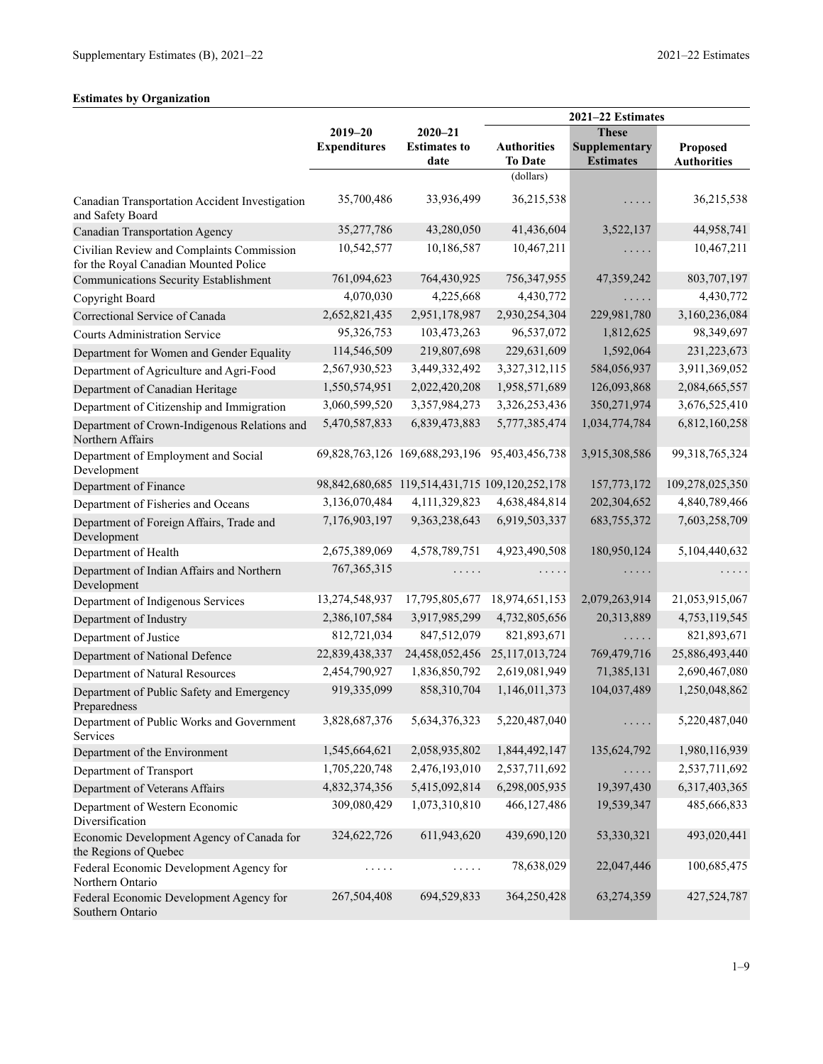## Estimates by Organization

| | 2019–20 Expenditures | 2020–21 Estimates to date | 2021–22 Estimates | | |
|---|---|---|---|---|---|
| | | | Authorities To Date | These Supplementary Estimates | Proposed Authorities |
| | | | (dollars) | | |
| Canadian Transportation Accident Investigation and Safety Board | 35,700,486 | 33,936,499 | 36,215,538 | . . . . . | 36,215,538 |
| Canadian Transportation Agency | 35,277,786 | 43,280,050 | 41,436,604 | 3,522,137 | 44,958,741 |
| Civilian Review and Complaints Commission for the Royal Canadian Mounted Police | 10,542,577 | 10,186,587 | 10,467,211 | . . . . . | 10,467,211 |
| Communications Security Establishment | 761,094,623 | 764,430,925 | 756,347,955 | 47,359,242 | 803,707,197 |
| Copyright Board | 4,070,030 | 4,225,668 | 4,430,772 | . . . . . | 4,430,772 |
| Correctional Service of Canada | 2,652,821,435 | 2,951,178,987 | 2,930,254,304 | 229,981,780 | 3,160,236,084 |
| Courts Administration Service | 95,326,753 | 103,473,263 | 96,537,072 | 1,812,625 | 98,349,697 |
| Department for Women and Gender Equality | 114,546,509 | 219,807,698 | 229,631,609 | 1,592,064 | 231,223,673 |
| Department of Agriculture and Agri-Food | 2,567,930,523 | 3,449,332,492 | 3,327,312,115 | 584,056,937 | 3,911,369,052 |
| Department of Canadian Heritage | 1,550,574,951 | 2,022,420,208 | 1,958,571,689 | 126,093,868 | 2,084,665,557 |
| Department of Citizenship and Immigration | 3,060,599,520 | 3,357,984,273 | 3,326,253,436 | 350,271,974 | 3,676,525,410 |
| Department of Crown-Indigenous Relations and Northern Affairs | 5,470,587,833 | 6,839,473,883 | 5,777,385,474 | 1,034,774,784 | 6,812,160,258 |
| Department of Employment and Social Development | 69,828,763,126 | 169,688,293,196 | 95,403,456,738 | 3,915,308,586 | 99,318,765,324 |
| Department of Finance | 98,842,680,685 | 119,514,431,715 | 109,120,252,178 | 157,773,172 | 109,278,025,350 |
| Department of Fisheries and Oceans | 3,136,070,484 | 4,111,329,823 | 4,638,484,814 | 202,304,652 | 4,840,789,466 |
| Department of Foreign Affairs, Trade and Development | 7,176,903,197 | 9,363,238,643 | 6,919,503,337 | 683,755,372 | 7,603,258,709 |
| Department of Health | 2,675,389,069 | 4,578,789,751 | 4,923,490,508 | 180,950,124 | 5,104,440,632 |
| Department of Indian Affairs and Northern Development | 767,365,315 | . . . . . | . . . . . | . . . . . | . . . . . |
| Department of Indigenous Services | 13,274,548,937 | 17,795,805,677 | 18,974,651,153 | 2,079,263,914 | 21,053,915,067 |
| Department of Industry | 2,386,107,584 | 3,917,985,299 | 4,732,805,656 | 20,313,889 | 4,753,119,545 |
| Department of Justice | 812,721,034 | 847,512,079 | 821,893,671 | . . . . . | 821,893,671 |
| Department of National Defence | 22,839,438,337 | 24,458,052,456 | 25,117,013,724 | 769,479,716 | 25,886,493,440 |
| Department of Natural Resources | 2,454,790,927 | 1,836,850,792 | 2,619,081,949 | 71,385,131 | 2,690,467,080 |
| Department of Public Safety and Emergency Preparedness | 919,335,099 | 858,310,704 | 1,146,011,373 | 104,037,489 | 1,250,048,862 |
| Department of Public Works and Government Services | 3,828,687,376 | 5,634,376,323 | 5,220,487,040 | . . . . . | 5,220,487,040 |
| Department of the Environment | 1,545,664,621 | 2,058,935,802 | 1,844,492,147 | 135,624,792 | 1,980,116,939 |
| Department of Transport | 1,705,220,748 | 2,476,193,010 | 2,537,711,692 | . . . . . | 2,537,711,692 |
| Department of Veterans Affairs | 4,832,374,356 | 5,415,092,814 | 6,298,005,935 | 19,397,430 | 6,317,403,365 |
| Department of Western Economic Diversification | 309,080,429 | 1,073,310,810 | 466,127,486 | 19,539,347 | 485,666,833 |
| Economic Development Agency of Canada for the Regions of Quebec | 324,622,726 | 611,943,620 | 439,690,120 | 53,330,321 | 493,020,441 |
| Federal Economic Development Agency for Northern Ontario | . . . . . | . . . . . | 78,638,029 | 22,047,446 | 100,685,475 |
| Federal Economic Development Agency for Southern Ontario | 267,504,408 | 694,529,833 | 364,250,428 | 63,274,359 | 427,524,787 |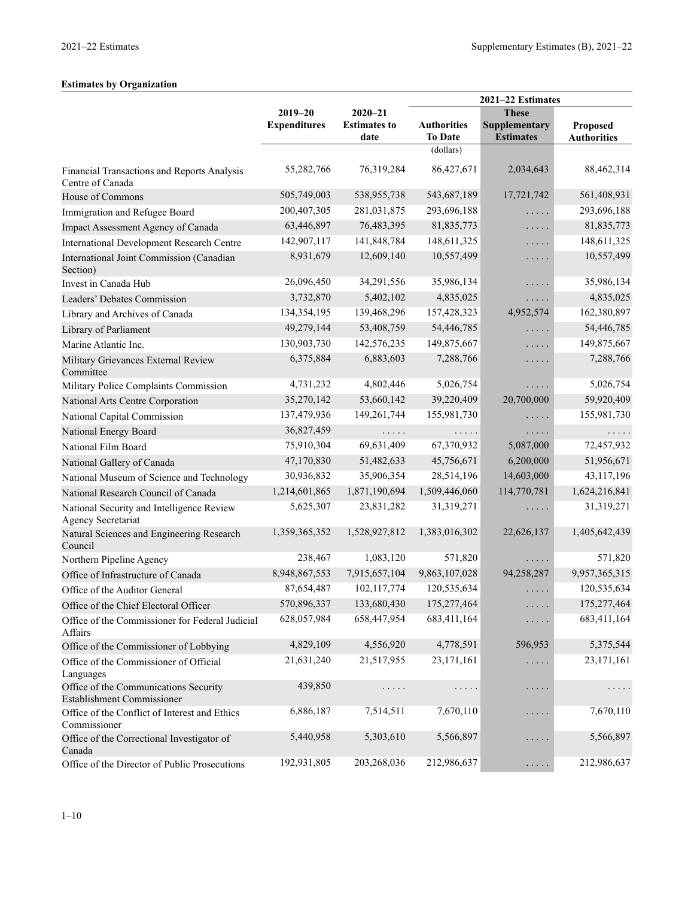**Estimates by Organization**

| | 2019–20 Expenditures | 2020–21 Estimates to date | 2021–22 Estimates | | |
|---|---|---|---|---|---|
| | | | Authorities To Date | These Supplementary Estimates | Proposed Authorities |
| | | | (dollars) | | |
| Financial Transactions and Reports Analysis Centre of Canada | 55,282,766 | 76,319,284 | 86,427,671 | 2,034,643 | 88,462,314 |
| House of Commons | 505,749,003 | 538,955,738 | 543,687,189 | 17,721,742 | 561,408,931 |
| Immigration and Refugee Board | 200,407,305 | 281,031,875 | 293,696,188 | ..... | 293,696,188 |
| Impact Assessment Agency of Canada | 63,446,897 | 76,483,395 | 81,835,773 | ..... | 81,835,773 |
| International Development Research Centre | 142,907,117 | 141,848,784 | 148,611,325 | ..... | 148,611,325 |
| International Joint Commission (Canadian Section) | 8,931,679 | 12,609,140 | 10,557,499 | ..... | 10,557,499 |
| Invest in Canada Hub | 26,096,450 | 34,291,556 | 35,986,134 | ..... | 35,986,134 |
| Leaders' Debates Commission | 3,732,870 | 5,402,102 | 4,835,025 | ..... | 4,835,025 |
| Library and Archives of Canada | 134,354,195 | 139,468,296 | 157,428,323 | 4,952,574 | 162,380,897 |
| Library of Parliament | 49,279,144 | 53,408,759 | 54,446,785 | ..... | 54,446,785 |
| Marine Atlantic Inc. | 130,903,730 | 142,576,235 | 149,875,667 | ..... | 149,875,667 |
| Military Grievances External Review Committee | 6,375,884 | 6,883,603 | 7,288,766 | ..... | 7,288,766 |
| Military Police Complaints Commission | 4,731,232 | 4,802,446 | 5,026,754 | ..... | 5,026,754 |
| National Arts Centre Corporation | 35,270,142 | 53,660,142 | 39,220,409 | 20,700,000 | 59,920,409 |
| National Capital Commission | 137,479,936 | 149,261,744 | 155,981,730 | ..... | 155,981,730 |
| National Energy Board | 36,827,459 | ..... | ..... | ..... | ..... |
| National Film Board | 75,910,304 | 69,631,409 | 67,370,932 | 5,087,000 | 72,457,932 |
| National Gallery of Canada | 47,170,830 | 51,482,633 | 45,756,671 | 6,200,000 | 51,956,671 |
| National Museum of Science and Technology | 30,936,832 | 35,906,354 | 28,514,196 | 14,603,000 | 43,117,196 |
| National Research Council of Canada | 1,214,601,865 | 1,871,190,694 | 1,509,446,060 | 114,770,781 | 1,624,216,841 |
| National Security and Intelligence Review Agency Secretariat | 5,625,307 | 23,831,282 | 31,319,271 | ..... | 31,319,271 |
| Natural Sciences and Engineering Research Council | 1,359,365,352 | 1,528,927,812 | 1,383,016,302 | 22,626,137 | 1,405,642,439 |
| Northern Pipeline Agency | 238,467 | 1,083,120 | 571,820 | ..... | 571,820 |
| Office of Infrastructure of Canada | 8,948,867,553 | 7,915,657,104 | 9,863,107,028 | 94,258,287 | 9,957,365,315 |
| Office of the Auditor General | 87,654,487 | 102,117,774 | 120,535,634 | ..... | 120,535,634 |
| Office of the Chief Electoral Officer | 570,896,337 | 133,680,430 | 175,277,464 | ..... | 175,277,464 |
| Office of the Commissioner for Federal Judicial Affairs | 628,057,984 | 658,447,954 | 683,411,164 | ..... | 683,411,164 |
| Office of the Commissioner of Lobbying | 4,829,109 | 4,556,920 | 4,778,591 | 596,953 | 5,375,544 |
| Office of the Commissioner of Official Languages | 21,631,240 | 21,517,955 | 23,171,161 | ..... | 23,171,161 |
| Office of the Communications Security Establishment Commissioner | 439,850 | ..... | ..... | ..... | ..... |
| Office of the Conflict of Interest and Ethics Commissioner | 6,886,187 | 7,514,511 | 7,670,110 | ..... | 7,670,110 |
| Office of the Correctional Investigator of Canada | 5,440,958 | 5,303,610 | 5,566,897 | ..... | 5,566,897 |
| Office of the Director of Public Prosecutions | 192,931,805 | 203,268,036 | 212,986,637 | ..... | 212,986,637 |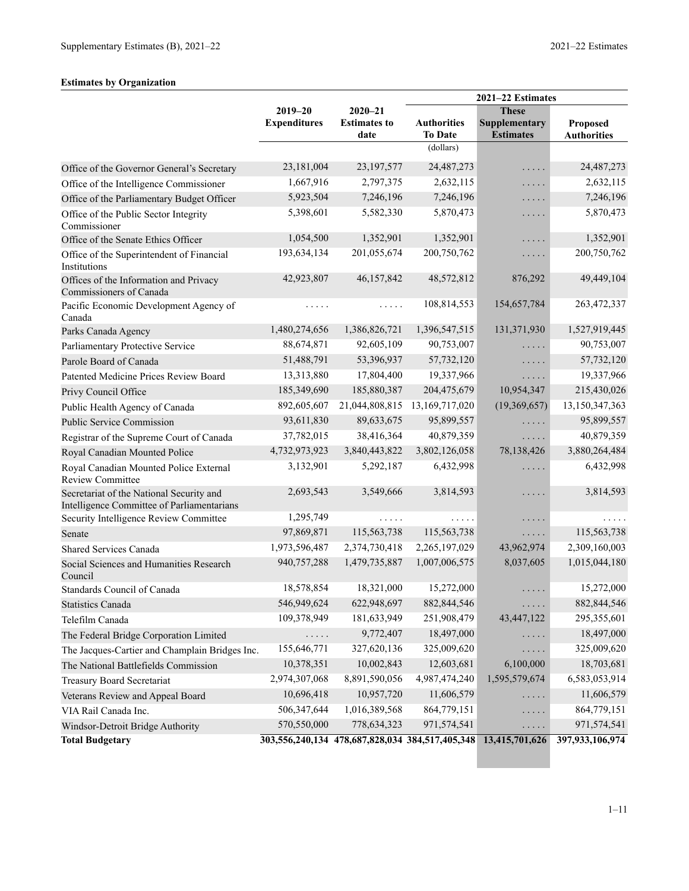### Estimates by Organization

| | 2019–20 Expenditures | 2020–21 Estimates to date | 2021–22 Estimates | | |
|---|---|---|---|---|---|
| | | | Authorities To Date | These Supplementary Estimates | Proposed Authorities |
| | | | (dollars) | | |
| Office of the Governor General's Secretary | 23,181,004 | 23,197,577 | 24,487,273 | ..... | 24,487,273 |
| Office of the Intelligence Commissioner | 1,667,916 | 2,797,375 | 2,632,115 | ..... | 2,632,115 |
| Office of the Parliamentary Budget Officer | 5,923,504 | 7,246,196 | 7,246,196 | ..... | 7,246,196 |
| Office of the Public Sector Integrity Commissioner | 5,398,601 | 5,582,330 | 5,870,473 | ..... | 5,870,473 |
| Office of the Senate Ethics Officer | 1,054,500 | 1,352,901 | 1,352,901 | ..... | 1,352,901 |
| Office of the Superintendent of Financial Institutions | 193,634,134 | 201,055,674 | 200,750,762 | ..... | 200,750,762 |
| Offices of the Information and Privacy Commissioners of Canada | 42,923,807 | 46,157,842 | 48,572,812 | 876,292 | 49,449,104 |
| Pacific Economic Development Agency of Canada | ..... | ..... | 108,814,553 | 154,657,784 | 263,472,337 |
| Parks Canada Agency | 1,480,274,656 | 1,386,826,721 | 1,396,547,515 | 131,371,930 | 1,527,919,445 |
| Parliamentary Protective Service | 88,674,871 | 92,605,109 | 90,753,007 | ..... | 90,753,007 |
| Parole Board of Canada | 51,488,791 | 53,396,937 | 57,732,120 | ..... | 57,732,120 |
| Patented Medicine Prices Review Board | 13,313,880 | 17,804,400 | 19,337,966 | ..... | 19,337,966 |
| Privy Council Office | 185,349,690 | 185,880,387 | 204,475,679 | 10,954,347 | 215,430,026 |
| Public Health Agency of Canada | 892,605,607 | 21,044,808,815 | 13,169,717,020 | (19,369,657) | 13,150,347,363 |
| Public Service Commission | 93,611,830 | 89,633,675 | 95,899,557 | ..... | 95,899,557 |
| Registrar of the Supreme Court of Canada | 37,782,015 | 38,416,364 | 40,879,359 | ..... | 40,879,359 |
| Royal Canadian Mounted Police | 4,732,973,923 | 3,840,443,822 | 3,802,126,058 | 78,138,426 | 3,880,264,484 |
| Royal Canadian Mounted Police External Review Committee | 3,132,901 | 5,292,187 | 6,432,998 | ..... | 6,432,998 |
| Secretariat of the National Security and Intelligence Committee of Parliamentarians | 2,693,543 | 3,549,666 | 3,814,593 | ..... | 3,814,593 |
| Security Intelligence Review Committee | 1,295,749 | ..... | ..... | ..... | ..... |
| Senate | 97,869,871 | 115,563,738 | 115,563,738 | ..... | 115,563,738 |
| Shared Services Canada | 1,973,596,487 | 2,374,730,418 | 2,265,197,029 | 43,962,974 | 2,309,160,003 |
| Social Sciences and Humanities Research Council | 940,757,288 | 1,479,735,887 | 1,007,006,575 | 8,037,605 | 1,015,044,180 |
| Standards Council of Canada | 18,578,854 | 18,321,000 | 15,272,000 | ..... | 15,272,000 |
| Statistics Canada | 546,949,624 | 622,948,697 | 882,844,546 | ..... | 882,844,546 |
| Telefilm Canada | 109,378,949 | 181,633,949 | 251,908,479 | 43,447,122 | 295,355,601 |
| The Federal Bridge Corporation Limited | ..... | 9,772,407 | 18,497,000 | ..... | 18,497,000 |
| The Jacques-Cartier and Champlain Bridges Inc. | 155,646,771 | 327,620,136 | 325,009,620 | ..... | 325,009,620 |
| The National Battlefields Commission | 10,378,351 | 10,002,843 | 12,603,681 | 6,100,000 | 18,703,681 |
| Treasury Board Secretariat | 2,974,307,068 | 8,891,590,056 | 4,987,474,240 | 1,595,579,674 | 6,583,053,914 |
| Veterans Review and Appeal Board | 10,696,418 | 10,957,720 | 11,606,579 | ..... | 11,606,579 |
| VIA Rail Canada Inc. | 506,347,644 | 1,016,389,568 | 864,779,151 | ..... | 864,779,151 |
| Windsor-Detroit Bridge Authority | 570,550,000 | 778,634,323 | 971,574,541 | ..... | 971,574,541 |
| **Total Budgetary** | **303,556,240,134** | **478,687,828,034** | **384,517,405,348** | **13,415,701,626** | **397,933,106,974** |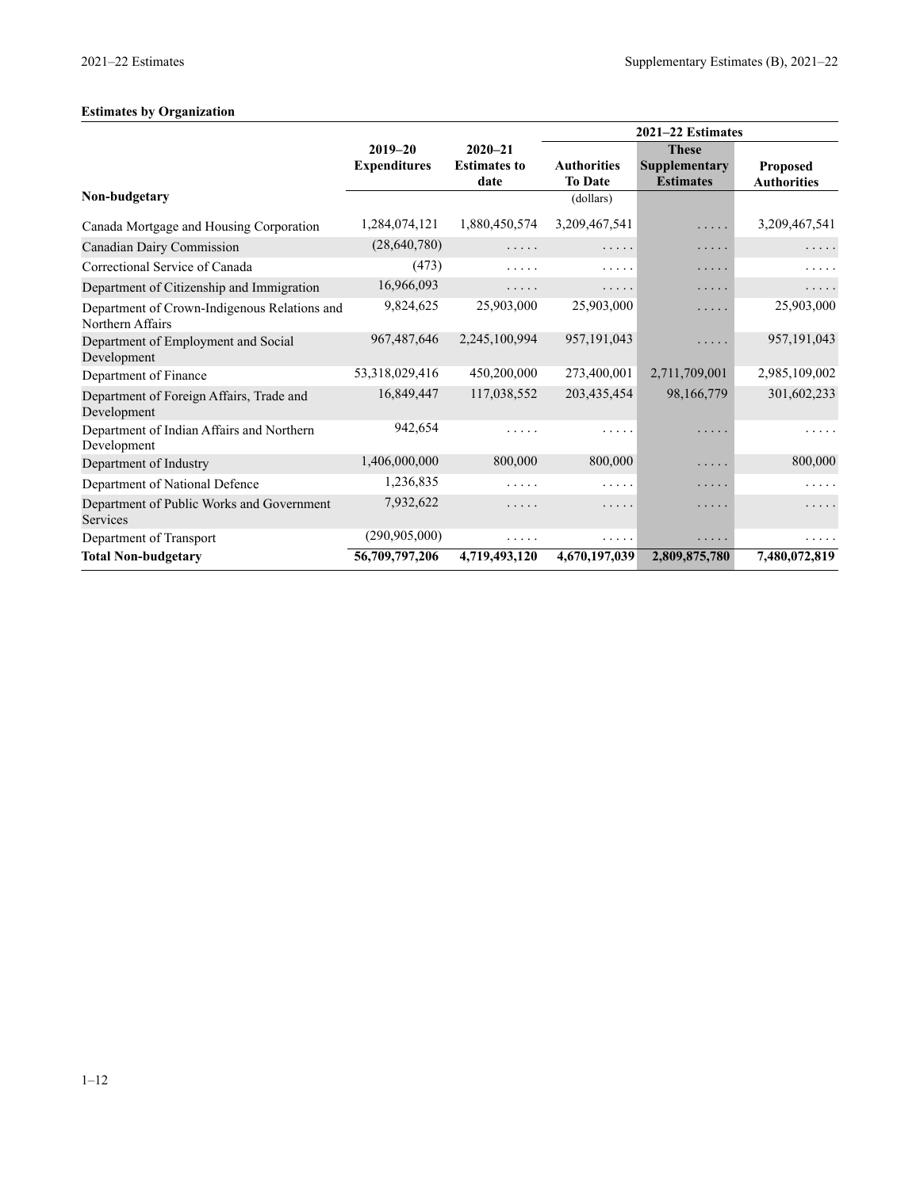## Estimates by Organization

| | 2019–20 Expenditures | 2020–21 Estimates to date | 2021–22 Estimates | | |
|---|---|---|---|---|---|
| | | | Authorities To Date | These Supplementary Estimates | Proposed Authorities |
| **Non-budgetary** | | | (dollars) | | |
| Canada Mortgage and Housing Corporation | 1,284,074,121 | 1,880,450,574 | 3,209,467,541 | ..... | 3,209,467,541 |
| Canadian Dairy Commission | (28,640,780) | ..... | ..... | ..... | ..... |
| Correctional Service of Canada | (473) | ..... | ..... | ..... | ..... |
| Department of Citizenship and Immigration | 16,966,093 | ..... | ..... | ..... | ..... |
| Department of Crown-Indigenous Relations and Northern Affairs | 9,824,625 | 25,903,000 | 25,903,000 | ..... | 25,903,000 |
| Department of Employment and Social Development | 967,487,646 | 2,245,100,994 | 957,191,043 | ..... | 957,191,043 |
| Department of Finance | 53,318,029,416 | 450,200,000 | 273,400,001 | 2,711,709,001 | 2,985,109,002 |
| Department of Foreign Affairs, Trade and Development | 16,849,447 | 117,038,552 | 203,435,454 | 98,166,779 | 301,602,233 |
| Department of Indian Affairs and Northern Development | 942,654 | ..... | ..... | ..... | ..... |
| Department of Industry | 1,406,000,000 | 800,000 | 800,000 | ..... | 800,000 |
| Department of National Defence | 1,236,835 | ..... | ..... | ..... | ..... |
| Department of Public Works and Government Services | 7,932,622 | ..... | ..... | ..... | ..... |
| Department of Transport | (290,905,000) | ..... | ..... | ..... | ..... |
| **Total Non-budgetary** | **56,709,797,206** | **4,719,493,120** | **4,670,197,039** | **2,809,875,780** | **7,480,072,819** |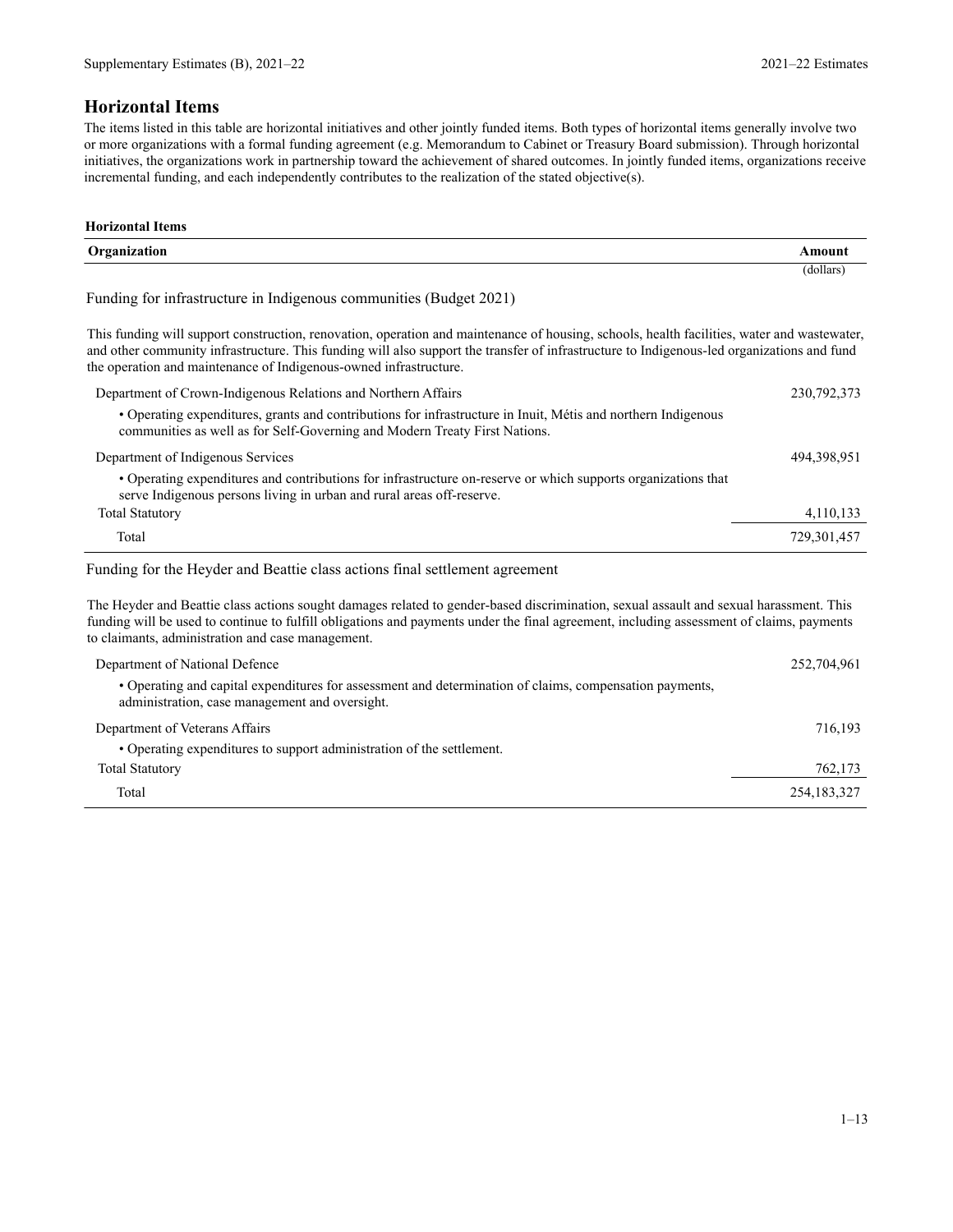## Horizontal Items

The items listed in this table are horizontal initiatives and other jointly funded items. Both types of horizontal items generally involve two or more organizations with a formal funding agreement (e.g. Memorandum to Cabinet or Treasury Board submission). Through horizontal initiatives, the organizations work in partnership toward the achievement of shared outcomes. In jointly funded items, organizations receive incremental funding, and each independently contributes to the realization of the stated objective(s).

**Horizontal Items**

| Organization | Amount (dollars) |
| --- | --- |
| **Funding for infrastructure in Indigenous communities (Budget 2021)** | |
| This funding will support construction, renovation, operation and maintenance of housing, schools, health facilities, water and wastewater, and other community infrastructure. This funding will also support the transfer of infrastructure to Indigenous-led organizations and fund the operation and maintenance of Indigenous-owned infrastructure. | |
| Department of Crown-Indigenous Relations and Northern Affairs | 230,792,373 |
| • Operating expenditures, grants and contributions for infrastructure in Inuit, Métis and northern Indigenous communities as well as for Self-Governing and Modern Treaty First Nations. | |
| Department of Indigenous Services | 494,398,951 |
| • Operating expenditures and contributions for infrastructure on-reserve or which supports organizations that serve Indigenous persons living in urban and rural areas off-reserve. | |
| Total Statutory | 4,110,133 |
| Total | 729,301,457 |
| **Funding for the Heyder and Beattie class actions final settlement agreement** | |
| The Heyder and Beattie class actions sought damages related to gender-based discrimination, sexual assault and sexual harassment. This funding will be used to continue to fulfill obligations and payments under the final agreement, including assessment of claims, payments to claimants, administration and case management. | |
| Department of National Defence | 252,704,961 |
| • Operating and capital expenditures for assessment and determination of claims, compensation payments, administration, case management and oversight. | |
| Department of Veterans Affairs | 716,193 |
| • Operating expenditures to support administration of the settlement. | |
| Total Statutory | 762,173 |
| Total | 254,183,327 |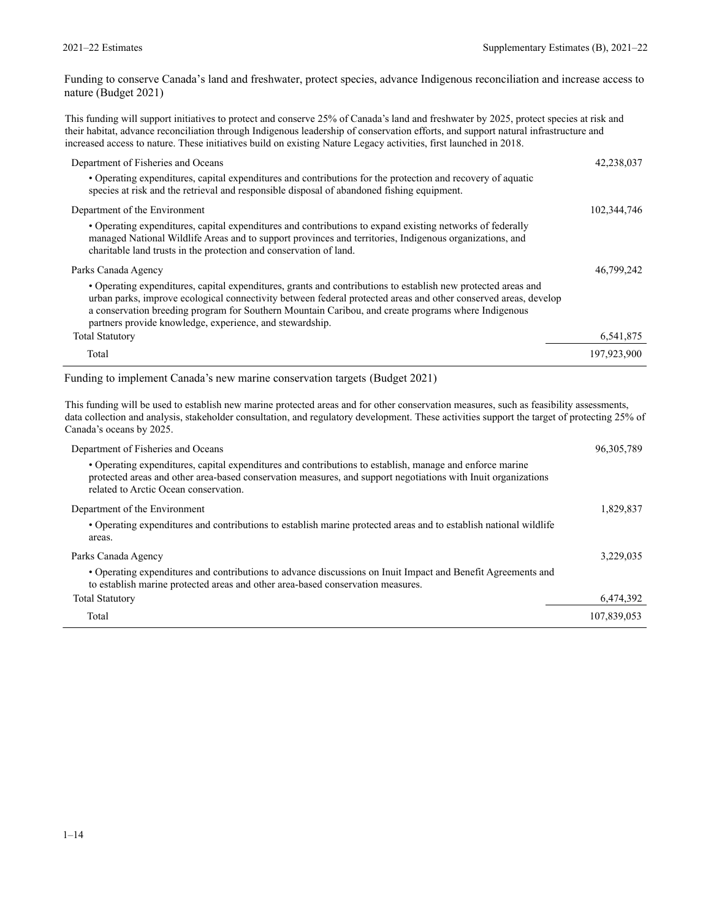## Funding to conserve Canada’s land and freshwater, protect species, advance Indigenous reconciliation and increase access to nature (Budget 2021)

This funding will support initiatives to protect and conserve 25% of Canada’s land and freshwater by 2025, protect species at risk and their habitat, advance reconciliation through Indigenous leadership of conservation efforts, and support natural infrastructure and increased access to nature. These initiatives build on existing Nature Legacy activities, first launched in 2018.

| | |
|---|---:|
| Department of Fisheries and Oceans | 42,238,037 |
| • Operating expenditures, capital expenditures and contributions for the protection and recovery of aquatic species at risk and the retrieval and responsible disposal of abandoned fishing equipment. | |
| Department of the Environment | 102,344,746 |
| • Operating expenditures, capital expenditures and contributions to expand existing networks of federally managed National Wildlife Areas and to support provinces and territories, Indigenous organizations, and charitable land trusts in the protection and conservation of land. | |
| Parks Canada Agency | 46,799,242 |
| • Operating expenditures, capital expenditures, grants and contributions to establish new protected areas and urban parks, improve ecological connectivity between federal protected areas and other conserved areas, develop a conservation breeding program for Southern Mountain Caribou, and create programs where Indigenous partners provide knowledge, experience, and stewardship. | |
| Total Statutory | 6,541,875 |
| Total | 197,923,900 |

## Funding to implement Canada’s new marine conservation targets (Budget 2021)

This funding will be used to establish new marine protected areas and for other conservation measures, such as feasibility assessments, data collection and analysis, stakeholder consultation, and regulatory development. These activities support the target of protecting 25% of Canada’s oceans by 2025.

| | |
|---|---:|
| Department of Fisheries and Oceans | 96,305,789 |
| • Operating expenditures, capital expenditures and contributions to establish, manage and enforce marine protected areas and other area-based conservation measures, and support negotiations with Inuit organizations related to Arctic Ocean conservation. | |
| Department of the Environment | 1,829,837 |
| • Operating expenditures and contributions to establish marine protected areas and to establish national wildlife areas. | |
| Parks Canada Agency | 3,229,035 |
| • Operating expenditures and contributions to advance discussions on Inuit Impact and Benefit Agreements and to establish marine protected areas and other area-based conservation measures. | |
| Total Statutory | 6,474,392 |
| Total | 107,839,053 |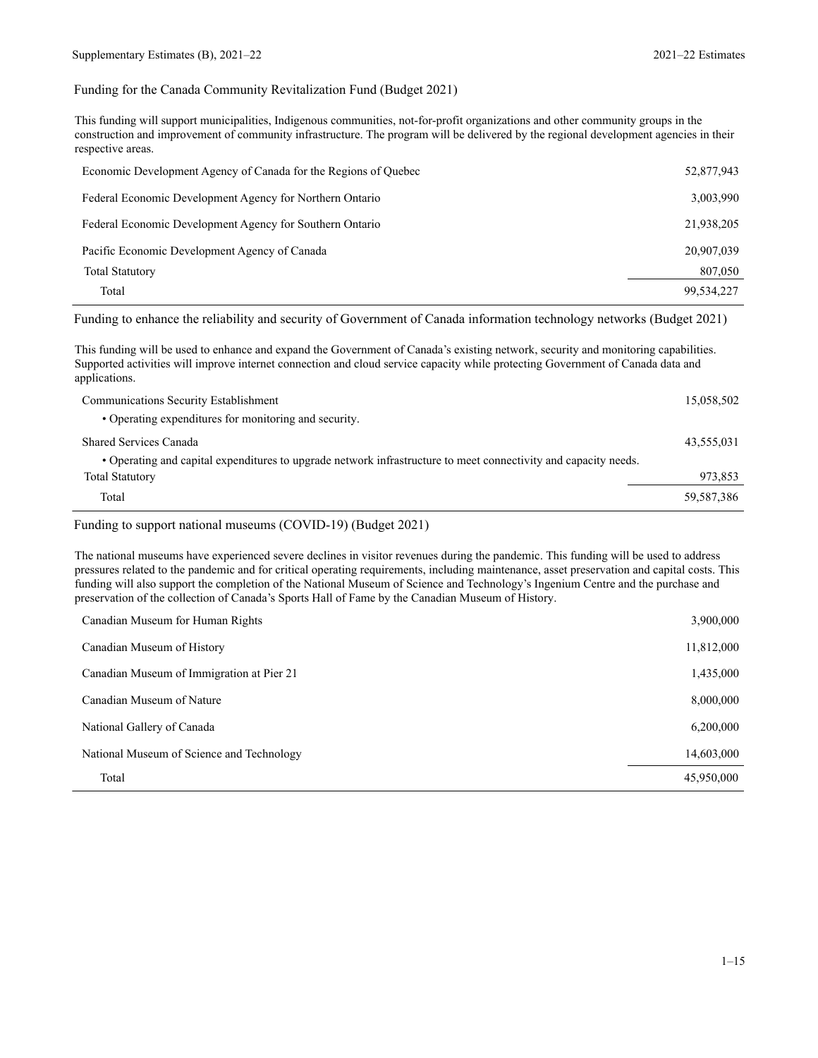### Funding for the Canada Community Revitalization Fund (Budget 2021)

This funding will support municipalities, Indigenous communities, not-for-profit organizations and other community groups in the construction and improvement of community infrastructure. The program will be delivered by the regional development agencies in their respective areas.

| | |
|---|---:|
| Economic Development Agency of Canada for the Regions of Quebec | 52,877,943 |
| Federal Economic Development Agency for Northern Ontario | 3,003,990 |
| Federal Economic Development Agency for Southern Ontario | 21,938,205 |
| Pacific Economic Development Agency of Canada | 20,907,039 |
| Total Statutory | 807,050 |
| Total | 99,534,227 |

### Funding to enhance the reliability and security of Government of Canada information technology networks (Budget 2021)

This funding will be used to enhance and expand the Government of Canada's existing network, security and monitoring capabilities. Supported activities will improve internet connection and cloud service capacity while protecting Government of Canada data and applications.

| | |
|---|---:|
| Communications Security Establishment | 15,058,502 |
| • Operating expenditures for monitoring and security. | |
| Shared Services Canada | 43,555,031 |
| • Operating and capital expenditures to upgrade network infrastructure to meet connectivity and capacity needs. | |
| Total Statutory | 973,853 |
| Total | 59,587,386 |

### Funding to support national museums (COVID-19) (Budget 2021)

The national museums have experienced severe declines in visitor revenues during the pandemic. This funding will be used to address pressures related to the pandemic and for critical operating requirements, including maintenance, asset preservation and capital costs. This funding will also support the completion of the National Museum of Science and Technology's Ingenium Centre and the purchase and preservation of the collection of Canada's Sports Hall of Fame by the Canadian Museum of History.

| | |
|---|---:|
| Canadian Museum for Human Rights | 3,900,000 |
| Canadian Museum of History | 11,812,000 |
| Canadian Museum of Immigration at Pier 21 | 1,435,000 |
| Canadian Museum of Nature | 8,000,000 |
| National Gallery of Canada | 6,200,000 |
| National Museum of Science and Technology | 14,603,000 |
| Total | 45,950,000 |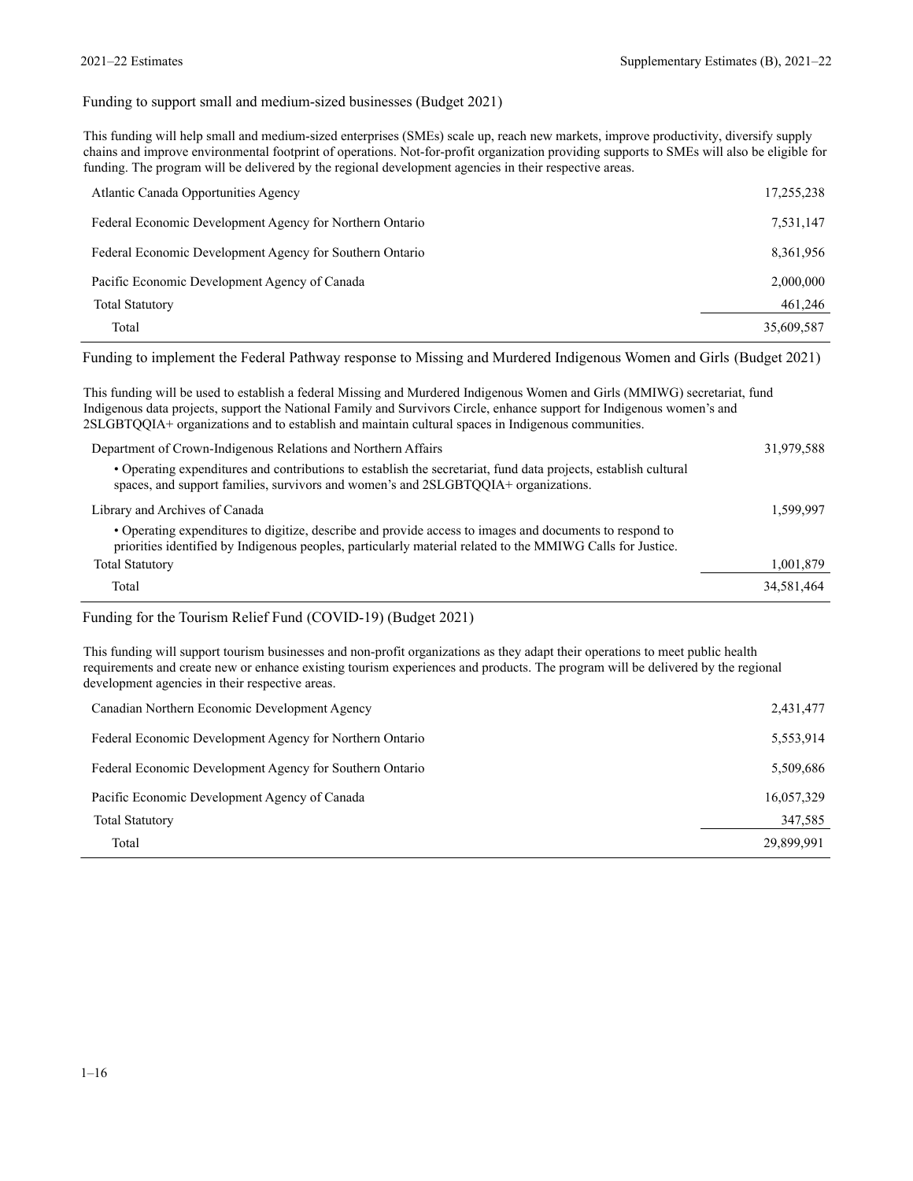## Funding to support small and medium-sized businesses (Budget 2021)

This funding will help small and medium-sized enterprises (SMEs) scale up, reach new markets, improve productivity, diversify supply chains and improve environmental footprint of operations. Not-for-profit organization providing supports to SMEs will also be eligible for funding. The program will be delivered by the regional development agencies in their respective areas.

| | |
|---|---|
| Atlantic Canada Opportunities Agency | 17,255,238 |
| Federal Economic Development Agency for Northern Ontario | 7,531,147 |
| Federal Economic Development Agency for Southern Ontario | 8,361,956 |
| Pacific Economic Development Agency of Canada | 2,000,000 |
| Total Statutory | 461,246 |
| Total | 35,609,587 |

## Funding to implement the Federal Pathway response to Missing and Murdered Indigenous Women and Girls (Budget 2021)

This funding will be used to establish a federal Missing and Murdered Indigenous Women and Girls (MMIWG) secretariat, fund Indigenous data projects, support the National Family and Survivors Circle, enhance support for Indigenous women's and 2SLGBTQQIA+ organizations and to establish and maintain cultural spaces in Indigenous communities.

| | |
|---|---|
| Department of Crown-Indigenous Relations and Northern Affairs | 31,979,588 |
| • Operating expenditures and contributions to establish the secretariat, fund data projects, establish cultural spaces, and support families, survivors and women's and 2SLGBTQQIA+ organizations. | |
| Library and Archives of Canada | 1,599,997 |
| • Operating expenditures to digitize, describe and provide access to images and documents to respond to priorities identified by Indigenous peoples, particularly material related to the MMIWG Calls for Justice. | |
| Total Statutory | 1,001,879 |
| Total | 34,581,464 |

## Funding for the Tourism Relief Fund (COVID-19) (Budget 2021)

This funding will support tourism businesses and non-profit organizations as they adapt their operations to meet public health requirements and create new or enhance existing tourism experiences and products. The program will be delivered by the regional development agencies in their respective areas.

| | |
|---|---|
| Canadian Northern Economic Development Agency | 2,431,477 |
| Federal Economic Development Agency for Northern Ontario | 5,553,914 |
| Federal Economic Development Agency for Southern Ontario | 5,509,686 |
| Pacific Economic Development Agency of Canada | 16,057,329 |
| Total Statutory | 347,585 |
| Total | 29,899,991 |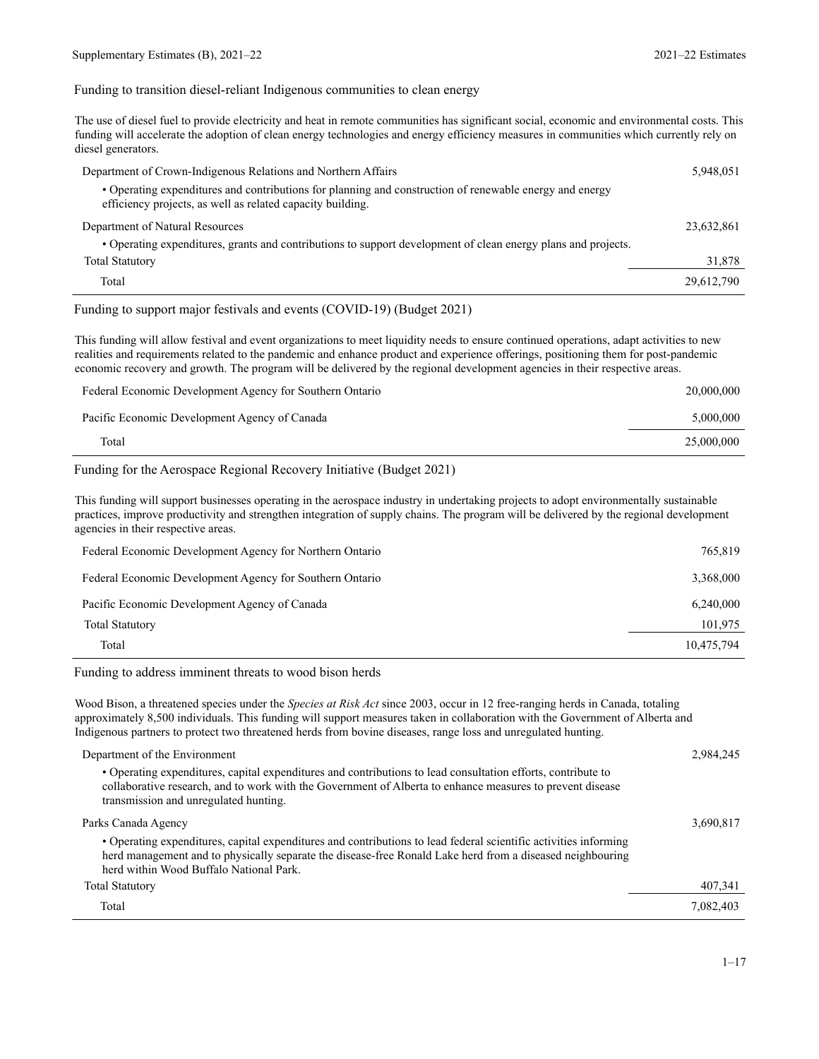## Funding to transition diesel-reliant Indigenous communities to clean energy

The use of diesel fuel to provide electricity and heat in remote communities has significant social, economic and environmental costs. This funding will accelerate the adoption of clean energy technologies and energy efficiency measures in communities which currently rely on diesel generators.

| | |
|---|---|
| Department of Crown-Indigenous Relations and Northern Affairs | 5,948,051 |
| • Operating expenditures and contributions for planning and construction of renewable energy and energy efficiency projects, as well as related capacity building. | |
| Department of Natural Resources | 23,632,861 |
| • Operating expenditures, grants and contributions to support development of clean energy plans and projects. | |
| Total Statutory | 31,878 |
| Total | 29,612,790 |

## Funding to support major festivals and events (COVID-19) (Budget 2021)

This funding will allow festival and event organizations to meet liquidity needs to ensure continued operations, adapt activities to new realities and requirements related to the pandemic and enhance product and experience offerings, positioning them for post-pandemic economic recovery and growth. The program will be delivered by the regional development agencies in their respective areas.

| | |
|---|---|
| Federal Economic Development Agency for Southern Ontario | 20,000,000 |
| Pacific Economic Development Agency of Canada | 5,000,000 |
| Total | 25,000,000 |

## Funding for the Aerospace Regional Recovery Initiative (Budget 2021)

This funding will support businesses operating in the aerospace industry in undertaking projects to adopt environmentally sustainable practices, improve productivity and strengthen integration of supply chains. The program will be delivered by the regional development agencies in their respective areas.

| | |
|---|---|
| Federal Economic Development Agency for Northern Ontario | 765,819 |
| Federal Economic Development Agency for Southern Ontario | 3,368,000 |
| Pacific Economic Development Agency of Canada | 6,240,000 |
| Total Statutory | 101,975 |
| Total | 10,475,794 |

## Funding to address imminent threats to wood bison herds

Wood Bison, a threatened species under the *Species at Risk Act* since 2003, occur in 12 free-ranging herds in Canada, totaling approximately 8,500 individuals. This funding will support measures taken in collaboration with the Government of Alberta and Indigenous partners to protect two threatened herds from bovine diseases, range loss and unregulated hunting.

| | |
|---|---|
| Department of the Environment | 2,984,245 |
| • Operating expenditures, capital expenditures and contributions to lead consultation efforts, contribute to collaborative research, and to work with the Government of Alberta to enhance measures to prevent disease transmission and unregulated hunting. | |
| Parks Canada Agency | 3,690,817 |
| • Operating expenditures, capital expenditures and contributions to lead federal scientific activities informing herd management and to physically separate the disease-free Ronald Lake herd from a diseased neighbouring herd within Wood Buffalo National Park. | |
| Total Statutory | 407,341 |
| Total | 7,082,403 |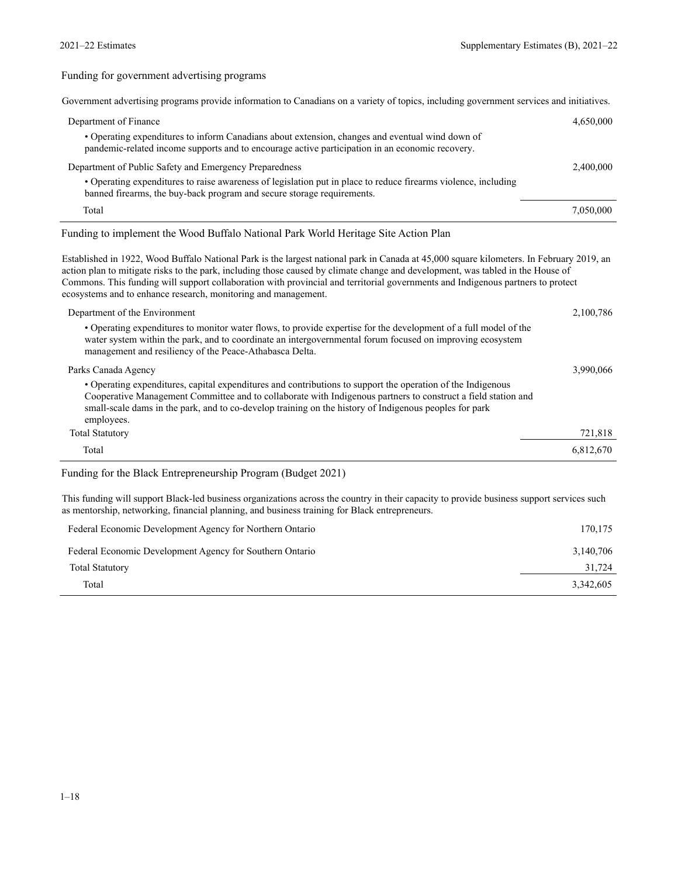## Funding for government advertising programs

Government advertising programs provide information to Canadians on a variety of topics, including government services and initiatives.

| | |
|---|---:|
| Department of Finance | 4,650,000 |
| • Operating expenditures to inform Canadians about extension, changes and eventual wind down of pandemic-related income supports and to encourage active participation in an economic recovery. | |
| Department of Public Safety and Emergency Preparedness | 2,400,000 |
| • Operating expenditures to raise awareness of legislation put in place to reduce firearms violence, including banned firearms, the buy-back program and secure storage requirements. | |
| Total | 7,050,000 |

## Funding to implement the Wood Buffalo National Park World Heritage Site Action Plan

Established in 1922, Wood Buffalo National Park is the largest national park in Canada at 45,000 square kilometers. In February 2019, an action plan to mitigate risks to the park, including those caused by climate change and development, was tabled in the House of Commons. This funding will support collaboration with provincial and territorial governments and Indigenous partners to protect ecosystems and to enhance research, monitoring and management.

| | |
|---|---:|
| Department of the Environment | 2,100,786 |
| • Operating expenditures to monitor water flows, to provide expertise for the development of a full model of the water system within the park, and to coordinate an intergovernmental forum focused on improving ecosystem management and resiliency of the Peace-Athabasca Delta. | |
| Parks Canada Agency | 3,990,066 |
| • Operating expenditures, capital expenditures and contributions to support the operation of the Indigenous Cooperative Management Committee and to collaborate with Indigenous partners to construct a field station and small-scale dams in the park, and to co-develop training on the history of Indigenous peoples for park employees. | |
| Total Statutory | 721,818 |
| Total | 6,812,670 |

## Funding for the Black Entrepreneurship Program (Budget 2021)

This funding will support Black-led business organizations across the country in their capacity to provide business support services such as mentorship, networking, financial planning, and business training for Black entrepreneurs.

| | |
|---|---:|
| Federal Economic Development Agency for Northern Ontario | 170,175 |
| Federal Economic Development Agency for Southern Ontario | 3,140,706 |
| Total Statutory | 31,724 |
| Total | 3,342,605 |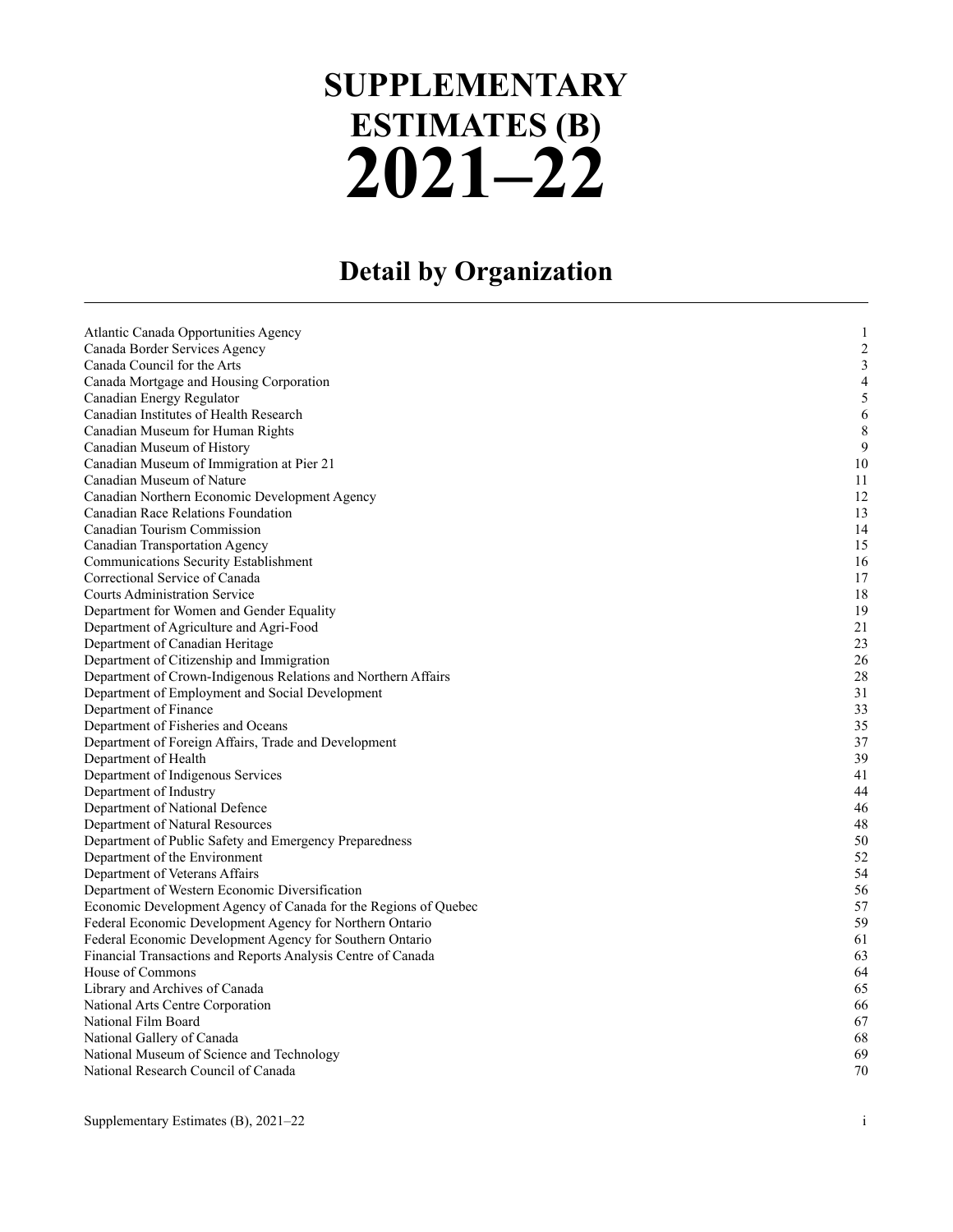# SUPPLEMENTARY ESTIMATES (B) 2021–22

## Detail by Organization

| | |
|---|---|
| Atlantic Canada Opportunities Agency | 1 |
| Canada Border Services Agency | 2 |
| Canada Council for the Arts | 3 |
| Canada Mortgage and Housing Corporation | 4 |
| Canadian Energy Regulator | 5 |
| Canadian Institutes of Health Research | 6 |
| Canadian Museum for Human Rights | 8 |
| Canadian Museum of History | 9 |
| Canadian Museum of Immigration at Pier 21 | 10 |
| Canadian Museum of Nature | 11 |
| Canadian Northern Economic Development Agency | 12 |
| Canadian Race Relations Foundation | 13 |
| Canadian Tourism Commission | 14 |
| Canadian Transportation Agency | 15 |
| Communications Security Establishment | 16 |
| Correctional Service of Canada | 17 |
| Courts Administration Service | 18 |
| Department for Women and Gender Equality | 19 |
| Department of Agriculture and Agri-Food | 21 |
| Department of Canadian Heritage | 23 |
| Department of Citizenship and Immigration | 26 |
| Department of Crown-Indigenous Relations and Northern Affairs | 28 |
| Department of Employment and Social Development | 31 |
| Department of Finance | 33 |
| Department of Fisheries and Oceans | 35 |
| Department of Foreign Affairs, Trade and Development | 37 |
| Department of Health | 39 |
| Department of Indigenous Services | 41 |
| Department of Industry | 44 |
| Department of National Defence | 46 |
| Department of Natural Resources | 48 |
| Department of Public Safety and Emergency Preparedness | 50 |
| Department of the Environment | 52 |
| Department of Veterans Affairs | 54 |
| Department of Western Economic Diversification | 56 |
| Economic Development Agency of Canada for the Regions of Quebec | 57 |
| Federal Economic Development Agency for Northern Ontario | 59 |
| Federal Economic Development Agency for Southern Ontario | 61 |
| Financial Transactions and Reports Analysis Centre of Canada | 63 |
| House of Commons | 64 |
| Library and Archives of Canada | 65 |
| National Arts Centre Corporation | 66 |
| National Film Board | 67 |
| National Gallery of Canada | 68 |
| National Museum of Science and Technology | 69 |
| National Research Council of Canada | 70 |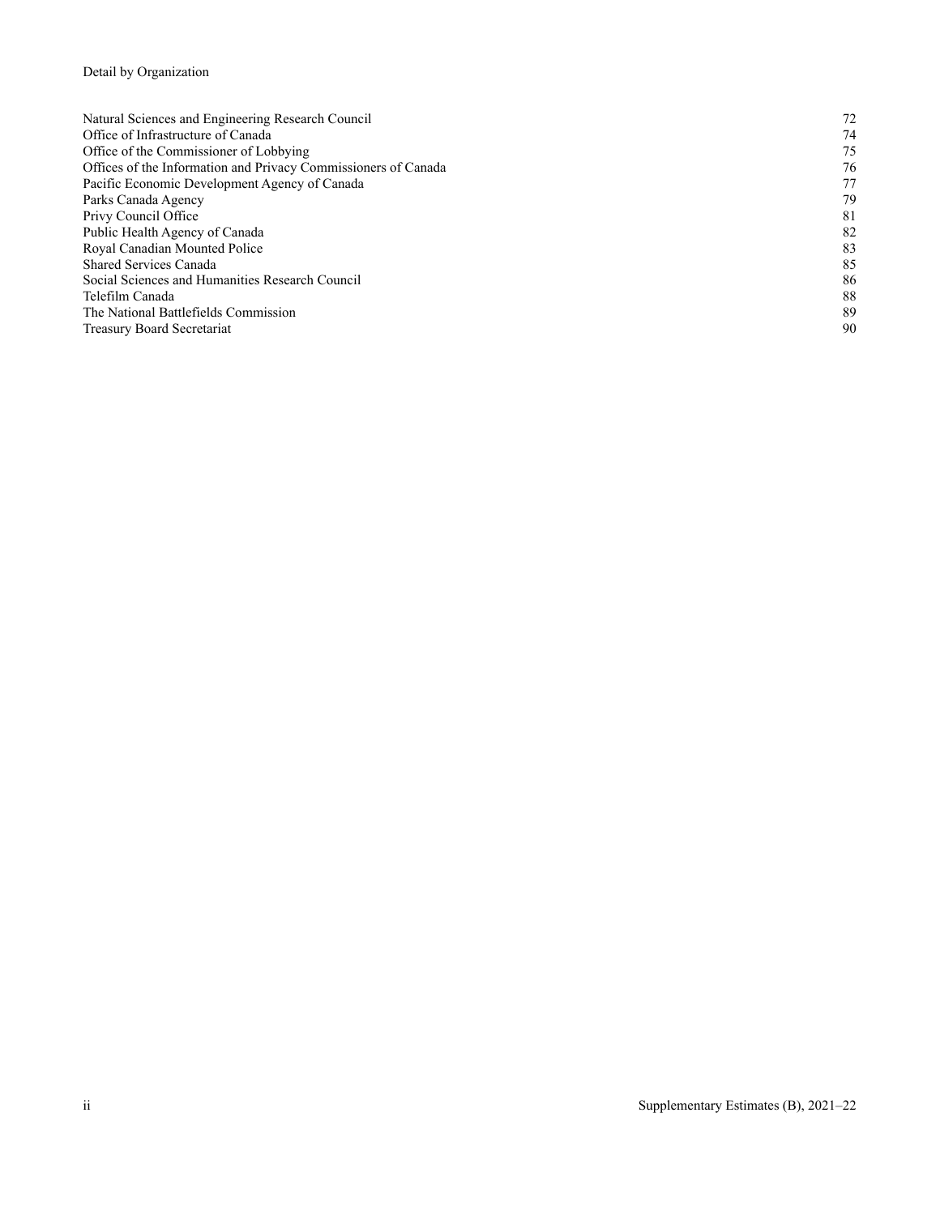Detail by Organization

| | |
|---|---|
| Natural Sciences and Engineering Research Council | 72 |
| Office of Infrastructure of Canada | 74 |
| Office of the Commissioner of Lobbying | 75 |
| Offices of the Information and Privacy Commissioners of Canada | 76 |
| Pacific Economic Development Agency of Canada | 77 |
| Parks Canada Agency | 79 |
| Privy Council Office | 81 |
| Public Health Agency of Canada | 82 |
| Royal Canadian Mounted Police | 83 |
| Shared Services Canada | 85 |
| Social Sciences and Humanities Research Council | 86 |
| Telefilm Canada | 88 |
| The National Battlefields Commission | 89 |
| Treasury Board Secretariat | 90 |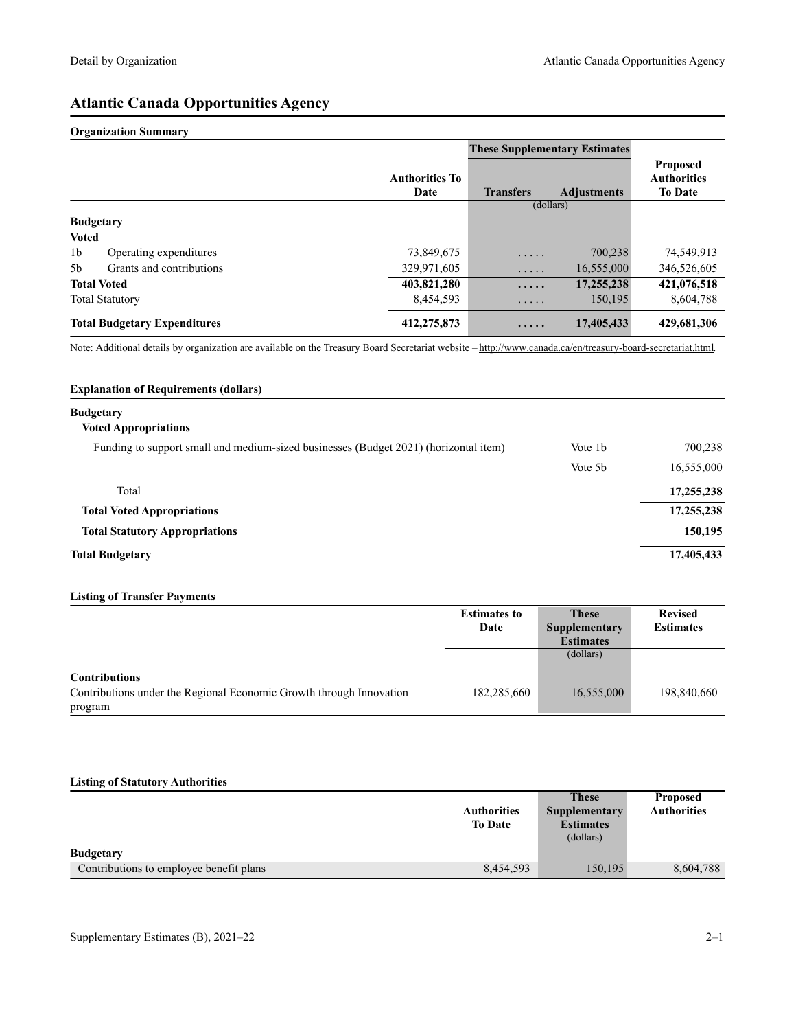# Atlantic Canada Opportunities Agency

## Organization Summary

| | Authorities To Date | These Supplementary Estimates | | Proposed Authorities To Date |
|---|---|---|---|---|
| | | Transfers | Adjustments | |
| | | (dollars) | | |
| **Budgetary** | | | | |
| **Voted** | | | | |
| 1b Operating expenditures | 73,849,675 | ..... | 700,238 | 74,549,913 |
| 5b Grants and contributions | 329,971,605 | ..... | 16,555,000 | 346,526,605 |
| **Total Voted** | **403,821,280** | **.....** | **17,255,238** | **421,076,518** |
| Total Statutory | 8,454,593 | ..... | 150,195 | 8,604,788 |
| **Total Budgetary Expenditures** | **412,275,873** | **.....** | **17,405,433** | **429,681,306** |

Note: Additional details by organization are available on the Treasury Board Secretariat website – http://www.canada.ca/en/treasury-board-secretariat.html.

## Explanation of Requirements (dollars)

| | | |
|---|---|---|
| **Budgetary** | | |
| **Voted Appropriations** | | |
| Funding to support small and medium-sized businesses (Budget 2021) (horizontal item) | Vote 1b | 700,238 |
| | Vote 5b | 16,555,000 |
| Total | | **17,255,238** |
| **Total Voted Appropriations** | | **17,255,238** |
| **Total Statutory Appropriations** | | **150,195** |
| **Total Budgetary** | | **17,405,433** |

## Listing of Transfer Payments

| | Estimates to Date | These Supplementary Estimates | Revised Estimates |
|---|---|---|---|
| | | (dollars) | |
| **Contributions** | | | |
| Contributions under the Regional Economic Growth through Innovation program | 182,285,660 | 16,555,000 | 198,840,660 |

## Listing of Statutory Authorities

| | Authorities To Date | These Supplementary Estimates | Proposed Authorities |
|---|---|---|---|
| | | (dollars) | |
| **Budgetary** | | | |
| Contributions to employee benefit plans | 8,454,593 | 150,195 | 8,604,788 |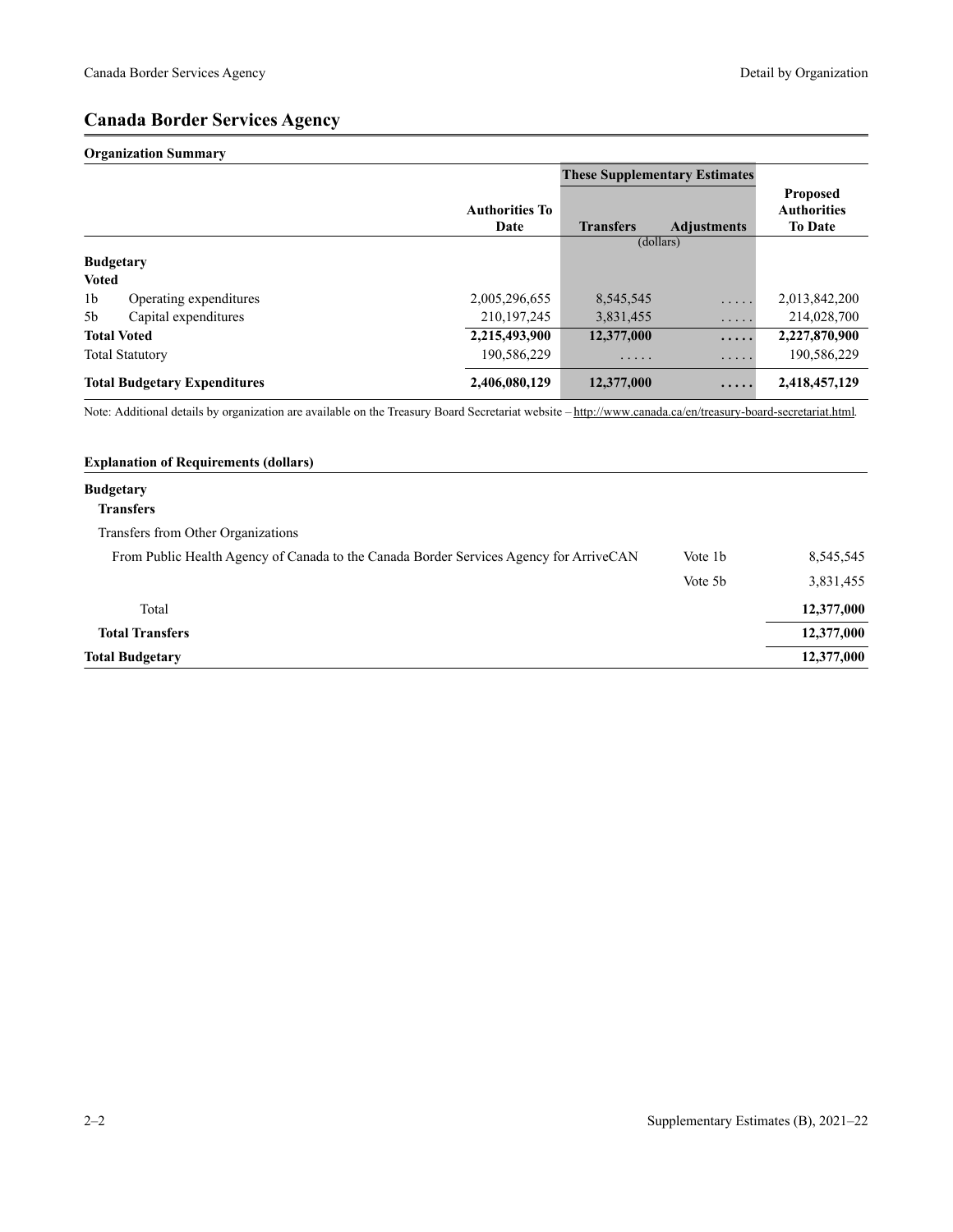## Canada Border Services Agency

### Organization Summary

| | | Authorities To Date | These Supplementary Estimates | | Proposed Authorities To Date |
|---|---|---|---|---|---|
| | | | Transfers | Adjustments | |
| | | | (dollars) | | |
| **Budgetary** | | | | | |
| **Voted** | | | | | |
| 1b | Operating expenditures | 2,005,296,655 | 8,545,545 | ..... | 2,013,842,200 |
| 5b | Capital expenditures | 210,197,245 | 3,831,455 | ..... | 214,028,700 |
| **Total Voted** | | **2,215,493,900** | **12,377,000** | **.....** | **2,227,870,900** |
| Total Statutory | | 190,586,229 | ..... | ..... | 190,586,229 |
| **Total Budgetary Expenditures** | | **2,406,080,129** | **12,377,000** | **.....** | **2,418,457,129** |

Note: Additional details by organization are available on the Treasury Board Secretariat website – http://www.canada.ca/en/treasury-board-secretariat.html.

### Explanation of Requirements (dollars)

| | | |
|---|---|---|
| **Budgetary** | | |
| **Transfers** | | |
| Transfers from Other Organizations | | |
| From Public Health Agency of Canada to the Canada Border Services Agency for ArriveCAN | Vote 1b | 8,545,545 |
| | Vote 5b | 3,831,455 |
| Total | | **12,377,000** |
| **Total Transfers** | | **12,377,000** |
| **Total Budgetary** | | **12,377,000** |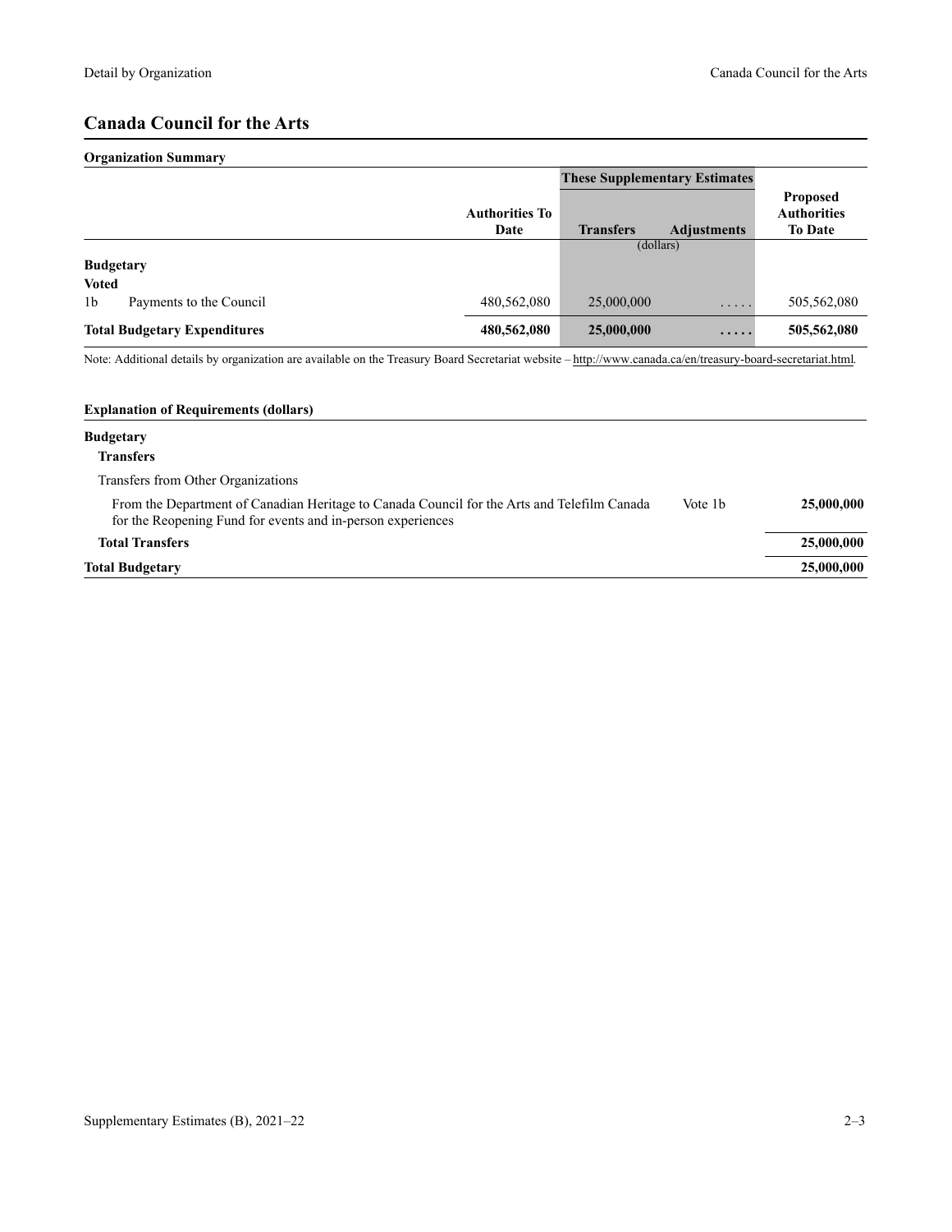## Canada Council for the Arts

### Organization Summary

| | | Authorities To Date | These Supplementary Estimates | | Proposed Authorities To Date |
|---|---|---|---|---|---|
| | | | Transfers | Adjustments | |
| | | | (dollars) | | |
| **Budgetary** | | | | | |
| **Voted** | | | | | |
| 1b | Payments to the Council | 480,562,080 | 25,000,000 | ..... | 505,562,080 |
| **Total Budgetary Expenditures** | | **480,562,080** | **25,000,000** | **.....** | **505,562,080** |

Note: Additional details by organization are available on the Treasury Board Secretariat website – http://www.canada.ca/en/treasury-board-secretariat.html.

### Explanation of Requirements (dollars)

| | | |
|---|---|---|
| **Budgetary** | | |
| **Transfers** | | |
| Transfers from Other Organizations | | |
| From the Department of Canadian Heritage to Canada Council for the Arts and Telefilm Canada for the Reopening Fund for events and in-person experiences | Vote 1b | **25,000,000** |
| **Total Transfers** | | **25,000,000** |
| **Total Budgetary** | | **25,000,000** |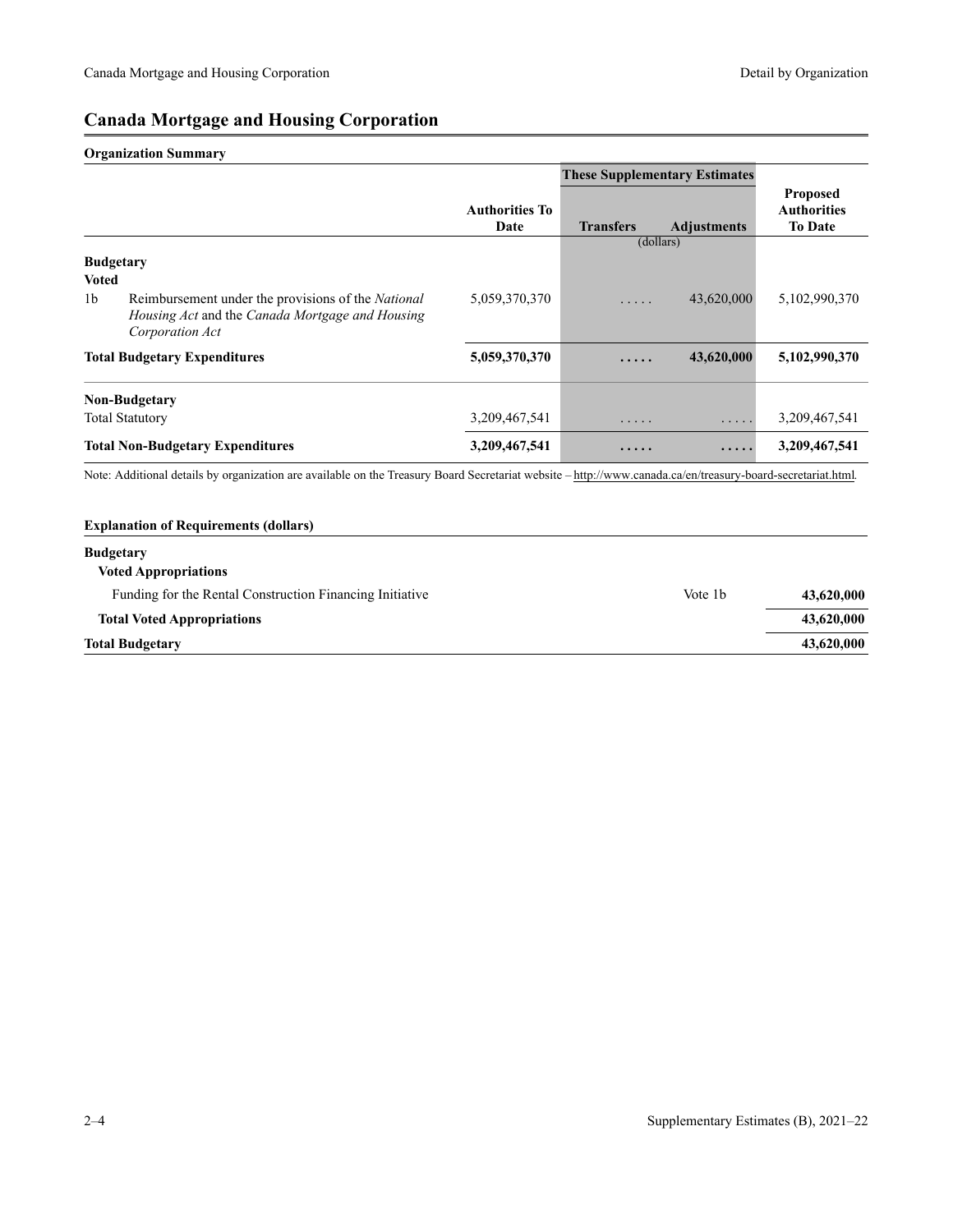## Canada Mortgage and Housing Corporation

**Organization Summary**

| | | Authorities To Date | These Supplementary Estimates | | Proposed Authorities To Date |
|---|---|---|---|---|---|
| | | | Transfers | Adjustments | |
| | | | (dollars) | | |
| **Budgetary** | | | | | |
| **Voted** | | | | | |
| 1b | Reimbursement under the provisions of the *National Housing Act* and the *Canada Mortgage and Housing Corporation Act* | 5,059,370,370 | ..... | 43,620,000 | 5,102,990,370 |
| **Total Budgetary Expenditures** | | **5,059,370,370** | **.....** | **43,620,000** | **5,102,990,370** |
| **Non-Budgetary** | | | | | |
| Total Statutory | | 3,209,467,541 | ..... | ..... | 3,209,467,541 |
| **Total Non-Budgetary Expenditures** | | **3,209,467,541** | **.....** | **.....** | **3,209,467,541** |

Note: Additional details by organization are available on the Treasury Board Secretariat website – http://www.canada.ca/en/treasury-board-secretariat.html.

**Explanation of Requirements (dollars)**

| | | |
|---|---|---|
| **Budgetary** | | |
| **Voted Appropriations** | | |
| Funding for the Rental Construction Financing Initiative | Vote 1b | **43,620,000** |
| **Total Voted Appropriations** | | **43,620,000** |
| **Total Budgetary** | | **43,620,000** |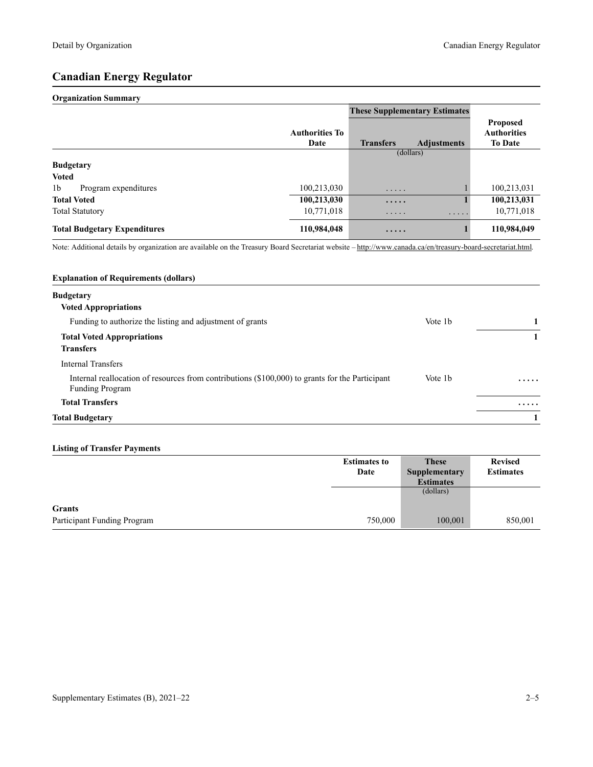# Canadian Energy Regulator

**Organization Summary**

| | | Authorities To Date | These Supplementary Estimates Transfers | Adjustments | Proposed Authorities To Date |
|---|---|---|---|---|---|
| | | | (dollars) | | |
| **Budgetary** | | | | | |
| **Voted** | | | | | |
| 1b | Program expenditures | 100,213,030 | ..... | 1 | 100,213,031 |
| **Total Voted** | | **100,213,030** | **.....** | **1** | **100,213,031** |
| Total Statutory | | 10,771,018 | ..... | ..... | 10,771,018 |
| **Total Budgetary Expenditures** | | **110,984,048** | **.....** | **1** | **110,984,049** |

Note: Additional details by organization are available on the Treasury Board Secretariat website – http://www.canada.ca/en/treasury-board-secretariat.html.

**Explanation of Requirements (dollars)**

| | | |
|---|---|---|
| **Budgetary** | | |
| **Voted Appropriations** | | |
| Funding to authorize the listing and adjustment of grants | Vote 1b | **1** |
| **Total Voted Appropriations** | | **1** |
| **Transfers** | | |
| Internal Transfers | | |
| Internal reallocation of resources from contributions ($100,000) to grants for the Participant Funding Program | Vote 1b | **.....** |
| **Total Transfers** | | **.....** |
| **Total Budgetary** | | **1** |

**Listing of Transfer Payments**

| | Estimates to Date | These Supplementary Estimates | Revised Estimates |
|---|---|---|---|
| | | (dollars) | |
| **Grants** | | | |
| Participant Funding Program | 750,000 | 100,001 | 850,001 |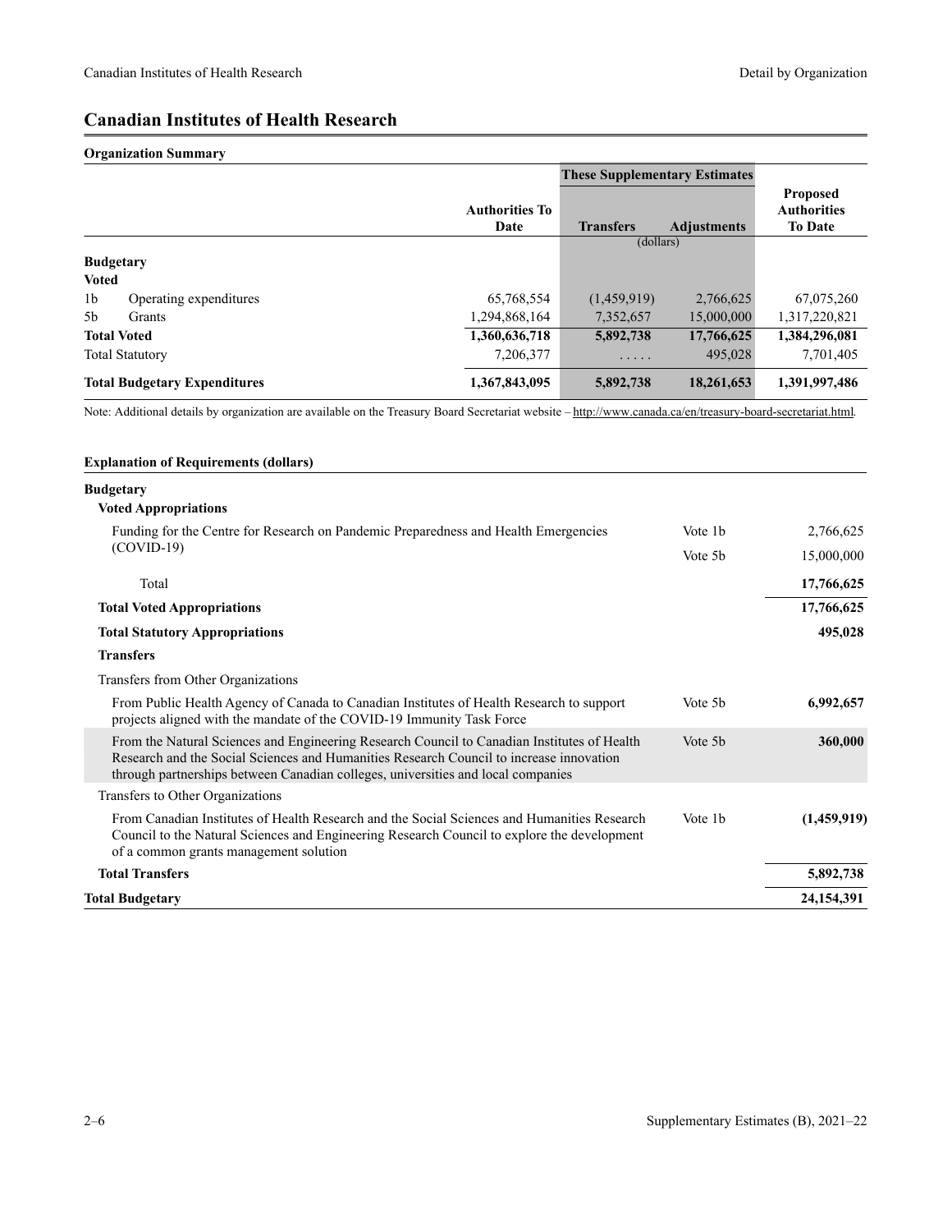## Canadian Institutes of Health Research

### Organization Summary

| | | Authorities To Date | These Supplementary Estimates | | Proposed Authorities To Date |
|---|---|---|---|---|---|
| | | | Transfers | Adjustments | |
| | | | (dollars) | | |
| **Budgetary** | | | | | |
| **Voted** | | | | | |
| 1b | Operating expenditures | 65,768,554 | (1,459,919) | 2,766,625 | 67,075,260 |
| 5b | Grants | 1,294,868,164 | 7,352,657 | 15,000,000 | 1,317,220,821 |
| **Total Voted** | | **1,360,636,718** | **5,892,738** | **17,766,625** | **1,384,296,081** |
| Total Statutory | | 7,206,377 | ..... | 495,028 | 7,701,405 |
| **Total Budgetary Expenditures** | | **1,367,843,095** | **5,892,738** | **18,261,653** | **1,391,997,486** |

Note: Additional details by organization are available on the Treasury Board Secretariat website – http://www.canada.ca/en/treasury-board-secretariat.html.

### Explanation of Requirements (dollars)

| | | |
|---|---|---|
| **Budgetary** | | |
| **Voted Appropriations** | | |
| Funding for the Centre for Research on Pandemic Preparedness and Health Emergencies (COVID-19) | Vote 1b | 2,766,625 |
| | Vote 5b | 15,000,000 |
| Total | | **17,766,625** |
| **Total Voted Appropriations** | | **17,766,625** |
| **Total Statutory Appropriations** | | **495,028** |
| **Transfers** | | |
| Transfers from Other Organizations | | |
| From Public Health Agency of Canada to Canadian Institutes of Health Research to support projects aligned with the mandate of the COVID-19 Immunity Task Force | Vote 5b | **6,992,657** |
| From the Natural Sciences and Engineering Research Council to Canadian Institutes of Health Research and the Social Sciences and Humanities Research Council to increase innovation through partnerships between Canadian colleges, universities and local companies | Vote 5b | **360,000** |
| Transfers to Other Organizations | | |
| From Canadian Institutes of Health Research and the Social Sciences and Humanities Research Council to the Natural Sciences and Engineering Research Council to explore the development of a common grants management solution | Vote 1b | **(1,459,919)** |
| **Total Transfers** | | **5,892,738** |
| **Total Budgetary** | | **24,154,391** |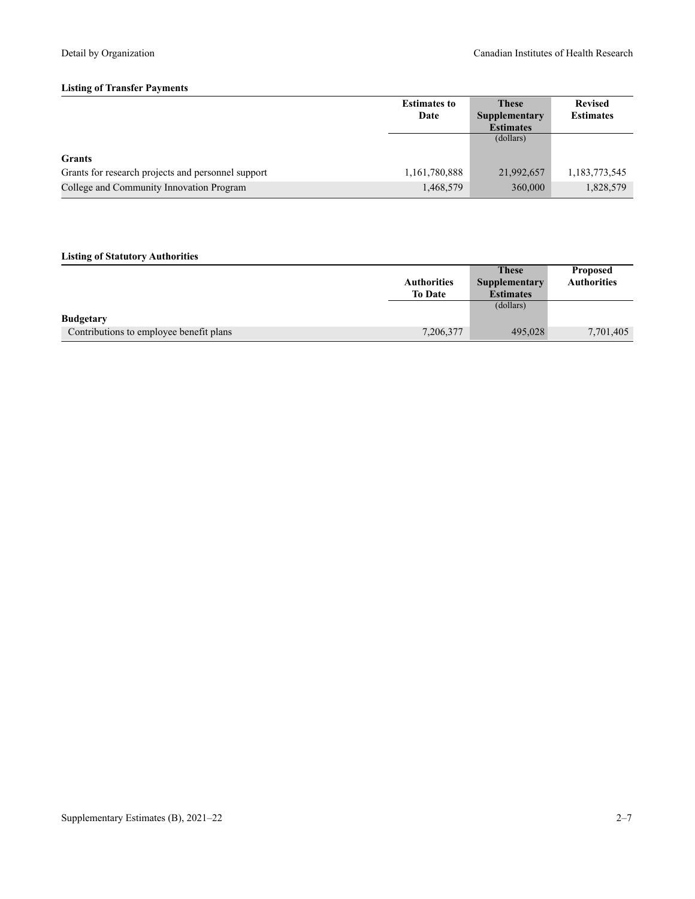**Listing of Transfer Payments**

| | Estimates to Date | These Supplementary Estimates (dollars) | Revised Estimates |
|---|---|---|---|
| **Grants** | | | |
| Grants for research projects and personnel support | 1,161,780,888 | 21,992,657 | 1,183,773,545 |
| College and Community Innovation Program | 1,468,579 | 360,000 | 1,828,579 |

**Listing of Statutory Authorities**

| | Authorities To Date | These Supplementary Estimates (dollars) | Proposed Authorities |
|---|---|---|---|
| **Budgetary** | | | |
| Contributions to employee benefit plans | 7,206,377 | 495,028 | 7,701,405 |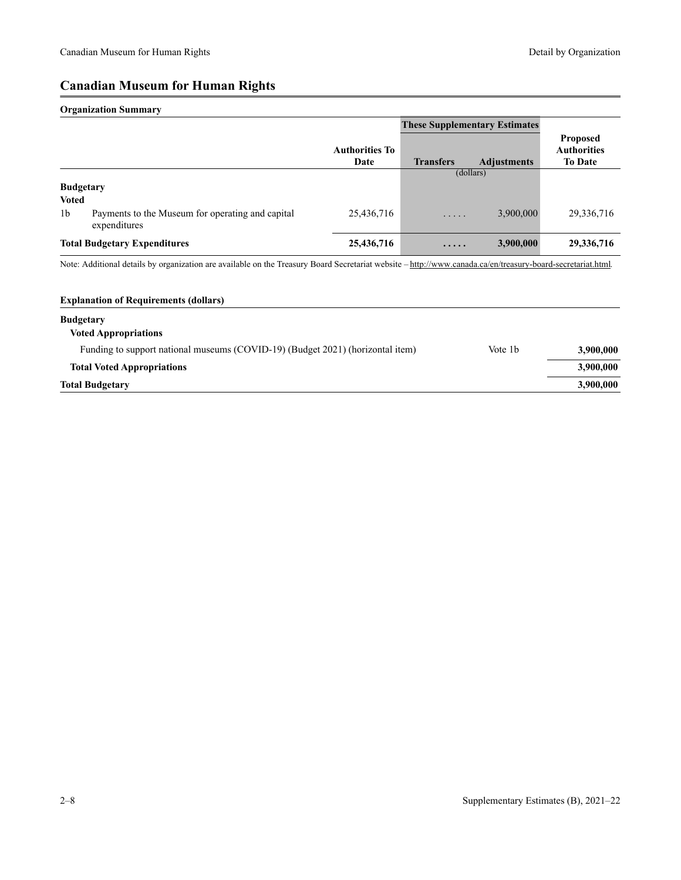## Canadian Museum for Human Rights

**Organization Summary**

| | | | These Supplementary Estimates | | |
|---|---|---|---|---|---|
| | | Authorities To Date | Transfers | Adjustments | Proposed Authorities To Date |
| | | | (dollars) | | |
| **Budgetary** | | | | | |
| **Voted** | | | | | |
| 1b | Payments to the Museum for operating and capital expenditures | 25,436,716 | ..... | 3,900,000 | 29,336,716 |
| **Total Budgetary Expenditures** | | **25,436,716** | **.....** | **3,900,000** | **29,336,716** |

Note: Additional details by organization are available on the Treasury Board Secretariat website – http://www.canada.ca/en/treasury-board-secretariat.html.

**Explanation of Requirements (dollars)**

| | | |
|---|---|---|
| **Budgetary** | | |
| **Voted Appropriations** | | |
| Funding to support national museums (COVID-19) (Budget 2021) (horizontal item) | Vote 1b | **3,900,000** |
| **Total Voted Appropriations** | | **3,900,000** |
| **Total Budgetary** | | **3,900,000** |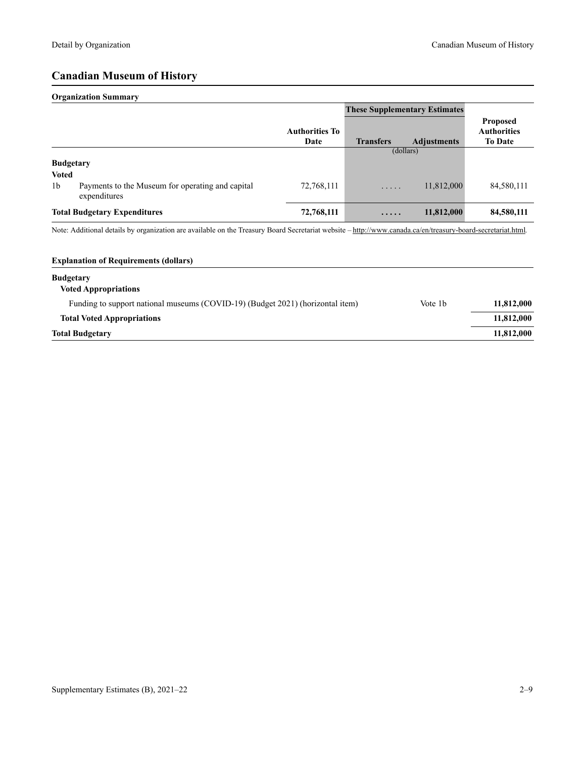# Canadian Museum of History

## Organization Summary

| | | Authorities To Date | These Supplementary Estimates | | Proposed Authorities To Date |
|---|---|---|---|---|---|
| | | | Transfers | Adjustments | |
| | | | (dollars) | | |
| **Budgetary** | | | | | |
| **Voted** | | | | | |
| 1b | Payments to the Museum for operating and capital expenditures | 72,768,111 | ..... | 11,812,000 | 84,580,111 |
| **Total Budgetary Expenditures** | | **72,768,111** | **.....** | **11,812,000** | **84,580,111** |

Note: Additional details by organization are available on the Treasury Board Secretariat website – http://www.canada.ca/en/treasury-board-secretariat.html.

## Explanation of Requirements (dollars)

| | | |
|---|---|---|
| **Budgetary** | | |
| **Voted Appropriations** | | |
| Funding to support national museums (COVID-19) (Budget 2021) (horizontal item) | Vote 1b | **11,812,000** |
| **Total Voted Appropriations** | | **11,812,000** |
| **Total Budgetary** | | **11,812,000** |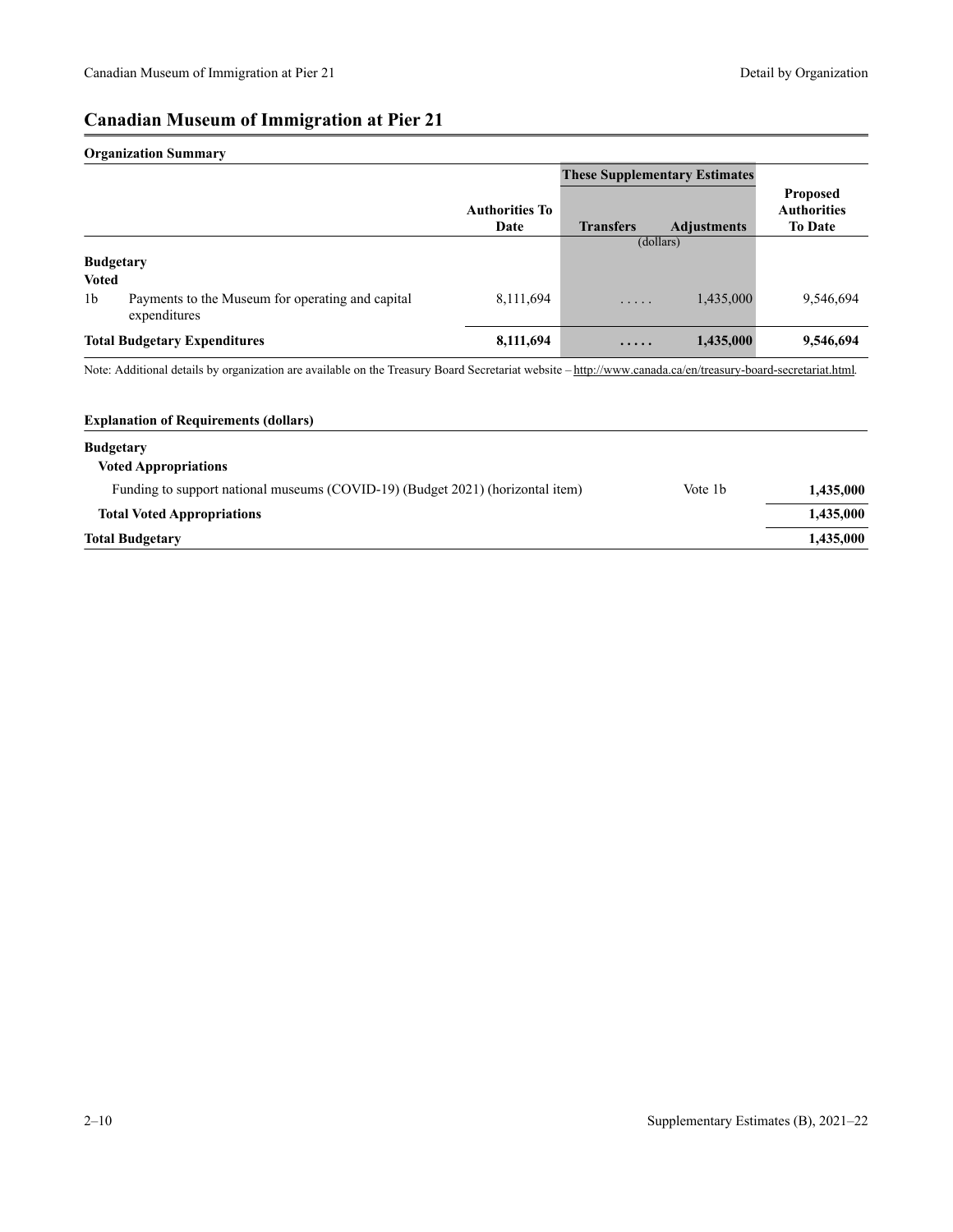# Canadian Museum of Immigration at Pier 21

**Organization Summary**

| | | Authorities To Date | These Supplementary Estimates | | Proposed Authorities To Date |
|---|---|---|---|---|---|
| | | | Transfers | Adjustments | |
| | | | (dollars) | | |
| **Budgetary** | | | | | |
| **Voted** | | | | | |
| 1b | Payments to the Museum for operating and capital expenditures | 8,111,694 | ..... | 1,435,000 | 9,546,694 |
| **Total Budgetary Expenditures** | | **8,111,694** | **.....** | **1,435,000** | **9,546,694** |

Note: Additional details by organization are available on the Treasury Board Secretariat website – http://www.canada.ca/en/treasury-board-secretariat.html.

**Explanation of Requirements (dollars)**

| | | |
|---|---|---|
| **Budgetary** | | |
| **Voted Appropriations** | | |
| Funding to support national museums (COVID-19) (Budget 2021) (horizontal item) | Vote 1b | **1,435,000** |
| **Total Voted Appropriations** | | **1,435,000** |
| **Total Budgetary** | | **1,435,000** |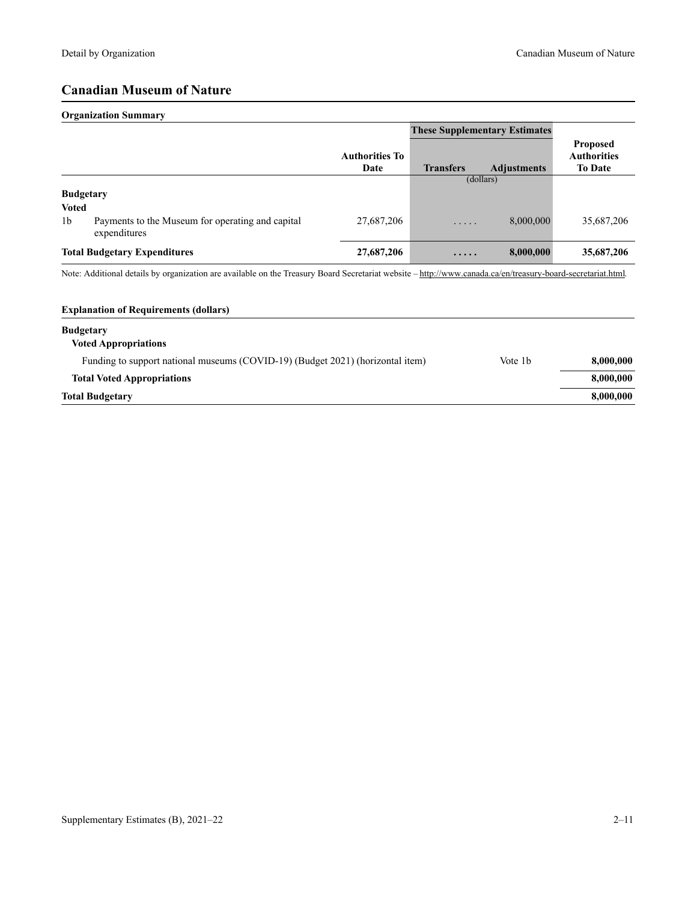# Canadian Museum of Nature

## Organization Summary

| | | Authorities To Date | These Supplementary Estimates | | Proposed Authorities To Date |
|---|---|---|---|---|---|
| | | | Transfers | Adjustments | |
| | | | (dollars) | | |
| **Budgetary** | | | | | |
| **Voted** | | | | | |
| 1b | Payments to the Museum for operating and capital expenditures | 27,687,206 | ..... | 8,000,000 | 35,687,206 |
| **Total Budgetary Expenditures** | | **27,687,206** | **.....** | **8,000,000** | **35,687,206** |

Note: Additional details by organization are available on the Treasury Board Secretariat website – http://www.canada.ca/en/treasury-board-secretariat.html.

## Explanation of Requirements (dollars)

| | | |
|---|---|---|
| **Budgetary** | | |
| **Voted Appropriations** | | |
| Funding to support national museums (COVID-19) (Budget 2021) (horizontal item) | Vote 1b | **8,000,000** |
| **Total Voted Appropriations** | | **8,000,000** |
| **Total Budgetary** | | **8,000,000** |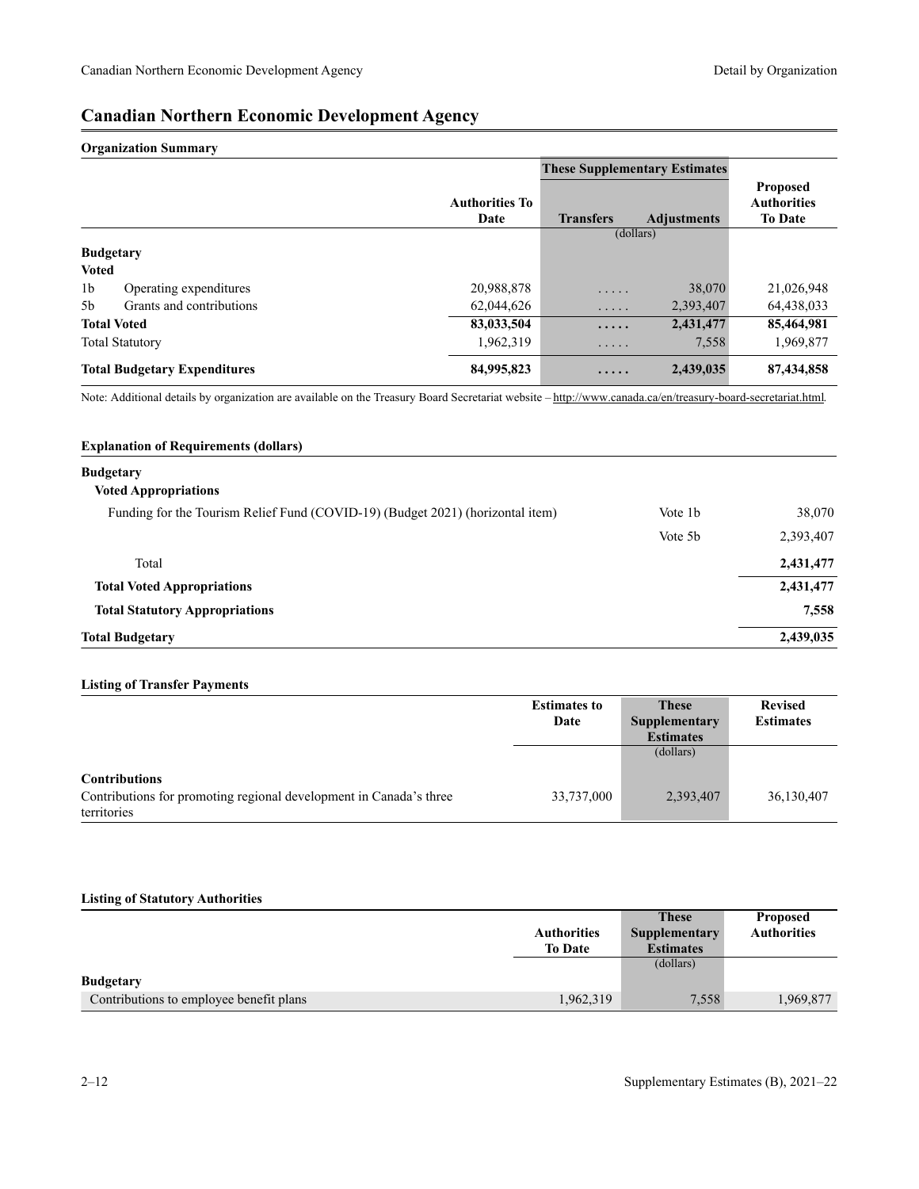# Canadian Northern Economic Development Agency

## Organization Summary

| | | Authorities To Date | These Supplementary Estimates | | Proposed Authorities To Date |
|---|---|---|---|---|---|
| | | | Transfers | Adjustments | |
| | | | (dollars) | | |
| **Budgetary** | | | | | |
| **Voted** | | | | | |
| 1b | Operating expenditures | 20,988,878 | ..... | 38,070 | 21,026,948 |
| 5b | Grants and contributions | 62,044,626 | ..... | 2,393,407 | 64,438,033 |
| **Total Voted** | | **83,033,504** | **.....** | **2,431,477** | **85,464,981** |
| Total Statutory | | 1,962,319 | ..... | 7,558 | 1,969,877 |
| **Total Budgetary Expenditures** | | **84,995,823** | **.....** | **2,439,035** | **87,434,858** |

Note: Additional details by organization are available on the Treasury Board Secretariat website – http://www.canada.ca/en/treasury-board-secretariat.html.

## Explanation of Requirements (dollars)

| | | |
|---|---|---|
| **Budgetary** | | |
| **Voted Appropriations** | | |
| Funding for the Tourism Relief Fund (COVID-19) (Budget 2021) (horizontal item) | Vote 1b | 38,070 |
| | Vote 5b | 2,393,407 |
| Total | | **2,431,477** |
| **Total Voted Appropriations** | | **2,431,477** |
| **Total Statutory Appropriations** | | **7,558** |
| **Total Budgetary** | | **2,439,035** |

## Listing of Transfer Payments

| | Estimates to Date | These Supplementary Estimates | Revised Estimates |
|---|---|---|---|
| | | (dollars) | |
| **Contributions** | | | |
| Contributions for promoting regional development in Canada's three territories | 33,737,000 | 2,393,407 | 36,130,407 |

## Listing of Statutory Authorities

| | Authorities To Date | These Supplementary Estimates | Proposed Authorities |
|---|---|---|---|
| | | (dollars) | |
| **Budgetary** | | | |
| Contributions to employee benefit plans | 1,962,319 | 7,558 | 1,969,877 |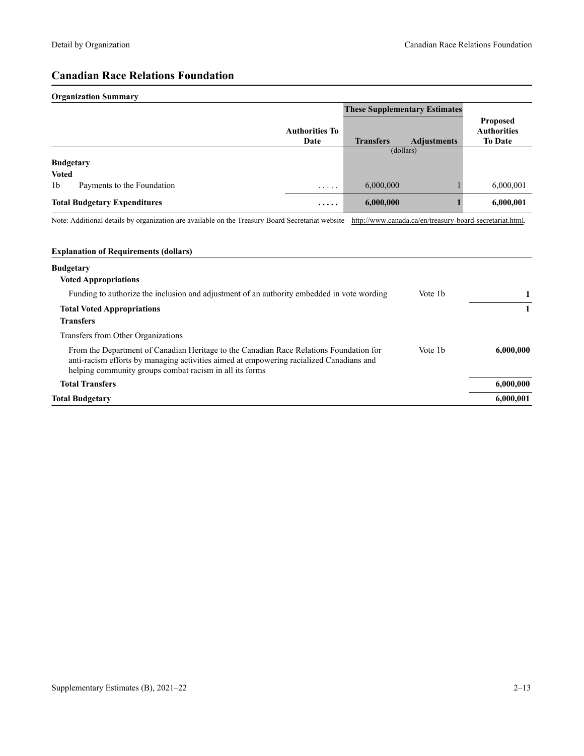## Canadian Race Relations Foundation

**Organization Summary**

| | | Authorities To Date | These Supplementary Estimates | | Proposed Authorities To Date |
|---|---|---|---|---|---|
| | | | Transfers | Adjustments | |
| | | | (dollars) | | |
| **Budgetary** | | | | | |
| **Voted** | | | | | |
| 1b | Payments to the Foundation | ..... | 6,000,000 | 1 | 6,000,001 |
| **Total Budgetary Expenditures** | | **.....** | **6,000,000** | **1** | **6,000,001** |

Note: Additional details by organization are available on the Treasury Board Secretariat website – http://www.canada.ca/en/treasury-board-secretariat.html.

**Explanation of Requirements (dollars)**

| | | |
|---|---|---|
| **Budgetary** | | |
| **Voted Appropriations** | | |
| Funding to authorize the inclusion and adjustment of an authority embedded in vote wording | Vote 1b | **1** |
| **Total Voted Appropriations** | | **1** |
| **Transfers** | | |
| Transfers from Other Organizations | | |
| From the Department of Canadian Heritage to the Canadian Race Relations Foundation for anti-racism efforts by managing activities aimed at empowering racialized Canadians and helping community groups combat racism in all its forms | Vote 1b | **6,000,000** |
| **Total Transfers** | | **6,000,000** |
| **Total Budgetary** | | **6,000,001** |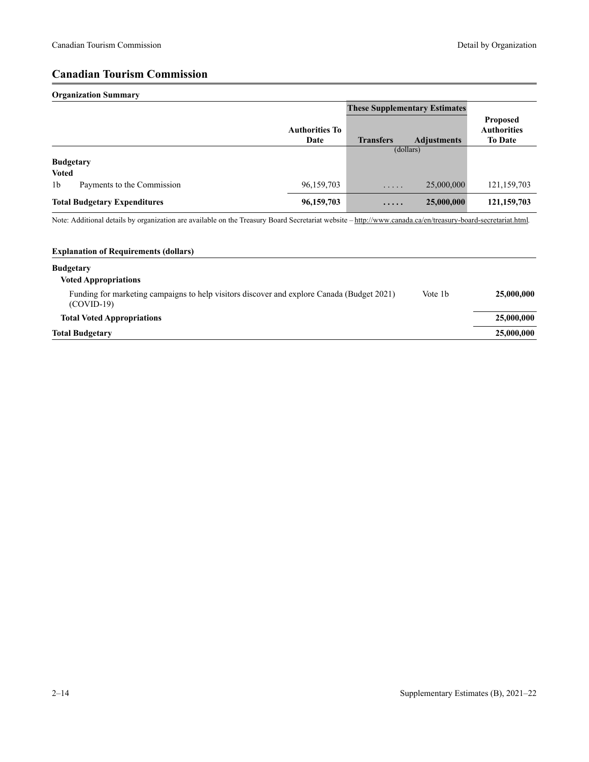# Canadian Tourism Commission

**Organization Summary**

| | | Authorities To Date | These Supplementary Estimates | | Proposed Authorities To Date |
|---|---|---|---|---|---|
| | | | Transfers | Adjustments | |
| | | | (dollars) | | |
| **Budgetary** | | | | | |
| **Voted** | | | | | |
| 1b | Payments to the Commission | 96,159,703 | ..... | 25,000,000 | 121,159,703 |
| **Total Budgetary Expenditures** | | **96,159,703** | **.....** | **25,000,000** | **121,159,703** |

Note: Additional details by organization are available on the Treasury Board Secretariat website – http://www.canada.ca/en/treasury-board-secretariat.html.

**Explanation of Requirements (dollars)**

| | | |
|---|---|---|
| **Budgetary** | | |
| **Voted Appropriations** | | |
| Funding for marketing campaigns to help visitors discover and explore Canada (Budget 2021) (COVID-19) | Vote 1b | **25,000,000** |
| **Total Voted Appropriations** | | **25,000,000** |
| **Total Budgetary** | | **25,000,000** |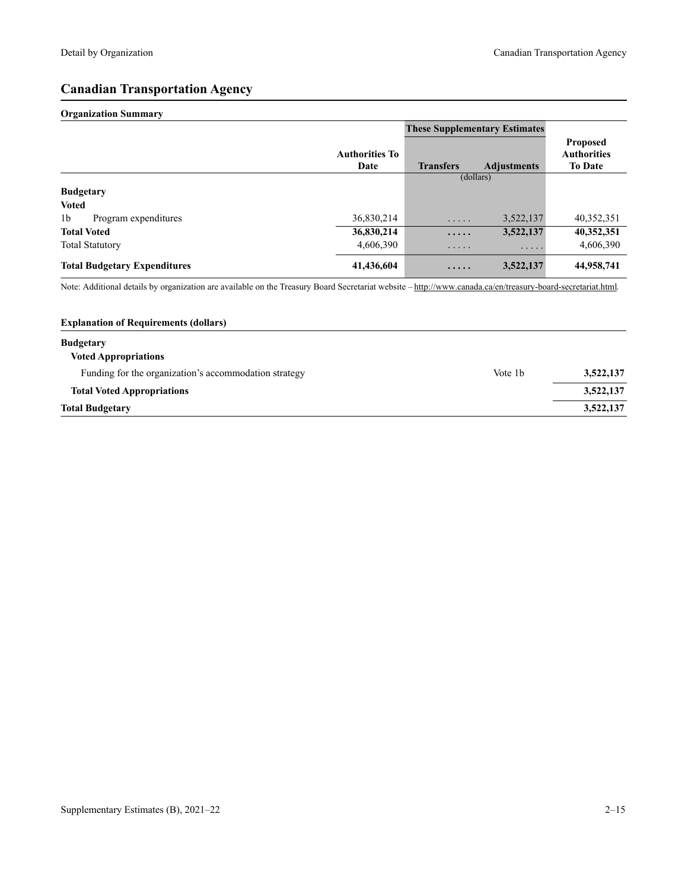# Canadian Transportation Agency

### Organization Summary

| | Authorities To Date | These Supplementary Estimates | | Proposed Authorities To Date |
|---|---|---|---|---|
| | | Transfers | Adjustments | |
| | | (dollars) | | |
| **Budgetary** | | | | |
| **Voted** | | | | |
| 1b Program expenditures | 36,830,214 | ..... | 3,522,137 | 40,352,351 |
| **Total Voted** | **36,830,214** | **.....** | **3,522,137** | **40,352,351** |
| Total Statutory | 4,606,390 | ..... | ..... | 4,606,390 |
| **Total Budgetary Expenditures** | **41,436,604** | **.....** | **3,522,137** | **44,958,741** |

Note: Additional details by organization are available on the Treasury Board Secretariat website – http://www.canada.ca/en/treasury-board-secretariat.html.

### Explanation of Requirements (dollars)

| | | |
|---|---|---|
| **Budgetary** | | |
| **Voted Appropriations** | | |
| Funding for the organization's accommodation strategy | Vote 1b | **3,522,137** |
| **Total Voted Appropriations** | | **3,522,137** |
| **Total Budgetary** | | **3,522,137** |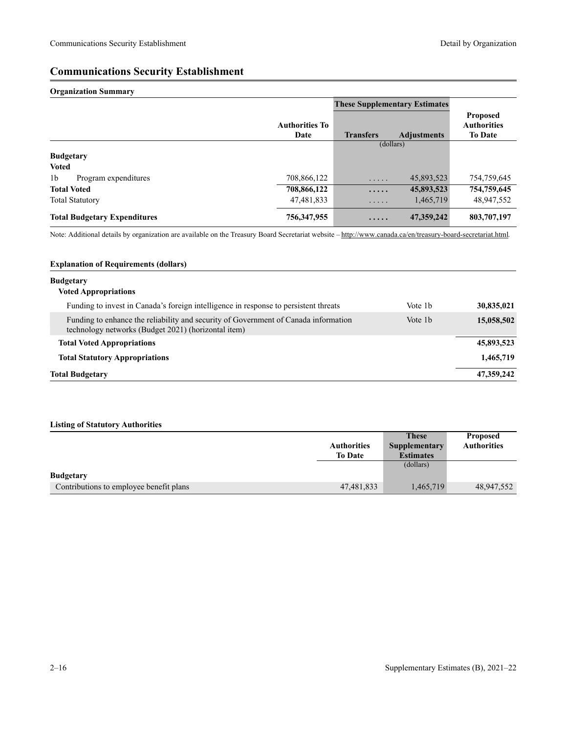# Communications Security Establishment

## Organization Summary

| | Authorities To Date | These Supplementary Estimates | | Proposed Authorities To Date |
|---|---|---|---|---|
| | | Transfers | Adjustments | |
| | | (dollars) | | |
| **Budgetary** | | | | |
| **Voted** | | | | |
| 1b Program expenditures | 708,866,122 | ..... | 45,893,523 | 754,759,645 |
| **Total Voted** | **708,866,122** | **.....** | **45,893,523** | **754,759,645** |
| Total Statutory | 47,481,833 | ..... | 1,465,719 | 48,947,552 |
| **Total Budgetary Expenditures** | **756,347,955** | **.....** | **47,359,242** | **803,707,197** |

Note: Additional details by organization are available on the Treasury Board Secretariat website – http://www.canada.ca/en/treasury-board-secretariat.html.

## Explanation of Requirements (dollars)

| | | |
|---|---|---|
| **Budgetary** | | |
| **Voted Appropriations** | | |
| Funding to invest in Canada's foreign intelligence in response to persistent threats | Vote 1b | **30,835,021** |
| Funding to enhance the reliability and security of Government of Canada information technology networks (Budget 2021) (horizontal item) | Vote 1b | **15,058,502** |
| **Total Voted Appropriations** | | **45,893,523** |
| **Total Statutory Appropriations** | | **1,465,719** |
| **Total Budgetary** | | **47,359,242** |

## Listing of Statutory Authorities

| | Authorities To Date | These Supplementary Estimates | Proposed Authorities |
|---|---|---|---|
| | | (dollars) | |
| **Budgetary** | | | |
| Contributions to employee benefit plans | 47,481,833 | 1,465,719 | 48,947,552 |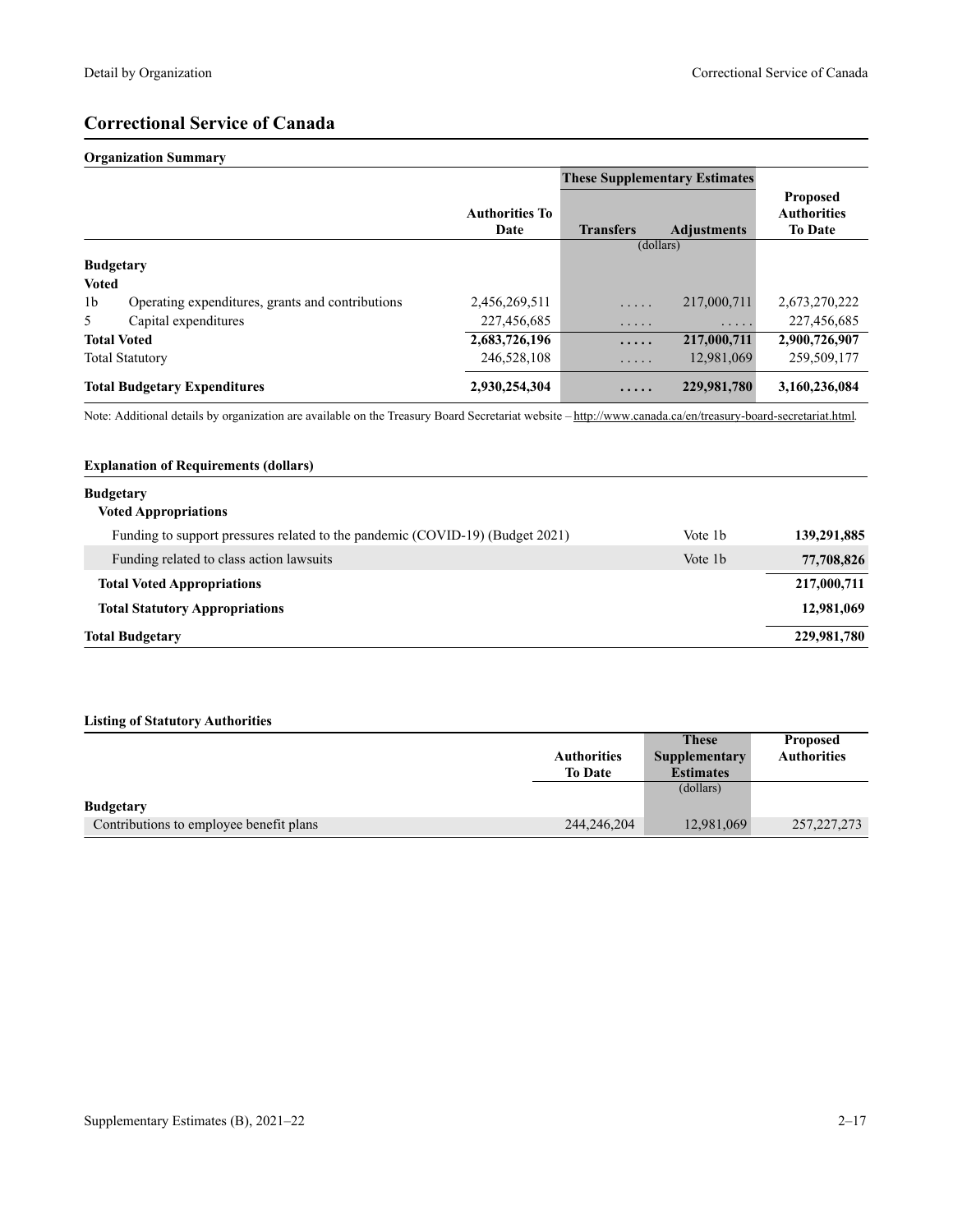## Correctional Service of Canada

### Organization Summary

| | | Authorities To Date | These Supplementary Estimates | | Proposed Authorities To Date |
|---|---|---|---|---|---|
| | | | Transfers | Adjustments | |
| | | | (dollars) | | |
| **Budgetary** | | | | | |
| **Voted** | | | | | |
| 1b | Operating expenditures, grants and contributions | 2,456,269,511 | ..... | 217,000,711 | 2,673,270,222 |
| 5 | Capital expenditures | 227,456,685 | ..... | ..... | 227,456,685 |
| **Total Voted** | | **2,683,726,196** | **.....** | **217,000,711** | **2,900,726,907** |
| Total Statutory | | 246,528,108 | ..... | 12,981,069 | 259,509,177 |
| **Total Budgetary Expenditures** | | **2,930,254,304** | **.....** | **229,981,780** | **3,160,236,084** |

Note: Additional details by organization are available on the Treasury Board Secretariat website – http://www.canada.ca/en/treasury-board-secretariat.html.

### Explanation of Requirements (dollars)

| | | |
|---|---|---|
| **Budgetary** | | |
| **Voted Appropriations** | | |
| Funding to support pressures related to the pandemic (COVID-19) (Budget 2021) | Vote 1b | **139,291,885** |
| Funding related to class action lawsuits | Vote 1b | **77,708,826** |
| **Total Voted Appropriations** | | **217,000,711** |
| **Total Statutory Appropriations** | | **12,981,069** |
| **Total Budgetary** | | **229,981,780** |

### Listing of Statutory Authorities

| | Authorities To Date | These Supplementary Estimates | Proposed Authorities |
|---|---|---|---|
| | | (dollars) | |
| **Budgetary** | | | |
| Contributions to employee benefit plans | 244,246,204 | 12,981,069 | 257,227,273 |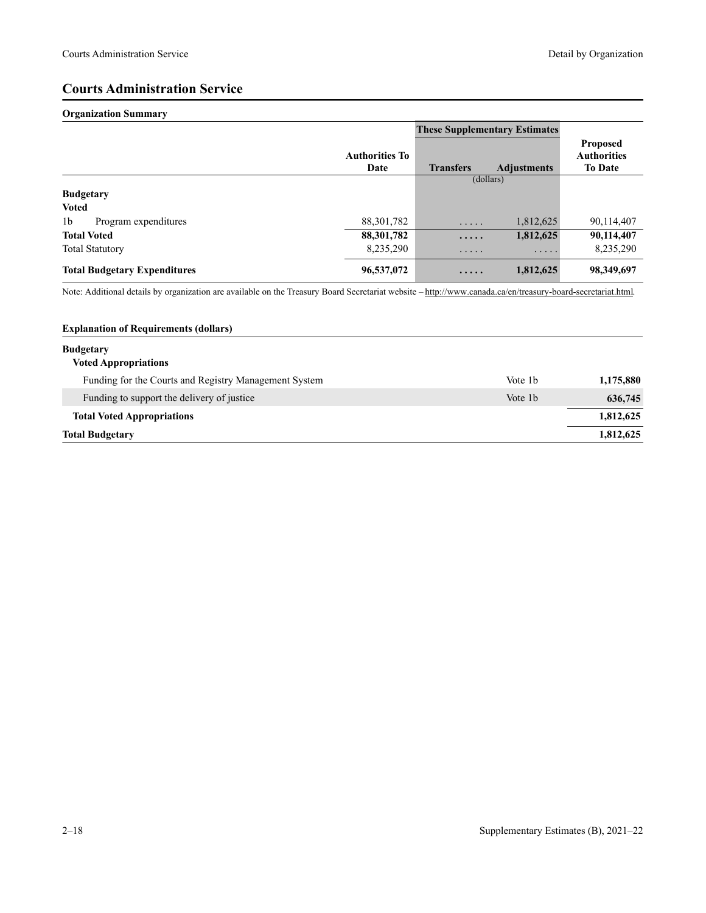## Courts Administration Service

### Organization Summary

| | Authorities To Date | These Supplementary Estimates | | Proposed Authorities To Date |
|---|---|---|---|---|
| | | Transfers | Adjustments | |
| | | (dollars) | | |
| **Budgetary** | | | | |
| **Voted** | | | | |
| 1b Program expenditures | 88,301,782 | ..... | 1,812,625 | 90,114,407 |
| **Total Voted** | **88,301,782** | **.....** | **1,812,625** | **90,114,407** |
| Total Statutory | 8,235,290 | ..... | ..... | 8,235,290 |
| **Total Budgetary Expenditures** | **96,537,072** | **.....** | **1,812,625** | **98,349,697** |

Note: Additional details by organization are available on the Treasury Board Secretariat website – http://www.canada.ca/en/treasury-board-secretariat.html.

### Explanation of Requirements (dollars)

| | | |
|---|---|---|
| **Budgetary** | | |
| **Voted Appropriations** | | |
| Funding for the Courts and Registry Management System | Vote 1b | **1,175,880** |
| Funding to support the delivery of justice | Vote 1b | **636,745** |
| **Total Voted Appropriations** | | **1,812,625** |
| **Total Budgetary** | | **1,812,625** |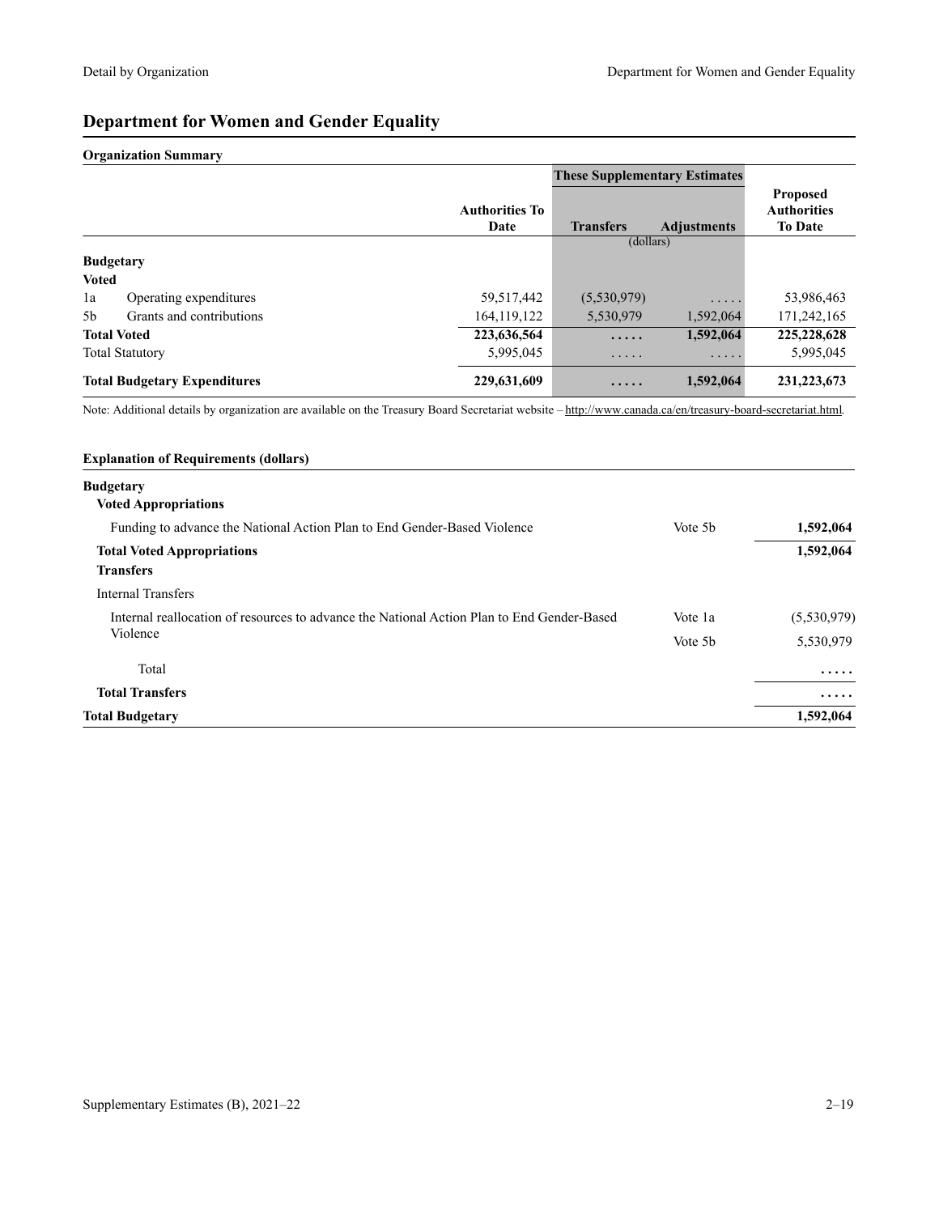# Department for Women and Gender Equality

**Organization Summary**

| | | Authorities To Date | These Supplementary Estimates | | Proposed Authorities To Date |
|---|---|---|---|---|---|
| | | | Transfers | Adjustments | |
| | | | (dollars) | | |
| **Budgetary** | | | | | |
| **Voted** | | | | | |
| 1a | Operating expenditures | 59,517,442 | (5,530,979) | ..... | 53,986,463 |
| 5b | Grants and contributions | 164,119,122 | 5,530,979 | 1,592,064 | 171,242,165 |
| **Total Voted** | | **223,636,564** | **.....** | **1,592,064** | **225,228,628** |
| Total Statutory | | 5,995,045 | ..... | ..... | 5,995,045 |
| **Total Budgetary Expenditures** | | **229,631,609** | **.....** | **1,592,064** | **231,223,673** |

Note: Additional details by organization are available on the Treasury Board Secretariat website – http://www.canada.ca/en/treasury-board-secretariat.html.

**Explanation of Requirements (dollars)**

| | | |
|---|---|---|
| **Budgetary** | | |
| **Voted Appropriations** | | |
| Funding to advance the National Action Plan to End Gender-Based Violence | Vote 5b | **1,592,064** |
| **Total Voted Appropriations** | | **1,592,064** |
| **Transfers** | | |
| Internal Transfers | | |
| Internal reallocation of resources to advance the National Action Plan to End Gender-Based Violence | Vote 1a | (5,530,979) |
| | Vote 5b | 5,530,979 |
| Total | | ..... |
| **Total Transfers** | | **.....** |
| **Total Budgetary** | | **1,592,064** |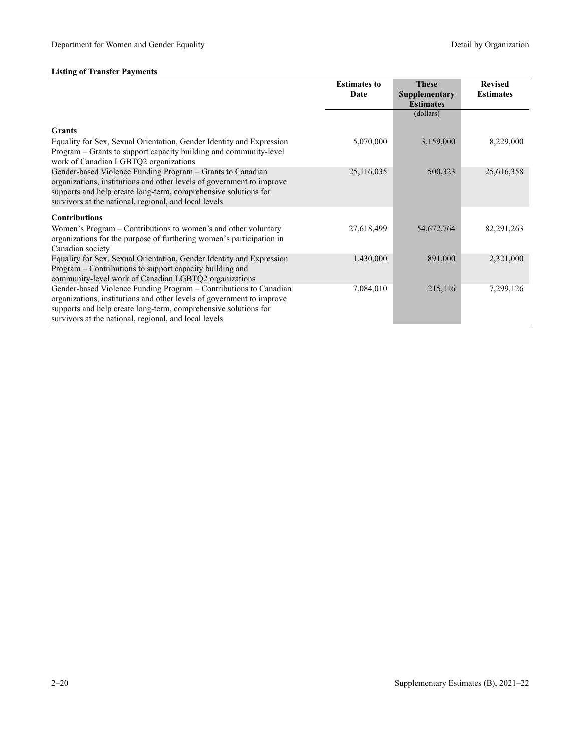**Listing of Transfer Payments**

| | Estimates to Date | These Supplementary Estimates | Revised Estimates |
|---|---|---|---|
| | | (dollars) | |
| **Grants** | | | |
| Equality for Sex, Sexual Orientation, Gender Identity and Expression Program – Grants to support capacity building and community-level work of Canadian LGBTQ2 organizations | 5,070,000 | 3,159,000 | 8,229,000 |
| Gender-based Violence Funding Program – Grants to Canadian organizations, institutions and other levels of government to improve supports and help create long-term, comprehensive solutions for survivors at the national, regional, and local levels | 25,116,035 | 500,323 | 25,616,358 |
| **Contributions** | | | |
| Women's Program – Contributions to women's and other voluntary organizations for the purpose of furthering women's participation in Canadian society | 27,618,499 | 54,672,764 | 82,291,263 |
| Equality for Sex, Sexual Orientation, Gender Identity and Expression Program – Contributions to support capacity building and community-level work of Canadian LGBTQ2 organizations | 1,430,000 | 891,000 | 2,321,000 |
| Gender-based Violence Funding Program – Contributions to Canadian organizations, institutions and other levels of government to improve supports and help create long-term, comprehensive solutions for survivors at the national, regional, and local levels | 7,084,010 | 215,116 | 7,299,126 |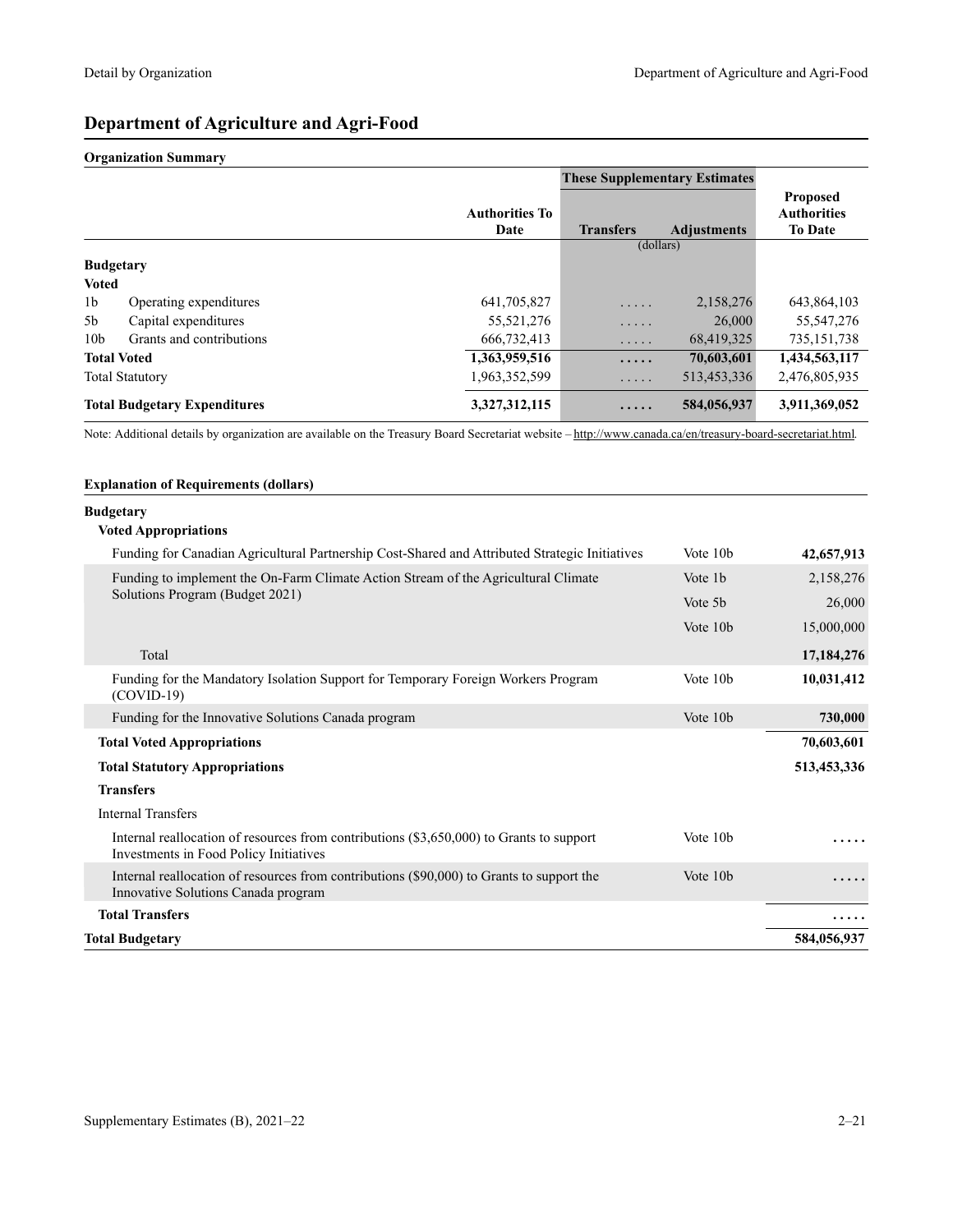# Department of Agriculture and Agri-Food

## Organization Summary

| | | Authorities To Date | These Supplementary Estimates | | Proposed Authorities To Date |
|---|---|---|---|---|---|
| | | | Transfers | Adjustments | |
| | | | (dollars) | | |
| **Budgetary** | | | | | |
| **Voted** | | | | | |
| 1b | Operating expenditures | 641,705,827 | ..... | 2,158,276 | 643,864,103 |
| 5b | Capital expenditures | 55,521,276 | ..... | 26,000 | 55,547,276 |
| 10b | Grants and contributions | 666,732,413 | ..... | 68,419,325 | 735,151,738 |
| **Total Voted** | | **1,363,959,516** | **.....** | **70,603,601** | **1,434,563,117** |
| Total Statutory | | 1,963,352,599 | ..... | 513,453,336 | 2,476,805,935 |
| **Total Budgetary Expenditures** | | **3,327,312,115** | **.....** | **584,056,937** | **3,911,369,052** |

Note: Additional details by organization are available on the Treasury Board Secretariat website – http://www.canada.ca/en/treasury-board-secretariat.html.

## Explanation of Requirements (dollars)

| | | |
|---|---|---|
| **Budgetary** | | |
| **Voted Appropriations** | | |
| Funding for Canadian Agricultural Partnership Cost-Shared and Attributed Strategic Initiatives | Vote 10b | **42,657,913** |
| Funding to implement the On-Farm Climate Action Stream of the Agricultural Climate Solutions Program (Budget 2021) | Vote 1b | 2,158,276 |
| | Vote 5b | 26,000 |
| | Vote 10b | 15,000,000 |
| Total | | **17,184,276** |
| Funding for the Mandatory Isolation Support for Temporary Foreign Workers Program (COVID-19) | Vote 10b | **10,031,412** |
| Funding for the Innovative Solutions Canada program | Vote 10b | **730,000** |
| **Total Voted Appropriations** | | **70,603,601** |
| **Total Statutory Appropriations** | | **513,453,336** |
| **Transfers** | | |
| Internal Transfers | | |
| Internal reallocation of resources from contributions ($3,650,000) to Grants to support Investments in Food Policy Initiatives | Vote 10b | ..... |
| Internal reallocation of resources from contributions ($90,000) to Grants to support the Innovative Solutions Canada program | Vote 10b | ..... |
| **Total Transfers** | | **.....** |
| **Total Budgetary** | | **584,056,937** |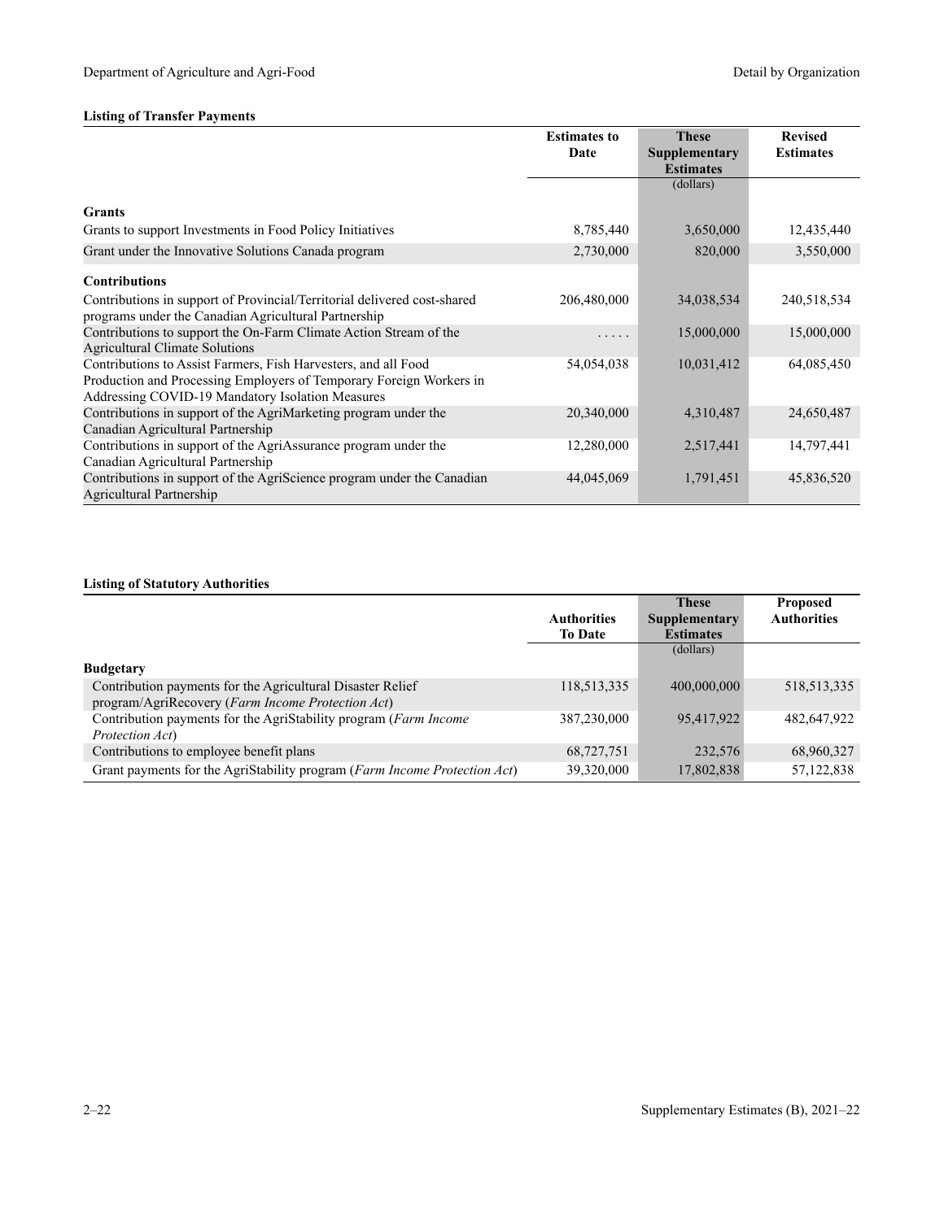**Listing of Transfer Payments**

| | Estimates to Date | These Supplementary Estimates | Revised Estimates |
|---|---|---|---|
| | | (dollars) | |
| **Grants** | | | |
| Grants to support Investments in Food Policy Initiatives | 8,785,440 | 3,650,000 | 12,435,440 |
| Grant under the Innovative Solutions Canada program | 2,730,000 | 820,000 | 3,550,000 |
| **Contributions** | | | |
| Contributions in support of Provincial/Territorial delivered cost-shared programs under the Canadian Agricultural Partnership | 206,480,000 | 34,038,534 | 240,518,534 |
| Contributions to support the On-Farm Climate Action Stream of the Agricultural Climate Solutions | . . . . . | 15,000,000 | 15,000,000 |
| Contributions to Assist Farmers, Fish Harvesters, and all Food Production and Processing Employers of Temporary Foreign Workers in Addressing COVID-19 Mandatory Isolation Measures | 54,054,038 | 10,031,412 | 64,085,450 |
| Contributions in support of the AgriMarketing program under the Canadian Agricultural Partnership | 20,340,000 | 4,310,487 | 24,650,487 |
| Contributions in support of the AgriAssurance program under the Canadian Agricultural Partnership | 12,280,000 | 2,517,441 | 14,797,441 |
| Contributions in support of the AgriScience program under the Canadian Agricultural Partnership | 44,045,069 | 1,791,451 | 45,836,520 |

**Listing of Statutory Authorities**

| | Authorities To Date | These Supplementary Estimates | Proposed Authorities |
|---|---|---|---|
| | | (dollars) | |
| **Budgetary** | | | |
| Contribution payments for the Agricultural Disaster Relief program/AgriRecovery (*Farm Income Protection Act*) | 118,513,335 | 400,000,000 | 518,513,335 |
| Contribution payments for the AgriStability program (*Farm Income Protection Act*) | 387,230,000 | 95,417,922 | 482,647,922 |
| Contributions to employee benefit plans | 68,727,751 | 232,576 | 68,960,327 |
| Grant payments for the AgriStability program (*Farm Income Protection Act*) | 39,320,000 | 17,802,838 | 57,122,838 |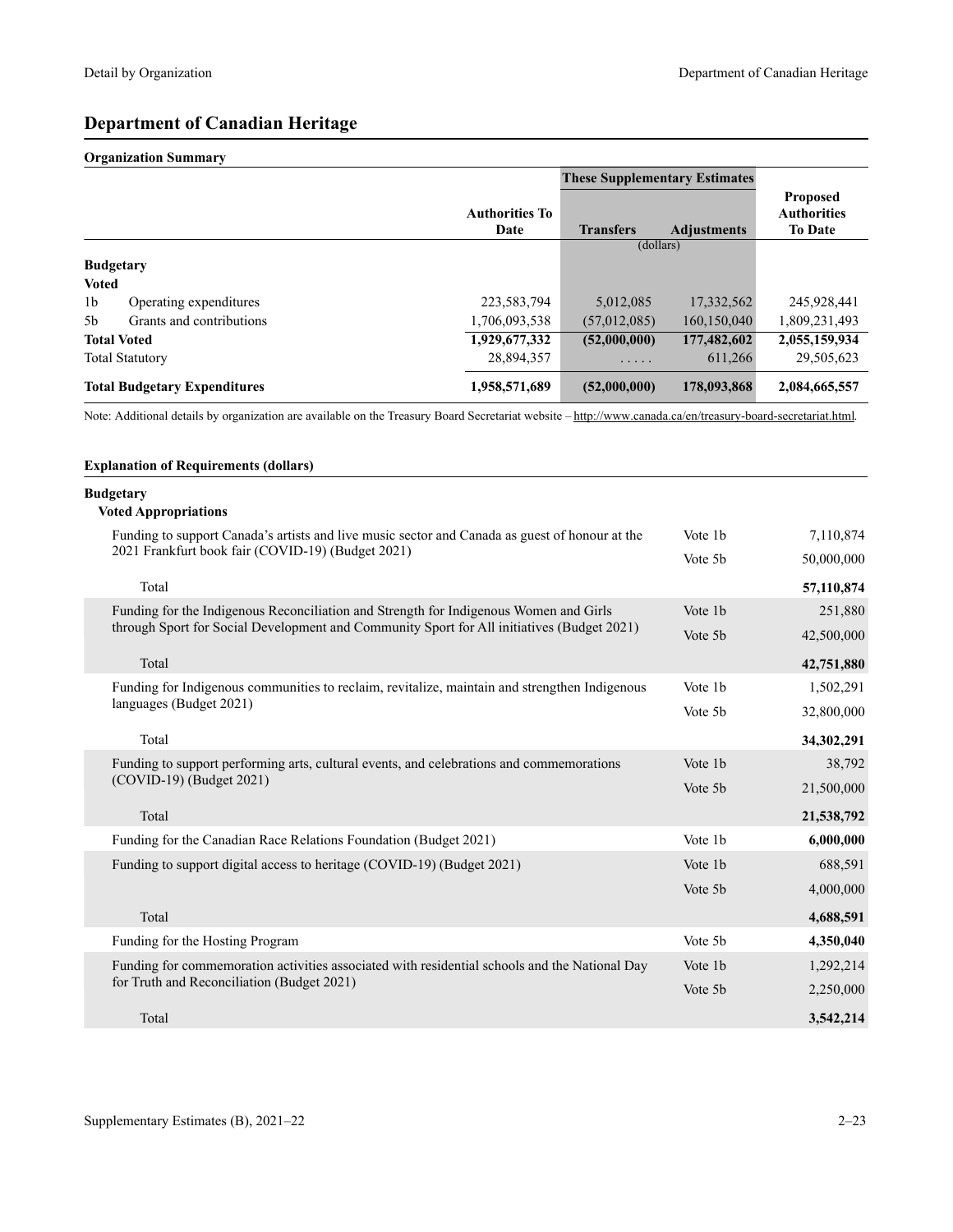# Department of Canadian Heritage

## Organization Summary

| | | Authorities To Date | These Supplementary Estimates | | Proposed Authorities To Date |
|---|---|---|---|---|---|
| | | | Transfers | Adjustments | |
| | | | (dollars) | | |
| **Budgetary** | | | | | |
| **Voted** | | | | | |
| 1b | Operating expenditures | 223,583,794 | 5,012,085 | 17,332,562 | 245,928,441 |
| 5b | Grants and contributions | 1,706,093,538 | (57,012,085) | 160,150,040 | 1,809,231,493 |
| **Total Voted** | | **1,929,677,332** | **(52,000,000)** | **177,482,602** | **2,055,159,934** |
| Total Statutory | | 28,894,357 | ..... | 611,266 | 29,505,623 |
| **Total Budgetary Expenditures** | | **1,958,571,689** | **(52,000,000)** | **178,093,868** | **2,084,665,557** |

Note: Additional details by organization are available on the Treasury Board Secretariat website – http://www.canada.ca/en/treasury-board-secretariat.html.

## Explanation of Requirements (dollars)

**Budgetary**

**Voted Appropriations**

| | | |
|---|---|---|
| Funding to support Canada's artists and live music sector and Canada as guest of honour at the 2021 Frankfurt book fair (COVID-19) (Budget 2021) | Vote 1b | 7,110,874 |
| | Vote 5b | 50,000,000 |
| Total | | **57,110,874** |
| Funding for the Indigenous Reconciliation and Strength for Indigenous Women and Girls through Sport for Social Development and Community Sport for All initiatives (Budget 2021) | Vote 1b | 251,880 |
| | Vote 5b | 42,500,000 |
| Total | | **42,751,880** |
| Funding for Indigenous communities to reclaim, revitalize, maintain and strengthen Indigenous languages (Budget 2021) | Vote 1b | 1,502,291 |
| | Vote 5b | 32,800,000 |
| Total | | **34,302,291** |
| Funding to support performing arts, cultural events, and celebrations and commemorations (COVID-19) (Budget 2021) | Vote 1b | 38,792 |
| | Vote 5b | 21,500,000 |
| Total | | **21,538,792** |
| Funding for the Canadian Race Relations Foundation (Budget 2021) | Vote 1b | **6,000,000** |
| Funding to support digital access to heritage (COVID-19) (Budget 2021) | Vote 1b | 688,591 |
| | Vote 5b | 4,000,000 |
| Total | | **4,688,591** |
| Funding for the Hosting Program | Vote 5b | **4,350,040** |
| Funding for commemoration activities associated with residential schools and the National Day for Truth and Reconciliation (Budget 2021) | Vote 1b | 1,292,214 |
| | Vote 5b | 2,250,000 |
| Total | | **3,542,214** |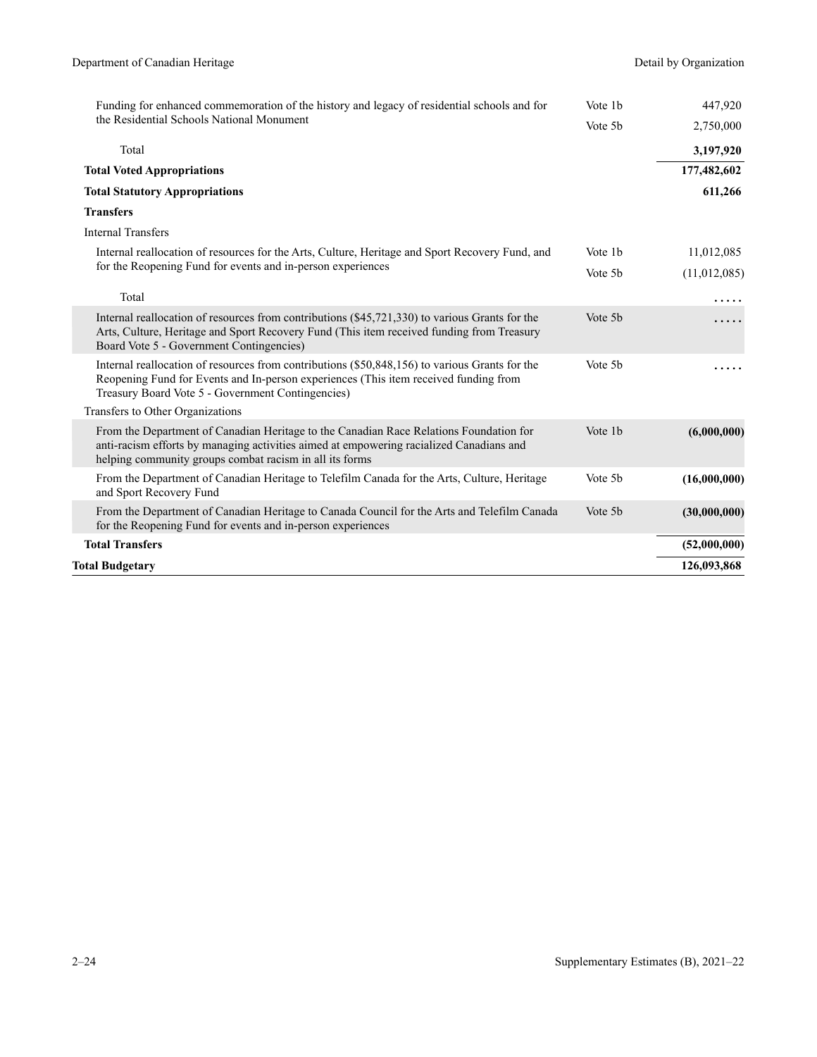| | | |
|---|---|---|
| Funding for enhanced commemoration of the history and legacy of residential schools and for the Residential Schools National Monument | Vote 1b | 447,920 |
| | Vote 5b | 2,750,000 |
| Total | | **3,197,920** |
| **Total Voted Appropriations** | | **177,482,602** |
| **Total Statutory Appropriations** | | **611,266** |
| **Transfers** | | |
| Internal Transfers | | |
| Internal reallocation of resources for the Arts, Culture, Heritage and Sport Recovery Fund, and for the Reopening Fund for events and in-person experiences | Vote 1b | 11,012,085 |
| | Vote 5b | (11,012,085) |
| Total | | ..... |
| Internal reallocation of resources from contributions ($45,721,330) to various Grants for the Arts, Culture, Heritage and Sport Recovery Fund (This item received funding from Treasury Board Vote 5 - Government Contingencies) | Vote 5b | ..... |
| Internal reallocation of resources from contributions ($50,848,156) to various Grants for the Reopening Fund for Events and In-person experiences (This item received funding from Treasury Board Vote 5 - Government Contingencies) | Vote 5b | ..... |
| Transfers to Other Organizations | | |
| From the Department of Canadian Heritage to the Canadian Race Relations Foundation for anti-racism efforts by managing activities aimed at empowering racialized Canadians and helping community groups combat racism in all its forms | Vote 1b | **(6,000,000)** |
| From the Department of Canadian Heritage to Telefilm Canada for the Arts, Culture, Heritage and Sport Recovery Fund | Vote 5b | **(16,000,000)** |
| From the Department of Canadian Heritage to Canada Council for the Arts and Telefilm Canada for the Reopening Fund for events and in-person experiences | Vote 5b | **(30,000,000)** |
| **Total Transfers** | | **(52,000,000)** |
| **Total Budgetary** | | **126,093,868** |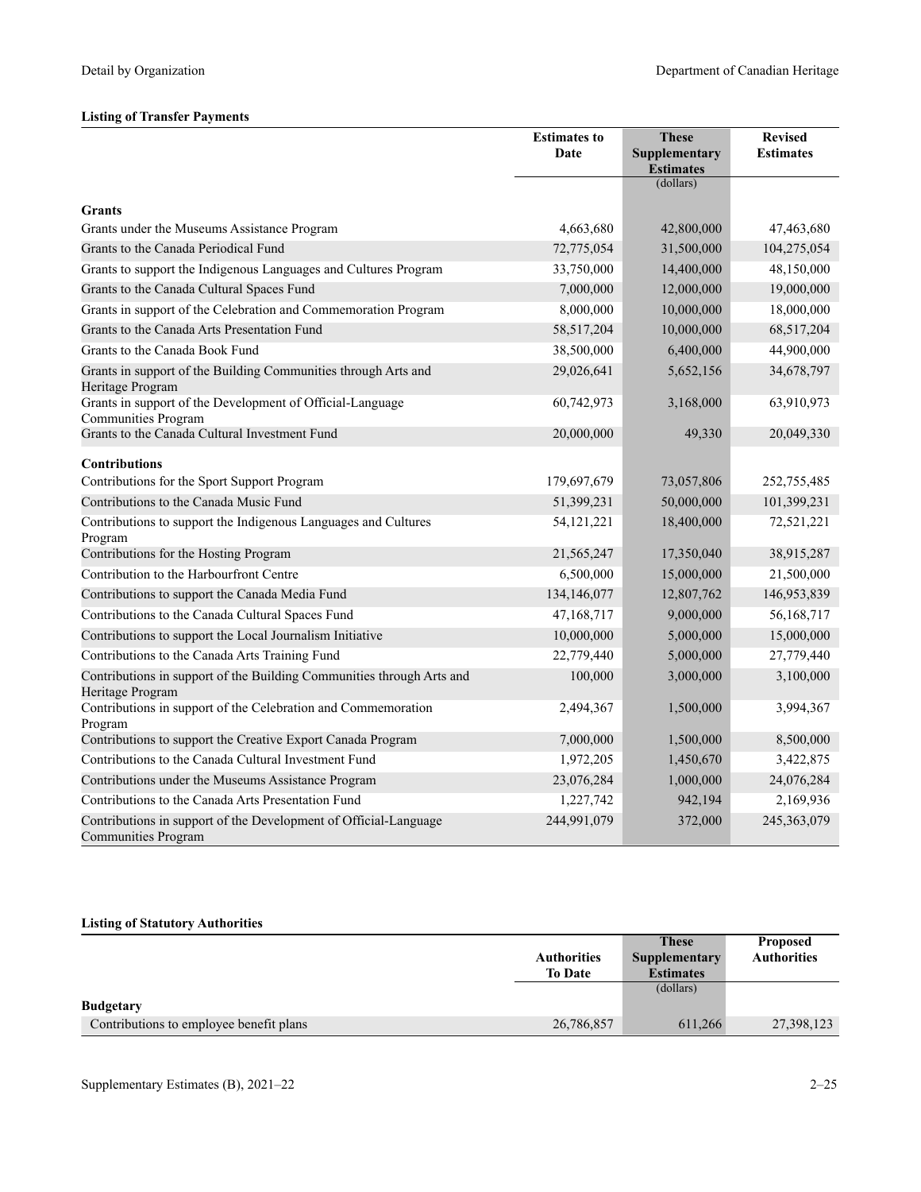**Listing of Transfer Payments**

| | Estimates to Date | These Supplementary Estimates (dollars) | Revised Estimates |
|---|---|---|---|
| **Grants** | | | |
| Grants under the Museums Assistance Program | 4,663,680 | 42,800,000 | 47,463,680 |
| Grants to the Canada Periodical Fund | 72,775,054 | 31,500,000 | 104,275,054 |
| Grants to support the Indigenous Languages and Cultures Program | 33,750,000 | 14,400,000 | 48,150,000 |
| Grants to the Canada Cultural Spaces Fund | 7,000,000 | 12,000,000 | 19,000,000 |
| Grants in support of the Celebration and Commemoration Program | 8,000,000 | 10,000,000 | 18,000,000 |
| Grants to the Canada Arts Presentation Fund | 58,517,204 | 10,000,000 | 68,517,204 |
| Grants to the Canada Book Fund | 38,500,000 | 6,400,000 | 44,900,000 |
| Grants in support of the Building Communities through Arts and Heritage Program | 29,026,641 | 5,652,156 | 34,678,797 |
| Grants in support of the Development of Official-Language Communities Program | 60,742,973 | 3,168,000 | 63,910,973 |
| Grants to the Canada Cultural Investment Fund | 20,000,000 | 49,330 | 20,049,330 |
| **Contributions** | | | |
| Contributions for the Sport Support Program | 179,697,679 | 73,057,806 | 252,755,485 |
| Contributions to the Canada Music Fund | 51,399,231 | 50,000,000 | 101,399,231 |
| Contributions to support the Indigenous Languages and Cultures Program | 54,121,221 | 18,400,000 | 72,521,221 |
| Contributions for the Hosting Program | 21,565,247 | 17,350,040 | 38,915,287 |
| Contribution to the Harbourfront Centre | 6,500,000 | 15,000,000 | 21,500,000 |
| Contributions to support the Canada Media Fund | 134,146,077 | 12,807,762 | 146,953,839 |
| Contributions to the Canada Cultural Spaces Fund | 47,168,717 | 9,000,000 | 56,168,717 |
| Contributions to support the Local Journalism Initiative | 10,000,000 | 5,000,000 | 15,000,000 |
| Contributions to the Canada Arts Training Fund | 22,779,440 | 5,000,000 | 27,779,440 |
| Contributions in support of the Building Communities through Arts and Heritage Program | 100,000 | 3,000,000 | 3,100,000 |
| Contributions in support of the Celebration and Commemoration Program | 2,494,367 | 1,500,000 | 3,994,367 |
| Contributions to support the Creative Export Canada Program | 7,000,000 | 1,500,000 | 8,500,000 |
| Contributions to the Canada Cultural Investment Fund | 1,972,205 | 1,450,670 | 3,422,875 |
| Contributions under the Museums Assistance Program | 23,076,284 | 1,000,000 | 24,076,284 |
| Contributions to the Canada Arts Presentation Fund | 1,227,742 | 942,194 | 2,169,936 |
| Contributions in support of the Development of Official-Language Communities Program | 244,991,079 | 372,000 | 245,363,079 |

**Listing of Statutory Authorities**

| | Authorities To Date | These Supplementary Estimates (dollars) | Proposed Authorities |
|---|---|---|---|
| **Budgetary** | | | |
| Contributions to employee benefit plans | 26,786,857 | 611,266 | 27,398,123 |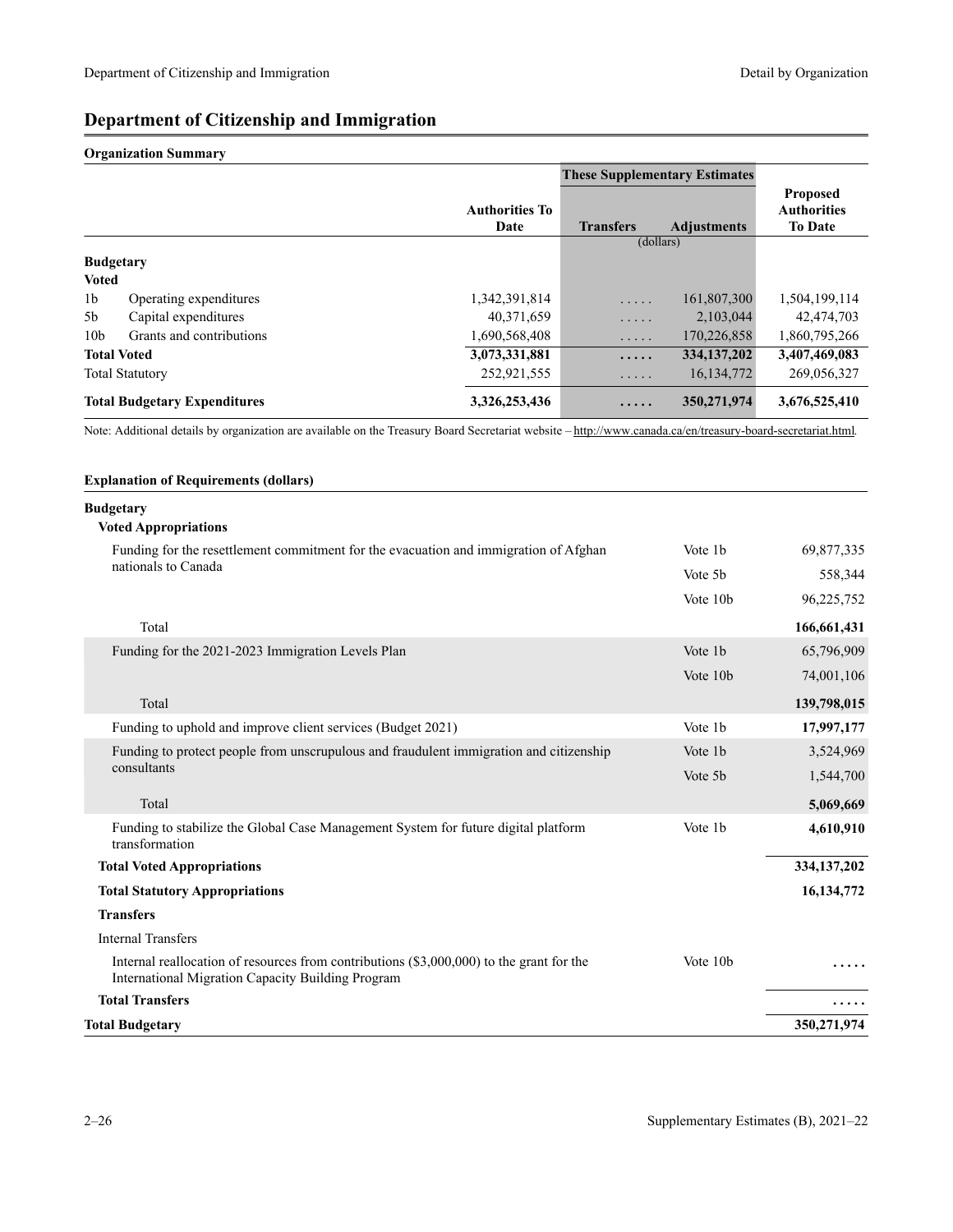# Department of Citizenship and Immigration

**Organization Summary**

| | | These Supplementary Estimates | | |
|---|---|---|---|---|
| | Authorities To Date | Transfers | Adjustments | Proposed Authorities To Date |
| | | (dollars) | | |
| **Budgetary** | | | | |
| **Voted** | | | | |
| 1b Operating expenditures | 1,342,391,814 | ..... | 161,807,300 | 1,504,199,114 |
| 5b Capital expenditures | 40,371,659 | ..... | 2,103,044 | 42,474,703 |
| 10b Grants and contributions | 1,690,568,408 | ..... | 170,226,858 | 1,860,795,266 |
| **Total Voted** | **3,073,331,881** | **.....** | **334,137,202** | **3,407,469,083** |
| Total Statutory | 252,921,555 | ..... | 16,134,772 | 269,056,327 |
| **Total Budgetary Expenditures** | **3,326,253,436** | **.....** | **350,271,974** | **3,676,525,410** |

Note: Additional details by organization are available on the Treasury Board Secretariat website – http://www.canada.ca/en/treasury-board-secretariat.html.

**Explanation of Requirements (dollars)**

| | | |
|---|---|---|
| **Budgetary** | | |
| **Voted Appropriations** | | |
| Funding for the resettlement commitment for the evacuation and immigration of Afghan nationals to Canada | Vote 1b | 69,877,335 |
| | Vote 5b | 558,344 |
| | Vote 10b | 96,225,752 |
| Total | | **166,661,431** |
| Funding for the 2021-2023 Immigration Levels Plan | Vote 1b | 65,796,909 |
| | Vote 10b | 74,001,106 |
| Total | | **139,798,015** |
| Funding to uphold and improve client services (Budget 2021) | Vote 1b | **17,997,177** |
| Funding to protect people from unscrupulous and fraudulent immigration and citizenship consultants | Vote 1b | 3,524,969 |
| | Vote 5b | 1,544,700 |
| Total | | **5,069,669** |
| Funding to stabilize the Global Case Management System for future digital platform transformation | Vote 1b | **4,610,910** |
| **Total Voted Appropriations** | | **334,137,202** |
| **Total Statutory Appropriations** | | **16,134,772** |
| **Transfers** | | |
| Internal Transfers | | |
| Internal reallocation of resources from contributions ($3,000,000) to the grant for the International Migration Capacity Building Program | Vote 10b | **.....** |
| **Total Transfers** | | **.....** |
| **Total Budgetary** | | **350,271,974** |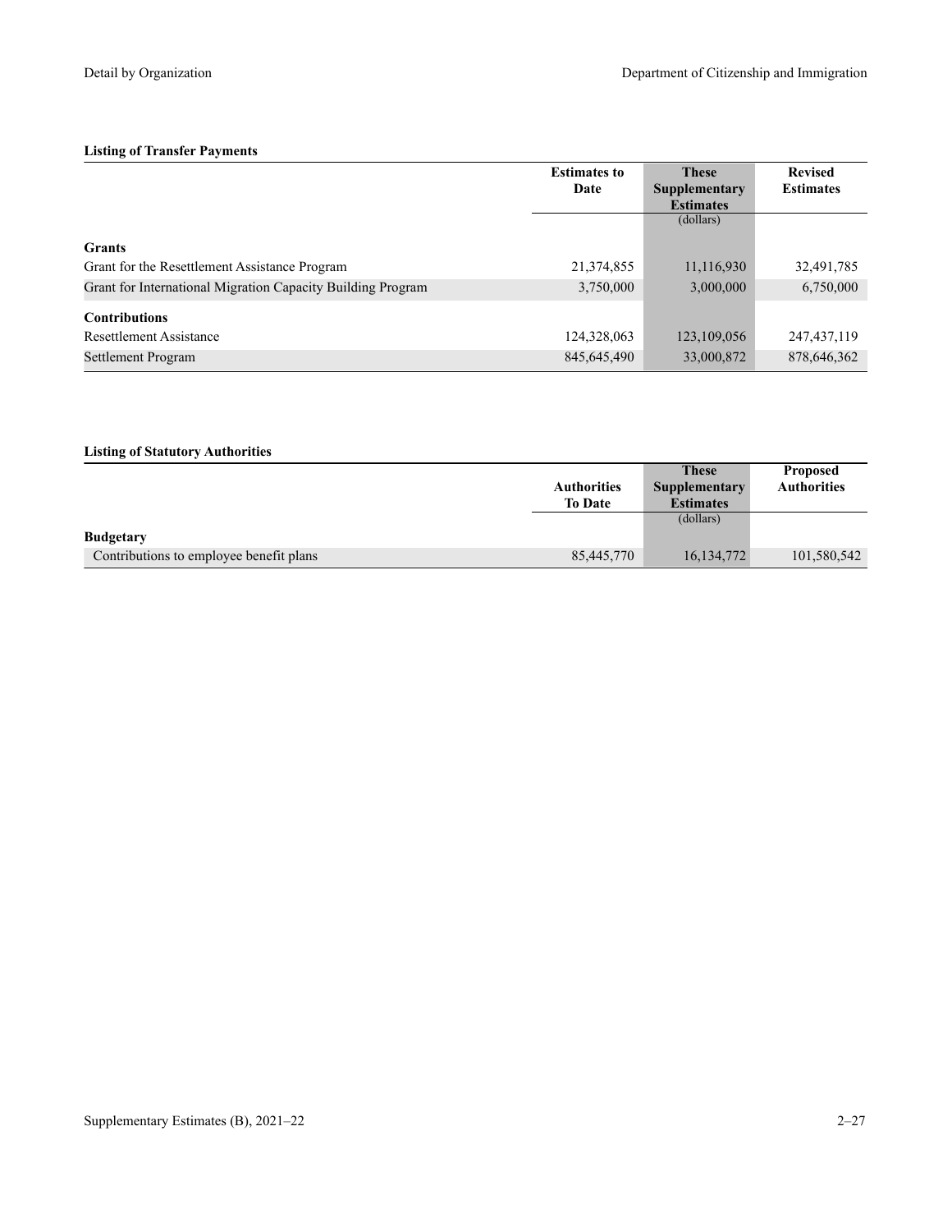**Listing of Transfer Payments**

| | Estimates to Date | These Supplementary Estimates | Revised Estimates |
|---|---|---|---|
| | | (dollars) | |
| **Grants** | | | |
| Grant for the Resettlement Assistance Program | 21,374,855 | 11,116,930 | 32,491,785 |
| Grant for International Migration Capacity Building Program | 3,750,000 | 3,000,000 | 6,750,000 |
| **Contributions** | | | |
| Resettlement Assistance | 124,328,063 | 123,109,056 | 247,437,119 |
| Settlement Program | 845,645,490 | 33,000,872 | 878,646,362 |

**Listing of Statutory Authorities**

| | Authorities To Date | These Supplementary Estimates | Proposed Authorities |
|---|---|---|---|
| | | (dollars) | |
| **Budgetary** | | | |
| Contributions to employee benefit plans | 85,445,770 | 16,134,772 | 101,580,542 |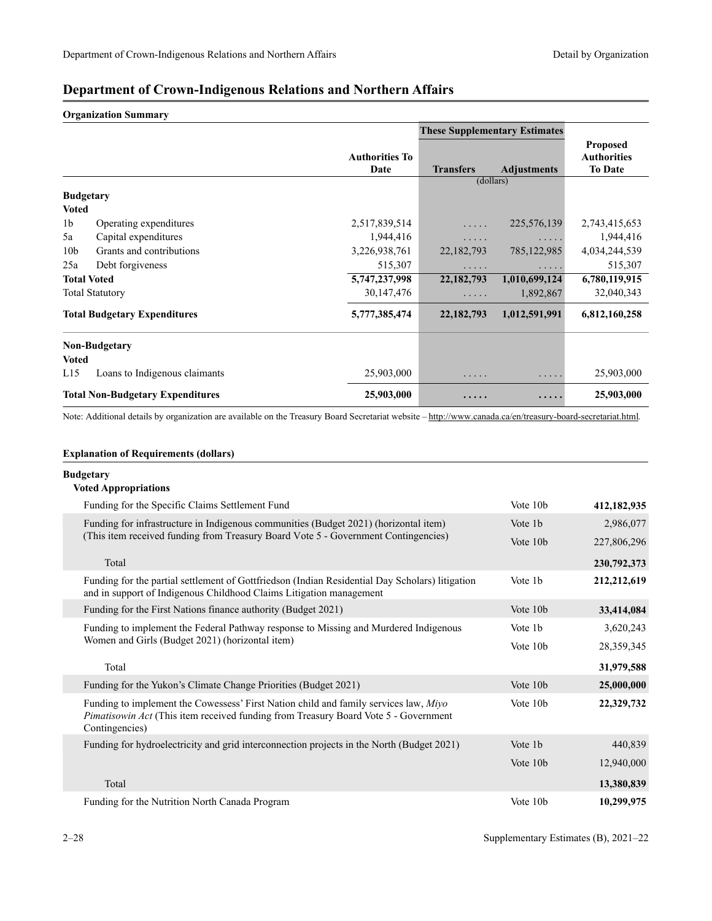## Department of Crown-Indigenous Relations and Northern Affairs

### Organization Summary

| | | Authorities To Date | These Supplementary Estimates | | Proposed Authorities To Date |
|---|---|---|---|---|---|
| | | | Transfers | Adjustments | |
| | | | (dollars) | | |
| **Budgetary** | | | | | |
| **Voted** | | | | | |
| 1b | Operating expenditures | 2,517,839,514 | ..... | 225,576,139 | 2,743,415,653 |
| 5a | Capital expenditures | 1,944,416 | ..... | ..... | 1,944,416 |
| 10b | Grants and contributions | 3,226,938,761 | 22,182,793 | 785,122,985 | 4,034,244,539 |
| 25a | Debt forgiveness | 515,307 | ..... | ..... | 515,307 |
| **Total Voted** | | **5,747,237,998** | **22,182,793** | **1,010,699,124** | **6,780,119,915** |
| Total Statutory | | 30,147,476 | ..... | 1,892,867 | 32,040,343 |
| **Total Budgetary Expenditures** | | **5,777,385,474** | **22,182,793** | **1,012,591,991** | **6,812,160,258** |
| **Non-Budgetary** | | | | | |
| **Voted** | | | | | |
| L15 | Loans to Indigenous claimants | 25,903,000 | ..... | ..... | 25,903,000 |
| **Total Non-Budgetary Expenditures** | | **25,903,000** | **.....** | **.....** | **25,903,000** |

Note: Additional details by organization are available on the Treasury Board Secretariat website – http://www.canada.ca/en/treasury-board-secretariat.html.

### Explanation of Requirements (dollars)

**Budgetary**

**Voted Appropriations**

| | | |
|---|---|---|
| Funding for the Specific Claims Settlement Fund | Vote 10b | **412,182,935** |
| Funding for infrastructure in Indigenous communities (Budget 2021) (horizontal item) (This item received funding from Treasury Board Vote 5 - Government Contingencies) | Vote 1b | 2,986,077 |
| | Vote 10b | 227,806,296 |
| Total | | **230,792,373** |
| Funding for the partial settlement of Gottfriedson (Indian Residential Day Scholars) litigation and in support of Indigenous Childhood Claims Litigation management | Vote 1b | **212,212,619** |
| Funding for the First Nations finance authority (Budget 2021) | Vote 10b | **33,414,084** |
| Funding to implement the Federal Pathway response to Missing and Murdered Indigenous Women and Girls (Budget 2021) (horizontal item) | Vote 1b | 3,620,243 |
| | Vote 10b | 28,359,345 |
| Total | | **31,979,588** |
| Funding for the Yukon's Climate Change Priorities (Budget 2021) | Vote 10b | **25,000,000** |
| Funding to implement the Cowessess' First Nation child and family services law, *Miyo Pimatisowin Act* (This item received funding from Treasury Board Vote 5 - Government Contingencies) | Vote 10b | **22,329,732** |
| Funding for hydroelectricity and grid interconnection projects in the North (Budget 2021) | Vote 1b | 440,839 |
| | Vote 10b | 12,940,000 |
| Total | | **13,380,839** |
| Funding for the Nutrition North Canada Program | Vote 10b | **10,299,975** |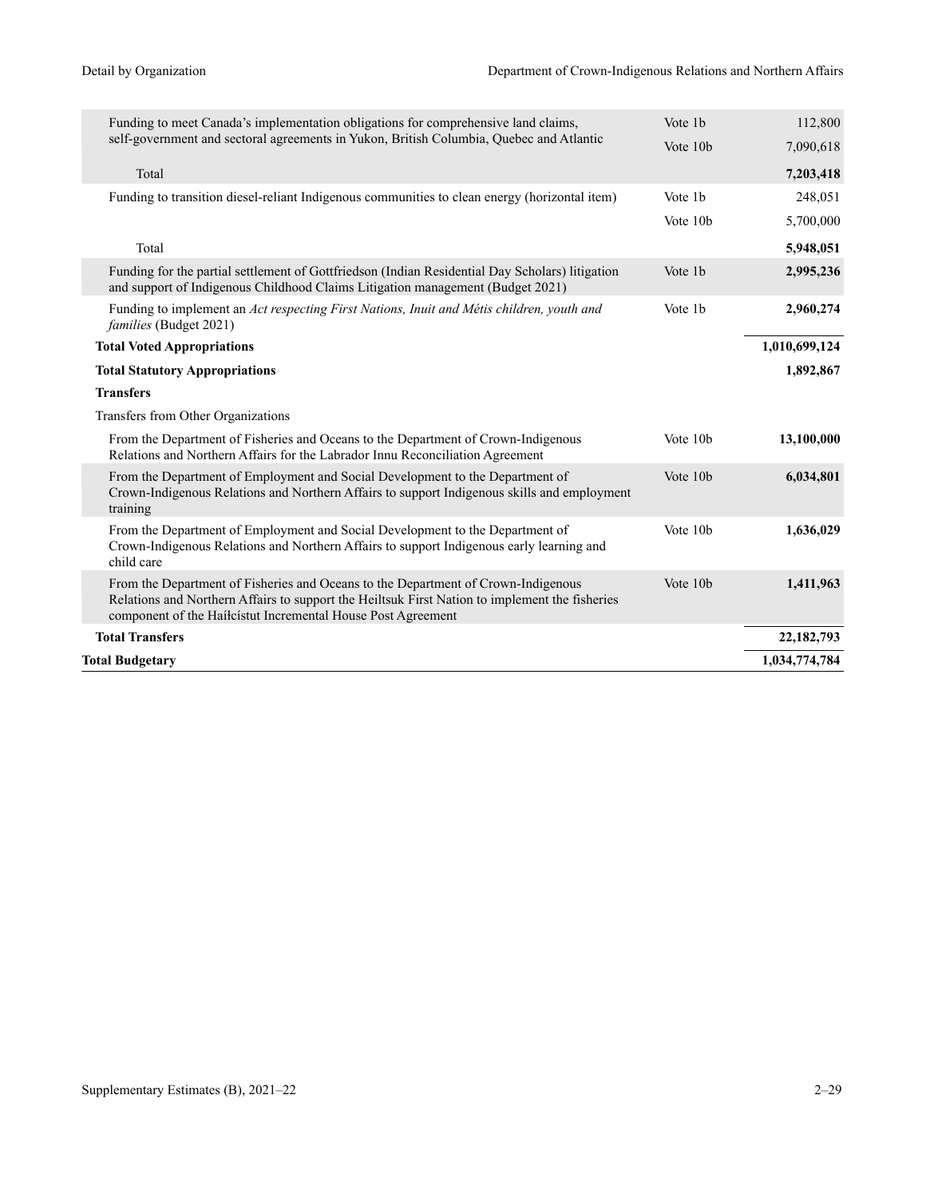| | | |
|---|---|---|
| Funding to meet Canada's implementation obligations for comprehensive land claims, self-government and sectoral agreements in Yukon, British Columbia, Quebec and Atlantic | Vote 1b | 112,800 |
| | Vote 10b | 7,090,618 |
| Total | | **7,203,418** |
| Funding to transition diesel-reliant Indigenous communities to clean energy (horizontal item) | Vote 1b | 248,051 |
| | Vote 10b | 5,700,000 |
| Total | | **5,948,051** |
| Funding for the partial settlement of Gottfriedson (Indian Residential Day Scholars) litigation and support of Indigenous Childhood Claims Litigation management (Budget 2021) | Vote 1b | **2,995,236** |
| Funding to implement an *Act respecting First Nations, Inuit and Métis children, youth and families* (Budget 2021) | Vote 1b | **2,960,274** |
| **Total Voted Appropriations** | | **1,010,699,124** |
| **Total Statutory Appropriations** | | **1,892,867** |
| **Transfers** | | |
| Transfers from Other Organizations | | |
| From the Department of Fisheries and Oceans to the Department of Crown-Indigenous Relations and Northern Affairs for the Labrador Innu Reconciliation Agreement | Vote 10b | **13,100,000** |
| From the Department of Employment and Social Development to the Department of Crown-Indigenous Relations and Northern Affairs to support Indigenous skills and employment training | Vote 10b | **6,034,801** |
| From the Department of Employment and Social Development to the Department of Crown-Indigenous Relations and Northern Affairs to support Indigenous early learning and child care | Vote 10b | **1,636,029** |
| From the Department of Fisheries and Oceans to the Department of Crown-Indigenous Relations and Northern Affairs to support the Heiltsuk First Nation to implement the fisheries component of the Haíłcístut Incremental House Post Agreement | Vote 10b | **1,411,963** |
| **Total Transfers** | | **22,182,793** |
| **Total Budgetary** | | **1,034,774,784** |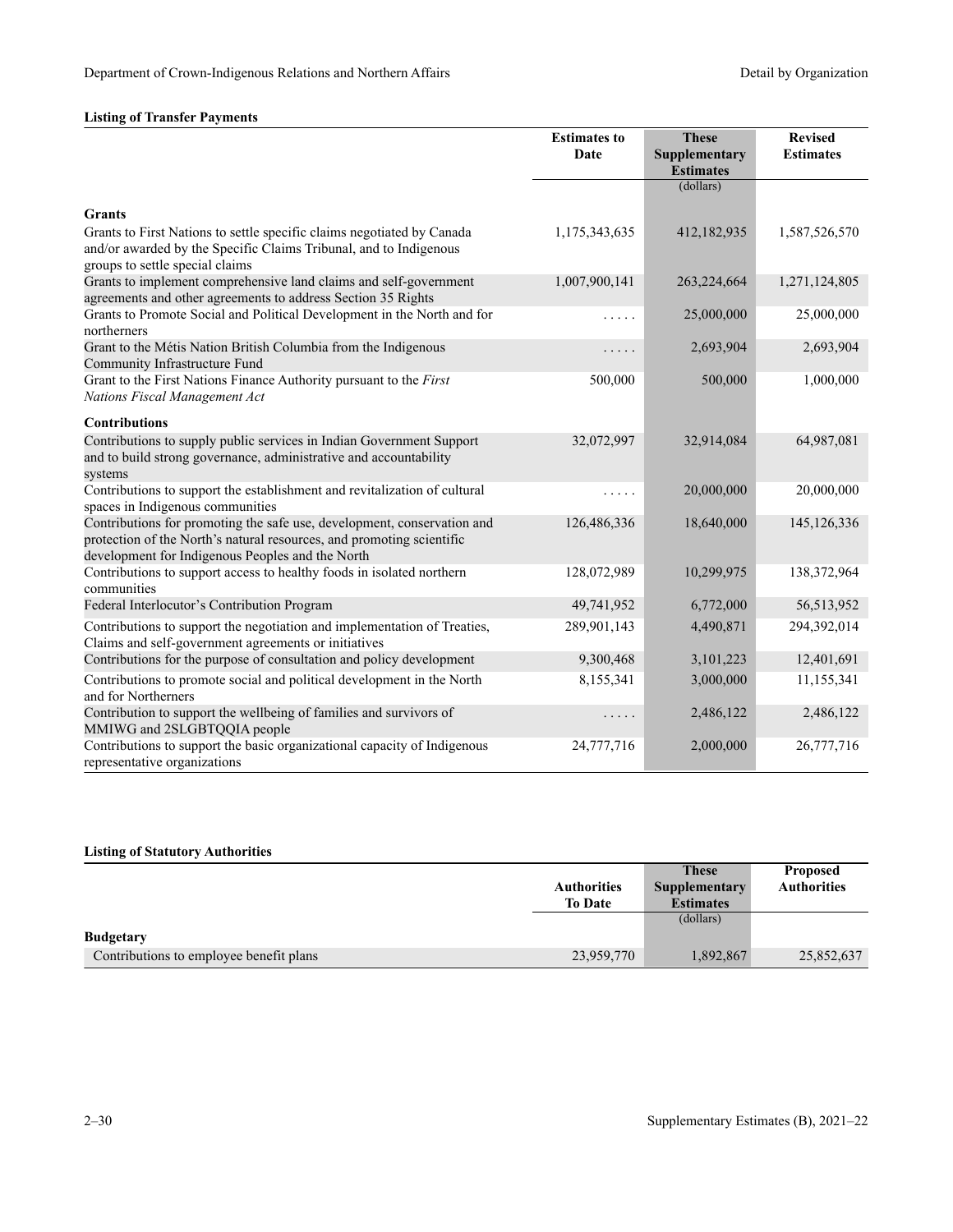**Listing of Transfer Payments**

| | Estimates to Date | These Supplementary Estimates | Revised Estimates |
|---|---|---|---|
| | | (dollars) | |
| **Grants** | | | |
| Grants to First Nations to settle specific claims negotiated by Canada and/or awarded by the Specific Claims Tribunal, and to Indigenous groups to settle special claims | 1,175,343,635 | 412,182,935 | 1,587,526,570 |
| Grants to implement comprehensive land claims and self-government agreements and other agreements to address Section 35 Rights | 1,007,900,141 | 263,224,664 | 1,271,124,805 |
| Grants to Promote Social and Political Development in the North and for northerners | ..... | 25,000,000 | 25,000,000 |
| Grant to the Métis Nation British Columbia from the Indigenous Community Infrastructure Fund | ..... | 2,693,904 | 2,693,904 |
| Grant to the First Nations Finance Authority pursuant to the *First Nations Fiscal Management Act* | 500,000 | 500,000 | 1,000,000 |
| **Contributions** | | | |
| Contributions to supply public services in Indian Government Support and to build strong governance, administrative and accountability systems | 32,072,997 | 32,914,084 | 64,987,081 |
| Contributions to support the establishment and revitalization of cultural spaces in Indigenous communities | ..... | 20,000,000 | 20,000,000 |
| Contributions for promoting the safe use, development, conservation and protection of the North's natural resources, and promoting scientific development for Indigenous Peoples and the North | 126,486,336 | 18,640,000 | 145,126,336 |
| Contributions to support access to healthy foods in isolated northern communities | 128,072,989 | 10,299,975 | 138,372,964 |
| Federal Interlocutor's Contribution Program | 49,741,952 | 6,772,000 | 56,513,952 |
| Contributions to support the negotiation and implementation of Treaties, Claims and self-government agreements or initiatives | 289,901,143 | 4,490,871 | 294,392,014 |
| Contributions for the purpose of consultation and policy development | 9,300,468 | 3,101,223 | 12,401,691 |
| Contributions to promote social and political development in the North and for Northerners | 8,155,341 | 3,000,000 | 11,155,341 |
| Contribution to support the wellbeing of families and survivors of MMIWG and 2SLGBTQQIA people | ..... | 2,486,122 | 2,486,122 |
| Contributions to support the basic organizational capacity of Indigenous representative organizations | 24,777,716 | 2,000,000 | 26,777,716 |

**Listing of Statutory Authorities**

| | Authorities To Date | These Supplementary Estimates | Proposed Authorities |
|---|---|---|---|
| | | (dollars) | |
| **Budgetary** | | | |
| Contributions to employee benefit plans | 23,959,770 | 1,892,867 | 25,852,637 |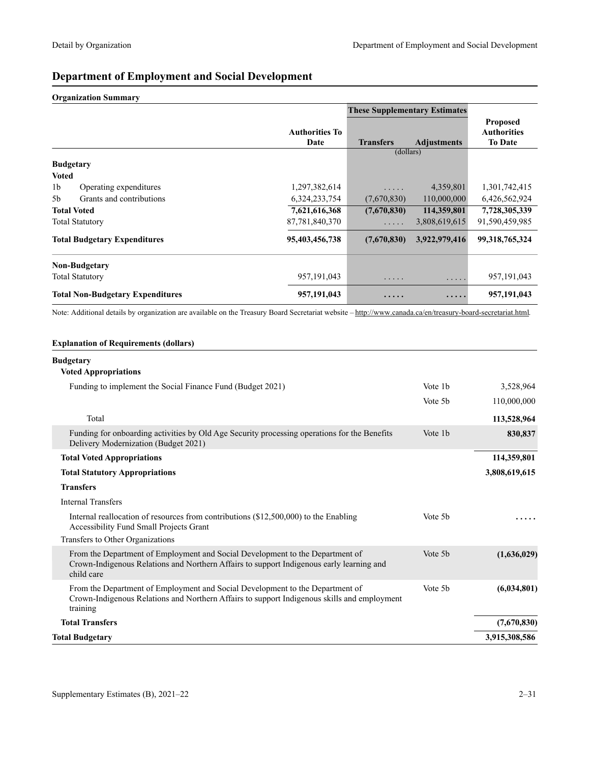# Department of Employment and Social Development

**Organization Summary**

| | | These Supplementary Estimates | | |
|---|---|---|---|---|
| | **Authorities To Date** | **Transfers** | **Adjustments** | **Proposed Authorities To Date** |
| | | (dollars) | | |
| **Budgetary** | | | | |
| **Voted** | | | | |
| 1b Operating expenditures | 1,297,382,614 | ..... | 4,359,801 | 1,301,742,415 |
| 5b Grants and contributions | 6,324,233,754 | (7,670,830) | 110,000,000 | 6,426,562,924 |
| **Total Voted** | **7,621,616,368** | **(7,670,830)** | **114,359,801** | **7,728,305,339** |
| Total Statutory | 87,781,840,370 | ..... | 3,808,619,615 | 91,590,459,985 |
| **Total Budgetary Expenditures** | **95,403,456,738** | **(7,670,830)** | **3,922,979,416** | **99,318,765,324** |
| **Non-Budgetary** | | | | |
| Total Statutory | 957,191,043 | ..... | ..... | 957,191,043 |
| **Total Non-Budgetary Expenditures** | **957,191,043** | **.....** | **.....** | **957,191,043** |

Note: Additional details by organization are available on the Treasury Board Secretariat website – http://www.canada.ca/en/treasury-board-secretariat.html.

**Explanation of Requirements (dollars)**

| | | |
|---|---|---|
| **Budgetary** | | |
| **Voted Appropriations** | | |
| Funding to implement the Social Finance Fund (Budget 2021) | Vote 1b | 3,528,964 |
| | Vote 5b | 110,000,000 |
| Total | | **113,528,964** |
| Funding for onboarding activities by Old Age Security processing operations for the Benefits Delivery Modernization (Budget 2021) | Vote 1b | **830,837** |
| **Total Voted Appropriations** | | **114,359,801** |
| **Total Statutory Appropriations** | | **3,808,619,615** |
| **Transfers** | | |
| Internal Transfers | | |
| Internal reallocation of resources from contributions ($12,500,000) to the Enabling Accessibility Fund Small Projects Grant | Vote 5b | **.....** |
| Transfers to Other Organizations | | |
| From the Department of Employment and Social Development to the Department of Crown-Indigenous Relations and Northern Affairs to support Indigenous early learning and child care | Vote 5b | **(1,636,029)** |
| From the Department of Employment and Social Development to the Department of Crown-Indigenous Relations and Northern Affairs to support Indigenous skills and employment training | Vote 5b | **(6,034,801)** |
| **Total Transfers** | | **(7,670,830)** |
| **Total Budgetary** | | **3,915,308,586** |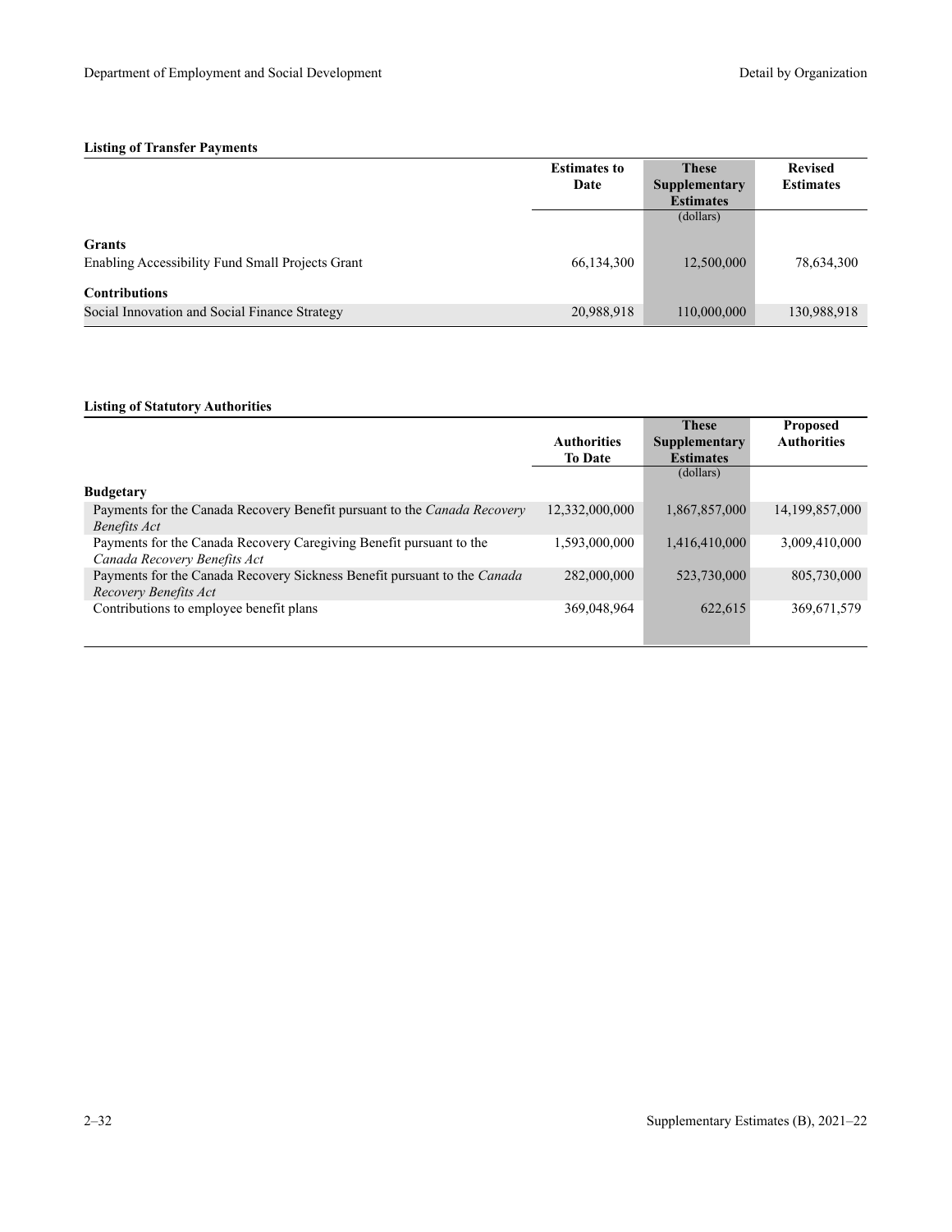### Listing of Transfer Payments

| | Estimates to Date | These Supplementary Estimates | Revised Estimates |
|---|---|---|---|
| | | (dollars) | |
| **Grants** | | | |
| Enabling Accessibility Fund Small Projects Grant | 66,134,300 | 12,500,000 | 78,634,300 |
| **Contributions** | | | |
| Social Innovation and Social Finance Strategy | 20,988,918 | 110,000,000 | 130,988,918 |

### Listing of Statutory Authorities

| | Authorities To Date | These Supplementary Estimates | Proposed Authorities |
|---|---|---|---|
| | | (dollars) | |
| **Budgetary** | | | |
| Payments for the Canada Recovery Benefit pursuant to the *Canada Recovery Benefits Act* | 12,332,000,000 | 1,867,857,000 | 14,199,857,000 |
| Payments for the Canada Recovery Caregiving Benefit pursuant to the *Canada Recovery Benefits Act* | 1,593,000,000 | 1,416,410,000 | 3,009,410,000 |
| Payments for the Canada Recovery Sickness Benefit pursuant to the *Canada Recovery Benefits Act* | 282,000,000 | 523,730,000 | 805,730,000 |
| Contributions to employee benefit plans | 369,048,964 | 622,615 | 369,671,579 |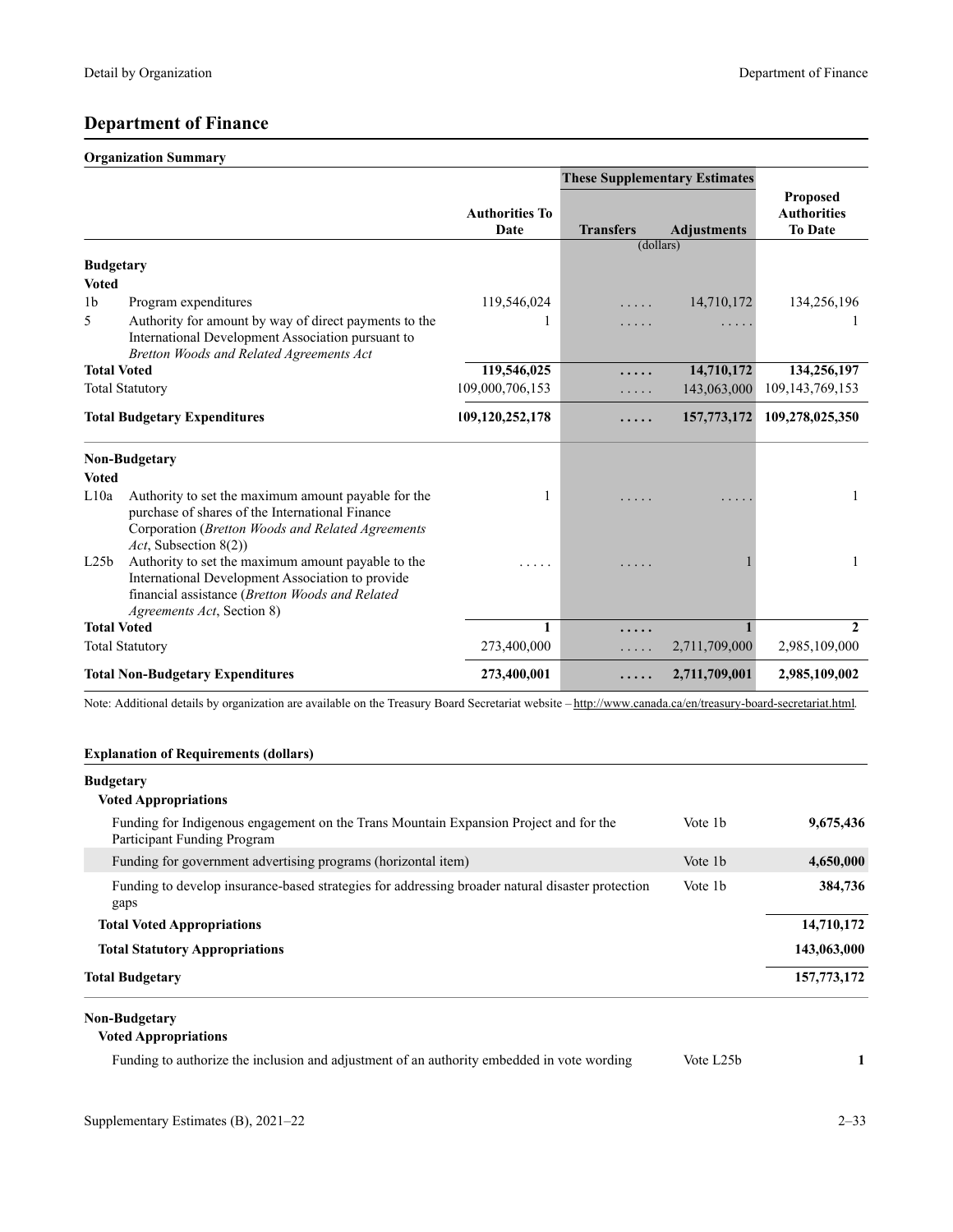## Department of Finance

### Organization Summary

| | | Authorities To Date | These Supplementary Estimates Transfers | Adjustments | Proposed Authorities To Date |
|---|---|---|---|---|---|
| | | | (dollars) | | |
| **Budgetary** | | | | | |
| **Voted** | | | | | |
| 1b | Program expenditures | 119,546,024 | ..... | 14,710,172 | 134,256,196 |
| 5 | Authority for amount by way of direct payments to the International Development Association pursuant to *Bretton Woods and Related Agreements Act* | 1 | ..... | ..... | 1 |
| **Total Voted** | | **119,546,025** | **.....** | **14,710,172** | **134,256,197** |
| Total Statutory | | 109,000,706,153 | ..... | 143,063,000 | 109,143,769,153 |
| **Total Budgetary Expenditures** | | **109,120,252,178** | **.....** | **157,773,172** | **109,278,025,350** |
| **Non-Budgetary** | | | | | |
| **Voted** | | | | | |
| L10a | Authority to set the maximum amount payable for the purchase of shares of the International Finance Corporation (*Bretton Woods and Related Agreements Act*, Subsection 8(2)) | 1 | ..... | ..... | 1 |
| L25b | Authority to set the maximum amount payable to the International Development Association to provide financial assistance (*Bretton Woods and Related Agreements Act*, Section 8) | ..... | ..... | 1 | 1 |
| **Total Voted** | | **1** | **.....** | **1** | **2** |
| Total Statutory | | 273,400,000 | ..... | 2,711,709,000 | 2,985,109,000 |
| **Total Non-Budgetary Expenditures** | | **273,400,001** | **.....** | **2,711,709,001** | **2,985,109,002** |

Note: Additional details by organization are available on the Treasury Board Secretariat website – http://www.canada.ca/en/treasury-board-secretariat.html.

### Explanation of Requirements (dollars)

**Budgetary**

**Voted Appropriations**

| | | |
|---|---|---|
| Funding for Indigenous engagement on the Trans Mountain Expansion Project and for the Participant Funding Program | Vote 1b | **9,675,436** |
| Funding for government advertising programs (horizontal item) | Vote 1b | **4,650,000** |
| Funding to develop insurance-based strategies for addressing broader natural disaster protection gaps | Vote 1b | **384,736** |
| **Total Voted Appropriations** | | **14,710,172** |
| **Total Statutory Appropriations** | | **143,063,000** |
| **Total Budgetary** | | **157,773,172** |

**Non-Budgetary**

**Voted Appropriations**

| | | |
|---|---|---|
| Funding to authorize the inclusion and adjustment of an authority embedded in vote wording | Vote L25b | **1** |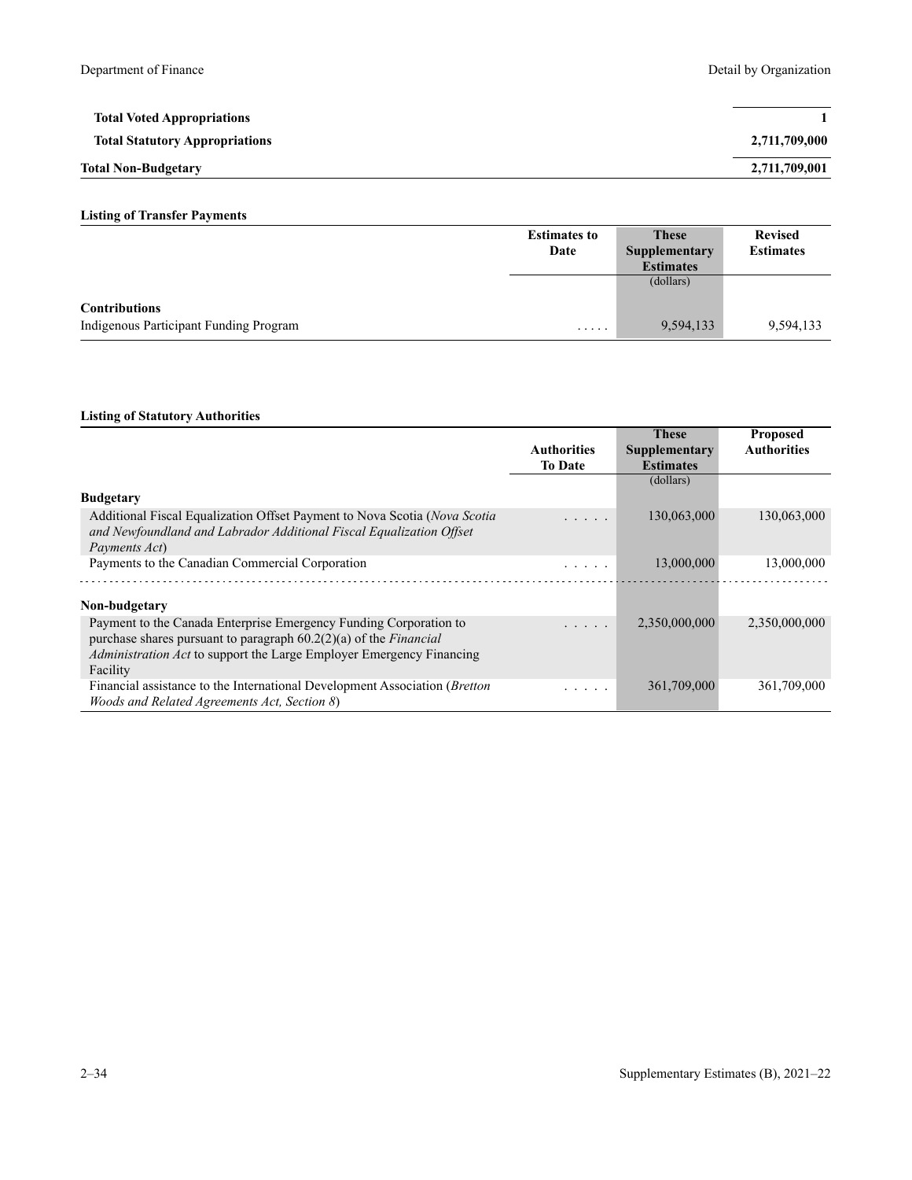| | |
|---|---|
| **Total Voted Appropriations** | **1** |
| **Total Statutory Appropriations** | **2,711,709,000** |
| **Total Non-Budgetary** | **2,711,709,001** |

**Listing of Transfer Payments**

| | Estimates to Date | These Supplementary Estimates | Revised Estimates |
|---|---|---|---|
| | | (dollars) | |
| **Contributions** | | | |
| Indigenous Participant Funding Program | . . . . . | 9,594,133 | 9,594,133 |

**Listing of Statutory Authorities**

| | Authorities To Date | These Supplementary Estimates | Proposed Authorities |
|---|---|---|---|
| | | (dollars) | |
| **Budgetary** | | | |
| Additional Fiscal Equalization Offset Payment to Nova Scotia (*Nova Scotia and Newfoundland and Labrador Additional Fiscal Equalization Offset Payments Act*) | . . . . . | 130,063,000 | 130,063,000 |
| Payments to the Canadian Commercial Corporation | . . . . . | 13,000,000 | 13,000,000 |
| **Non-budgetary** | | | |
| Payment to the Canada Enterprise Emergency Funding Corporation to purchase shares pursuant to paragraph 60.2(2)(a) of the *Financial Administration Act* to support the Large Employer Emergency Financing Facility | . . . . . | 2,350,000,000 | 2,350,000,000 |
| Financial assistance to the International Development Association (*Bretton Woods and Related Agreements Act, Section 8*) | . . . . . | 361,709,000 | 361,709,000 |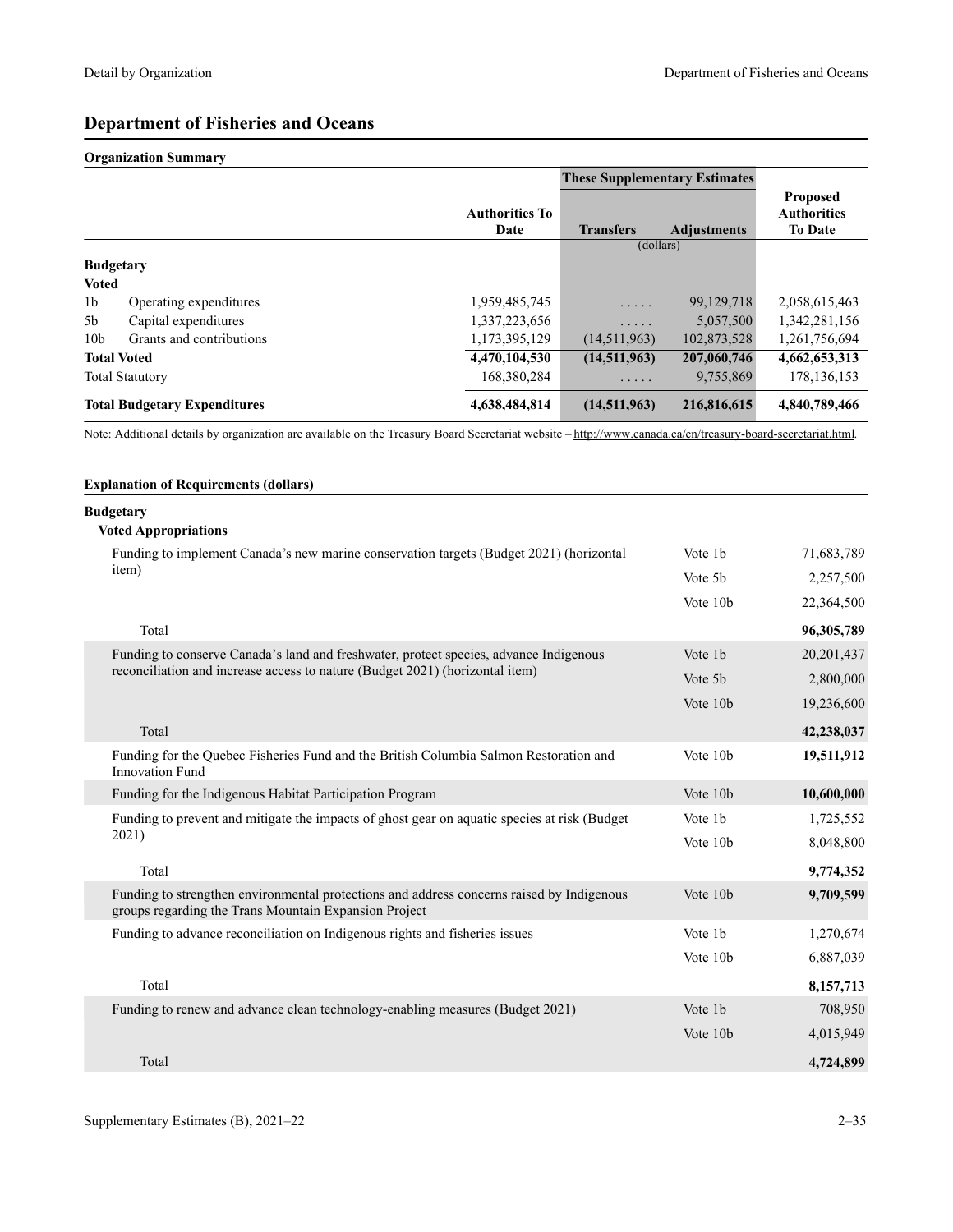# Department of Fisheries and Oceans

## Organization Summary

| | | Authorities To Date | These Supplementary Estimates Transfers | Adjustments | Proposed Authorities To Date |
|---|---|---|---|---|---|
| | | | (dollars) | | |
| **Budgetary** | | | | | |
| **Voted** | | | | | |
| 1b | Operating expenditures | 1,959,485,745 | ..... | 99,129,718 | 2,058,615,463 |
| 5b | Capital expenditures | 1,337,223,656 | ..... | 5,057,500 | 1,342,281,156 |
| 10b | Grants and contributions | 1,173,395,129 | (14,511,963) | 102,873,528 | 1,261,756,694 |
| **Total Voted** | | **4,470,104,530** | **(14,511,963)** | **207,060,746** | **4,662,653,313** |
| Total Statutory | | 168,380,284 | ..... | 9,755,869 | 178,136,153 |
| **Total Budgetary Expenditures** | | **4,638,484,814** | **(14,511,963)** | **216,816,615** | **4,840,789,466** |

Note: Additional details by organization are available on the Treasury Board Secretariat website – http://www.canada.ca/en/treasury-board-secretariat.html.

## Explanation of Requirements (dollars)

**Budgetary**

**Voted Appropriations**

| Item | Vote | Amount |
|---|---|---|
| Funding to implement Canada's new marine conservation targets (Budget 2021) (horizontal item) | Vote 1b | 71,683,789 |
| | Vote 5b | 2,257,500 |
| | Vote 10b | 22,364,500 |
| Total | | **96,305,789** |
| Funding to conserve Canada's land and freshwater, protect species, advance Indigenous reconciliation and increase access to nature (Budget 2021) (horizontal item) | Vote 1b | 20,201,437 |
| | Vote 5b | 2,800,000 |
| | Vote 10b | 19,236,600 |
| Total | | **42,238,037** |
| Funding for the Quebec Fisheries Fund and the British Columbia Salmon Restoration and Innovation Fund | Vote 10b | **19,511,912** |
| Funding for the Indigenous Habitat Participation Program | Vote 10b | **10,600,000** |
| Funding to prevent and mitigate the impacts of ghost gear on aquatic species at risk (Budget 2021) | Vote 1b | 1,725,552 |
| | Vote 10b | 8,048,800 |
| Total | | **9,774,352** |
| Funding to strengthen environmental protections and address concerns raised by Indigenous groups regarding the Trans Mountain Expansion Project | Vote 10b | **9,709,599** |
| Funding to advance reconciliation on Indigenous rights and fisheries issues | Vote 1b | 1,270,674 |
| | Vote 10b | 6,887,039 |
| Total | | **8,157,713** |
| Funding to renew and advance clean technology-enabling measures (Budget 2021) | Vote 1b | 708,950 |
| | Vote 10b | 4,015,949 |
| Total | | **4,724,899** |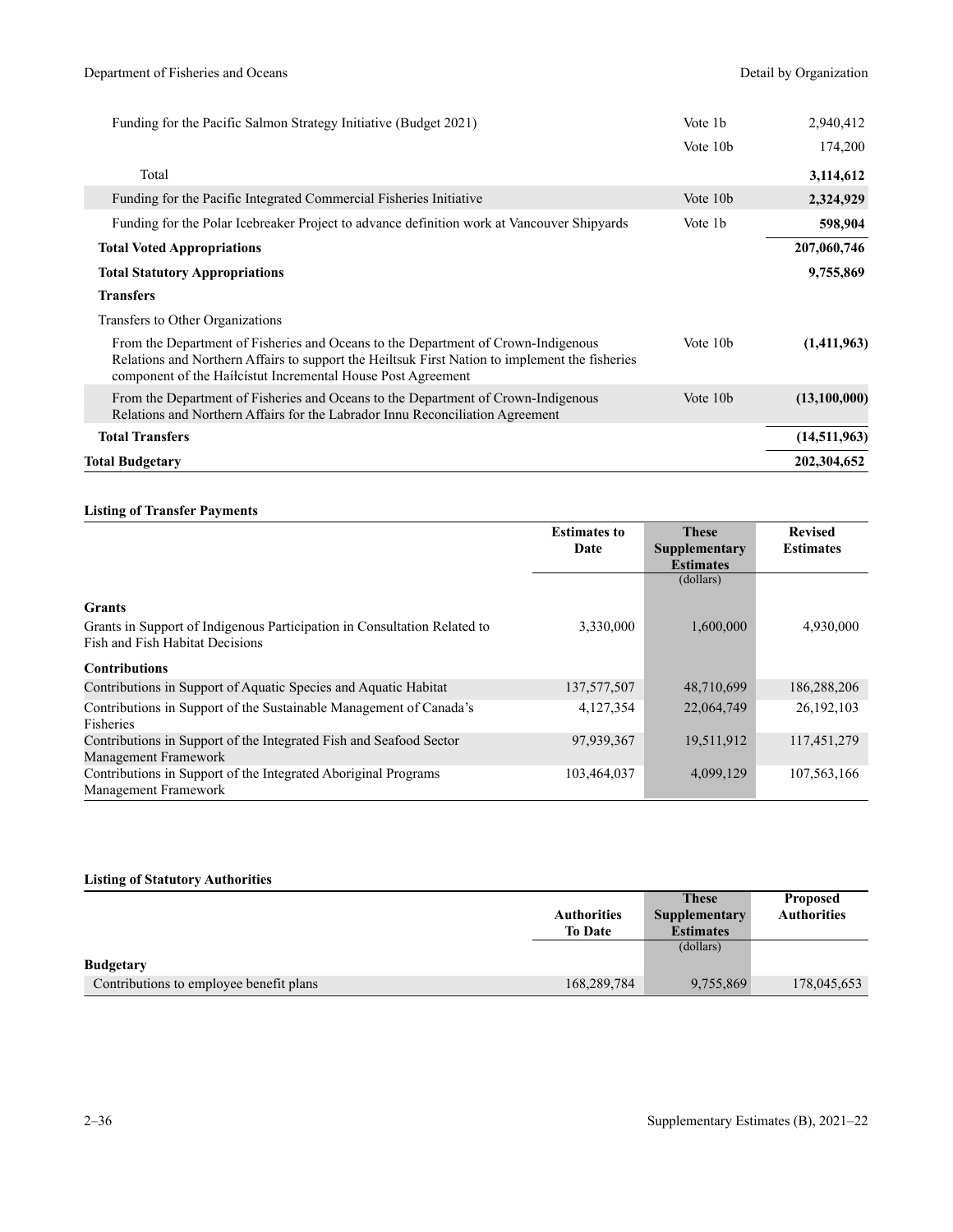| | | |
|---|---|---|
| Funding for the Pacific Salmon Strategy Initiative (Budget 2021) | Vote 1b | 2,940,412 |
| | Vote 10b | 174,200 |
| Total | | **3,114,612** |
| Funding for the Pacific Integrated Commercial Fisheries Initiative | Vote 10b | **2,324,929** |
| Funding for the Polar Icebreaker Project to advance definition work at Vancouver Shipyards | Vote 1b | **598,904** |
| **Total Voted Appropriations** | | **207,060,746** |
| **Total Statutory Appropriations** | | **9,755,869** |
| **Transfers** | | |
| Transfers to Other Organizations | | |
| From the Department of Fisheries and Oceans to the Department of Crown-Indigenous Relations and Northern Affairs to support the Heiltsuk First Nation to implement the fisheries component of the Haíɫcístut Incremental House Post Agreement | Vote 10b | **(1,411,963)** |
| From the Department of Fisheries and Oceans to the Department of Crown-Indigenous Relations and Northern Affairs for the Labrador Innu Reconciliation Agreement | Vote 10b | **(13,100,000)** |
| **Total Transfers** | | **(14,511,963)** |
| **Total Budgetary** | | **202,304,652** |

**Listing of Transfer Payments**

| | Estimates to Date | These Supplementary Estimates (dollars) | Revised Estimates |
|---|---|---|---|
| **Grants** | | | |
| Grants in Support of Indigenous Participation in Consultation Related to Fish and Fish Habitat Decisions | 3,330,000 | 1,600,000 | 4,930,000 |
| **Contributions** | | | |
| Contributions in Support of Aquatic Species and Aquatic Habitat | 137,577,507 | 48,710,699 | 186,288,206 |
| Contributions in Support of the Sustainable Management of Canada's Fisheries | 4,127,354 | 22,064,749 | 26,192,103 |
| Contributions in Support of the Integrated Fish and Seafood Sector Management Framework | 97,939,367 | 19,511,912 | 117,451,279 |
| Contributions in Support of the Integrated Aboriginal Programs Management Framework | 103,464,037 | 4,099,129 | 107,563,166 |

**Listing of Statutory Authorities**

| | Authorities To Date | These Supplementary Estimates (dollars) | Proposed Authorities |
|---|---|---|---|
| **Budgetary** | | | |
| Contributions to employee benefit plans | 168,289,784 | 9,755,869 | 178,045,653 |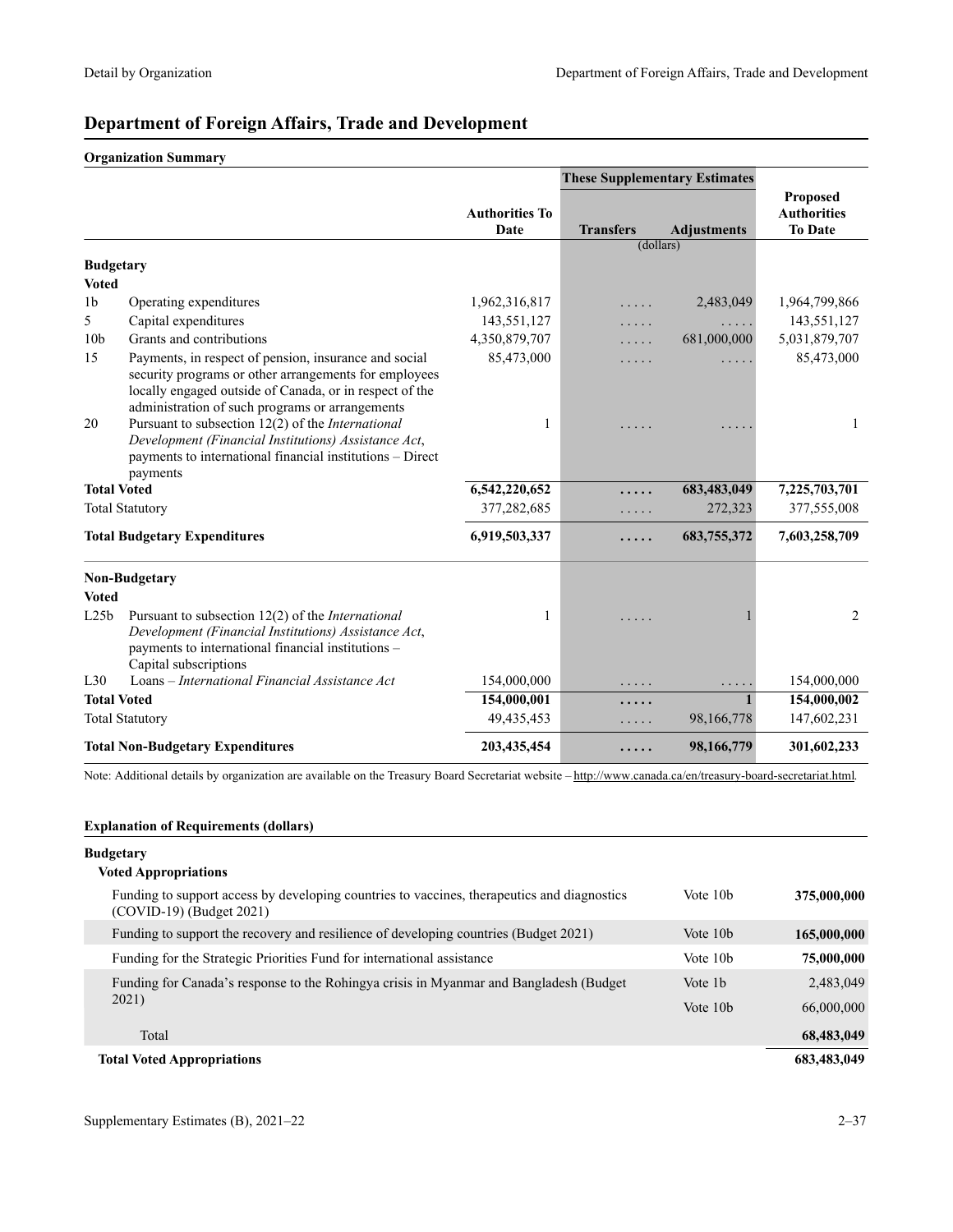# Department of Foreign Affairs, Trade and Development

## Organization Summary

| | | Authorities To Date | These Supplementary Estimates | | Proposed Authorities To Date |
|---|---|---|---|---|---|
| | | | Transfers | Adjustments | |
| | | | (dollars) | | |
| **Budgetary** | | | | | |
| **Voted** | | | | | |
| 1b | Operating expenditures | 1,962,316,817 | ..... | 2,483,049 | 1,964,799,866 |
| 5 | Capital expenditures | 143,551,127 | ..... | ..... | 143,551,127 |
| 10b | Grants and contributions | 4,350,879,707 | ..... | 681,000,000 | 5,031,879,707 |
| 15 | Payments, in respect of pension, insurance and social security programs or other arrangements for employees locally engaged outside of Canada, or in respect of the administration of such programs or arrangements | 85,473,000 | ..... | ..... | 85,473,000 |
| 20 | Pursuant to subsection 12(2) of the *International Development (Financial Institutions) Assistance Act*, payments to international financial institutions – Direct payments | 1 | ..... | ..... | 1 |
| **Total Voted** | | **6,542,220,652** | **.....** | **683,483,049** | **7,225,703,701** |
| Total Statutory | | 377,282,685 | ..... | 272,323 | 377,555,008 |
| **Total Budgetary Expenditures** | | **6,919,503,337** | **.....** | **683,755,372** | **7,603,258,709** |
| **Non-Budgetary** | | | | | |
| **Voted** | | | | | |
| L25b | Pursuant to subsection 12(2) of the *International Development (Financial Institutions) Assistance Act*, payments to international financial institutions – Capital subscriptions | 1 | ..... | 1 | 2 |
| L30 | Loans – *International Financial Assistance Act* | 154,000,000 | ..... | ..... | 154,000,000 |
| **Total Voted** | | **154,000,001** | **.....** | **1** | **154,000,002** |
| Total Statutory | | 49,435,453 | ..... | 98,166,778 | 147,602,231 |
| **Total Non-Budgetary Expenditures** | | **203,435,454** | **.....** | **98,166,779** | **301,602,233** |

Note: Additional details by organization are available on the Treasury Board Secretariat website – http://www.canada.ca/en/treasury-board-secretariat.html.

## Explanation of Requirements (dollars)

| | | |
|---|---|---|
| **Budgetary** | | |
| **Voted Appropriations** | | |
| Funding to support access by developing countries to vaccines, therapeutics and diagnostics (COVID-19) (Budget 2021) | Vote 10b | **375,000,000** |
| Funding to support the recovery and resilience of developing countries (Budget 2021) | Vote 10b | **165,000,000** |
| Funding for the Strategic Priorities Fund for international assistance | Vote 10b | **75,000,000** |
| Funding for Canada's response to the Rohingya crisis in Myanmar and Bangladesh (Budget 2021) | Vote 1b | 2,483,049 |
| | Vote 10b | 66,000,000 |
| Total | | **68,483,049** |
| **Total Voted Appropriations** | | **683,483,049** |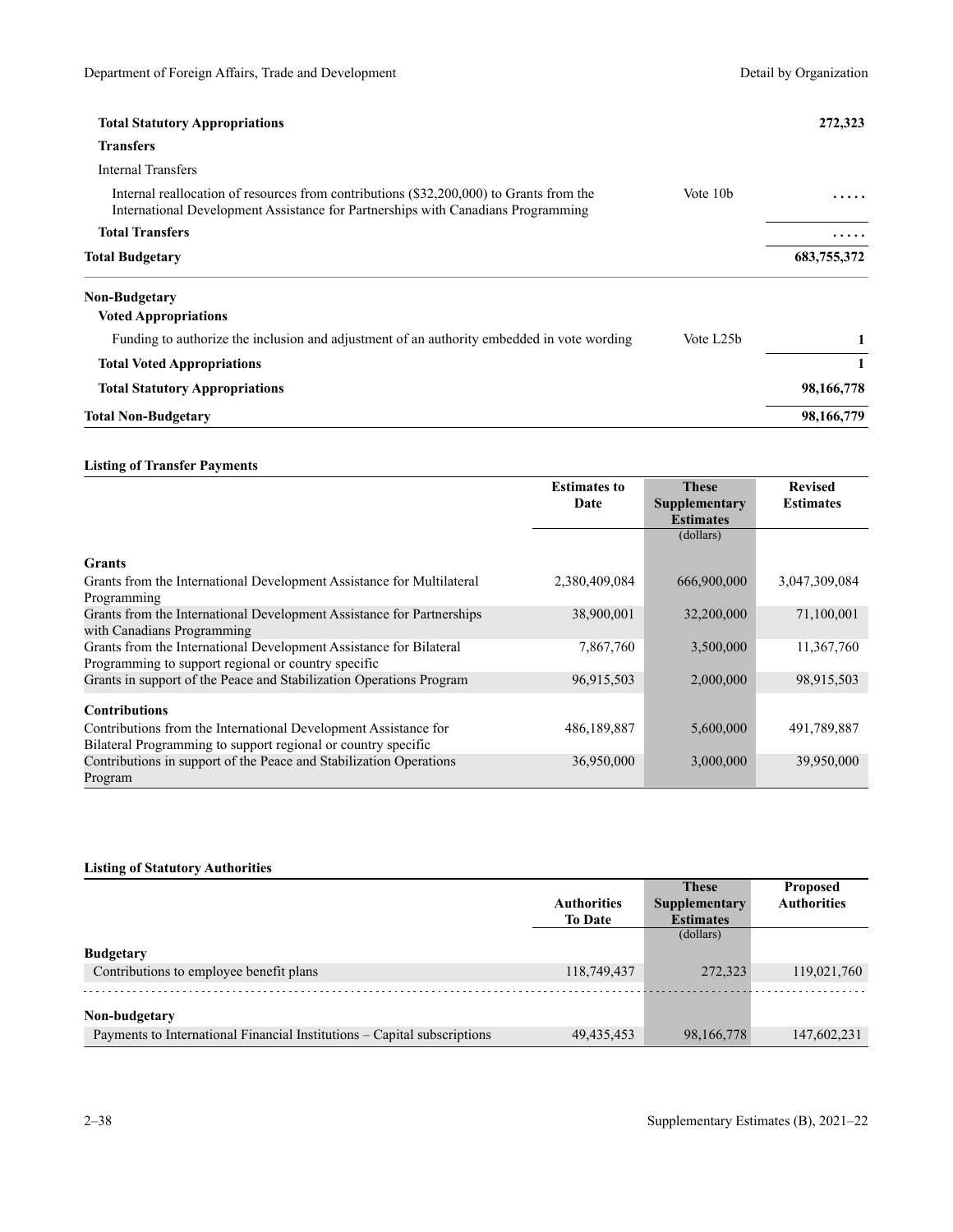| | | |
|---|---|---|
| **Total Statutory Appropriations** | | **272,323** |
| **Transfers** | | |
| Internal Transfers | | |
| Internal reallocation of resources from contributions ($32,200,000) to Grants from the International Development Assistance for Partnerships with Canadians Programming | Vote 10b | ..... |
| **Total Transfers** | | **.....** |
| **Total Budgetary** | | **683,755,372** |
| **Non-Budgetary** | | |
| **Voted Appropriations** | | |
| Funding to authorize the inclusion and adjustment of an authority embedded in vote wording | Vote L25b | 1 |
| **Total Voted Appropriations** | | **1** |
| **Total Statutory Appropriations** | | **98,166,778** |
| **Total Non-Budgetary** | | **98,166,779** |

**Listing of Transfer Payments**

| | Estimates to Date | These Supplementary Estimates | Revised Estimates |
|---|---|---|---|
| | | (dollars) | |
| **Grants** | | | |
| Grants from the International Development Assistance for Multilateral Programming | 2,380,409,084 | 666,900,000 | 3,047,309,084 |
| Grants from the International Development Assistance for Partnerships with Canadians Programming | 38,900,001 | 32,200,000 | 71,100,001 |
| Grants from the International Development Assistance for Bilateral Programming to support regional or country specific | 7,867,760 | 3,500,000 | 11,367,760 |
| Grants in support of the Peace and Stabilization Operations Program | 96,915,503 | 2,000,000 | 98,915,503 |
| **Contributions** | | | |
| Contributions from the International Development Assistance for Bilateral Programming to support regional or country specific | 486,189,887 | 5,600,000 | 491,789,887 |
| Contributions in support of the Peace and Stabilization Operations Program | 36,950,000 | 3,000,000 | 39,950,000 |

**Listing of Statutory Authorities**

| | Authorities To Date | These Supplementary Estimates | Proposed Authorities |
|---|---|---|---|
| | | (dollars) | |
| **Budgetary** | | | |
| Contributions to employee benefit plans | 118,749,437 | 272,323 | 119,021,760 |
| **Non-budgetary** | | | |
| Payments to International Financial Institutions – Capital subscriptions | 49,435,453 | 98,166,778 | 147,602,231 |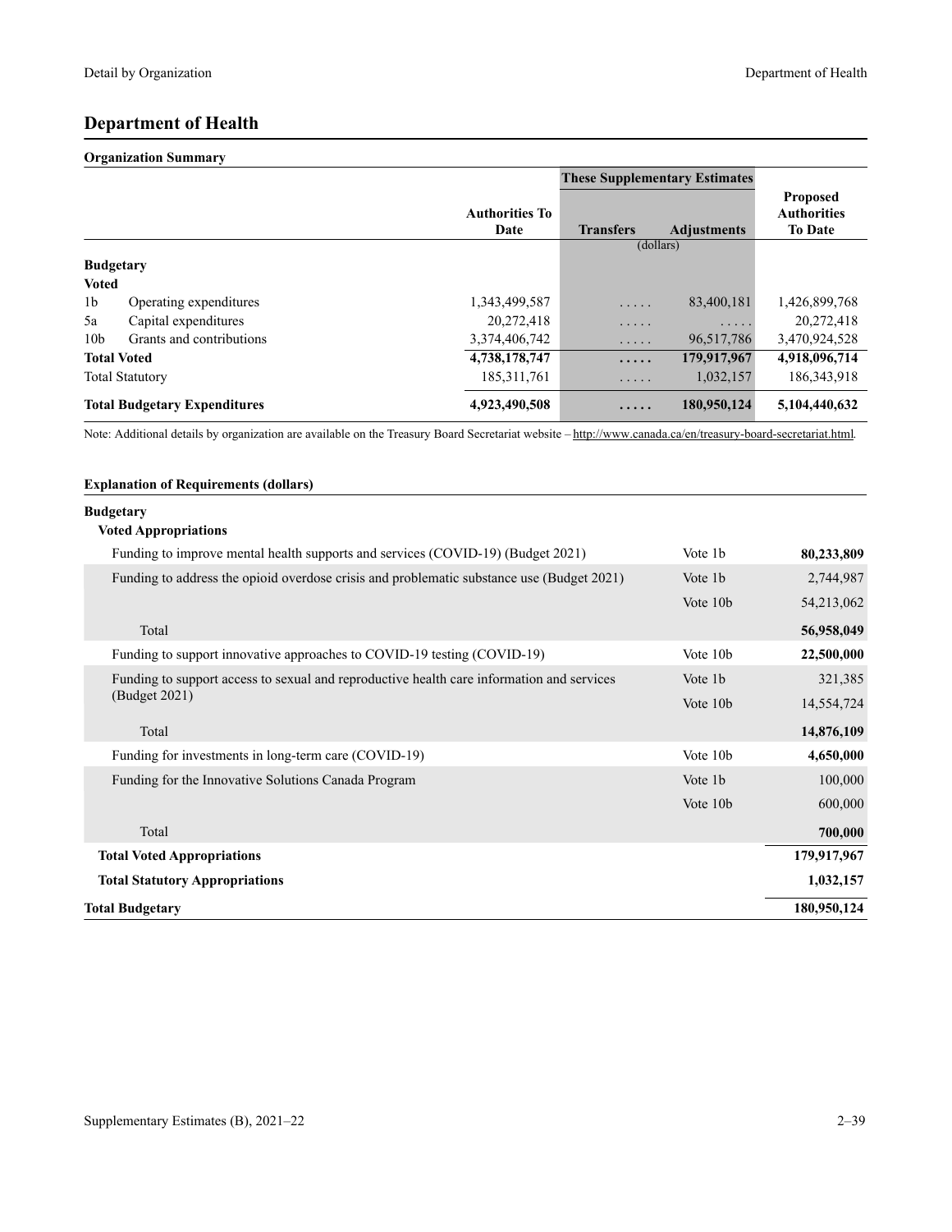# Department of Health

## Organization Summary

| | | Authorities To Date | These Supplementary Estimates | | Proposed Authorities To Date |
|---|---|---|---|---|---|
| | | | Transfers | Adjustments | |
| | | | (dollars) | | |
| **Budgetary** | | | | | |
| **Voted** | | | | | |
| 1b | Operating expenditures | 1,343,499,587 | ..... | 83,400,181 | 1,426,899,768 |
| 5a | Capital expenditures | 20,272,418 | ..... | ..... | 20,272,418 |
| 10b | Grants and contributions | 3,374,406,742 | ..... | 96,517,786 | 3,470,924,528 |
| **Total Voted** | | **4,738,178,747** | **.....** | **179,917,967** | **4,918,096,714** |
| Total Statutory | | 185,311,761 | ..... | 1,032,157 | 186,343,918 |
| **Total Budgetary Expenditures** | | **4,923,490,508** | **.....** | **180,950,124** | **5,104,440,632** |

Note: Additional details by organization are available on the Treasury Board Secretariat website – http://www.canada.ca/en/treasury-board-secretariat.html.

## Explanation of Requirements (dollars)

| | | |
|---|---|---|
| **Budgetary** | | |
| **Voted Appropriations** | | |
| Funding to improve mental health supports and services (COVID-19) (Budget 2021) | Vote 1b | **80,233,809** |
| Funding to address the opioid overdose crisis and problematic substance use (Budget 2021) | Vote 1b | 2,744,987 |
| | Vote 10b | 54,213,062 |
| Total | | **56,958,049** |
| Funding to support innovative approaches to COVID-19 testing (COVID-19) | Vote 10b | **22,500,000** |
| Funding to support access to sexual and reproductive health care information and services (Budget 2021) | Vote 1b | 321,385 |
| | Vote 10b | 14,554,724 |
| Total | | **14,876,109** |
| Funding for investments in long-term care (COVID-19) | Vote 10b | **4,650,000** |
| Funding for the Innovative Solutions Canada Program | Vote 1b | 100,000 |
| | Vote 10b | 600,000 |
| Total | | **700,000** |
| **Total Voted Appropriations** | | **179,917,967** |
| **Total Statutory Appropriations** | | **1,032,157** |
| **Total Budgetary** | | **180,950,124** |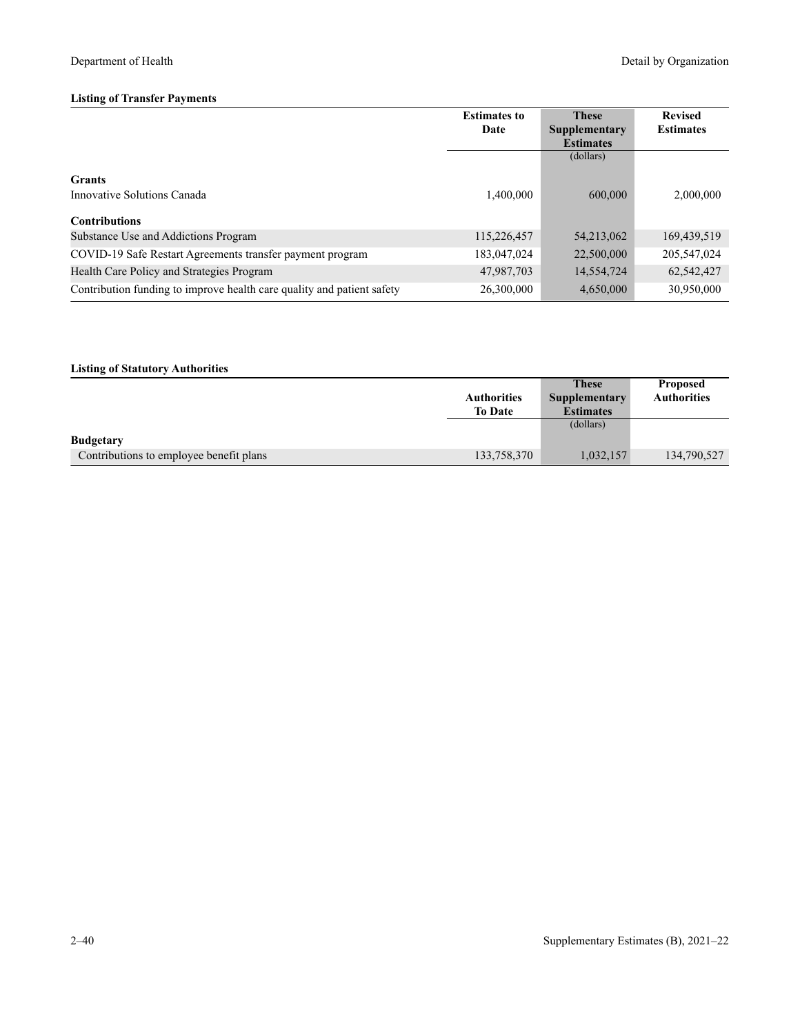### Listing of Transfer Payments

| | Estimates to Date | These Supplementary Estimates | Revised Estimates |
|---|---|---|---|
| | | (dollars) | |
| **Grants** | | | |
| Innovative Solutions Canada | 1,400,000 | 600,000 | 2,000,000 |
| **Contributions** | | | |
| Substance Use and Addictions Program | 115,226,457 | 54,213,062 | 169,439,519 |
| COVID-19 Safe Restart Agreements transfer payment program | 183,047,024 | 22,500,000 | 205,547,024 |
| Health Care Policy and Strategies Program | 47,987,703 | 14,554,724 | 62,542,427 |
| Contribution funding to improve health care quality and patient safety | 26,300,000 | 4,650,000 | 30,950,000 |

### Listing of Statutory Authorities

| | Authorities To Date | These Supplementary Estimates | Proposed Authorities |
|---|---|---|---|
| | | (dollars) | |
| **Budgetary** | | | |
| Contributions to employee benefit plans | 133,758,370 | 1,032,157 | 134,790,527 |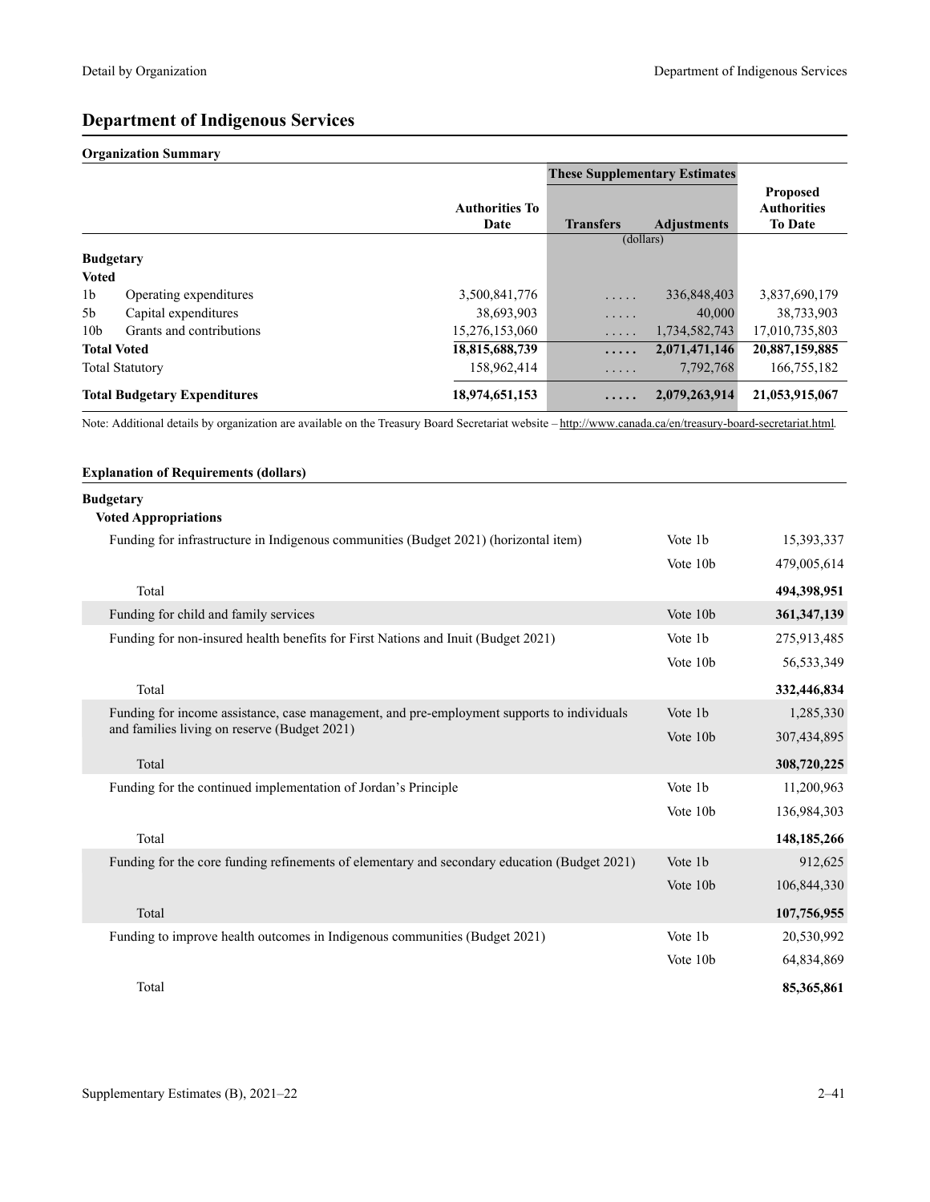## Department of Indigenous Services

### Organization Summary

| | | Authorities To Date | These Supplementary Estimates | | Proposed Authorities To Date |
|---|---|---|---|---|---|
| | | | Transfers | Adjustments | |
| | | | (dollars) | | |
| **Budgetary** | | | | | |
| **Voted** | | | | | |
| 1b | Operating expenditures | 3,500,841,776 | ..... | 336,848,403 | 3,837,690,179 |
| 5b | Capital expenditures | 38,693,903 | ..... | 40,000 | 38,733,903 |
| 10b | Grants and contributions | 15,276,153,060 | ..... | 1,734,582,743 | 17,010,735,803 |
| **Total Voted** | | **18,815,688,739** | **.....** | **2,071,471,146** | **20,887,159,885** |
| Total Statutory | | 158,962,414 | ..... | 7,792,768 | 166,755,182 |
| **Total Budgetary Expenditures** | | **18,974,651,153** | **.....** | **2,079,263,914** | **21,053,915,067** |

Note: Additional details by organization are available on the Treasury Board Secretariat website – http://www.canada.ca/en/treasury-board-secretariat.html.

### Explanation of Requirements (dollars)

| | | |
|---|---|---|
| **Budgetary** | | |
| **Voted Appropriations** | | |
| Funding for infrastructure in Indigenous communities (Budget 2021) (horizontal item) | Vote 1b | 15,393,337 |
| | Vote 10b | 479,005,614 |
| Total | | **494,398,951** |
| Funding for child and family services | Vote 10b | **361,347,139** |
| Funding for non-insured health benefits for First Nations and Inuit (Budget 2021) | Vote 1b | 275,913,485 |
| | Vote 10b | 56,533,349 |
| Total | | **332,446,834** |
| Funding for income assistance, case management, and pre-employment supports to individuals and families living on reserve (Budget 2021) | Vote 1b | 1,285,330 |
| | Vote 10b | 307,434,895 |
| Total | | **308,720,225** |
| Funding for the continued implementation of Jordan's Principle | Vote 1b | 11,200,963 |
| | Vote 10b | 136,984,303 |
| Total | | **148,185,266** |
| Funding for the core funding refinements of elementary and secondary education (Budget 2021) | Vote 1b | 912,625 |
| | Vote 10b | 106,844,330 |
| Total | | **107,756,955** |
| Funding to improve health outcomes in Indigenous communities (Budget 2021) | Vote 1b | 20,530,992 |
| | Vote 10b | 64,834,869 |
| Total | | **85,365,861** |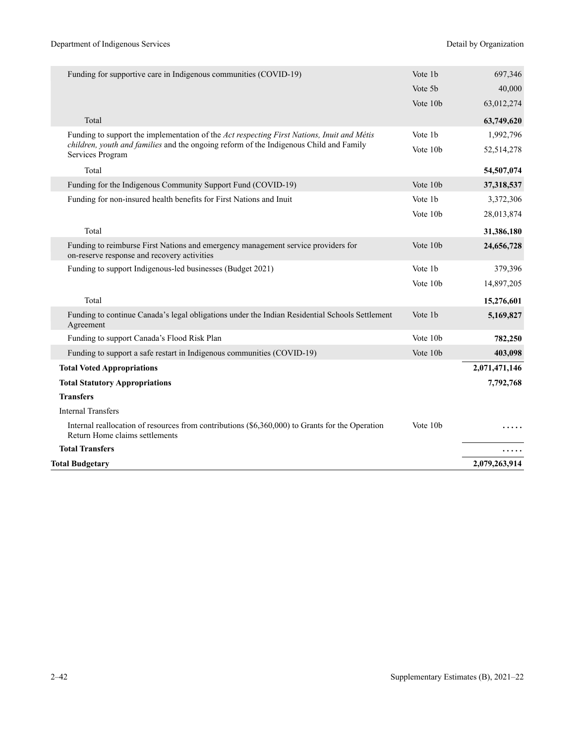| | | |
|---|---|---|
| Funding for supportive care in Indigenous communities (COVID-19) | Vote 1b | 697,346 |
| | Vote 5b | 40,000 |
| | Vote 10b | 63,012,274 |
| Total | | **63,749,620** |
| Funding to support the implementation of the *Act respecting First Nations, Inuit and Métis children, youth and families* and the ongoing reform of the Indigenous Child and Family Services Program | Vote 1b | 1,992,796 |
| | Vote 10b | 52,514,278 |
| Total | | **54,507,074** |
| Funding for the Indigenous Community Support Fund (COVID-19) | Vote 10b | **37,318,537** |
| Funding for non-insured health benefits for First Nations and Inuit | Vote 1b | 3,372,306 |
| | Vote 10b | 28,013,874 |
| Total | | **31,386,180** |
| Funding to reimburse First Nations and emergency management service providers for on-reserve response and recovery activities | Vote 10b | **24,656,728** |
| Funding to support Indigenous-led businesses (Budget 2021) | Vote 1b | 379,396 |
| | Vote 10b | 14,897,205 |
| Total | | **15,276,601** |
| Funding to continue Canada's legal obligations under the Indian Residential Schools Settlement Agreement | Vote 1b | **5,169,827** |
| Funding to support Canada's Flood Risk Plan | Vote 10b | **782,250** |
| Funding to support a safe restart in Indigenous communities (COVID-19) | Vote 10b | **403,098** |
| **Total Voted Appropriations** | | **2,071,471,146** |
| **Total Statutory Appropriations** | | **7,792,768** |
| **Transfers** | | |
| Internal Transfers | | |
| Internal reallocation of resources from contributions ($6,360,000) to Grants for the Operation Return Home claims settlements | Vote 10b | ..... |
| **Total Transfers** | | ..... |
| **Total Budgetary** | | **2,079,263,914** |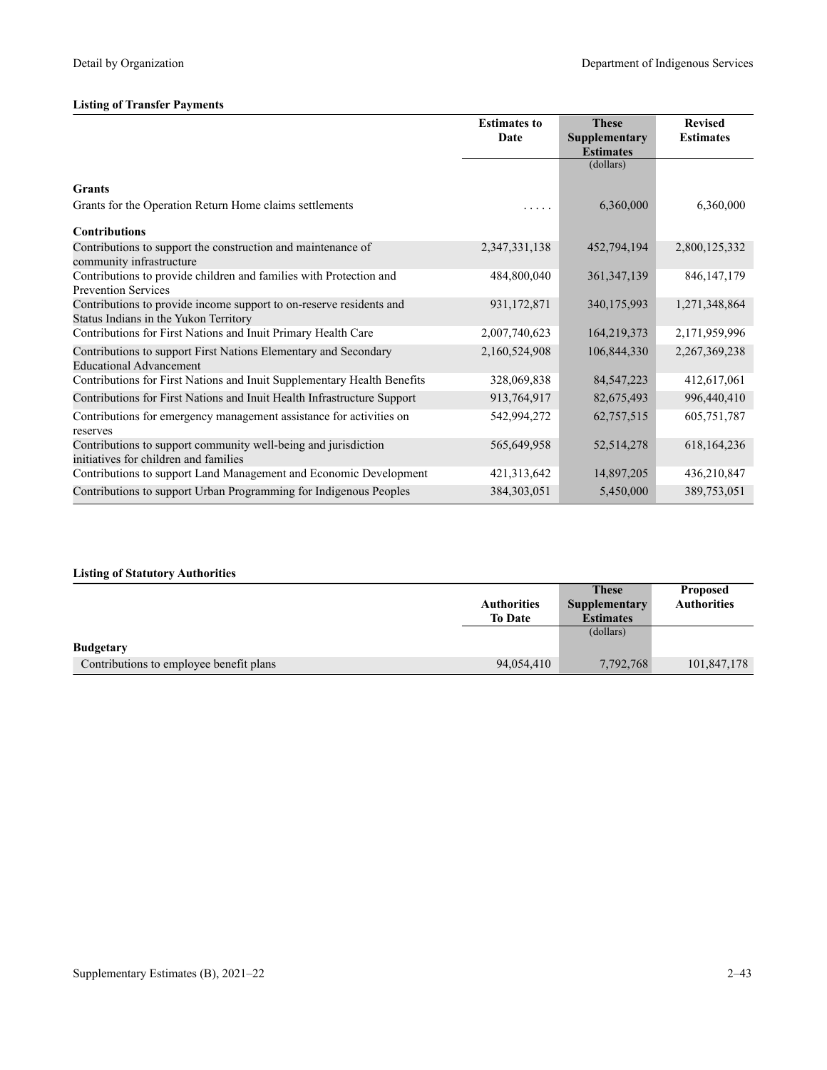**Listing of Transfer Payments**

| | Estimates to Date | These Supplementary Estimates | Revised Estimates |
|---|---|---|---|
| | | (dollars) | |
| **Grants** | | | |
| Grants for the Operation Return Home claims settlements | ..... | 6,360,000 | 6,360,000 |
| **Contributions** | | | |
| Contributions to support the construction and maintenance of community infrastructure | 2,347,331,138 | 452,794,194 | 2,800,125,332 |
| Contributions to provide children and families with Protection and Prevention Services | 484,800,040 | 361,347,139 | 846,147,179 |
| Contributions to provide income support to on-reserve residents and Status Indians in the Yukon Territory | 931,172,871 | 340,175,993 | 1,271,348,864 |
| Contributions for First Nations and Inuit Primary Health Care | 2,007,740,623 | 164,219,373 | 2,171,959,996 |
| Contributions to support First Nations Elementary and Secondary Educational Advancement | 2,160,524,908 | 106,844,330 | 2,267,369,238 |
| Contributions for First Nations and Inuit Supplementary Health Benefits | 328,069,838 | 84,547,223 | 412,617,061 |
| Contributions for First Nations and Inuit Health Infrastructure Support | 913,764,917 | 82,675,493 | 996,440,410 |
| Contributions for emergency management assistance for activities on reserves | 542,994,272 | 62,757,515 | 605,751,787 |
| Contributions to support community well-being and jurisdiction initiatives for children and families | 565,649,958 | 52,514,278 | 618,164,236 |
| Contributions to support Land Management and Economic Development | 421,313,642 | 14,897,205 | 436,210,847 |
| Contributions to support Urban Programming for Indigenous Peoples | 384,303,051 | 5,450,000 | 389,753,051 |

**Listing of Statutory Authorities**

| | Authorities To Date | These Supplementary Estimates | Proposed Authorities |
|---|---|---|---|
| | | (dollars) | |
| **Budgetary** | | | |
| Contributions to employee benefit plans | 94,054,410 | 7,792,768 | 101,847,178 |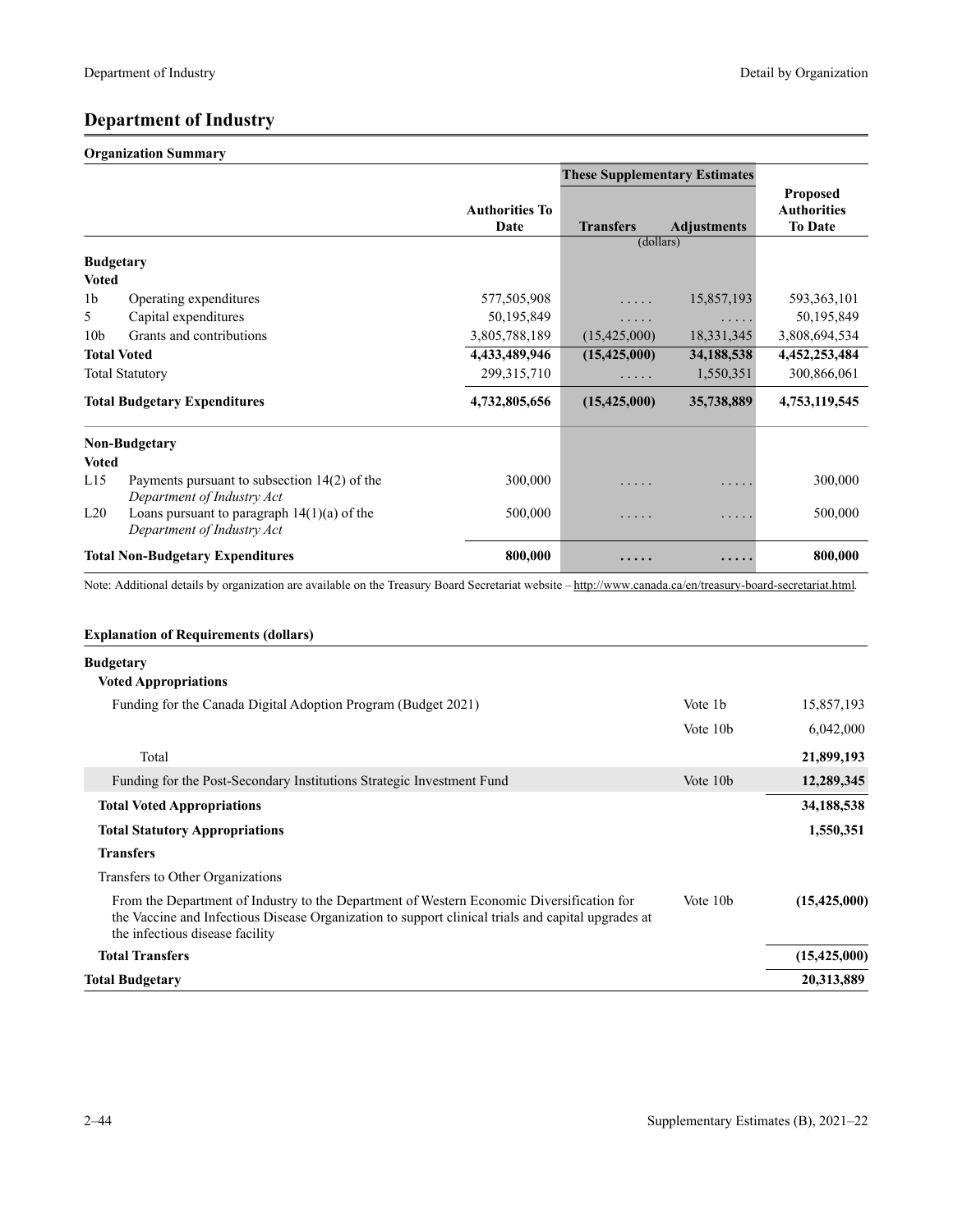# Department of Industry

**Organization Summary**

| | | | These Supplementary Estimates | | |
|---|---|---|---|---|---|
| | | Authorities To Date | Transfers | Adjustments | Proposed Authorities To Date |
| | | | (dollars) | | |
| **Budgetary** | | | | | |
| **Voted** | | | | | |
| 1b | Operating expenditures | 577,505,908 | . . . . . | 15,857,193 | 593,363,101 |
| 5 | Capital expenditures | 50,195,849 | . . . . . | . . . . . | 50,195,849 |
| 10b | Grants and contributions | 3,805,788,189 | (15,425,000) | 18,331,345 | 3,808,694,534 |
| **Total Voted** | | **4,433,489,946** | **(15,425,000)** | **34,188,538** | **4,452,253,484** |
| Total Statutory | | 299,315,710 | . . . . . | 1,550,351 | 300,866,061 |
| **Total Budgetary Expenditures** | | **4,732,805,656** | **(15,425,000)** | **35,738,889** | **4,753,119,545** |
| **Non-Budgetary** | | | | | |
| **Voted** | | | | | |
| L15 | Payments pursuant to subsection 14(2) of the *Department of Industry Act* | 300,000 | . . . . . | . . . . . | 300,000 |
| L20 | Loans pursuant to paragraph 14(1)(a) of the *Department of Industry Act* | 500,000 | . . . . . | . . . . . | 500,000 |
| **Total Non-Budgetary Expenditures** | | **800,000** | **. . . . .** | **. . . . .** | **800,000** |

Note: Additional details by organization are available on the Treasury Board Secretariat website – http://www.canada.ca/en/treasury-board-secretariat.html.

**Explanation of Requirements (dollars)**

| | | |
|---|---|---|
| **Budgetary** | | |
| **Voted Appropriations** | | |
| Funding for the Canada Digital Adoption Program (Budget 2021) | Vote 1b | 15,857,193 |
| | Vote 10b | 6,042,000 |
| Total | | **21,899,193** |
| Funding for the Post-Secondary Institutions Strategic Investment Fund | Vote 10b | **12,289,345** |
| **Total Voted Appropriations** | | **34,188,538** |
| **Total Statutory Appropriations** | | **1,550,351** |
| **Transfers** | | |
| Transfers to Other Organizations | | |
| From the Department of Industry to the Department of Western Economic Diversification for the Vaccine and Infectious Disease Organization to support clinical trials and capital upgrades at the infectious disease facility | Vote 10b | **(15,425,000)** |
| **Total Transfers** | | **(15,425,000)** |
| **Total Budgetary** | | **20,313,889** |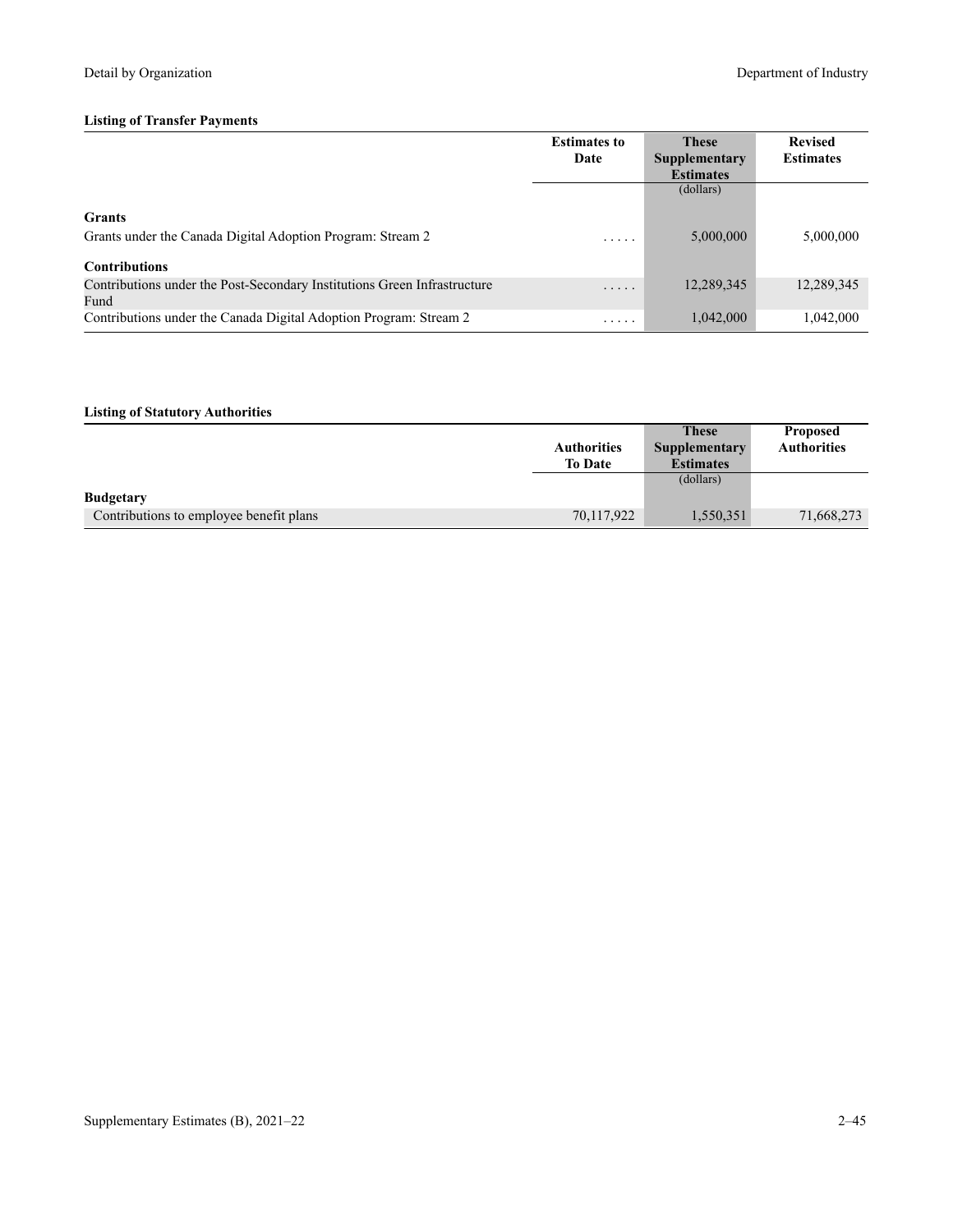#### Listing of Transfer Payments

| | Estimates to Date | These Supplementary Estimates | Revised Estimates |
|---|---|---|---|
| | | (dollars) | |
| **Grants** | | | |
| Grants under the Canada Digital Adoption Program: Stream 2 | ..... | 5,000,000 | 5,000,000 |
| **Contributions** | | | |
| Contributions under the Post-Secondary Institutions Green Infrastructure Fund | ..... | 12,289,345 | 12,289,345 |
| Contributions under the Canada Digital Adoption Program: Stream 2 | ..... | 1,042,000 | 1,042,000 |

#### Listing of Statutory Authorities

| | Authorities To Date | These Supplementary Estimates | Proposed Authorities |
|---|---|---|---|
| | | (dollars) | |
| **Budgetary** | | | |
| Contributions to employee benefit plans | 70,117,922 | 1,550,351 | 71,668,273 |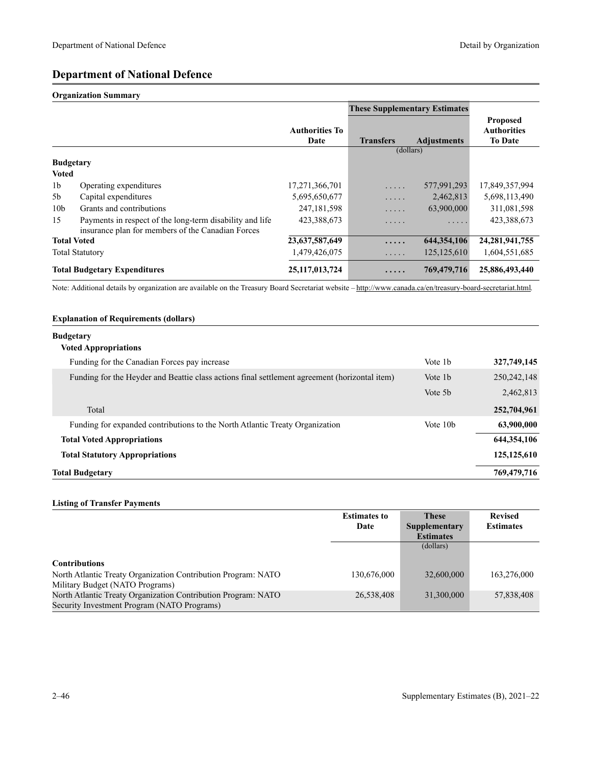# Department of National Defence

## Organization Summary

| | | Authorities To Date | These Supplementary Estimates | | Proposed Authorities To Date |
|---|---|---|---|---|---|
| | | | Transfers | Adjustments | |
| | | | (dollars) | | |
| **Budgetary** | | | | | |
| **Voted** | | | | | |
| 1b | Operating expenditures | 17,271,366,701 | ..... | 577,991,293 | 17,849,357,994 |
| 5b | Capital expenditures | 5,695,650,677 | ..... | 2,462,813 | 5,698,113,490 |
| 10b | Grants and contributions | 247,181,598 | ..... | 63,900,000 | 311,081,598 |
| 15 | Payments in respect of the long-term disability and life insurance plan for members of the Canadian Forces | 423,388,673 | ..... | ..... | 423,388,673 |
| **Total Voted** | | **23,637,587,649** | **.....** | **644,354,106** | **24,281,941,755** |
| Total Statutory | | 1,479,426,075 | ..... | 125,125,610 | 1,604,551,685 |
| **Total Budgetary Expenditures** | | **25,117,013,724** | **.....** | **769,479,716** | **25,886,493,440** |

Note: Additional details by organization are available on the Treasury Board Secretariat website – http://www.canada.ca/en/treasury-board-secretariat.html.

## Explanation of Requirements (dollars)

| | | |
|---|---|---|
| **Budgetary** | | |
| **Voted Appropriations** | | |
| Funding for the Canadian Forces pay increase | Vote 1b | **327,749,145** |
| Funding for the Heyder and Beattie class actions final settlement agreement (horizontal item) | Vote 1b | 250,242,148 |
| | Vote 5b | 2,462,813 |
| Total | | **252,704,961** |
| Funding for expanded contributions to the North Atlantic Treaty Organization | Vote 10b | **63,900,000** |
| **Total Voted Appropriations** | | **644,354,106** |
| **Total Statutory Appropriations** | | **125,125,610** |
| **Total Budgetary** | | **769,479,716** |

## Listing of Transfer Payments

| | Estimates to Date | These Supplementary Estimates | Revised Estimates |
|---|---|---|---|
| | | (dollars) | |
| **Contributions** | | | |
| North Atlantic Treaty Organization Contribution Program: NATO Military Budget (NATO Programs) | 130,676,000 | 32,600,000 | 163,276,000 |
| North Atlantic Treaty Organization Contribution Program: NATO Security Investment Program (NATO Programs) | 26,538,408 | 31,300,000 | 57,838,408 |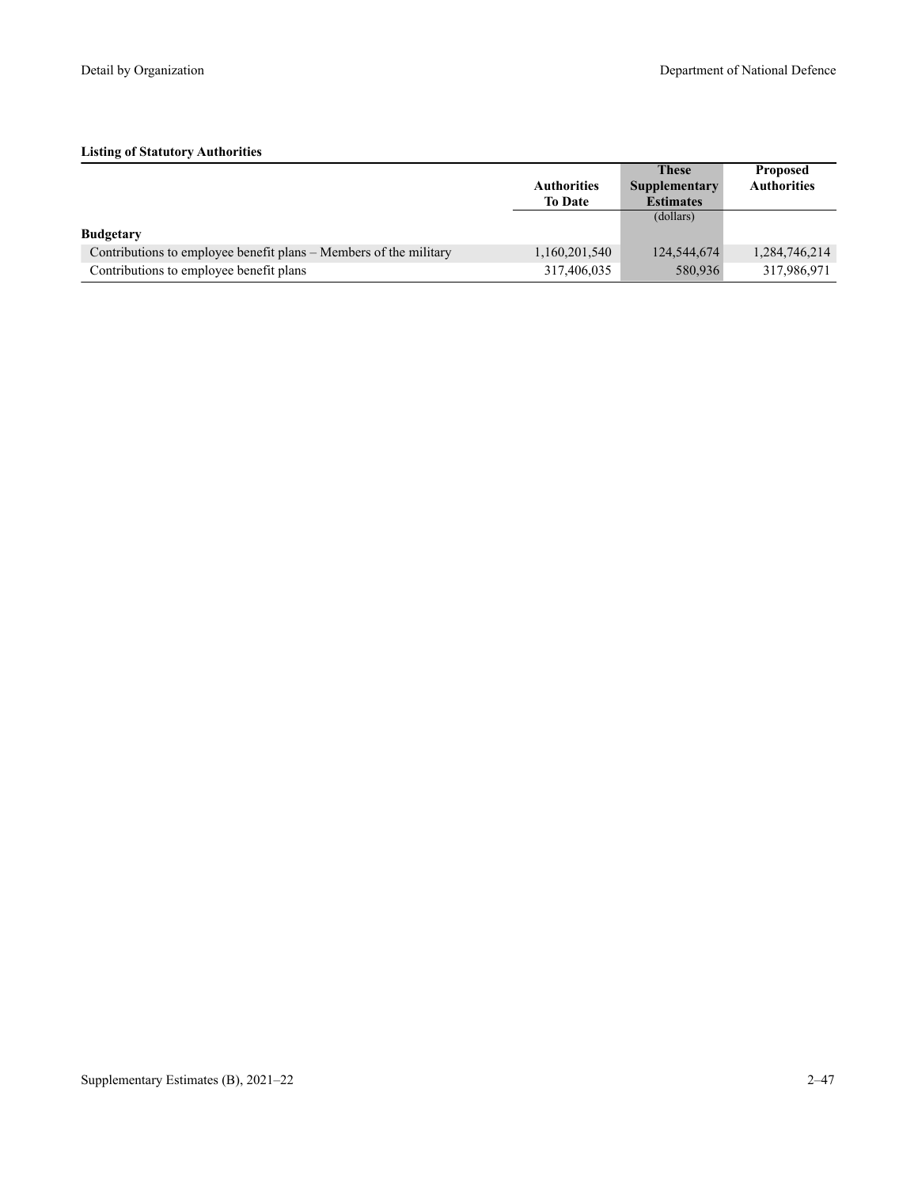**Listing of Statutory Authorities**

| | Authorities To Date | These Supplementary Estimates | Proposed Authorities |
|---|---|---|---|
| | | (dollars) | |
| **Budgetary** | | | |
| Contributions to employee benefit plans – Members of the military | 1,160,201,540 | 124,544,674 | 1,284,746,214 |
| Contributions to employee benefit plans | 317,406,035 | 580,936 | 317,986,971 |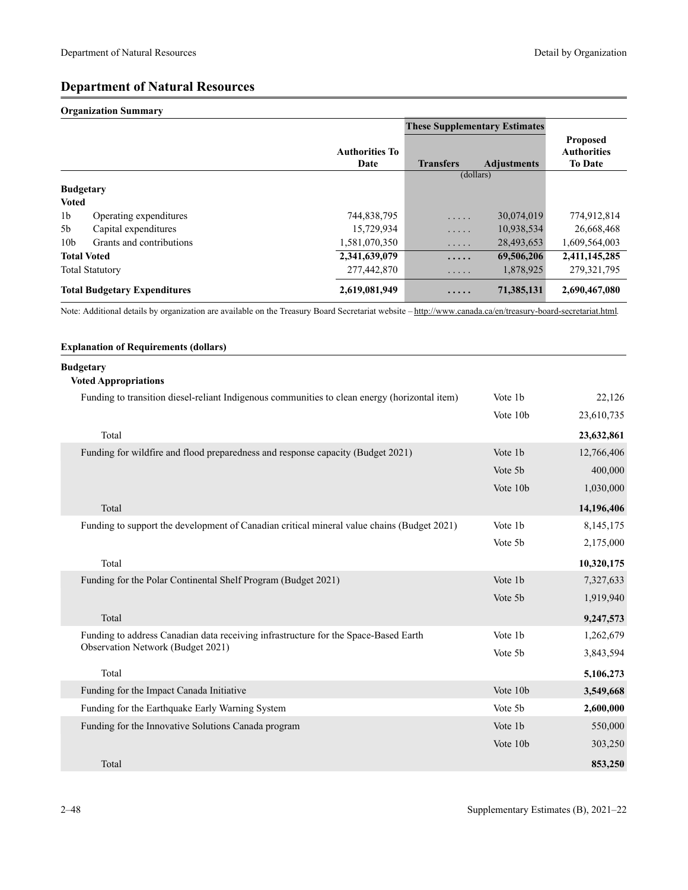## Department of Natural Resources

### Organization Summary

| | | Authorities To Date | These Supplementary Estimates Transfers | Adjustments | Proposed Authorities To Date |
|---|---|---|---|---|---|
| | | | (dollars) | | |
| **Budgetary** | | | | | |
| **Voted** | | | | | |
| 1b | Operating expenditures | 744,838,795 | ..... | 30,074,019 | 774,912,814 |
| 5b | Capital expenditures | 15,729,934 | ..... | 10,938,534 | 26,668,468 |
| 10b | Grants and contributions | 1,581,070,350 | ..... | 28,493,653 | 1,609,564,003 |
| **Total Voted** | | **2,341,639,079** | **.....** | **69,506,206** | **2,411,145,285** |
| Total Statutory | | 277,442,870 | ..... | 1,878,925 | 279,321,795 |
| **Total Budgetary Expenditures** | | **2,619,081,949** | **.....** | **71,385,131** | **2,690,467,080** |

Note: Additional details by organization are available on the Treasury Board Secretariat website – http://www.canada.ca/en/treasury-board-secretariat.html.

### Explanation of Requirements (dollars)

**Budgetary**

**Voted Appropriations**

| | | |
|---|---|---|
| Funding to transition diesel-reliant Indigenous communities to clean energy (horizontal item) | Vote 1b | 22,126 |
| | Vote 10b | 23,610,735 |
| Total | | **23,632,861** |
| Funding for wildfire and flood preparedness and response capacity (Budget 2021) | Vote 1b | 12,766,406 |
| | Vote 5b | 400,000 |
| | Vote 10b | 1,030,000 |
| Total | | **14,196,406** |
| Funding to support the development of Canadian critical mineral value chains (Budget 2021) | Vote 1b | 8,145,175 |
| | Vote 5b | 2,175,000 |
| Total | | **10,320,175** |
| Funding for the Polar Continental Shelf Program (Budget 2021) | Vote 1b | 7,327,633 |
| | Vote 5b | 1,919,940 |
| Total | | **9,247,573** |
| Funding to address Canadian data receiving infrastructure for the Space-Based Earth Observation Network (Budget 2021) | Vote 1b | 1,262,679 |
| | Vote 5b | 3,843,594 |
| Total | | **5,106,273** |
| Funding for the Impact Canada Initiative | Vote 10b | **3,549,668** |
| Funding for the Earthquake Early Warning System | Vote 5b | **2,600,000** |
| Funding for the Innovative Solutions Canada program | Vote 1b | 550,000 |
| | Vote 10b | 303,250 |
| Total | | **853,250** |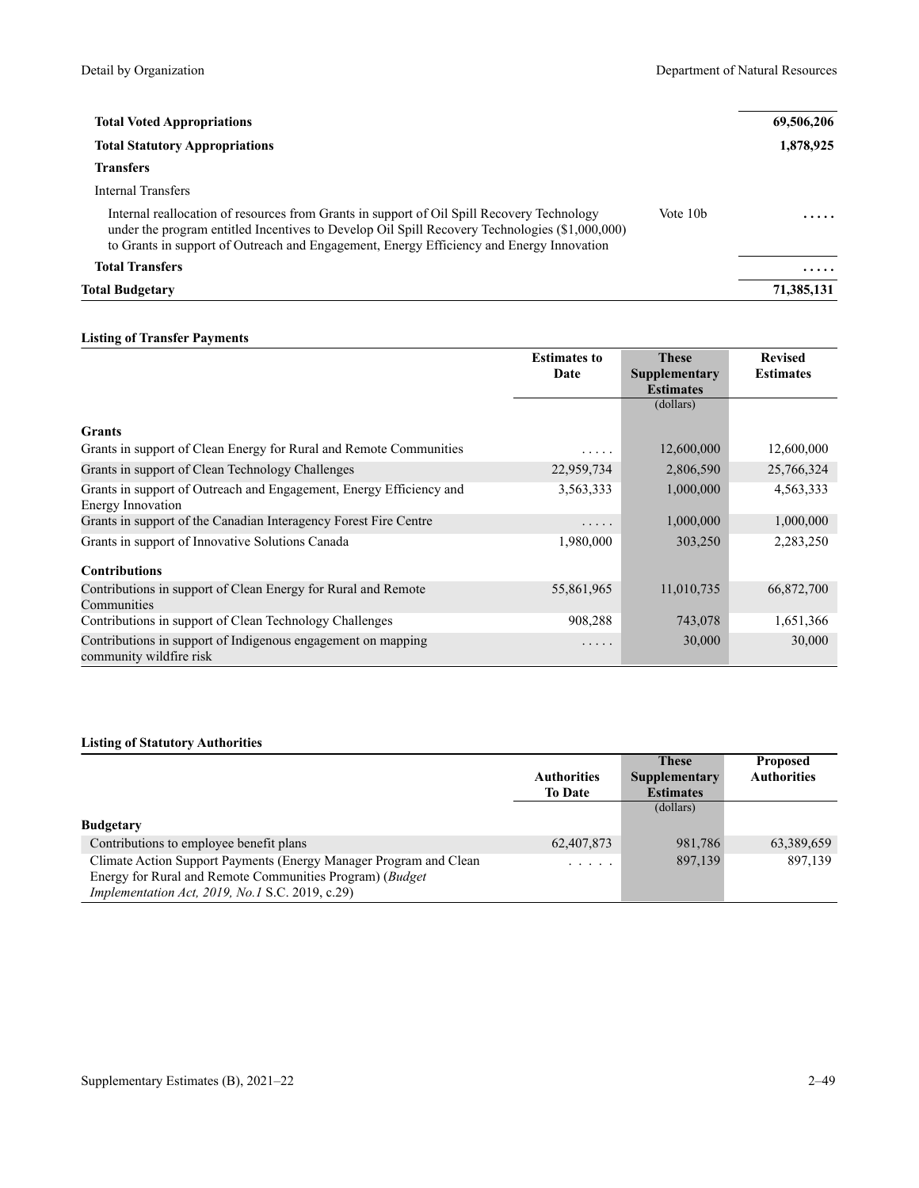| | | |
|---|---|---|
| **Total Voted Appropriations** | | **69,506,206** |
| **Total Statutory Appropriations** | | **1,878,925** |
| **Transfers** | | |
| Internal Transfers | | |
| Internal reallocation of resources from Grants in support of Oil Spill Recovery Technology under the program entitled Incentives to Develop Oil Spill Recovery Technologies ($1,000,000) to Grants in support of Outreach and Engagement, Energy Efficiency and Energy Innovation | Vote 10b | ..... |
| **Total Transfers** | | ..... |
| **Total Budgetary** | | **71,385,131** |

**Listing of Transfer Payments**

| | Estimates to Date | These Supplementary Estimates | Revised Estimates |
|---|---|---|---|
| | | (dollars) | |
| **Grants** | | | |
| Grants in support of Clean Energy for Rural and Remote Communities | ..... | 12,600,000 | 12,600,000 |
| Grants in support of Clean Technology Challenges | 22,959,734 | 2,806,590 | 25,766,324 |
| Grants in support of Outreach and Engagement, Energy Efficiency and Energy Innovation | 3,563,333 | 1,000,000 | 4,563,333 |
| Grants in support of the Canadian Interagency Forest Fire Centre | ..... | 1,000,000 | 1,000,000 |
| Grants in support of Innovative Solutions Canada | 1,980,000 | 303,250 | 2,283,250 |
| **Contributions** | | | |
| Contributions in support of Clean Energy for Rural and Remote Communities | 55,861,965 | 11,010,735 | 66,872,700 |
| Contributions in support of Clean Technology Challenges | 908,288 | 743,078 | 1,651,366 |
| Contributions in support of Indigenous engagement on mapping community wildfire risk | ..... | 30,000 | 30,000 |

**Listing of Statutory Authorities**

| | Authorities To Date | These Supplementary Estimates | Proposed Authorities |
|---|---|---|---|
| | | (dollars) | |
| **Budgetary** | | | |
| Contributions to employee benefit plans | 62,407,873 | 981,786 | 63,389,659 |
| Climate Action Support Payments (Energy Manager Program and Clean Energy for Rural and Remote Communities Program) (*Budget Implementation Act, 2019, No.1* S.C. 2019, c.29) | ..... | 897,139 | 897,139 |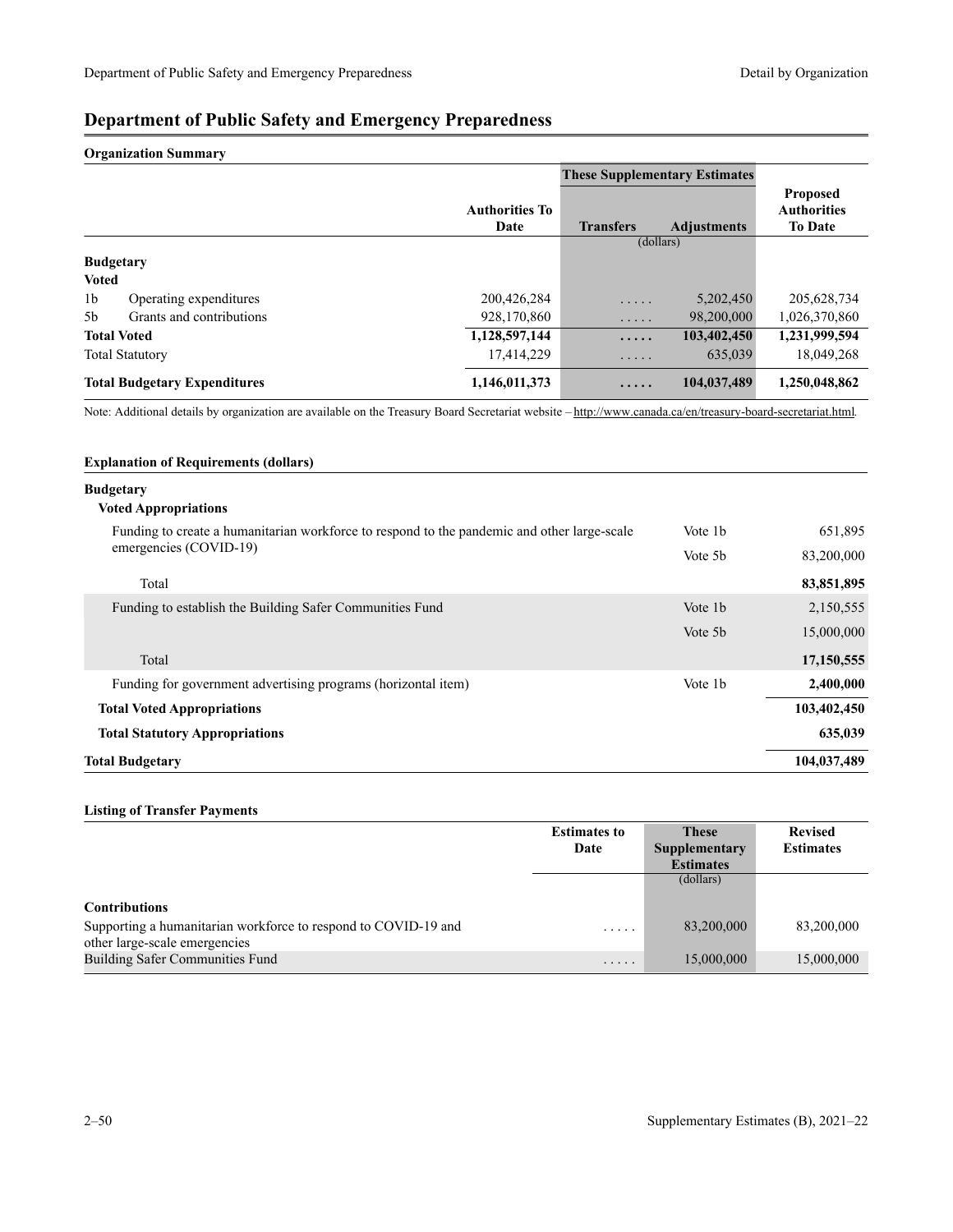# Department of Public Safety and Emergency Preparedness

**Organization Summary**

| | | Authorities To Date | These Supplementary Estimates | | Proposed Authorities To Date |
|---|---|---|---|---|---|
| | | | Transfers | Adjustments | |
| | | | (dollars) | | |
| **Budgetary** | | | | | |
| **Voted** | | | | | |
| 1b | Operating expenditures | 200,426,284 | ..... | 5,202,450 | 205,628,734 |
| 5b | Grants and contributions | 928,170,860 | ..... | 98,200,000 | 1,026,370,860 |
| **Total Voted** | | **1,128,597,144** | **.....** | **103,402,450** | **1,231,999,594** |
| Total Statutory | | 17,414,229 | ..... | 635,039 | 18,049,268 |
| **Total Budgetary Expenditures** | | **1,146,011,373** | **.....** | **104,037,489** | **1,250,048,862** |

Note: Additional details by organization are available on the Treasury Board Secretariat website – http://www.canada.ca/en/treasury-board-secretariat.html.

**Explanation of Requirements (dollars)**

| | | |
|---|---|---|
| **Budgetary** | | |
| **Voted Appropriations** | | |
| Funding to create a humanitarian workforce to respond to the pandemic and other large-scale emergencies (COVID-19) | Vote 1b | 651,895 |
| | Vote 5b | 83,200,000 |
| Total | | **83,851,895** |
| Funding to establish the Building Safer Communities Fund | Vote 1b | 2,150,555 |
| | Vote 5b | 15,000,000 |
| Total | | **17,150,555** |
| Funding for government advertising programs (horizontal item) | Vote 1b | **2,400,000** |
| **Total Voted Appropriations** | | **103,402,450** |
| **Total Statutory Appropriations** | | **635,039** |
| **Total Budgetary** | | **104,037,489** |

**Listing of Transfer Payments**

| | Estimates to Date | These Supplementary Estimates | Revised Estimates |
|---|---|---|---|
| | | (dollars) | |
| **Contributions** | | | |
| Supporting a humanitarian workforce to respond to COVID-19 and other large-scale emergencies | ..... | 83,200,000 | 83,200,000 |
| Building Safer Communities Fund | ..... | 15,000,000 | 15,000,000 |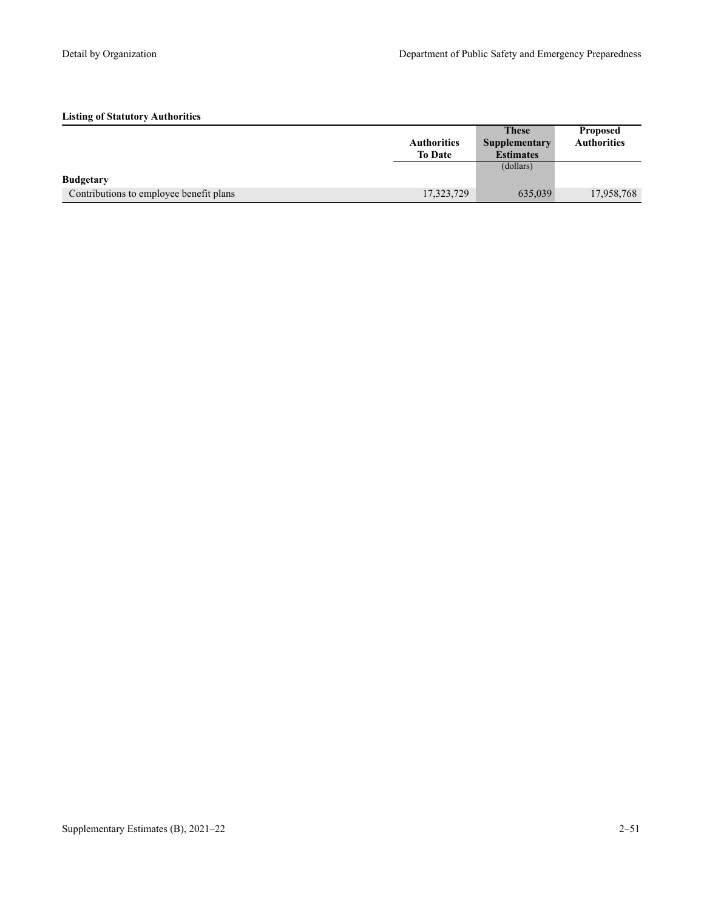**Listing of Statutory Authorities**

| | Authorities To Date | These Supplementary Estimates | Proposed Authorities |
|---|---|---|---|
| | | (dollars) | |
| **Budgetary** | | | |
| Contributions to employee benefit plans | 17,323,729 | 635,039 | 17,958,768 |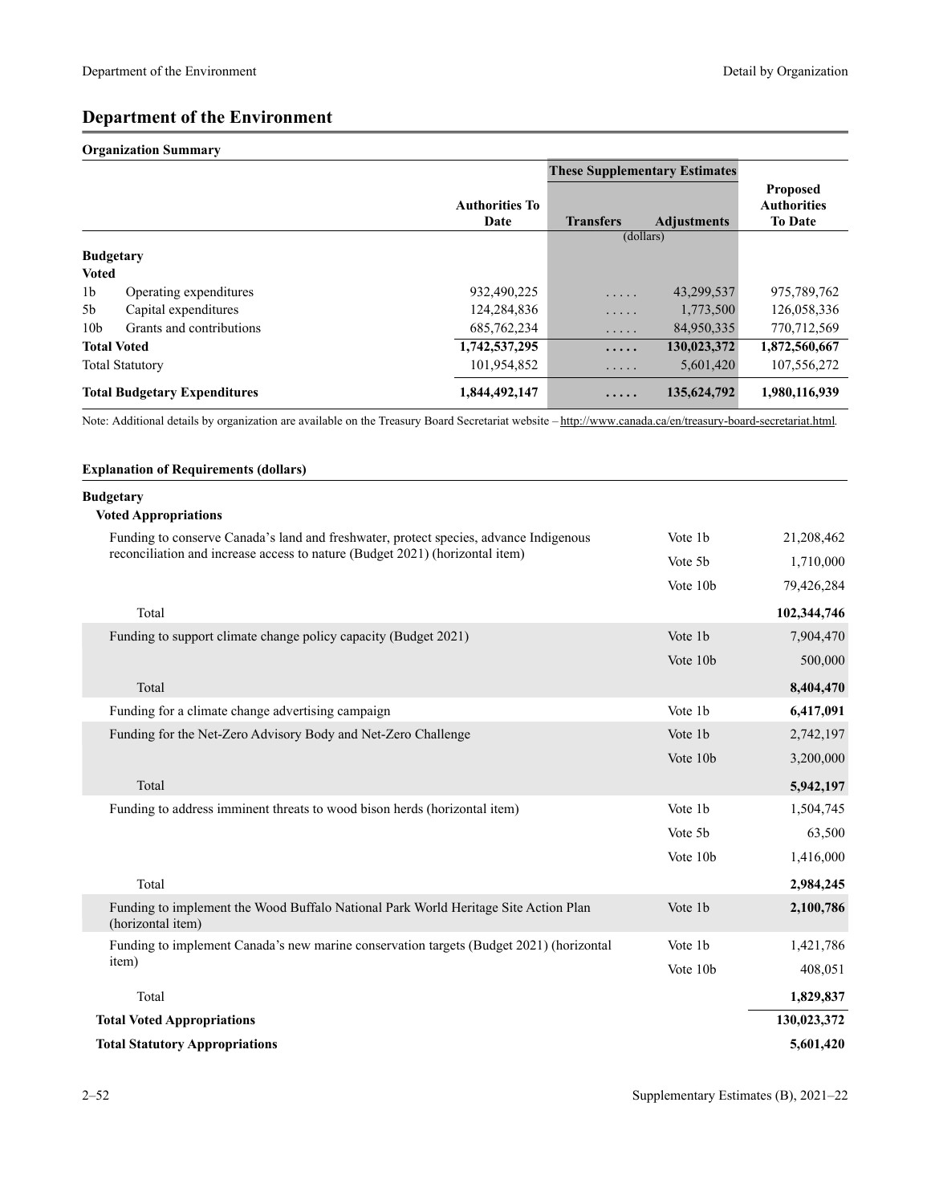# Department of the Environment

**Organization Summary**

| | | Authorities To Date | These Supplementary Estimates | | Proposed Authorities To Date |
|---|---|---|---|---|---|
| | | | Transfers | Adjustments | |
| | | | (dollars) | | |
| **Budgetary** | | | | | |
| **Voted** | | | | | |
| 1b | Operating expenditures | 932,490,225 | ..... | 43,299,537 | 975,789,762 |
| 5b | Capital expenditures | 124,284,836 | ..... | 1,773,500 | 126,058,336 |
| 10b | Grants and contributions | 685,762,234 | ..... | 84,950,335 | 770,712,569 |
| **Total Voted** | | **1,742,537,295** | **.....** | **130,023,372** | **1,872,560,667** |
| Total Statutory | | 101,954,852 | ..... | 5,601,420 | 107,556,272 |
| **Total Budgetary Expenditures** | | **1,844,492,147** | **.....** | **135,624,792** | **1,980,116,939** |

Note: Additional details by organization are available on the Treasury Board Secretariat website – http://www.canada.ca/en/treasury-board-secretariat.html.

**Explanation of Requirements (dollars)**

**Budgetary**

**Voted Appropriations**

| | | |
|---|---|---|
| Funding to conserve Canada's land and freshwater, protect species, advance Indigenous reconciliation and increase access to nature (Budget 2021) (horizontal item) | Vote 1b | 21,208,462 |
| | Vote 5b | 1,710,000 |
| | Vote 10b | 79,426,284 |
| Total | | **102,344,746** |
| Funding to support climate change policy capacity (Budget 2021) | Vote 1b | 7,904,470 |
| | Vote 10b | 500,000 |
| Total | | **8,404,470** |
| Funding for a climate change advertising campaign | Vote 1b | **6,417,091** |
| Funding for the Net-Zero Advisory Body and Net-Zero Challenge | Vote 1b | 2,742,197 |
| | Vote 10b | 3,200,000 |
| Total | | **5,942,197** |
| Funding to address imminent threats to wood bison herds (horizontal item) | Vote 1b | 1,504,745 |
| | Vote 5b | 63,500 |
| | Vote 10b | 1,416,000 |
| Total | | **2,984,245** |
| Funding to implement the Wood Buffalo National Park World Heritage Site Action Plan (horizontal item) | Vote 1b | **2,100,786** |
| Funding to implement Canada's new marine conservation targets (Budget 2021) (horizontal item) | Vote 1b | 1,421,786 |
| | Vote 10b | 408,051 |
| Total | | **1,829,837** |
| **Total Voted Appropriations** | | **130,023,372** |
| **Total Statutory Appropriations** | | **5,601,420** |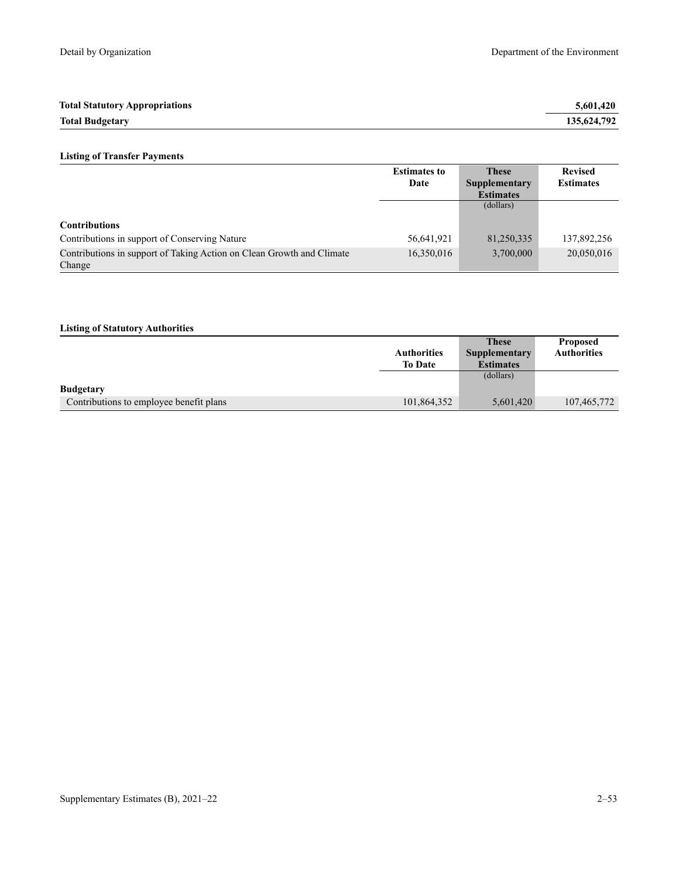| | |
|---|---|
| **Total Statutory Appropriations** | **5,601,420** |
| **Total Budgetary** | **135,624,792** |

**Listing of Transfer Payments**

| | Estimates to Date | These Supplementary Estimates | Revised Estimates |
|---|---|---|---|
| | | (dollars) | |
| **Contributions** | | | |
| Contributions in support of Conserving Nature | 56,641,921 | 81,250,335 | 137,892,256 |
| Contributions in support of Taking Action on Clean Growth and Climate Change | 16,350,016 | 3,700,000 | 20,050,016 |

**Listing of Statutory Authorities**

| | Authorities To Date | These Supplementary Estimates | Proposed Authorities |
|---|---|---|---|
| | | (dollars) | |
| **Budgetary** | | | |
| Contributions to employee benefit plans | 101,864,352 | 5,601,420 | 107,465,772 |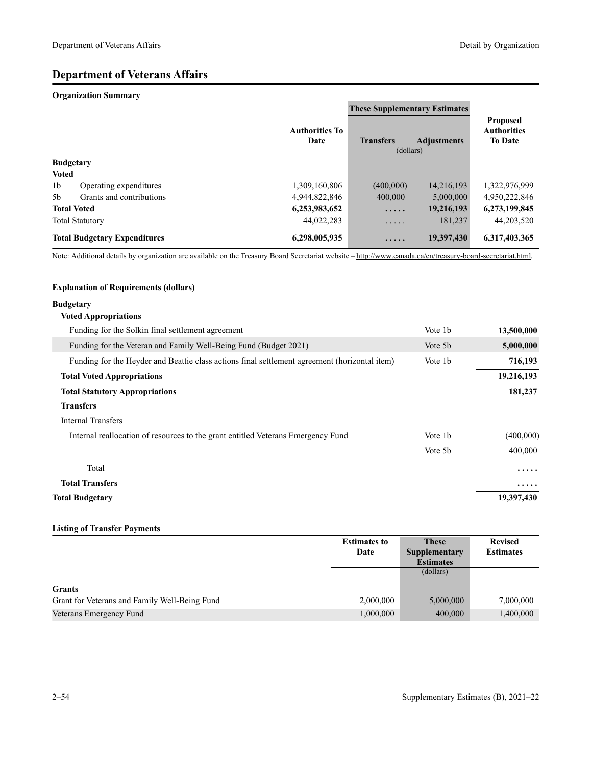# Department of Veterans Affairs

## Organization Summary

| | | Authorities To Date | These Supplementary Estimates | | Proposed Authorities To Date |
|---|---|---|---|---|---|
| | | | Transfers | Adjustments | |
| | | | (dollars) | | |
| **Budgetary** | | | | | |
| **Voted** | | | | | |
| 1b | Operating expenditures | 1,309,160,806 | (400,000) | 14,216,193 | 1,322,976,999 |
| 5b | Grants and contributions | 4,944,822,846 | 400,000 | 5,000,000 | 4,950,222,846 |
| **Total Voted** | | **6,253,983,652** | **.....** | **19,216,193** | **6,273,199,845** |
| Total Statutory | | 44,022,283 | ..... | 181,237 | 44,203,520 |
| **Total Budgetary Expenditures** | | **6,298,005,935** | **.....** | **19,397,430** | **6,317,403,365** |

Note: Additional details by organization are available on the Treasury Board Secretariat website – http://www.canada.ca/en/treasury-board-secretariat.html.

## Explanation of Requirements (dollars)

| | | |
|---|---|---|
| **Budgetary** | | |
| **Voted Appropriations** | | |
| Funding for the Solkin final settlement agreement | Vote 1b | **13,500,000** |
| Funding for the Veteran and Family Well-Being Fund (Budget 2021) | Vote 5b | **5,000,000** |
| Funding for the Heyder and Beattie class actions final settlement agreement (horizontal item) | Vote 1b | **716,193** |
| **Total Voted Appropriations** | | **19,216,193** |
| **Total Statutory Appropriations** | | **181,237** |
| **Transfers** | | |
| Internal Transfers | | |
| Internal reallocation of resources to the grant entitled Veterans Emergency Fund | Vote 1b | (400,000) |
| | Vote 5b | 400,000 |
| Total | | ..... |
| **Total Transfers** | | **.....** |
| **Total Budgetary** | | **19,397,430** |

## Listing of Transfer Payments

| | Estimates to Date | These Supplementary Estimates | Revised Estimates |
|---|---|---|---|
| | | (dollars) | |
| **Grants** | | | |
| Grant for Veterans and Family Well-Being Fund | 2,000,000 | 5,000,000 | 7,000,000 |
| Veterans Emergency Fund | 1,000,000 | 400,000 | 1,400,000 |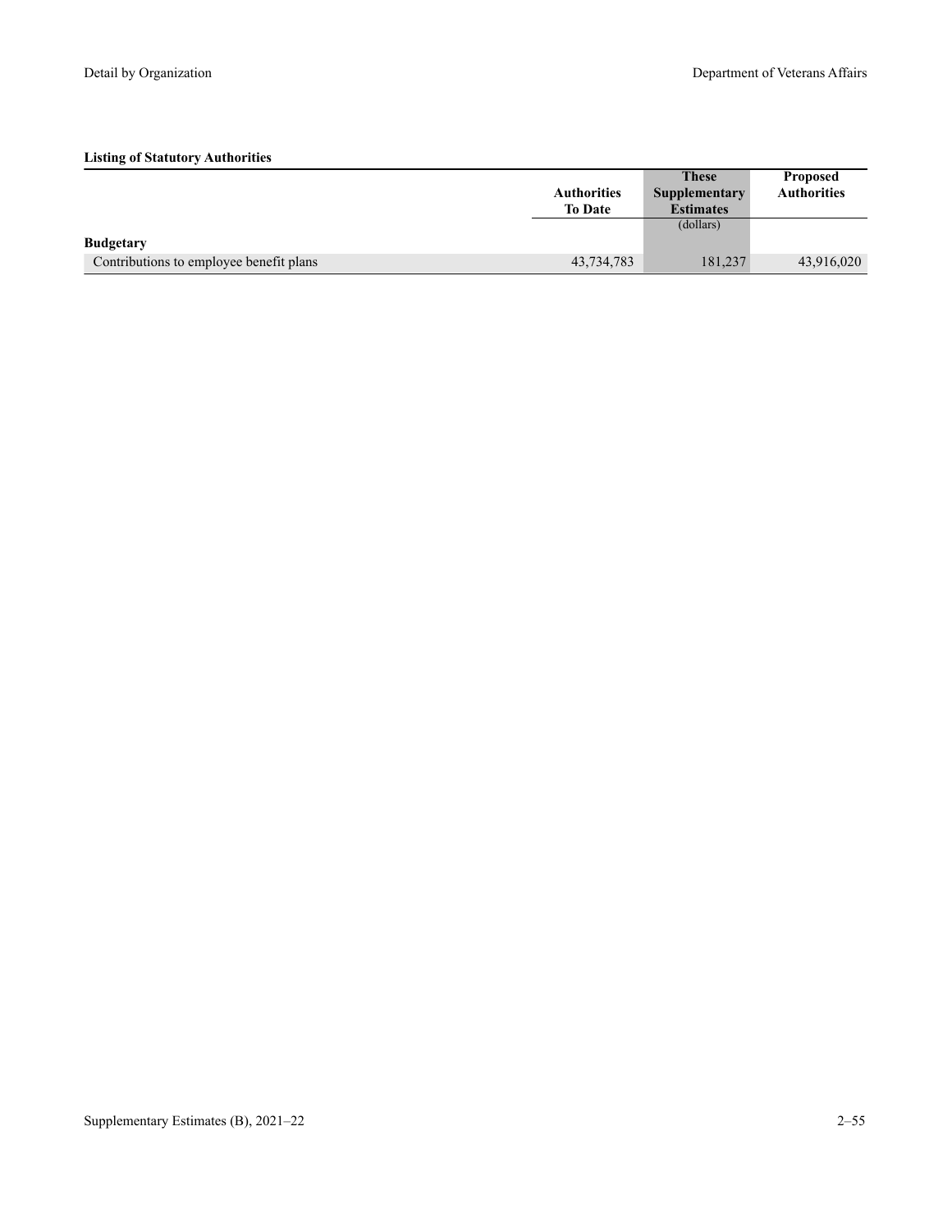**Listing of Statutory Authorities**

| | Authorities To Date | These Supplementary Estimates | Proposed Authorities |
|---|---|---|---|
| | | (dollars) | |
| **Budgetary** | | | |
| Contributions to employee benefit plans | 43,734,783 | 181,237 | 43,916,020 |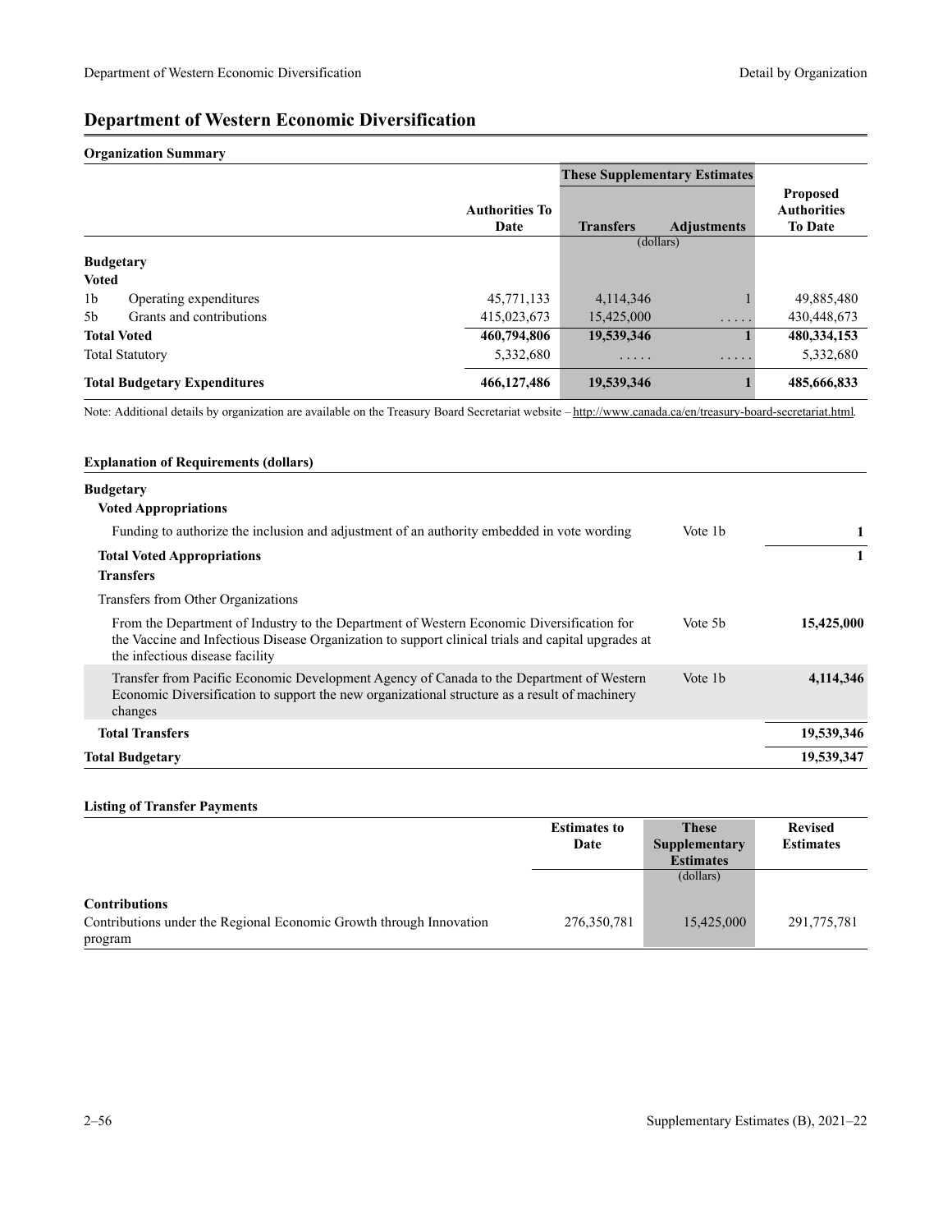# Department of Western Economic Diversification

## Organization Summary

| | | Authorities To Date | These Supplementary Estimates | | Proposed Authorities To Date |
|---|---|---|---|---|---|
| | | | Transfers | Adjustments | |
| | | | (dollars) | | |
| **Budgetary** | | | | | |
| **Voted** | | | | | |
| 1b | Operating expenditures | 45,771,133 | 4,114,346 | 1 | 49,885,480 |
| 5b | Grants and contributions | 415,023,673 | 15,425,000 | ..... | 430,448,673 |
| **Total Voted** | | **460,794,806** | **19,539,346** | **1** | **480,334,153** |
| Total Statutory | | 5,332,680 | ..... | ..... | 5,332,680 |
| **Total Budgetary Expenditures** | | **466,127,486** | **19,539,346** | **1** | **485,666,833** |

Note: Additional details by organization are available on the Treasury Board Secretariat website – http://www.canada.ca/en/treasury-board-secretariat.html.

## Explanation of Requirements (dollars)

| | | |
|---|---|---|
| **Budgetary** | | |
| **Voted Appropriations** | | |
| Funding to authorize the inclusion and adjustment of an authority embedded in vote wording | Vote 1b | **1** |
| **Total Voted Appropriations** | | **1** |
| **Transfers** | | |
| Transfers from Other Organizations | | |
| From the Department of Industry to the Department of Western Economic Diversification for the Vaccine and Infectious Disease Organization to support clinical trials and capital upgrades at the infectious disease facility | Vote 5b | **15,425,000** |
| Transfer from Pacific Economic Development Agency of Canada to the Department of Western Economic Diversification to support the new organizational structure as a result of machinery changes | Vote 1b | **4,114,346** |
| **Total Transfers** | | **19,539,346** |
| **Total Budgetary** | | **19,539,347** |

## Listing of Transfer Payments

| | Estimates to Date | These Supplementary Estimates | Revised Estimates |
|---|---|---|---|
| | | (dollars) | |
| **Contributions** | | | |
| Contributions under the Regional Economic Growth through Innovation program | 276,350,781 | 15,425,000 | 291,775,781 |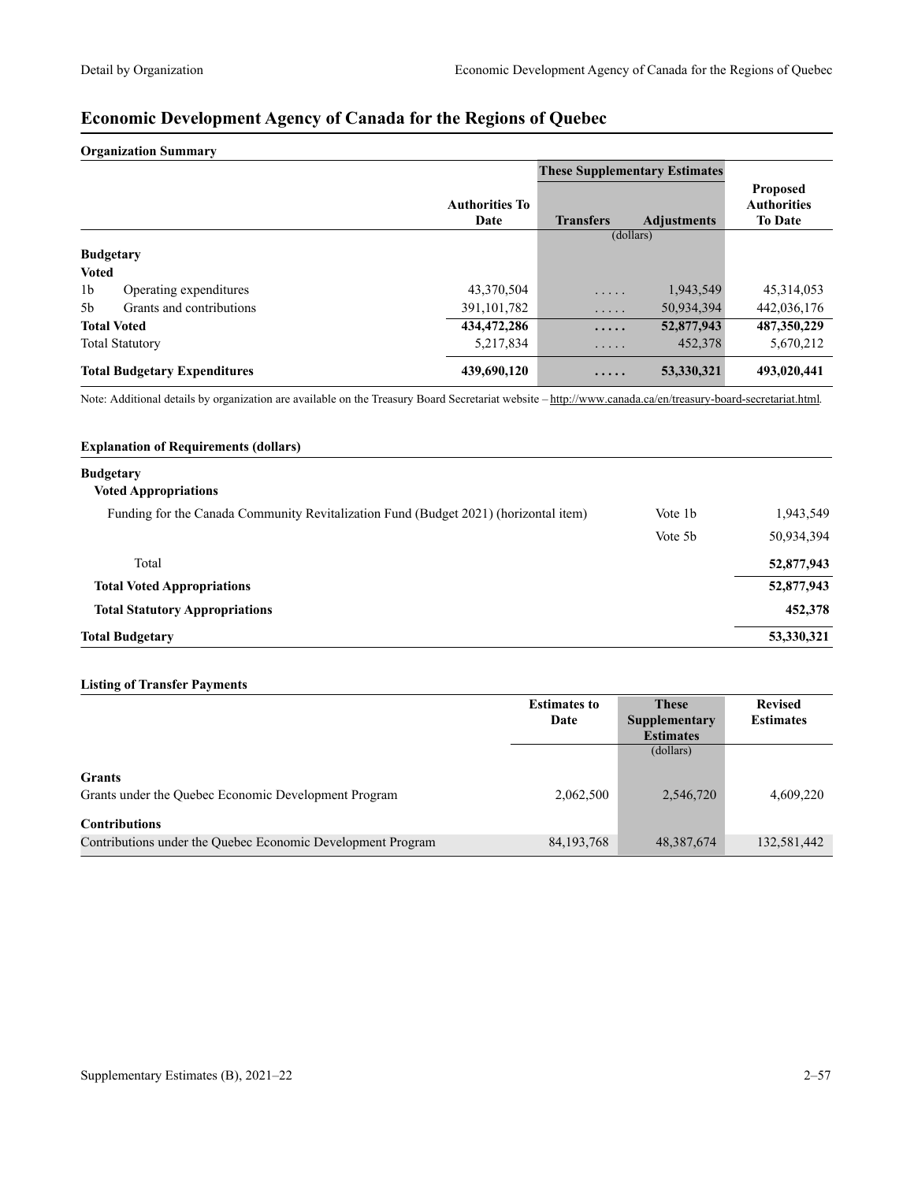## Economic Development Agency of Canada for the Regions of Quebec

**Organization Summary**

| | | Authorities To Date | These Supplementary Estimates | | Proposed Authorities To Date |
|---|---|---|---|---|---|
| | | | Transfers | Adjustments | |
| | | | (dollars) | | |
| **Budgetary** | | | | | |
| **Voted** | | | | | |
| 1b | Operating expenditures | 43,370,504 | ..... | 1,943,549 | 45,314,053 |
| 5b | Grants and contributions | 391,101,782 | ..... | 50,934,394 | 442,036,176 |
| **Total Voted** | | **434,472,286** | **.....** | **52,877,943** | **487,350,229** |
| Total Statutory | | 5,217,834 | ..... | 452,378 | 5,670,212 |
| **Total Budgetary Expenditures** | | **439,690,120** | **.....** | **53,330,321** | **493,020,441** |

Note: Additional details by organization are available on the Treasury Board Secretariat website – http://www.canada.ca/en/treasury-board-secretariat.html.

**Explanation of Requirements (dollars)**

| | | |
|---|---|---|
| **Budgetary** | | |
| **Voted Appropriations** | | |
| Funding for the Canada Community Revitalization Fund (Budget 2021) (horizontal item) | Vote 1b | 1,943,549 |
| | Vote 5b | 50,934,394 |
| Total | | **52,877,943** |
| **Total Voted Appropriations** | | **52,877,943** |
| **Total Statutory Appropriations** | | **452,378** |
| **Total Budgetary** | | **53,330,321** |

**Listing of Transfer Payments**

| | Estimates to Date | These Supplementary Estimates | Revised Estimates |
|---|---|---|---|
| | | (dollars) | |
| **Grants** | | | |
| Grants under the Quebec Economic Development Program | 2,062,500 | 2,546,720 | 4,609,220 |
| **Contributions** | | | |
| Contributions under the Quebec Economic Development Program | 84,193,768 | 48,387,674 | 132,581,442 |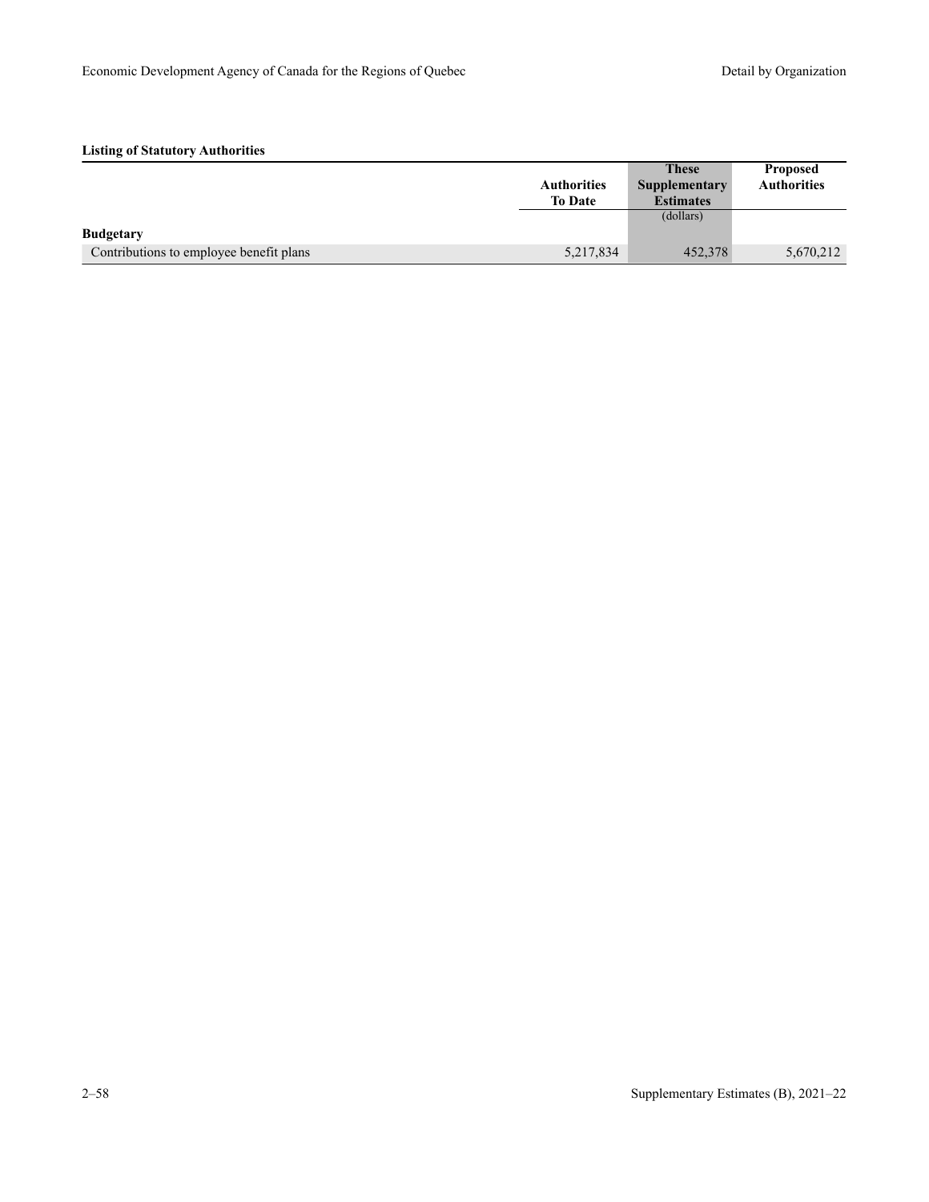**Listing of Statutory Authorities**

| | Authorities To Date | These Supplementary Estimates | Proposed Authorities |
|---|---|---|---|
| | | (dollars) | |
| **Budgetary** | | | |
| Contributions to employee benefit plans | 5,217,834 | 452,378 | 5,670,212 |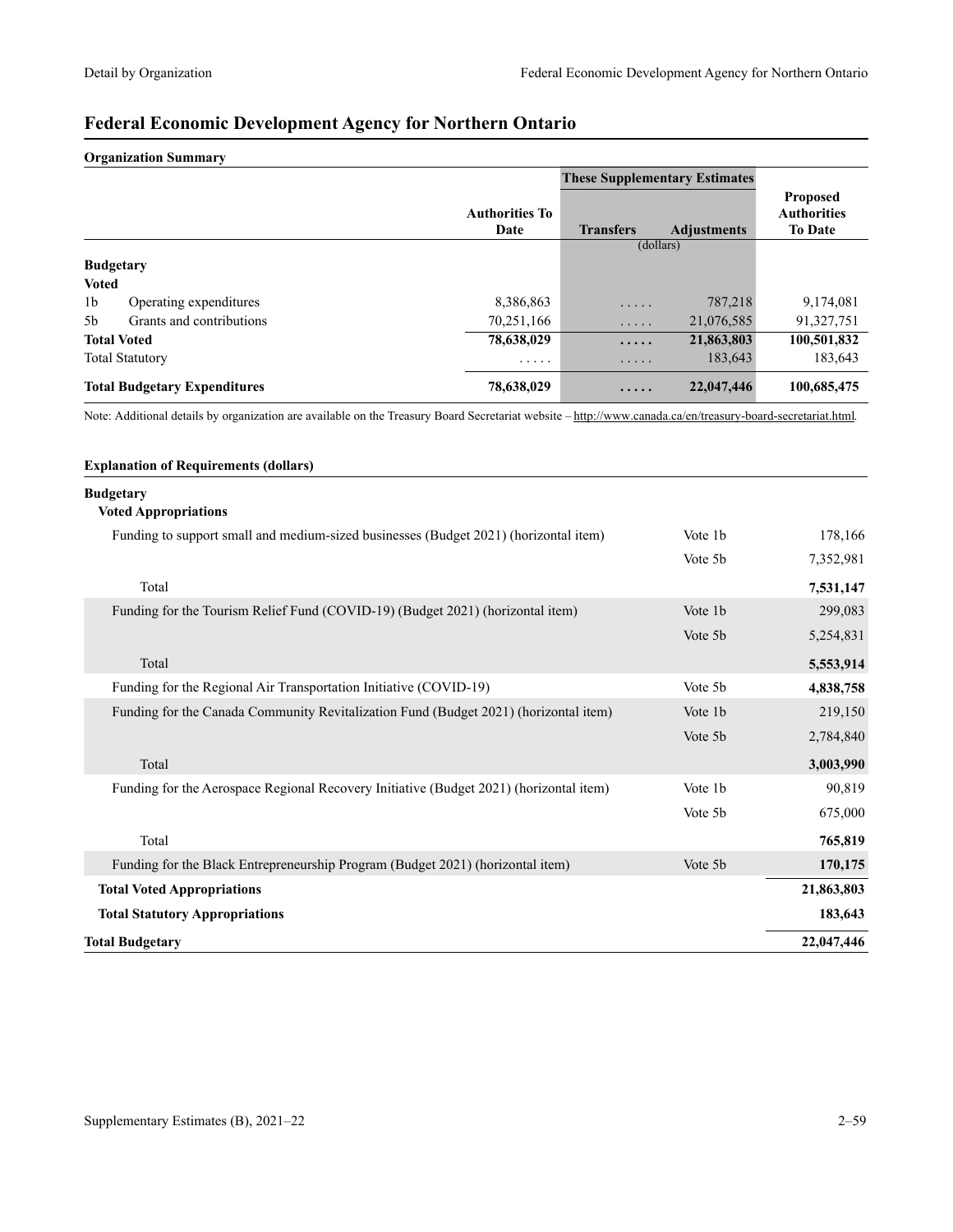# Federal Economic Development Agency for Northern Ontario

**Organization Summary**

| | Authorities To Date | These Supplementary Estimates | | Proposed Authorities To Date |
|---|---|---|---|---|
| | | Transfers | Adjustments | |
| | | (dollars) | | |
| **Budgetary** | | | | |
| **Voted** | | | | |
| 1b Operating expenditures | 8,386,863 | ..... | 787,218 | 9,174,081 |
| 5b Grants and contributions | 70,251,166 | ..... | 21,076,585 | 91,327,751 |
| **Total Voted** | **78,638,029** | **.....** | **21,863,803** | **100,501,832** |
| Total Statutory | ..... | ..... | 183,643 | 183,643 |
| **Total Budgetary Expenditures** | **78,638,029** | **.....** | **22,047,446** | **100,685,475** |

Note: Additional details by organization are available on the Treasury Board Secretariat website – http://www.canada.ca/en/treasury-board-secretariat.html.

**Explanation of Requirements (dollars)**

| | | |
|---|---|---|
| **Budgetary** | | |
| **Voted Appropriations** | | |
| Funding to support small and medium-sized businesses (Budget 2021) (horizontal item) | Vote 1b | 178,166 |
| | Vote 5b | 7,352,981 |
| Total | | **7,531,147** |
| Funding for the Tourism Relief Fund (COVID-19) (Budget 2021) (horizontal item) | Vote 1b | 299,083 |
| | Vote 5b | 5,254,831 |
| Total | | **5,553,914** |
| Funding for the Regional Air Transportation Initiative (COVID-19) | Vote 5b | **4,838,758** |
| Funding for the Canada Community Revitalization Fund (Budget 2021) (horizontal item) | Vote 1b | 219,150 |
| | Vote 5b | 2,784,840 |
| Total | | **3,003,990** |
| Funding for the Aerospace Regional Recovery Initiative (Budget 2021) (horizontal item) | Vote 1b | 90,819 |
| | Vote 5b | 675,000 |
| Total | | **765,819** |
| Funding for the Black Entrepreneurship Program (Budget 2021) (horizontal item) | Vote 5b | **170,175** |
| **Total Voted Appropriations** | | **21,863,803** |
| **Total Statutory Appropriations** | | **183,643** |
| **Total Budgetary** | | **22,047,446** |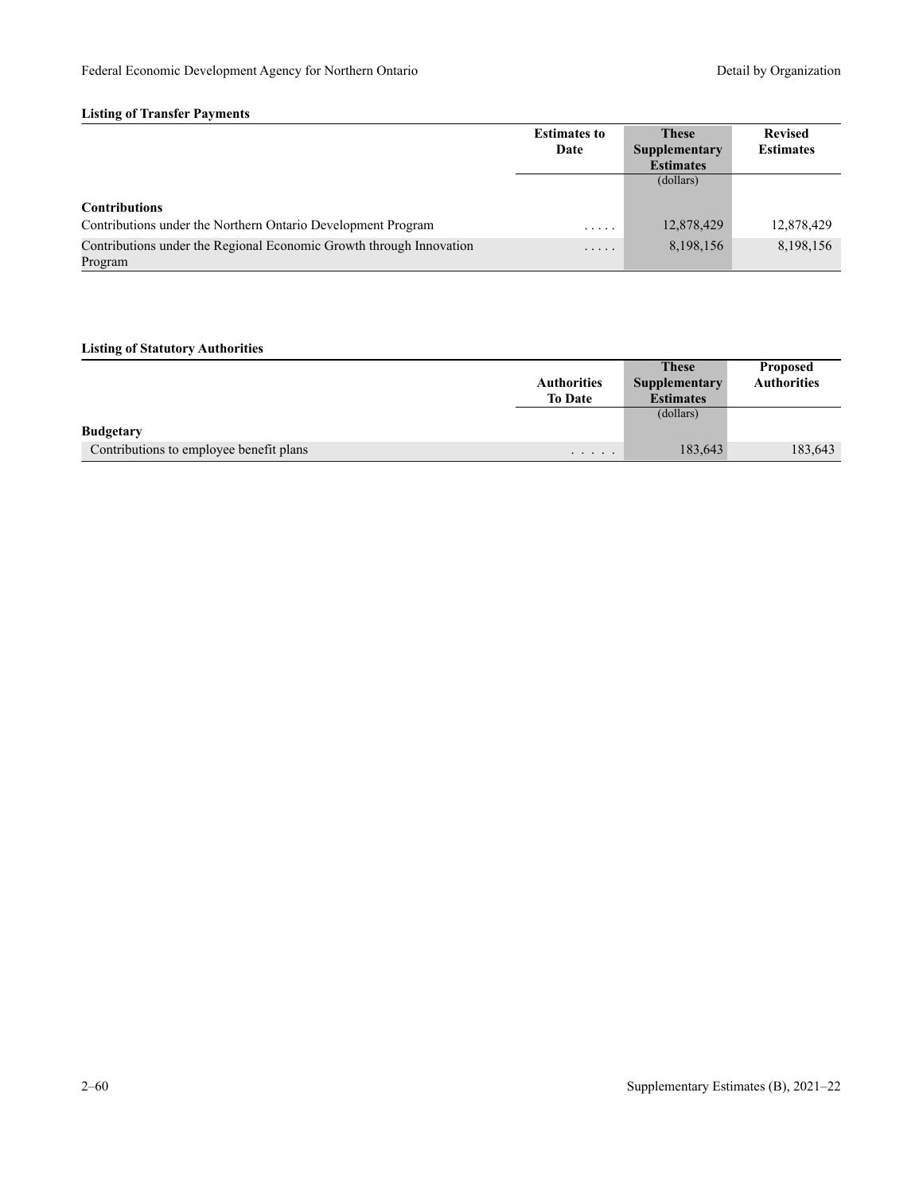**Listing of Transfer Payments**

| | Estimates to Date | These Supplementary Estimates | Revised Estimates |
|---|---|---|---|
| | | (dollars) | |
| **Contributions** | | | |
| Contributions under the Northern Ontario Development Program | ..... | 12,878,429 | 12,878,429 |
| Contributions under the Regional Economic Growth through Innovation Program | ..... | 8,198,156 | 8,198,156 |

**Listing of Statutory Authorities**

| | Authorities To Date | These Supplementary Estimates | Proposed Authorities |
|---|---|---|---|
| | | (dollars) | |
| **Budgetary** | | | |
| Contributions to employee benefit plans | ..... | 183,643 | 183,643 |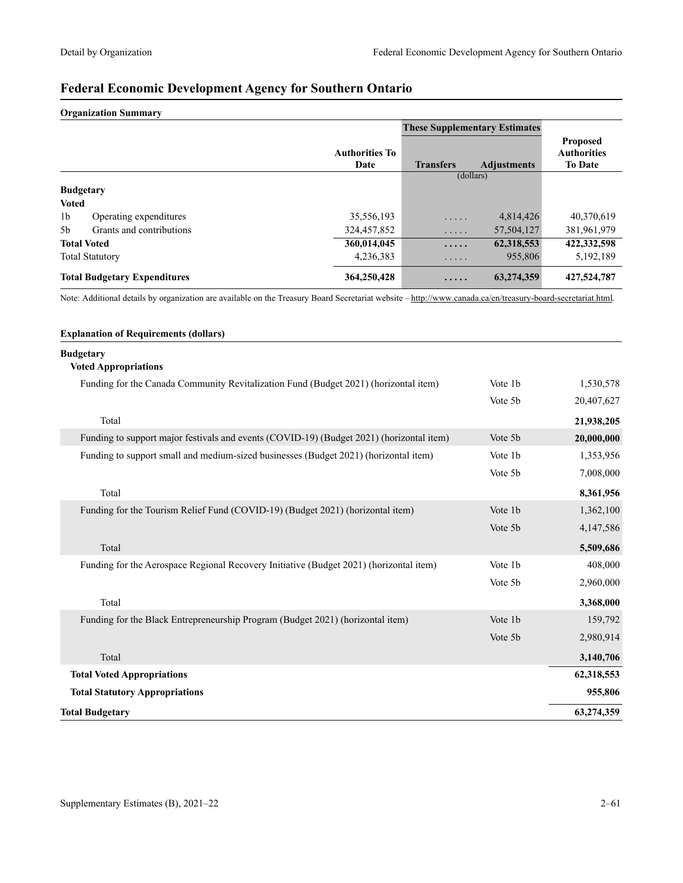# Federal Economic Development Agency for Southern Ontario

**Organization Summary**

| | | Authorities To Date | These Supplementary Estimates Transfers | These Supplementary Estimates Adjustments | Proposed Authorities To Date |
|---|---|---|---|---|---|
| | | | (dollars) | | |
| **Budgetary** | | | | | |
| **Voted** | | | | | |
| 1b | Operating expenditures | 35,556,193 | ..... | 4,814,426 | 40,370,619 |
| 5b | Grants and contributions | 324,457,852 | ..... | 57,504,127 | 381,961,979 |
| **Total Voted** | | **360,014,045** | **.....** | **62,318,553** | **422,332,598** |
| Total Statutory | | 4,236,383 | ..... | 955,806 | 5,192,189 |
| **Total Budgetary Expenditures** | | **364,250,428** | **.....** | **63,274,359** | **427,524,787** |

Note: Additional details by organization are available on the Treasury Board Secretariat website – http://www.canada.ca/en/treasury-board-secretariat.html.

**Explanation of Requirements (dollars)**

| | | |
|---|---|---|
| **Budgetary** | | |
| **Voted Appropriations** | | |
| Funding for the Canada Community Revitalization Fund (Budget 2021) (horizontal item) | Vote 1b | 1,530,578 |
| | Vote 5b | 20,407,627 |
| Total | | **21,938,205** |
| Funding to support major festivals and events (COVID-19) (Budget 2021) (horizontal item) | Vote 5b | **20,000,000** |
| Funding to support small and medium-sized businesses (Budget 2021) (horizontal item) | Vote 1b | 1,353,956 |
| | Vote 5b | 7,008,000 |
| Total | | **8,361,956** |
| Funding for the Tourism Relief Fund (COVID-19) (Budget 2021) (horizontal item) | Vote 1b | 1,362,100 |
| | Vote 5b | 4,147,586 |
| Total | | **5,509,686** |
| Funding for the Aerospace Regional Recovery Initiative (Budget 2021) (horizontal item) | Vote 1b | 408,000 |
| | Vote 5b | 2,960,000 |
| Total | | **3,368,000** |
| Funding for the Black Entrepreneurship Program (Budget 2021) (horizontal item) | Vote 1b | 159,792 |
| | Vote 5b | 2,980,914 |
| Total | | **3,140,706** |
| **Total Voted Appropriations** | | **62,318,553** |
| **Total Statutory Appropriations** | | **955,806** |
| **Total Budgetary** | | **63,274,359** |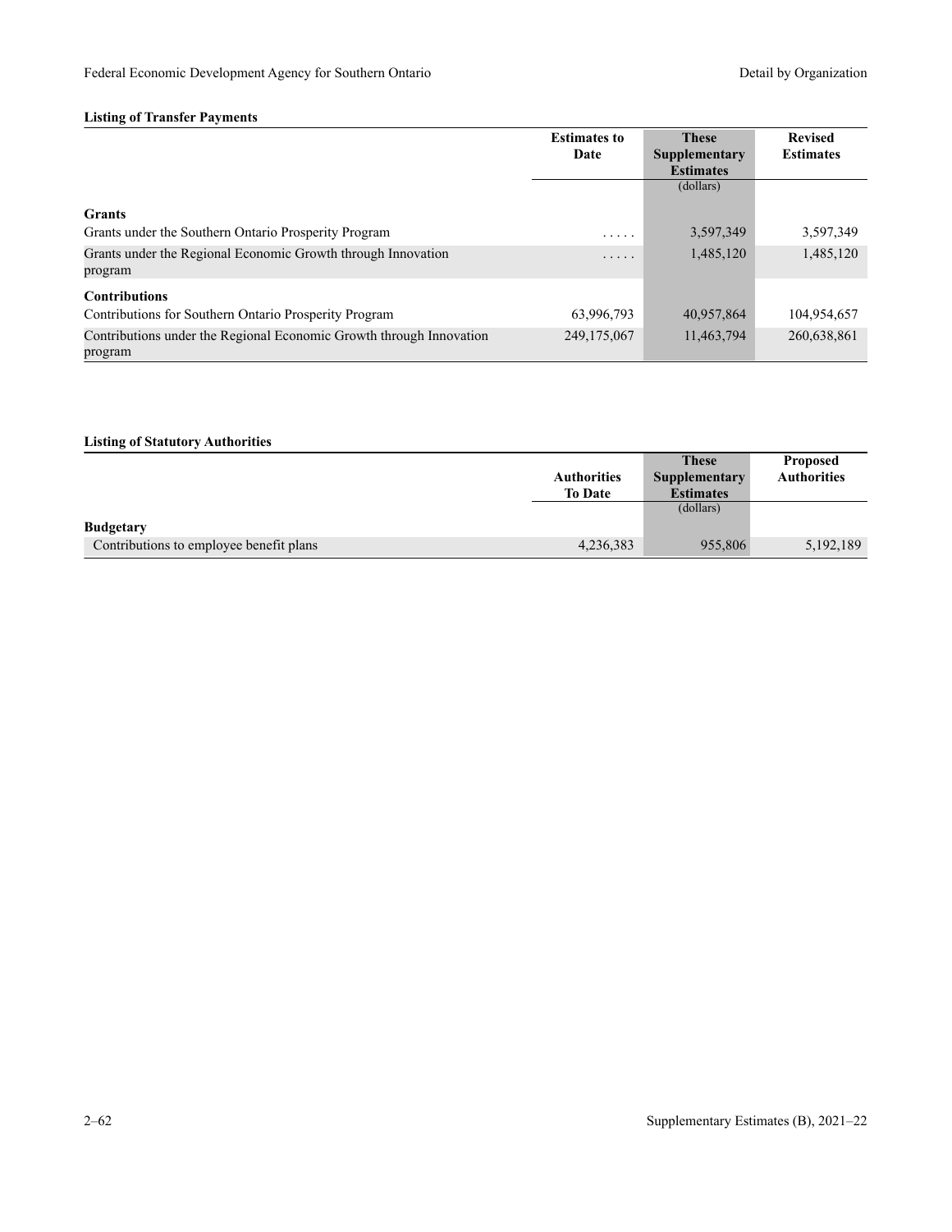**Listing of Transfer Payments**

| | Estimates to Date | These Supplementary Estimates | Revised Estimates |
|---|---|---|---|
| | | (dollars) | |
| **Grants** | | | |
| Grants under the Southern Ontario Prosperity Program | ..... | 3,597,349 | 3,597,349 |
| Grants under the Regional Economic Growth through Innovation program | ..... | 1,485,120 | 1,485,120 |
| **Contributions** | | | |
| Contributions for Southern Ontario Prosperity Program | 63,996,793 | 40,957,864 | 104,954,657 |
| Contributions under the Regional Economic Growth through Innovation program | 249,175,067 | 11,463,794 | 260,638,861 |

**Listing of Statutory Authorities**

| | Authorities To Date | These Supplementary Estimates | Proposed Authorities |
|---|---|---|---|
| | | (dollars) | |
| **Budgetary** | | | |
| Contributions to employee benefit plans | 4,236,383 | 955,806 | 5,192,189 |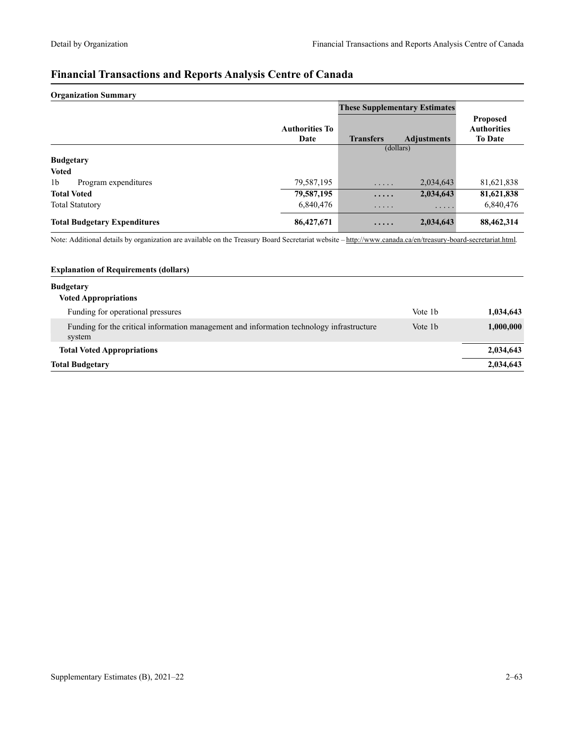## Financial Transactions and Reports Analysis Centre of Canada

**Organization Summary**

| | Authorities To Date | These Supplementary Estimates | | Proposed Authorities To Date |
|---|---|---|---|---|
| | | Transfers | Adjustments | |
| | | (dollars) | | |
| **Budgetary** | | | | |
| **Voted** | | | | |
| 1b Program expenditures | 79,587,195 | ..... | 2,034,643 | 81,621,838 |
| **Total Voted** | **79,587,195** | **.....** | **2,034,643** | **81,621,838** |
| Total Statutory | 6,840,476 | ..... | ..... | 6,840,476 |
| **Total Budgetary Expenditures** | **86,427,671** | **.....** | **2,034,643** | **88,462,314** |

Note: Additional details by organization are available on the Treasury Board Secretariat website – http://www.canada.ca/en/treasury-board-secretariat.html.

**Explanation of Requirements (dollars)**

| | | |
|---|---|---|
| **Budgetary** | | |
| **Voted Appropriations** | | |
| Funding for operational pressures | Vote 1b | **1,034,643** |
| Funding for the critical information management and information technology infrastructure system | Vote 1b | **1,000,000** |
| **Total Voted Appropriations** | | **2,034,643** |
| **Total Budgetary** | | **2,034,643** |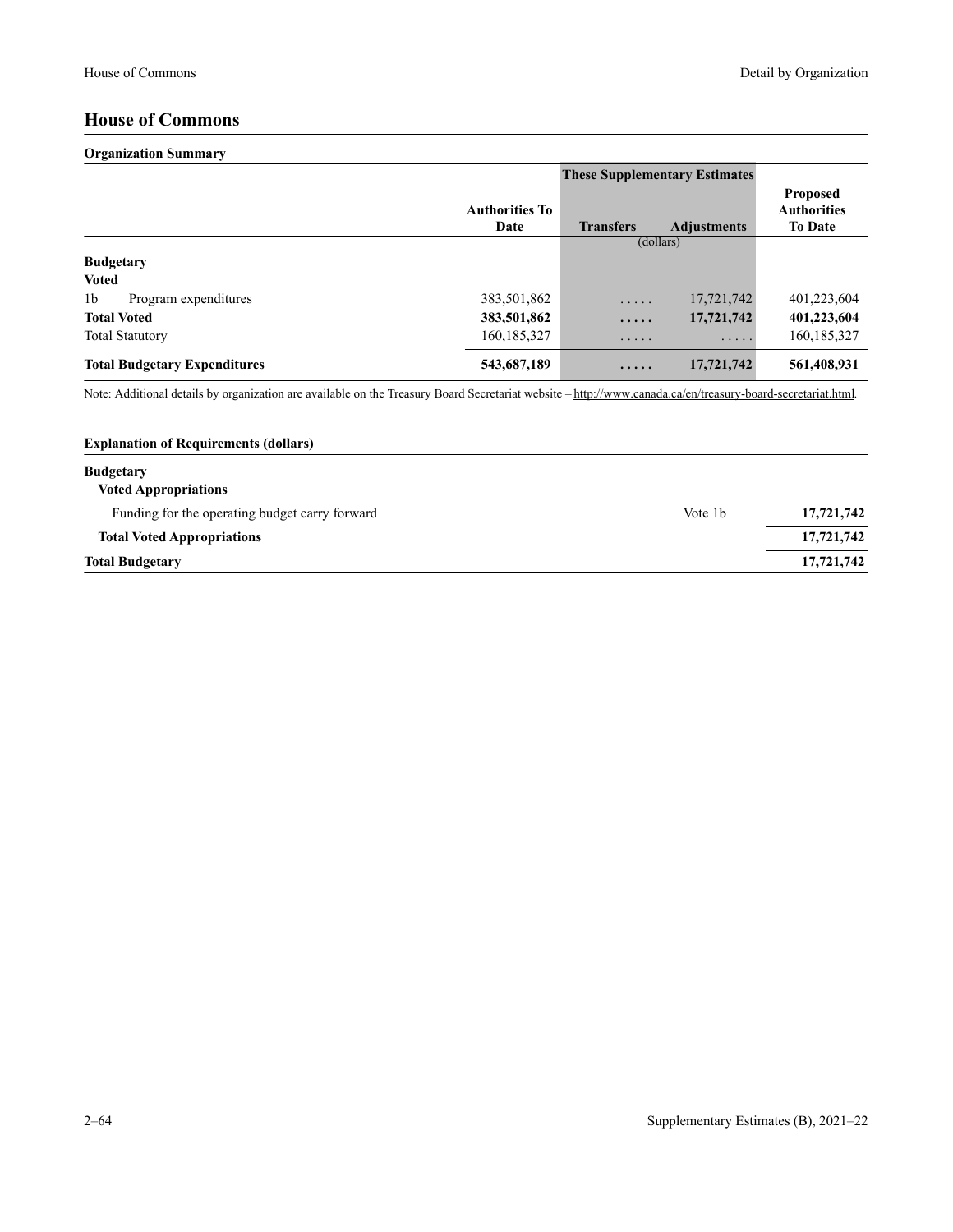## House of Commons

**Organization Summary**

| | Authorities To Date | These Supplementary Estimates Transfers | These Supplementary Estimates Adjustments | Proposed Authorities To Date |
|---|---|---|---|---|
| | | (dollars) | | |
| **Budgetary** | | | | |
| **Voted** | | | | |
| 1b Program expenditures | 383,501,862 | ..... | 17,721,742 | 401,223,604 |
| **Total Voted** | **383,501,862** | **.....** | **17,721,742** | **401,223,604** |
| Total Statutory | 160,185,327 | ..... | ..... | 160,185,327 |
| **Total Budgetary Expenditures** | **543,687,189** | **.....** | **17,721,742** | **561,408,931** |

Note: Additional details by organization are available on the Treasury Board Secretariat website – http://www.canada.ca/en/treasury-board-secretariat.html.

**Explanation of Requirements (dollars)**

| | | |
|---|---|---|
| **Budgetary** | | |
| **Voted Appropriations** | | |
| Funding for the operating budget carry forward | Vote 1b | **17,721,742** |
| **Total Voted Appropriations** | | **17,721,742** |
| **Total Budgetary** | | **17,721,742** |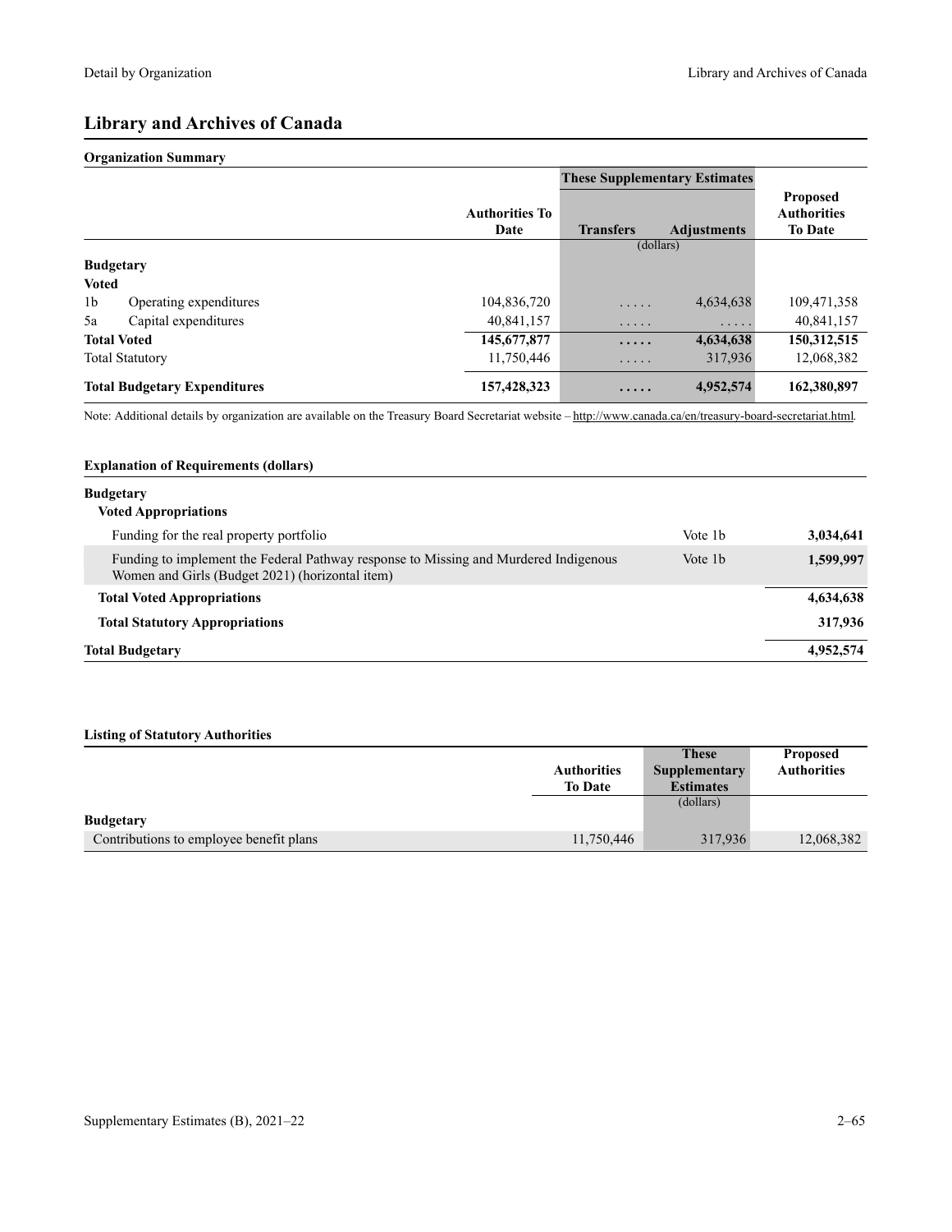# Library and Archives of Canada

## Organization Summary

| | | Authorities To Date | These Supplementary Estimates | | Proposed Authorities To Date |
|---|---|---|---|---|---|
| | | | Transfers | Adjustments | |
| | | | (dollars) | | |
| **Budgetary** | | | | | |
| **Voted** | | | | | |
| 1b | Operating expenditures | 104,836,720 | ..... | 4,634,638 | 109,471,358 |
| 5a | Capital expenditures | 40,841,157 | ..... | ..... | 40,841,157 |
| **Total Voted** | | **145,677,877** | **.....** | **4,634,638** | **150,312,515** |
| Total Statutory | | 11,750,446 | ..... | 317,936 | 12,068,382 |
| **Total Budgetary Expenditures** | | **157,428,323** | **.....** | **4,952,574** | **162,380,897** |

Note: Additional details by organization are available on the Treasury Board Secretariat website – http://www.canada.ca/en/treasury-board-secretariat.html.

## Explanation of Requirements (dollars)

| | | |
|---|---|---|
| **Budgetary** | | |
| **Voted Appropriations** | | |
| Funding for the real property portfolio | Vote 1b | **3,034,641** |
| Funding to implement the Federal Pathway response to Missing and Murdered Indigenous Women and Girls (Budget 2021) (horizontal item) | Vote 1b | **1,599,997** |
| **Total Voted Appropriations** | | **4,634,638** |
| **Total Statutory Appropriations** | | **317,936** |
| **Total Budgetary** | | **4,952,574** |

## Listing of Statutory Authorities

| | Authorities To Date | These Supplementary Estimates | Proposed Authorities |
|---|---|---|---|
| | | (dollars) | |
| **Budgetary** | | | |
| Contributions to employee benefit plans | 11,750,446 | 317,936 | 12,068,382 |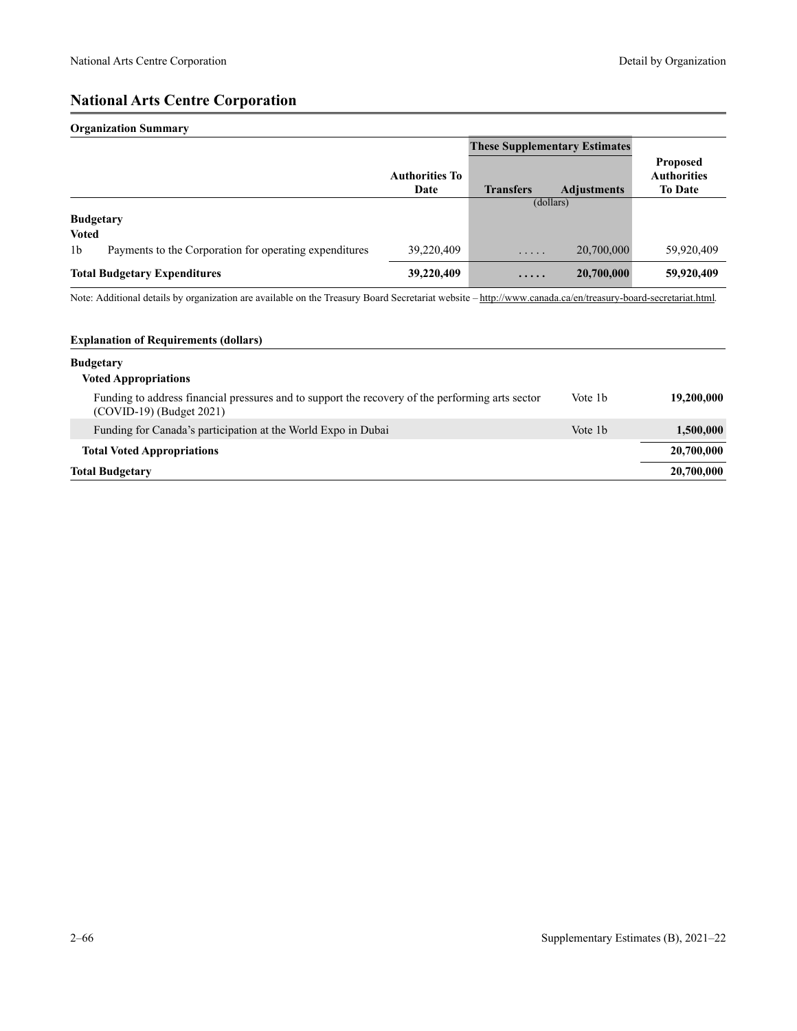## National Arts Centre Corporation

**Organization Summary**

| | | Authorities To Date | These Supplementary Estimates | | Proposed Authorities To Date |
|---|---|---|---|---|---|
| | | | Transfers | Adjustments | |
| | | | (dollars) | | |
| **Budgetary** | | | | | |
| **Voted** | | | | | |
| 1b | Payments to the Corporation for operating expenditures | 39,220,409 | ..... | 20,700,000 | 59,920,409 |
| **Total Budgetary Expenditures** | | **39,220,409** | **.....** | **20,700,000** | **59,920,409** |

Note: Additional details by organization are available on the Treasury Board Secretariat website – http://www.canada.ca/en/treasury-board-secretariat.html.

**Explanation of Requirements (dollars)**

| | | |
|---|---|---|
| **Budgetary** | | |
| **Voted Appropriations** | | |
| Funding to address financial pressures and to support the recovery of the performing arts sector (COVID-19) (Budget 2021) | Vote 1b | **19,200,000** |
| Funding for Canada's participation at the World Expo in Dubai | Vote 1b | **1,500,000** |
| **Total Voted Appropriations** | | **20,700,000** |
| **Total Budgetary** | | **20,700,000** |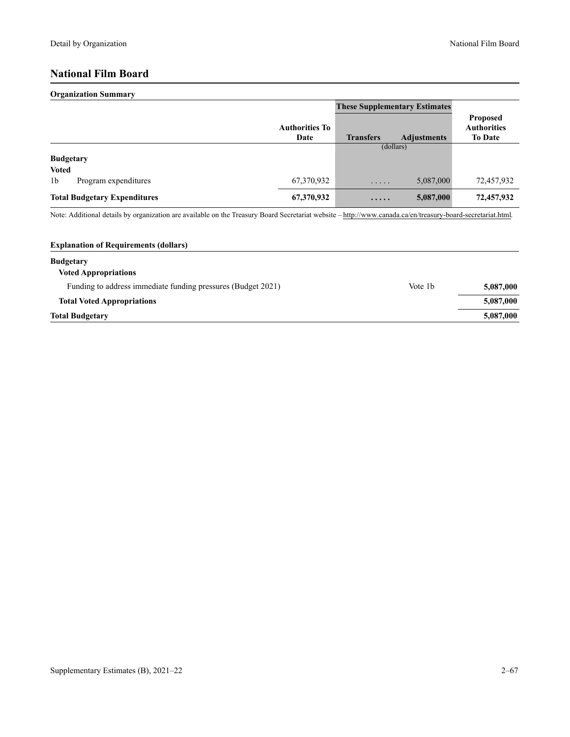## National Film Board

**Organization Summary**

| | | Authorities To Date | These Supplementary Estimates | | Proposed Authorities To Date |
|---|---|---|---|---|---|
| | | | Transfers | Adjustments | |
| | | | (dollars) | | |
| **Budgetary** | | | | | |
| **Voted** | | | | | |
| 1b | Program expenditures | 67,370,932 | ..... | 5,087,000 | 72,457,932 |
| **Total Budgetary Expenditures** | | **67,370,932** | **.....** | **5,087,000** | **72,457,932** |

Note: Additional details by organization are available on the Treasury Board Secretariat website – http://www.canada.ca/en/treasury-board-secretariat.html.

**Explanation of Requirements (dollars)**

| | | |
|---|---|---|
| **Budgetary** | | |
| **Voted Appropriations** | | |
| Funding to address immediate funding pressures (Budget 2021) | Vote 1b | **5,087,000** |
| **Total Voted Appropriations** | | **5,087,000** |
| **Total Budgetary** | | **5,087,000** |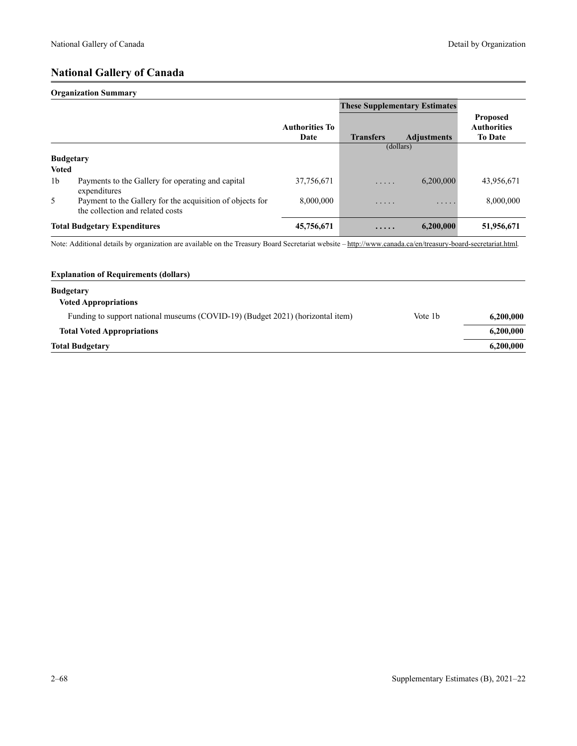# National Gallery of Canada

**Organization Summary**

| | | Authorities To Date | These Supplementary Estimates Transfers | Adjustments | Proposed Authorities To Date |
|---|---|---|---|---|---|
| | | | (dollars) | | |
| **Budgetary** | | | | | |
| **Voted** | | | | | |
| 1b | Payments to the Gallery for operating and capital expenditures | 37,756,671 | ..... | 6,200,000 | 43,956,671 |
| 5 | Payment to the Gallery for the acquisition of objects for the collection and related costs | 8,000,000 | ..... | ..... | 8,000,000 |
| **Total Budgetary Expenditures** | | **45,756,671** | **.....** | **6,200,000** | **51,956,671** |

Note: Additional details by organization are available on the Treasury Board Secretariat website – http://www.canada.ca/en/treasury-board-secretariat.html.

**Explanation of Requirements (dollars)**

| | | |
|---|---|---|
| **Budgetary** | | |
| **Voted Appropriations** | | |
| Funding to support national museums (COVID-19) (Budget 2021) (horizontal item) | Vote 1b | **6,200,000** |
| **Total Voted Appropriations** | | **6,200,000** |
| **Total Budgetary** | | **6,200,000** |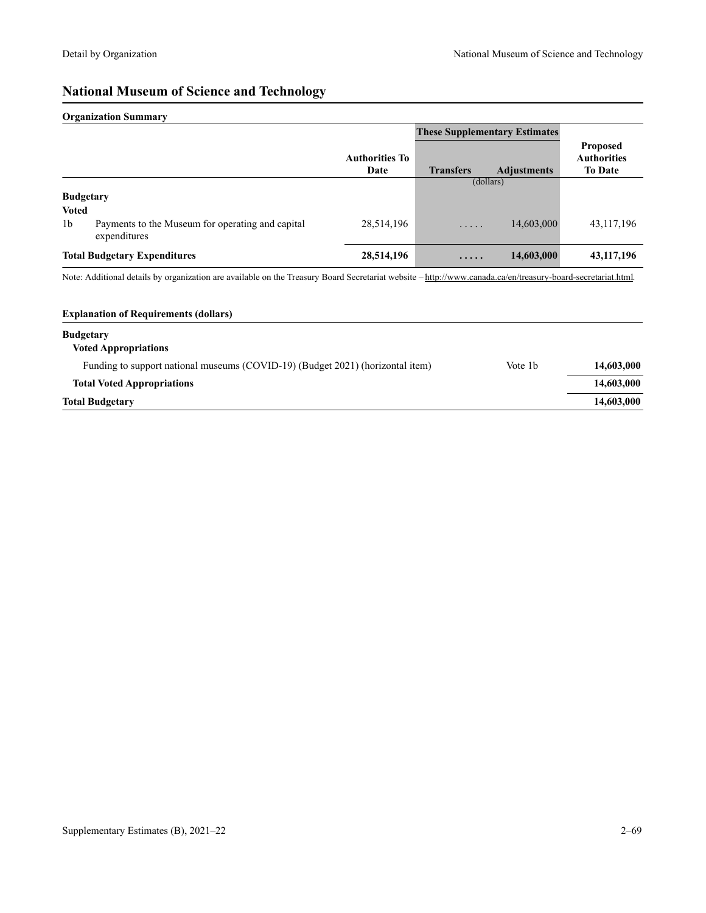## National Museum of Science and Technology

### Organization Summary

| | | Authorities To Date | These Supplementary Estimates | | Proposed Authorities To Date |
|---|---|---|---|---|---|
| | | | Transfers | Adjustments | |
| | | | (dollars) | | |
| **Budgetary** | | | | | |
| **Voted** | | | | | |
| 1b | Payments to the Museum for operating and capital expenditures | 28,514,196 | . . . . . | 14,603,000 | 43,117,196 |
| **Total Budgetary Expenditures** | | **28,514,196** | **. . . . .** | **14,603,000** | **43,117,196** |

Note: Additional details by organization are available on the Treasury Board Secretariat website – http://www.canada.ca/en/treasury-board-secretariat.html.

### Explanation of Requirements (dollars)

| | | |
|---|---|---|
| **Budgetary** | | |
| **Voted Appropriations** | | |
| Funding to support national museums (COVID-19) (Budget 2021) (horizontal item) | Vote 1b | **14,603,000** |
| **Total Voted Appropriations** | | **14,603,000** |
| **Total Budgetary** | | **14,603,000** |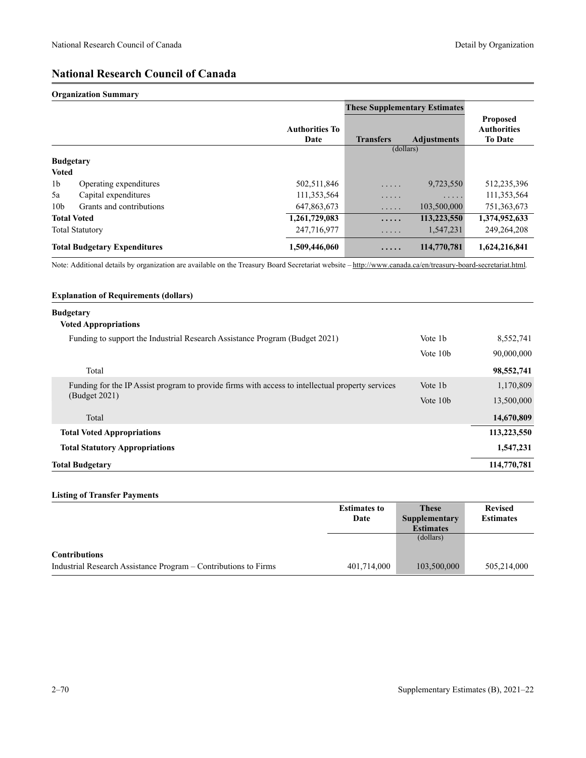# National Research Council of Canada

## Organization Summary

| | | Authorities To Date | These Supplementary Estimates | | Proposed Authorities To Date |
|---|---|---|---|---|---|
| | | | Transfers | Adjustments | |
| | | | (dollars) | | |
| **Budgetary** | | | | | |
| **Voted** | | | | | |
| 1b | Operating expenditures | 502,511,846 | ..... | 9,723,550 | 512,235,396 |
| 5a | Capital expenditures | 111,353,564 | ..... | ..... | 111,353,564 |
| 10b | Grants and contributions | 647,863,673 | ..... | 103,500,000 | 751,363,673 |
| **Total Voted** | | **1,261,729,083** | **.....** | **113,223,550** | **1,374,952,633** |
| Total Statutory | | 247,716,977 | ..... | 1,547,231 | 249,264,208 |
| **Total Budgetary Expenditures** | | **1,509,446,060** | **.....** | **114,770,781** | **1,624,216,841** |

Note: Additional details by organization are available on the Treasury Board Secretariat website – http://www.canada.ca/en/treasury-board-secretariat.html.

## Explanation of Requirements (dollars)

| | | |
|---|---|---|
| **Budgetary** | | |
| **Voted Appropriations** | | |
| Funding to support the Industrial Research Assistance Program (Budget 2021) | Vote 1b | 8,552,741 |
| | Vote 10b | 90,000,000 |
| Total | | **98,552,741** |
| Funding for the IP Assist program to provide firms with access to intellectual property services (Budget 2021) | Vote 1b | 1,170,809 |
| | Vote 10b | 13,500,000 |
| Total | | **14,670,809** |
| **Total Voted Appropriations** | | **113,223,550** |
| **Total Statutory Appropriations** | | **1,547,231** |
| **Total Budgetary** | | **114,770,781** |

## Listing of Transfer Payments

| | Estimates to Date | These Supplementary Estimates | Revised Estimates |
|---|---|---|---|
| | | (dollars) | |
| **Contributions** | | | |
| Industrial Research Assistance Program – Contributions to Firms | 401,714,000 | 103,500,000 | 505,214,000 |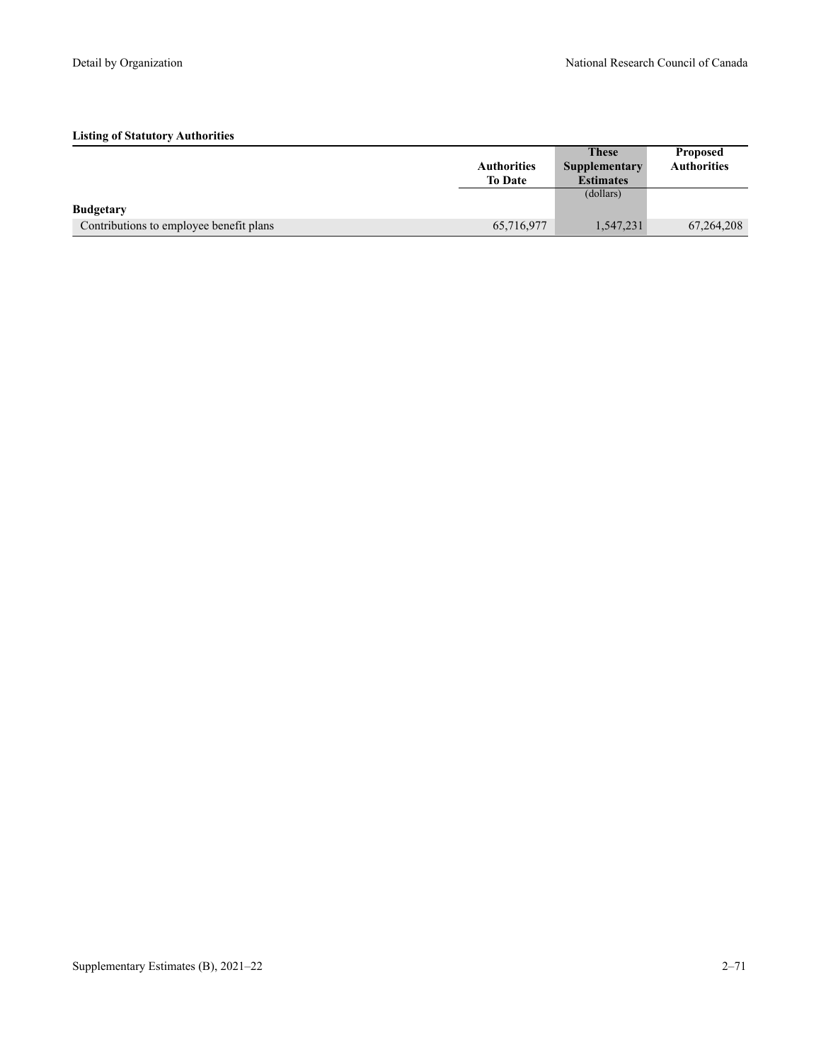**Listing of Statutory Authorities**

| | Authorities To Date | These Supplementary Estimates | Proposed Authorities |
|---|---|---|---|
| | | (dollars) | |
| **Budgetary** | | | |
| Contributions to employee benefit plans | 65,716,977 | 1,547,231 | 67,264,208 |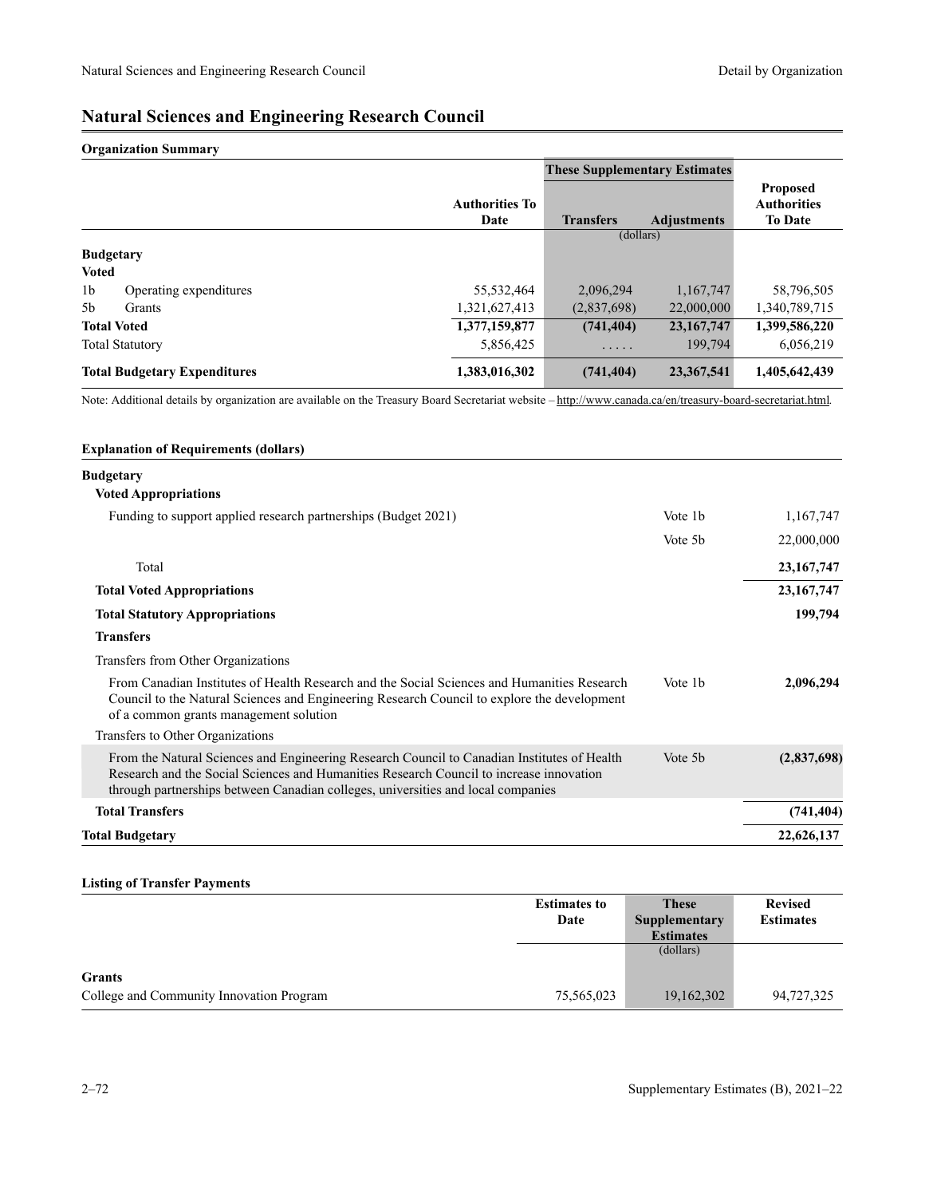# Natural Sciences and Engineering Research Council

### Organization Summary

| | | Authorities To Date | These Supplementary Estimates | | Proposed Authorities To Date |
|---|---|---|---|---|---|
| | | | Transfers | Adjustments | |
| | | | (dollars) | | |
| **Budgetary** | | | | | |
| **Voted** | | | | | |
| 1b | Operating expenditures | 55,532,464 | 2,096,294 | 1,167,747 | 58,796,505 |
| 5b | Grants | 1,321,627,413 | (2,837,698) | 22,000,000 | 1,340,789,715 |
| **Total Voted** | | **1,377,159,877** | **(741,404)** | **23,167,747** | **1,399,586,220** |
| Total Statutory | | 5,856,425 | . . . . . | 199,794 | 6,056,219 |
| **Total Budgetary Expenditures** | | **1,383,016,302** | **(741,404)** | **23,367,541** | **1,405,642,439** |

Note: Additional details by organization are available on the Treasury Board Secretariat website – http://www.canada.ca/en/treasury-board-secretariat.html.

### Explanation of Requirements (dollars)

| | | |
|---|---|---|
| **Budgetary** | | |
| **Voted Appropriations** | | |
| Funding to support applied research partnerships (Budget 2021) | Vote 1b | 1,167,747 |
| | Vote 5b | 22,000,000 |
| Total | | **23,167,747** |
| **Total Voted Appropriations** | | **23,167,747** |
| **Total Statutory Appropriations** | | **199,794** |
| **Transfers** | | |
| Transfers from Other Organizations | | |
| From Canadian Institutes of Health Research and the Social Sciences and Humanities Research Council to the Natural Sciences and Engineering Research Council to explore the development of a common grants management solution | Vote 1b | **2,096,294** |
| Transfers to Other Organizations | | |
| From the Natural Sciences and Engineering Research Council to Canadian Institutes of Health Research and the Social Sciences and Humanities Research Council to increase innovation through partnerships between Canadian colleges, universities and local companies | Vote 5b | **(2,837,698)** |
| **Total Transfers** | | **(741,404)** |
| **Total Budgetary** | | **22,626,137** |

### Listing of Transfer Payments

| | Estimates to Date | These Supplementary Estimates | Revised Estimates |
|---|---|---|---|
| | | (dollars) | |
| **Grants** | | | |
| College and Community Innovation Program | 75,565,023 | 19,162,302 | 94,727,325 |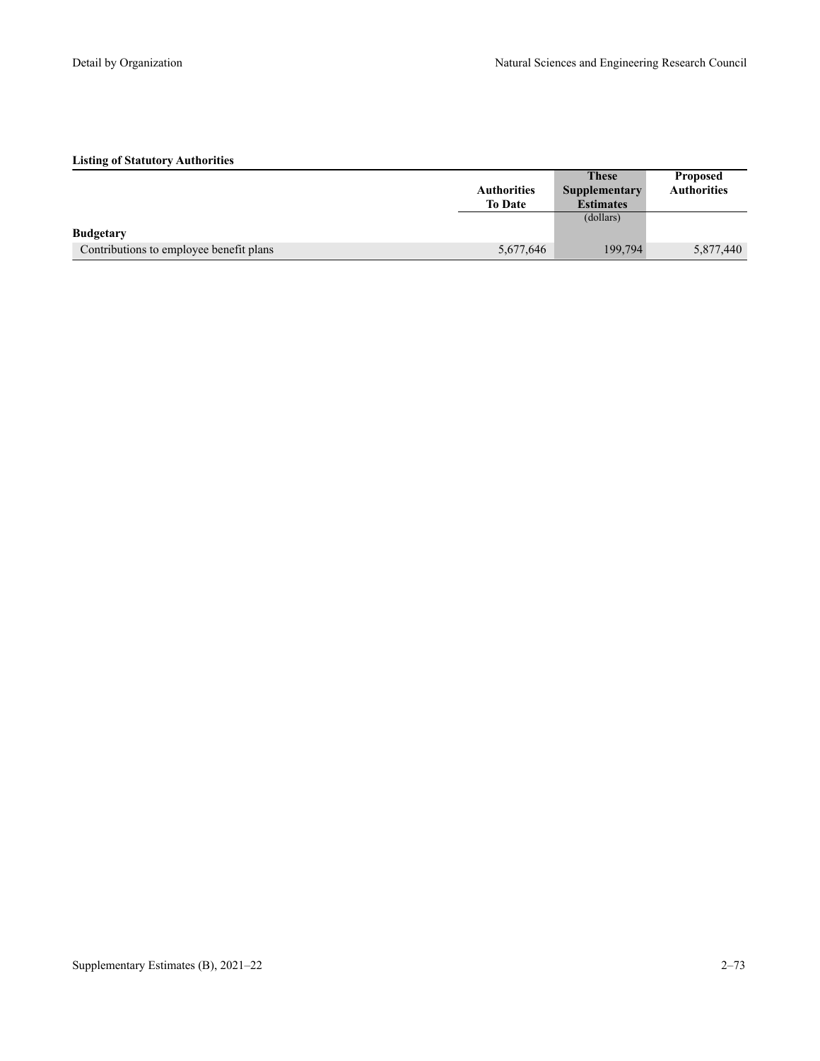**Listing of Statutory Authorities**

| | Authorities To Date | These Supplementary Estimates | Proposed Authorities |
|---|---|---|---|
| | | (dollars) | |
| **Budgetary** | | | |
| Contributions to employee benefit plans | 5,677,646 | 199,794 | 5,877,440 |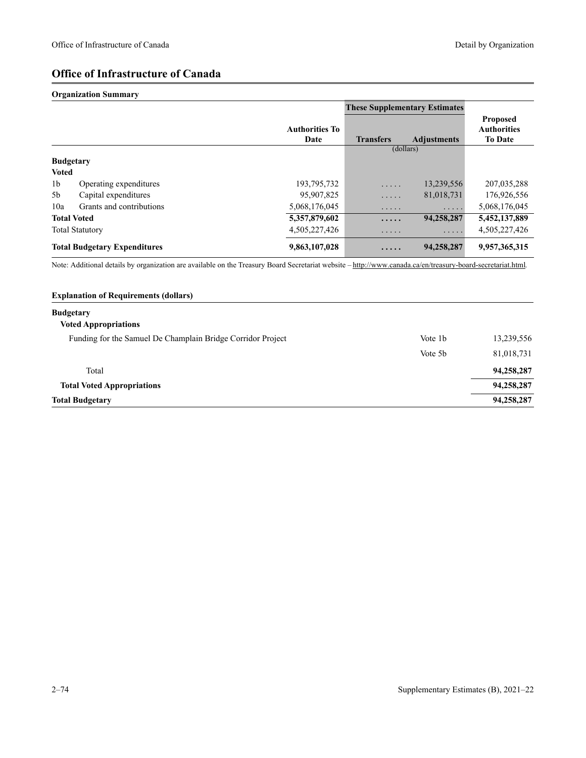# Office of Infrastructure of Canada

**Organization Summary**

| | | | These Supplementary Estimates | | |
|---|---|---|---|---|---|
| | | Authorities To Date | Transfers | Adjustments | Proposed Authorities To Date |
| | | | (dollars) | | |
| **Budgetary** | | | | | |
| **Voted** | | | | | |
| 1b | Operating expenditures | 193,795,732 | ..... | 13,239,556 | 207,035,288 |
| 5b | Capital expenditures | 95,907,825 | ..... | 81,018,731 | 176,926,556 |
| 10a | Grants and contributions | 5,068,176,045 | ..... | ..... | 5,068,176,045 |
| **Total Voted** | | **5,357,879,602** | **.....** | **94,258,287** | **5,452,137,889** |
| Total Statutory | | 4,505,227,426 | ..... | ..... | 4,505,227,426 |
| **Total Budgetary Expenditures** | | **9,863,107,028** | **.....** | **94,258,287** | **9,957,365,315** |

Note: Additional details by organization are available on the Treasury Board Secretariat website – http://www.canada.ca/en/treasury-board-secretariat.html.

**Explanation of Requirements (dollars)**

| | | |
|---|---|---|
| **Budgetary** | | |
| **Voted Appropriations** | | |
| Funding for the Samuel De Champlain Bridge Corridor Project | Vote 1b | 13,239,556 |
| | Vote 5b | 81,018,731 |
| Total | | **94,258,287** |
| **Total Voted Appropriations** | | **94,258,287** |
| **Total Budgetary** | | **94,258,287** |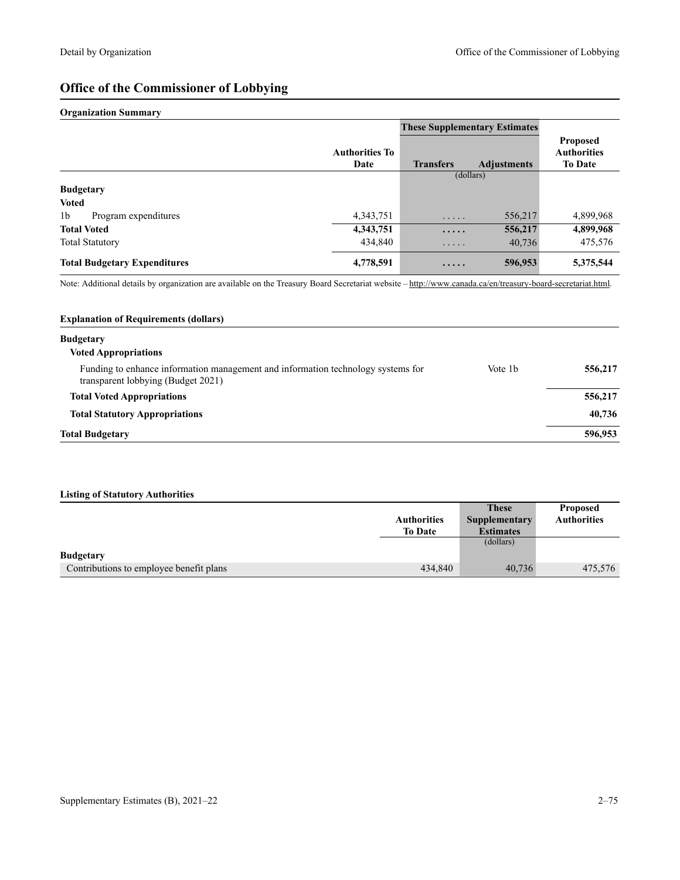## Office of the Commissioner of Lobbying

### Organization Summary

| | Authorities To Date | These Supplementary Estimates | | Proposed Authorities To Date |
|---|---|---|---|---|
| | | Transfers | Adjustments | |
| | | (dollars) | | |
| **Budgetary** | | | | |
| **Voted** | | | | |
| 1b Program expenditures | 4,343,751 | ..... | 556,217 | 4,899,968 |
| **Total Voted** | **4,343,751** | **.....** | **556,217** | **4,899,968** |
| Total Statutory | 434,840 | ..... | 40,736 | 475,576 |
| **Total Budgetary Expenditures** | **4,778,591** | **.....** | **596,953** | **5,375,544** |

Note: Additional details by organization are available on the Treasury Board Secretariat website – http://www.canada.ca/en/treasury-board-secretariat.html.

### Explanation of Requirements (dollars)

| | | |
|---|---|---|
| **Budgetary** | | |
| **Voted Appropriations** | | |
| Funding to enhance information management and information technology systems for transparent lobbying (Budget 2021) | Vote 1b | **556,217** |
| **Total Voted Appropriations** | | **556,217** |
| **Total Statutory Appropriations** | | **40,736** |
| **Total Budgetary** | | **596,953** |

### Listing of Statutory Authorities

| | Authorities To Date | These Supplementary Estimates | Proposed Authorities |
|---|---|---|---|
| | | (dollars) | |
| **Budgetary** | | | |
| Contributions to employee benefit plans | 434,840 | 40,736 | 475,576 |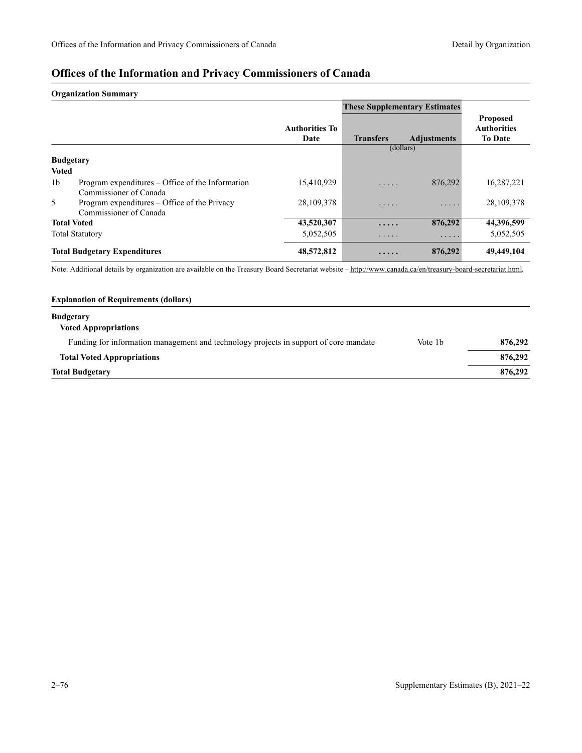# Offices of the Information and Privacy Commissioners of Canada

**Organization Summary**

| | | Authorities To Date | These Supplementary Estimates | | Proposed Authorities To Date |
|---|---|---|---|---|---|
| | | | Transfers | Adjustments | |
| | | | (dollars) | | |
| **Budgetary** | | | | | |
| **Voted** | | | | | |
| 1b | Program expenditures – Office of the Information Commissioner of Canada | 15,410,929 | ..... | 876,292 | 16,287,221 |
| 5 | Program expenditures – Office of the Privacy Commissioner of Canada | 28,109,378 | ..... | ..... | 28,109,378 |
| **Total Voted** | | **43,520,307** | **.....** | **876,292** | **44,396,599** |
| Total Statutory | | 5,052,505 | ..... | ..... | 5,052,505 |
| **Total Budgetary Expenditures** | | **48,572,812** | **.....** | **876,292** | **49,449,104** |

Note: Additional details by organization are available on the Treasury Board Secretariat website – http://www.canada.ca/en/treasury-board-secretariat.html.

**Explanation of Requirements (dollars)**

| | | |
|---|---|---|
| **Budgetary** | | |
| **Voted Appropriations** | | |
| Funding for information management and technology projects in support of core mandate | Vote 1b | **876,292** |
| **Total Voted Appropriations** | | **876,292** |
| **Total Budgetary** | | **876,292** |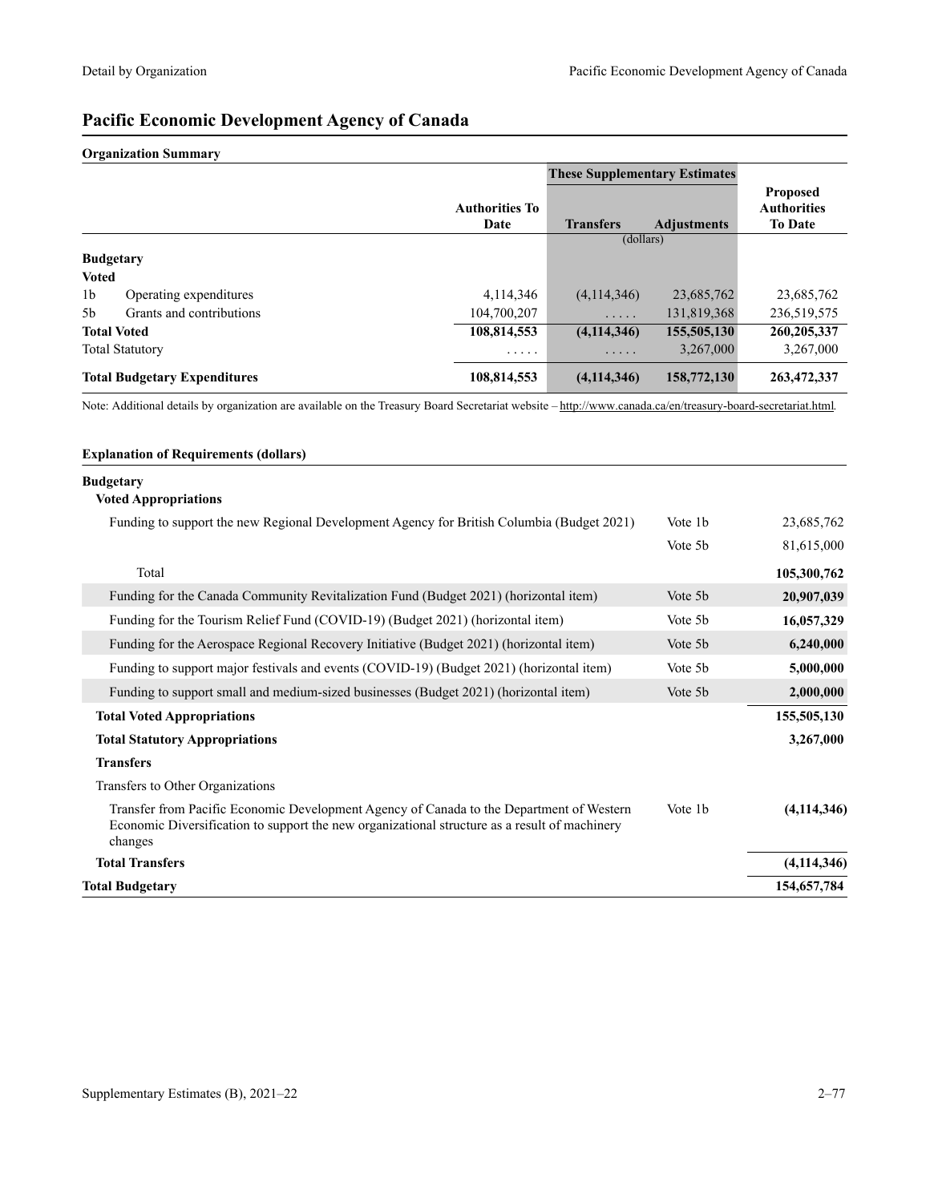# Pacific Economic Development Agency of Canada

## Organization Summary

| | | Authorities To Date | These Supplementary Estimates Transfers | Adjustments | Proposed Authorities To Date |
|---|---|---|---|---|---|
| | | | (dollars) | | |
| **Budgetary** | | | | | |
| **Voted** | | | | | |
| 1b | Operating expenditures | 4,114,346 | (4,114,346) | 23,685,762 | 23,685,762 |
| 5b | Grants and contributions | 104,700,207 | ..... | 131,819,368 | 236,519,575 |
| **Total Voted** | | **108,814,553** | **(4,114,346)** | **155,505,130** | **260,205,337** |
| Total Statutory | | ..... | ..... | 3,267,000 | 3,267,000 |
| **Total Budgetary Expenditures** | | **108,814,553** | **(4,114,346)** | **158,772,130** | **263,472,337** |

Note: Additional details by organization are available on the Treasury Board Secretariat website – http://www.canada.ca/en/treasury-board-secretariat.html.

## Explanation of Requirements (dollars)

| | | |
|---|---|---|
| **Budgetary** | | |
| **Voted Appropriations** | | |
| Funding to support the new Regional Development Agency for British Columbia (Budget 2021) | Vote 1b | 23,685,762 |
| | Vote 5b | 81,615,000 |
| Total | | **105,300,762** |
| Funding for the Canada Community Revitalization Fund (Budget 2021) (horizontal item) | Vote 5b | **20,907,039** |
| Funding for the Tourism Relief Fund (COVID-19) (Budget 2021) (horizontal item) | Vote 5b | **16,057,329** |
| Funding for the Aerospace Regional Recovery Initiative (Budget 2021) (horizontal item) | Vote 5b | **6,240,000** |
| Funding to support major festivals and events (COVID-19) (Budget 2021) (horizontal item) | Vote 5b | **5,000,000** |
| Funding to support small and medium-sized businesses (Budget 2021) (horizontal item) | Vote 5b | **2,000,000** |
| **Total Voted Appropriations** | | **155,505,130** |
| **Total Statutory Appropriations** | | **3,267,000** |
| **Transfers** | | |
| Transfers to Other Organizations | | |
| Transfer from Pacific Economic Development Agency of Canada to the Department of Western Economic Diversification to support the new organizational structure as a result of machinery changes | Vote 1b | **(4,114,346)** |
| **Total Transfers** | | **(4,114,346)** |
| **Total Budgetary** | | **154,657,784** |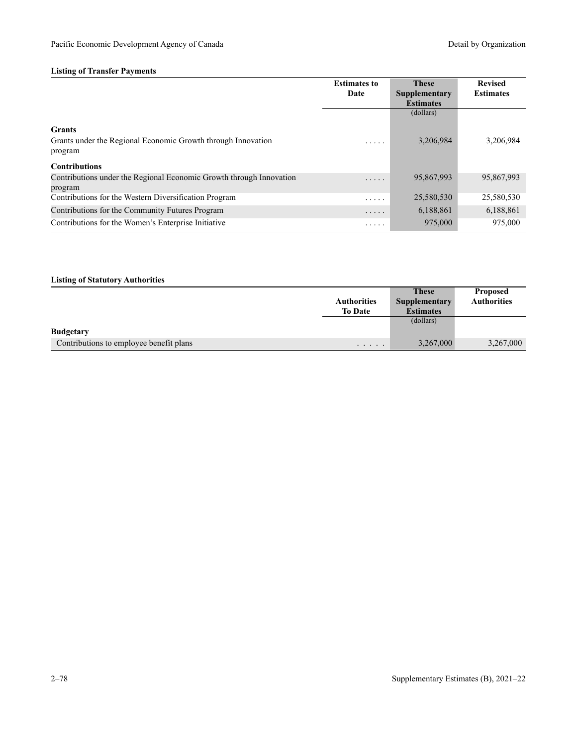#### Listing of Transfer Payments

| | Estimates to Date | These Supplementary Estimates | Revised Estimates |
|---|---|---|---|
| | | (dollars) | |
| **Grants** | | | |
| Grants under the Regional Economic Growth through Innovation program | ..... | 3,206,984 | 3,206,984 |
| **Contributions** | | | |
| Contributions under the Regional Economic Growth through Innovation program | ..... | 95,867,993 | 95,867,993 |
| Contributions for the Western Diversification Program | ..... | 25,580,530 | 25,580,530 |
| Contributions for the Community Futures Program | ..... | 6,188,861 | 6,188,861 |
| Contributions for the Women's Enterprise Initiative | ..... | 975,000 | 975,000 |

#### Listing of Statutory Authorities

| | Authorities To Date | These Supplementary Estimates | Proposed Authorities |
|---|---|---|---|
| | | (dollars) | |
| **Budgetary** | | | |
| Contributions to employee benefit plans | ..... | 3,267,000 | 3,267,000 |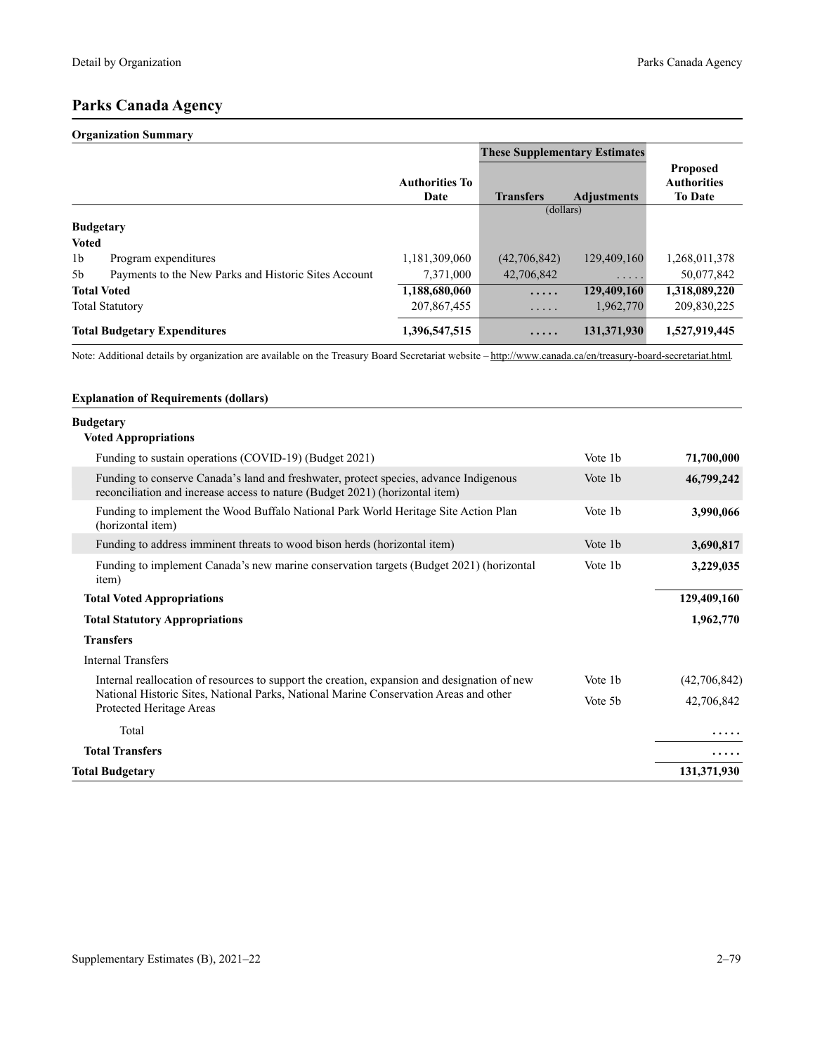## Parks Canada Agency

### Organization Summary

| | | Authorities To Date | These Supplementary Estimates | | Proposed Authorities To Date |
|---|---|---|---|---|---|
| | | | Transfers | Adjustments | |
| | | | (dollars) | | |
| **Budgetary** | | | | | |
| **Voted** | | | | | |
| 1b | Program expenditures | 1,181,309,060 | (42,706,842) | 129,409,160 | 1,268,011,378 |
| 5b | Payments to the New Parks and Historic Sites Account | 7,371,000 | 42,706,842 | ..... | 50,077,842 |
| **Total Voted** | | **1,188,680,060** | **.....** | **129,409,160** | **1,318,089,220** |
| Total Statutory | | 207,867,455 | ..... | 1,962,770 | 209,830,225 |
| **Total Budgetary Expenditures** | | **1,396,547,515** | **.....** | **131,371,930** | **1,527,919,445** |

Note: Additional details by organization are available on the Treasury Board Secretariat website – http://www.canada.ca/en/treasury-board-secretariat.html.

### Explanation of Requirements (dollars)

| | | |
|---|---|---|
| **Budgetary** | | |
| **Voted Appropriations** | | |
| Funding to sustain operations (COVID-19) (Budget 2021) | Vote 1b | **71,700,000** |
| Funding to conserve Canada's land and freshwater, protect species, advance Indigenous reconciliation and increase access to nature (Budget 2021) (horizontal item) | Vote 1b | **46,799,242** |
| Funding to implement the Wood Buffalo National Park World Heritage Site Action Plan (horizontal item) | Vote 1b | **3,990,066** |
| Funding to address imminent threats to wood bison herds (horizontal item) | Vote 1b | **3,690,817** |
| Funding to implement Canada's new marine conservation targets (Budget 2021) (horizontal item) | Vote 1b | **3,229,035** |
| **Total Voted Appropriations** | | **129,409,160** |
| **Total Statutory Appropriations** | | **1,962,770** |
| **Transfers** | | |
| Internal Transfers | | |
| Internal reallocation of resources to support the creation, expansion and designation of new National Historic Sites, National Parks, National Marine Conservation Areas and other Protected Heritage Areas | Vote 1b | (42,706,842) |
| | Vote 5b | 42,706,842 |
| Total | | ..... |
| **Total Transfers** | | **.....** |
| **Total Budgetary** | | **131,371,930** |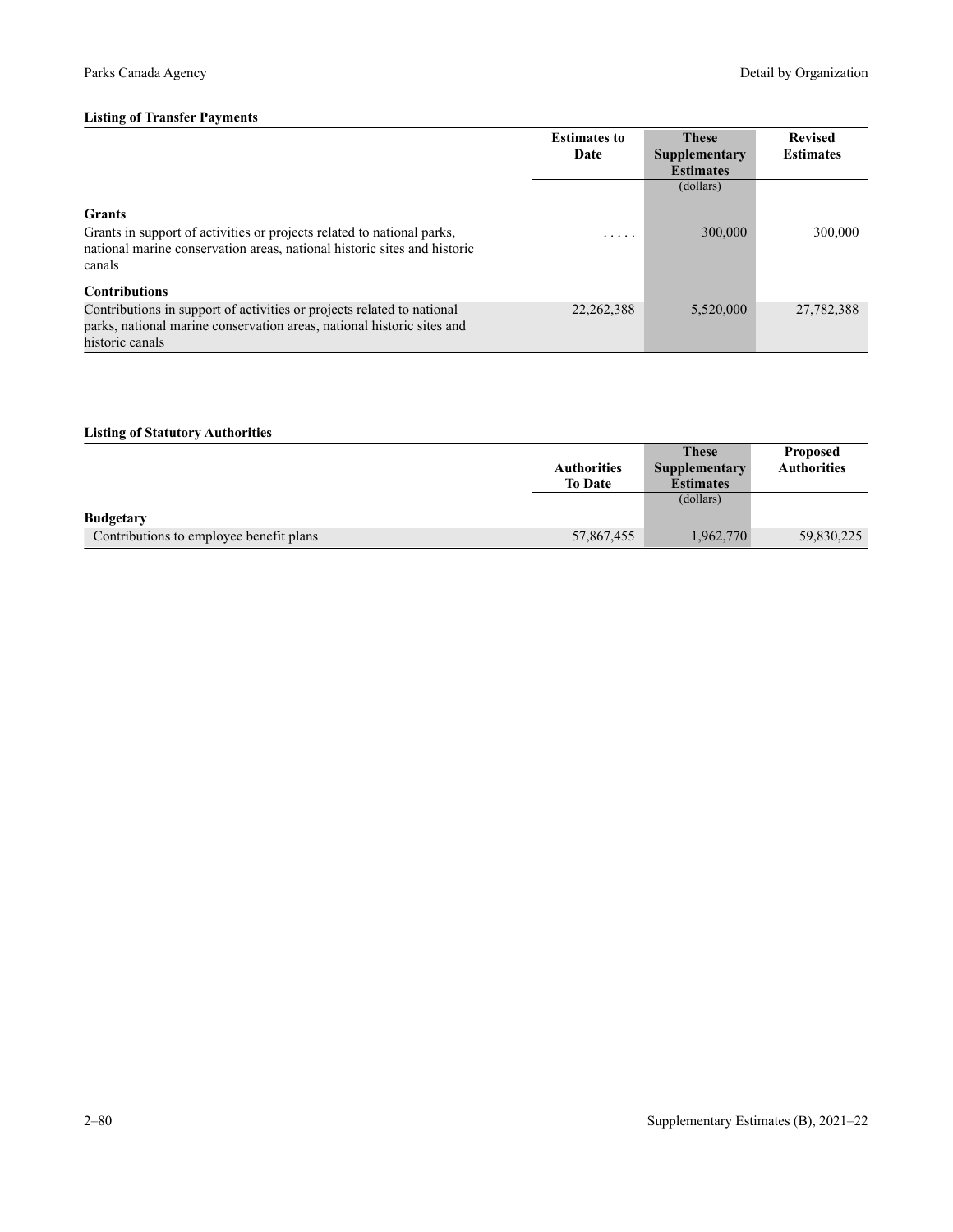#### Listing of Transfer Payments

| | Estimates to Date | These Supplementary Estimates | Revised Estimates |
|---|---|---|---|
| | | (dollars) | |
| **Grants** | | | |
| Grants in support of activities or projects related to national parks, national marine conservation areas, national historic sites and historic canals | . . . . . | 300,000 | 300,000 |
| **Contributions** | | | |
| Contributions in support of activities or projects related to national parks, national marine conservation areas, national historic sites and historic canals | 22,262,388 | 5,520,000 | 27,782,388 |

#### Listing of Statutory Authorities

| | Authorities To Date | These Supplementary Estimates | Proposed Authorities |
|---|---|---|---|
| | | (dollars) | |
| **Budgetary** | | | |
| Contributions to employee benefit plans | 57,867,455 | 1,962,770 | 59,830,225 |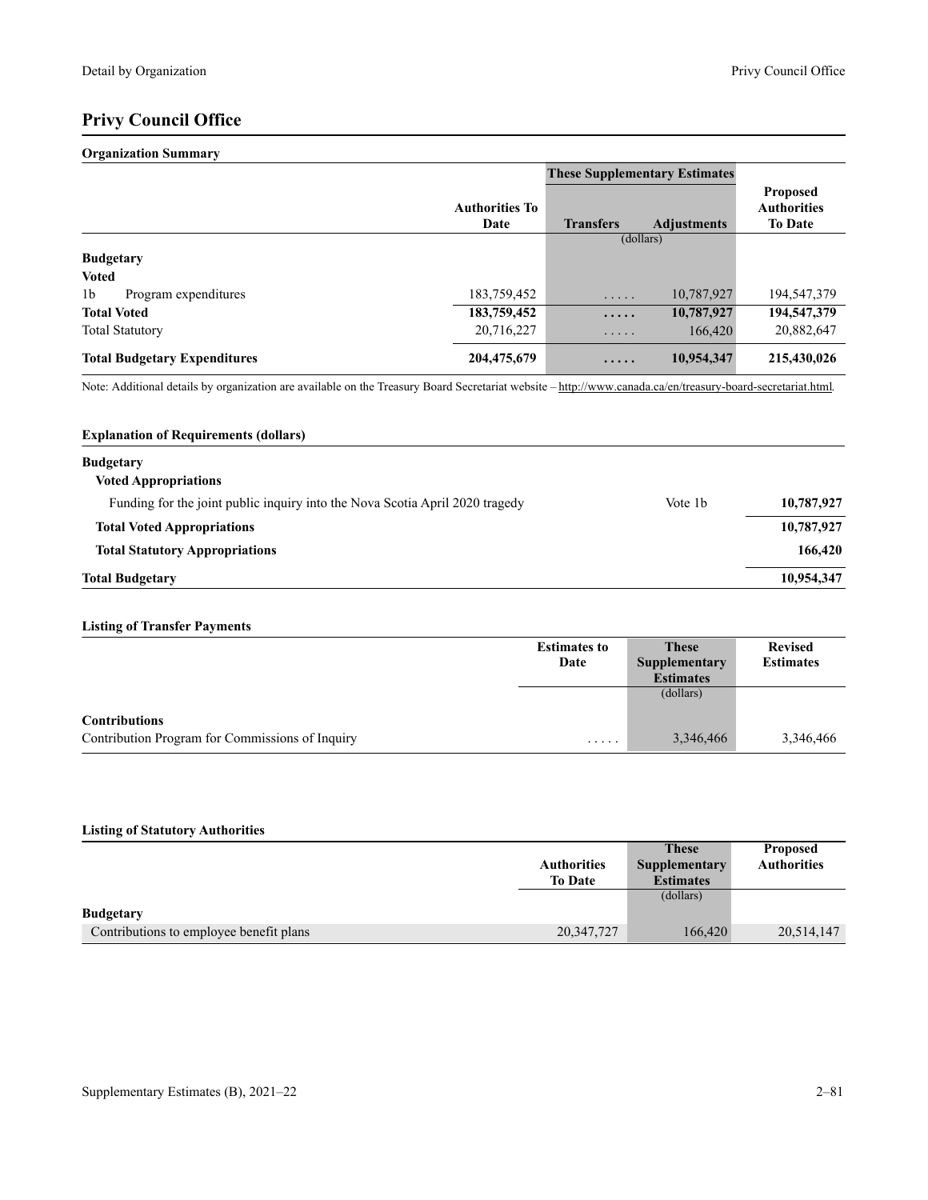# Privy Council Office

## Organization Summary

| | | Authorities To Date | These Supplementary Estimates | | Proposed Authorities To Date |
|---|---|---|---|---|---|
| | | | Transfers | Adjustments | |
| | | | (dollars) | | |
| **Budgetary** | | | | | |
| **Voted** | | | | | |
| 1b | Program expenditures | 183,759,452 | ..... | 10,787,927 | 194,547,379 |
| **Total Voted** | | **183,759,452** | **.....** | **10,787,927** | **194,547,379** |
| Total Statutory | | 20,716,227 | ..... | 166,420 | 20,882,647 |
| **Total Budgetary Expenditures** | | **204,475,679** | **.....** | **10,954,347** | **215,430,026** |

Note: Additional details by organization are available on the Treasury Board Secretariat website – http://www.canada.ca/en/treasury-board-secretariat.html.

## Explanation of Requirements (dollars)

| | | |
|---|---|---|
| **Budgetary** | | |
| **Voted Appropriations** | | |
| Funding for the joint public inquiry into the Nova Scotia April 2020 tragedy | Vote 1b | **10,787,927** |
| **Total Voted Appropriations** | | **10,787,927** |
| **Total Statutory Appropriations** | | **166,420** |
| **Total Budgetary** | | **10,954,347** |

## Listing of Transfer Payments

| | Estimates to Date | These Supplementary Estimates | Revised Estimates |
|---|---|---|---|
| | | (dollars) | |
| **Contributions** | | | |
| Contribution Program for Commissions of Inquiry | ..... | 3,346,466 | 3,346,466 |

## Listing of Statutory Authorities

| | Authorities To Date | These Supplementary Estimates | Proposed Authorities |
|---|---|---|---|
| | | (dollars) | |
| **Budgetary** | | | |
| Contributions to employee benefit plans | 20,347,727 | 166,420 | 20,514,147 |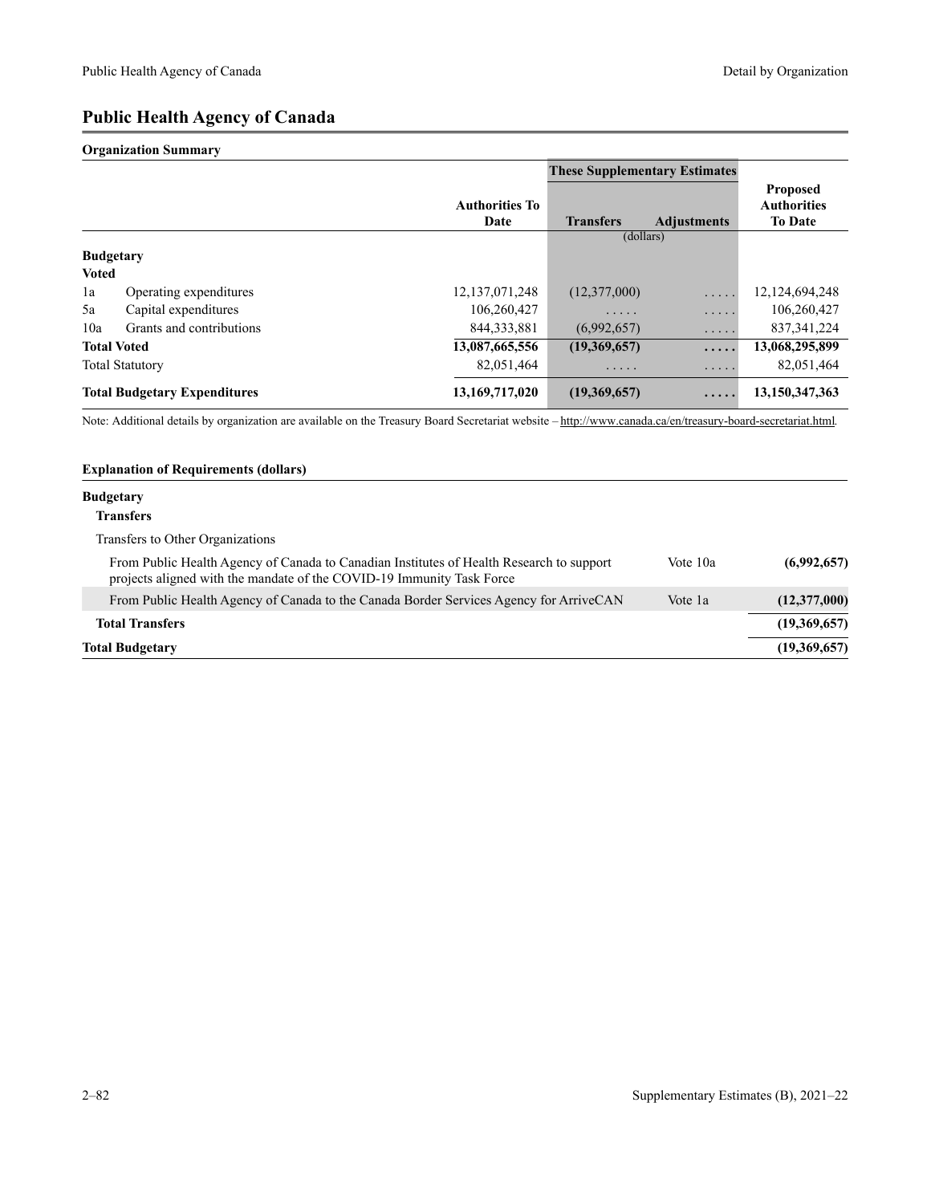# Public Health Agency of Canada

**Organization Summary**

| | | Authorities To Date | These Supplementary Estimates | | Proposed Authorities To Date |
|---|---|---|---|---|---|
| | | | Transfers | Adjustments | |
| | | | (dollars) | | |
| **Budgetary** | | | | | |
| **Voted** | | | | | |
| 1a | Operating expenditures | 12,137,071,248 | (12,377,000) | ..... | 12,124,694,248 |
| 5a | Capital expenditures | 106,260,427 | ..... | ..... | 106,260,427 |
| 10a | Grants and contributions | 844,333,881 | (6,992,657) | ..... | 837,341,224 |
| **Total Voted** | | **13,087,665,556** | **(19,369,657)** | **.....** | **13,068,295,899** |
| Total Statutory | | 82,051,464 | ..... | ..... | 82,051,464 |
| **Total Budgetary Expenditures** | | **13,169,717,020** | **(19,369,657)** | **.....** | **13,150,347,363** |

Note: Additional details by organization are available on the Treasury Board Secretariat website – http://www.canada.ca/en/treasury-board-secretariat.html.

**Explanation of Requirements (dollars)**

| | | |
|---|---|---|
| **Budgetary** | | |
| **Transfers** | | |
| Transfers to Other Organizations | | |
| From Public Health Agency of Canada to Canadian Institutes of Health Research to support projects aligned with the mandate of the COVID-19 Immunity Task Force | Vote 10a | **(6,992,657)** |
| From Public Health Agency of Canada to the Canada Border Services Agency for ArriveCAN | Vote 1a | **(12,377,000)** |
| **Total Transfers** | | **(19,369,657)** |
| **Total Budgetary** | | **(19,369,657)** |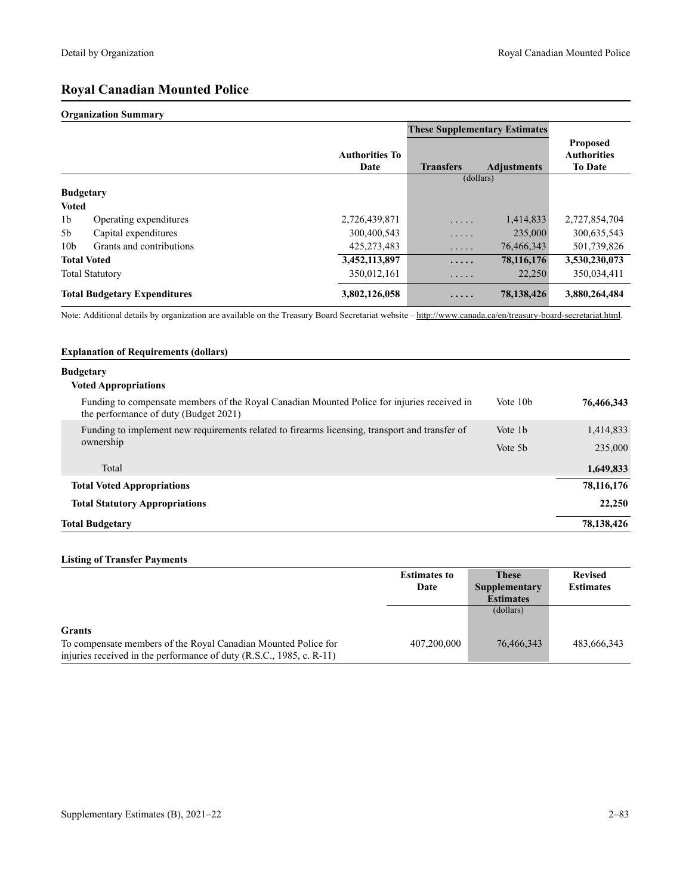# Royal Canadian Mounted Police

## Organization Summary

| | | Authorities To Date | These Supplementary Estimates | | Proposed Authorities To Date |
|---|---|---|---|---|---|
| | | | Transfers | Adjustments | |
| | | | (dollars) | | |
| **Budgetary** | | | | | |
| **Voted** | | | | | |
| 1b | Operating expenditures | 2,726,439,871 | ..... | 1,414,833 | 2,727,854,704 |
| 5b | Capital expenditures | 300,400,543 | ..... | 235,000 | 300,635,543 |
| 10b | Grants and contributions | 425,273,483 | ..... | 76,466,343 | 501,739,826 |
| **Total Voted** | | **3,452,113,897** | **.....** | **78,116,176** | **3,530,230,073** |
| Total Statutory | | 350,012,161 | ..... | 22,250 | 350,034,411 |
| **Total Budgetary Expenditures** | | **3,802,126,058** | **.....** | **78,138,426** | **3,880,264,484** |

Note: Additional details by organization are available on the Treasury Board Secretariat website – http://www.canada.ca/en/treasury-board-secretariat.html.

## Explanation of Requirements (dollars)

| | | |
|---|---|---|
| **Budgetary** | | |
| **Voted Appropriations** | | |
| Funding to compensate members of the Royal Canadian Mounted Police for injuries received in the performance of duty (Budget 2021) | Vote 10b | **76,466,343** |
| Funding to implement new requirements related to firearms licensing, transport and transfer of ownership | Vote 1b | 1,414,833 |
| | Vote 5b | 235,000 |
| Total | | **1,649,833** |
| **Total Voted Appropriations** | | **78,116,176** |
| **Total Statutory Appropriations** | | **22,250** |
| **Total Budgetary** | | **78,138,426** |

## Listing of Transfer Payments

| | Estimates to Date | These Supplementary Estimates | Revised Estimates |
|---|---|---|---|
| | | (dollars) | |
| **Grants** | | | |
| To compensate members of the Royal Canadian Mounted Police for injuries received in the performance of duty (R.S.C., 1985, c. R-11) | 407,200,000 | 76,466,343 | 483,666,343 |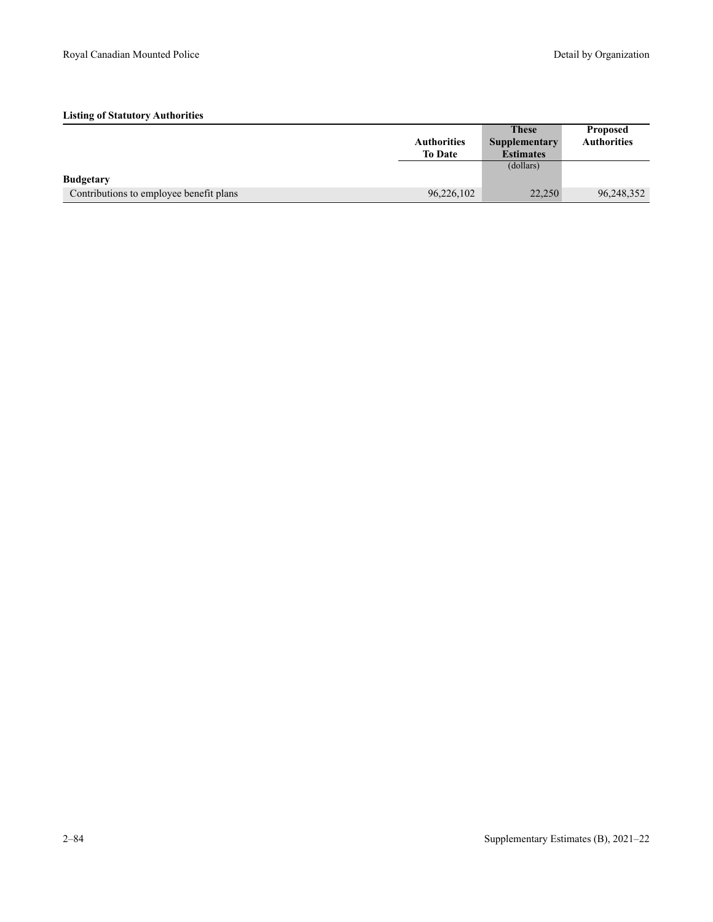**Listing of Statutory Authorities**

| | Authorities To Date | These Supplementary Estimates | Proposed Authorities |
|---|---|---|---|
| | | (dollars) | |
| **Budgetary** | | | |
| Contributions to employee benefit plans | 96,226,102 | 22,250 | 96,248,352 |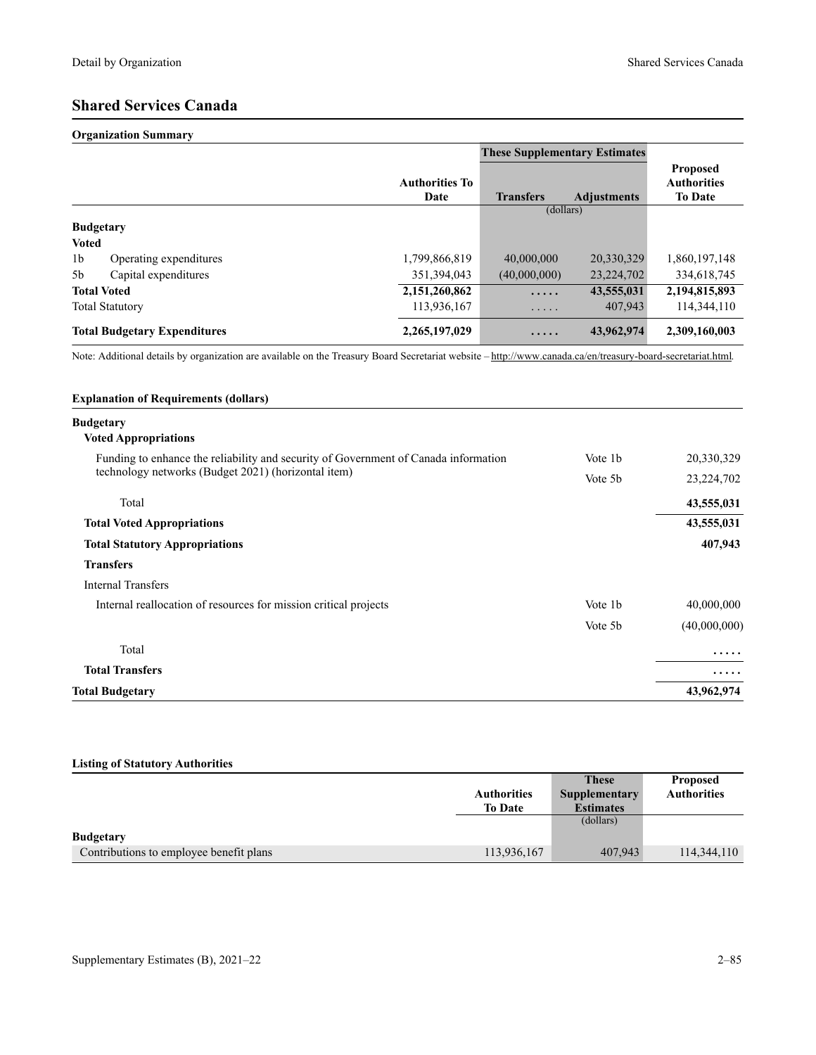## Shared Services Canada

### Organization Summary

| | Authorities To Date | These Supplementary Estimates | | Proposed Authorities To Date |
|---|---|---|---|---|
| | | Transfers | Adjustments | |
| | | (dollars) | | |
| **Budgetary** | | | | |
| **Voted** | | | | |
| 1b Operating expenditures | 1,799,866,819 | 40,000,000 | 20,330,329 | 1,860,197,148 |
| 5b Capital expenditures | 351,394,043 | (40,000,000) | 23,224,702 | 334,618,745 |
| **Total Voted** | **2,151,260,862** | **.....** | **43,555,031** | **2,194,815,893** |
| Total Statutory | 113,936,167 | ..... | 407,943 | 114,344,110 |
| **Total Budgetary Expenditures** | **2,265,197,029** | **.....** | **43,962,974** | **2,309,160,003** |

Note: Additional details by organization are available on the Treasury Board Secretariat website – http://www.canada.ca/en/treasury-board-secretariat.html.

### Explanation of Requirements (dollars)

| | | |
|---|---|---|
| **Budgetary** | | |
| **Voted Appropriations** | | |
| Funding to enhance the reliability and security of Government of Canada information technology networks (Budget 2021) (horizontal item) | Vote 1b | 20,330,329 |
| | Vote 5b | 23,224,702 |
| Total | | **43,555,031** |
| **Total Voted Appropriations** | | **43,555,031** |
| **Total Statutory Appropriations** | | **407,943** |
| **Transfers** | | |
| Internal Transfers | | |
| Internal reallocation of resources for mission critical projects | Vote 1b | 40,000,000 |
| | Vote 5b | (40,000,000) |
| Total | | **.....** |
| **Total Transfers** | | **.....** |
| **Total Budgetary** | | **43,962,974** |

### Listing of Statutory Authorities

| | Authorities To Date | These Supplementary Estimates | Proposed Authorities |
|---|---|---|---|
| | | (dollars) | |
| **Budgetary** | | | |
| Contributions to employee benefit plans | 113,936,167 | 407,943 | 114,344,110 |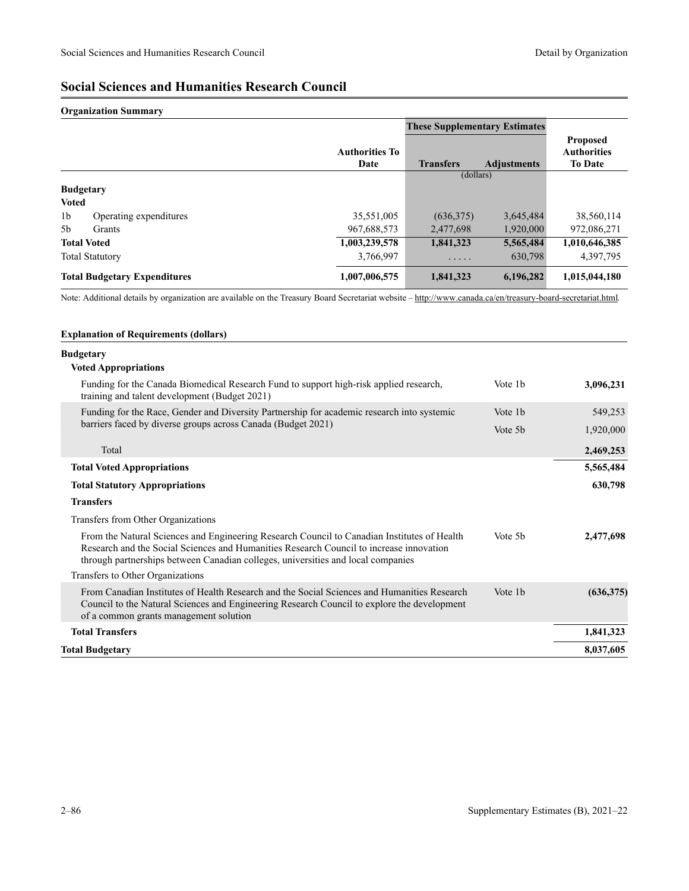## Social Sciences and Humanities Research Council

**Organization Summary**

| | | Authorities To Date | These Supplementary Estimates | | Proposed Authorities To Date |
|---|---|---|---|---|---|
| | | | Transfers | Adjustments | |
| | | | (dollars) | | |
| **Budgetary** | | | | | |
| **Voted** | | | | | |
| 1b | Operating expenditures | 35,551,005 | (636,375) | 3,645,484 | 38,560,114 |
| 5b | Grants | 967,688,573 | 2,477,698 | 1,920,000 | 972,086,271 |
| **Total Voted** | | **1,003,239,578** | **1,841,323** | **5,565,484** | **1,010,646,385** |
| Total Statutory | | 3,766,997 | ..... | 630,798 | 4,397,795 |
| **Total Budgetary Expenditures** | | **1,007,006,575** | **1,841,323** | **6,196,282** | **1,015,044,180** |

Note: Additional details by organization are available on the Treasury Board Secretariat website – http://www.canada.ca/en/treasury-board-secretariat.html.

**Explanation of Requirements (dollars)**

| | | |
|---|---|---|
| **Budgetary** | | |
| **Voted Appropriations** | | |
| Funding for the Canada Biomedical Research Fund to support high-risk applied research, training and talent development (Budget 2021) | Vote 1b | **3,096,231** |
| Funding for the Race, Gender and Diversity Partnership for academic research into systemic barriers faced by diverse groups across Canada (Budget 2021) | Vote 1b | 549,253 |
| | Vote 5b | 1,920,000 |
| Total | | **2,469,253** |
| **Total Voted Appropriations** | | **5,565,484** |
| **Total Statutory Appropriations** | | **630,798** |
| **Transfers** | | |
| Transfers from Other Organizations | | |
| From the Natural Sciences and Engineering Research Council to Canadian Institutes of Health Research and the Social Sciences and Humanities Research Council to increase innovation through partnerships between Canadian colleges, universities and local companies | Vote 5b | **2,477,698** |
| Transfers to Other Organizations | | |
| From Canadian Institutes of Health Research and the Social Sciences and Humanities Research Council to the Natural Sciences and Engineering Research Council to explore the development of a common grants management solution | Vote 1b | **(636,375)** |
| **Total Transfers** | | **1,841,323** |
| **Total Budgetary** | | **8,037,605** |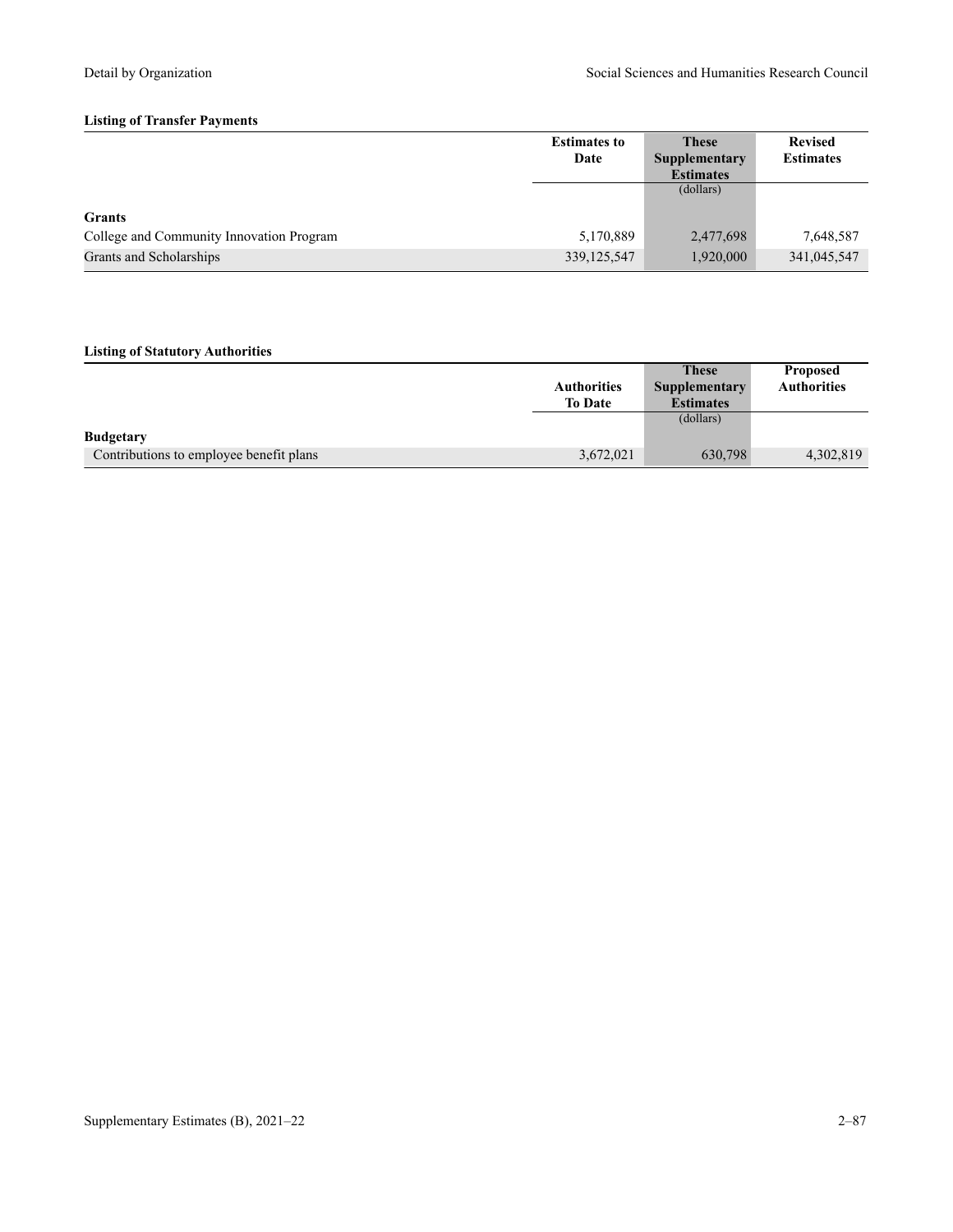#### Listing of Transfer Payments

| | Estimates to Date | These Supplementary Estimates | Revised Estimates |
|---|---|---|---|
| | | (dollars) | |
| **Grants** | | | |
| College and Community Innovation Program | 5,170,889 | 2,477,698 | 7,648,587 |
| Grants and Scholarships | 339,125,547 | 1,920,000 | 341,045,547 |

#### Listing of Statutory Authorities

| | Authorities To Date | These Supplementary Estimates | Proposed Authorities |
|---|---|---|---|
| | | (dollars) | |
| **Budgetary** | | | |
| Contributions to employee benefit plans | 3,672,021 | 630,798 | 4,302,819 |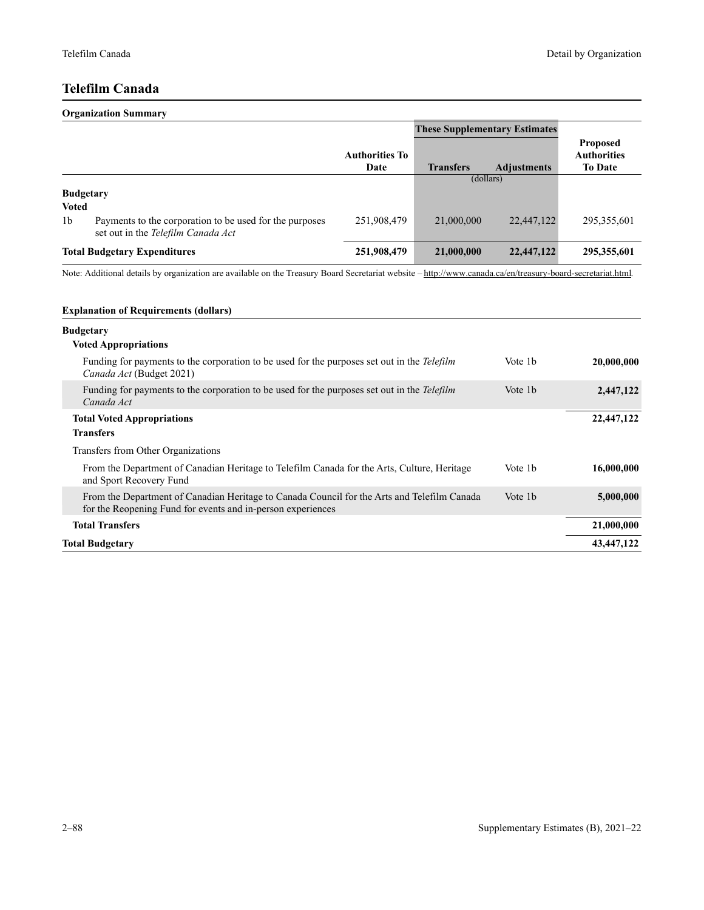## Telefilm Canada

**Organization Summary**

| | | Authorities To Date | These Supplementary Estimates | | Proposed Authorities To Date |
|---|---|---|---|---|---|
| | | | Transfers | Adjustments | |
| | | | (dollars) | | |
| **Budgetary** | | | | | |
| **Voted** | | | | | |
| 1b | Payments to the corporation to be used for the purposes set out in the *Telefilm Canada Act* | 251,908,479 | 21,000,000 | 22,447,122 | 295,355,601 |
| **Total Budgetary Expenditures** | | **251,908,479** | **21,000,000** | **22,447,122** | **295,355,601** |

Note: Additional details by organization are available on the Treasury Board Secretariat website – http://www.canada.ca/en/treasury-board-secretariat.html.

**Explanation of Requirements (dollars)**

| | | |
|---|---|---|
| **Budgetary** | | |
| **Voted Appropriations** | | |
| Funding for payments to the corporation to be used for the purposes set out in the *Telefilm Canada Act* (Budget 2021) | Vote 1b | **20,000,000** |
| Funding for payments to the corporation to be used for the purposes set out in the *Telefilm Canada Act* | Vote 1b | **2,447,122** |
| **Total Voted Appropriations** | | **22,447,122** |
| **Transfers** | | |
| Transfers from Other Organizations | | |
| From the Department of Canadian Heritage to Telefilm Canada for the Arts, Culture, Heritage and Sport Recovery Fund | Vote 1b | **16,000,000** |
| From the Department of Canadian Heritage to Canada Council for the Arts and Telefilm Canada for the Reopening Fund for events and in-person experiences | Vote 1b | **5,000,000** |
| **Total Transfers** | | **21,000,000** |
| **Total Budgetary** | | **43,447,122** |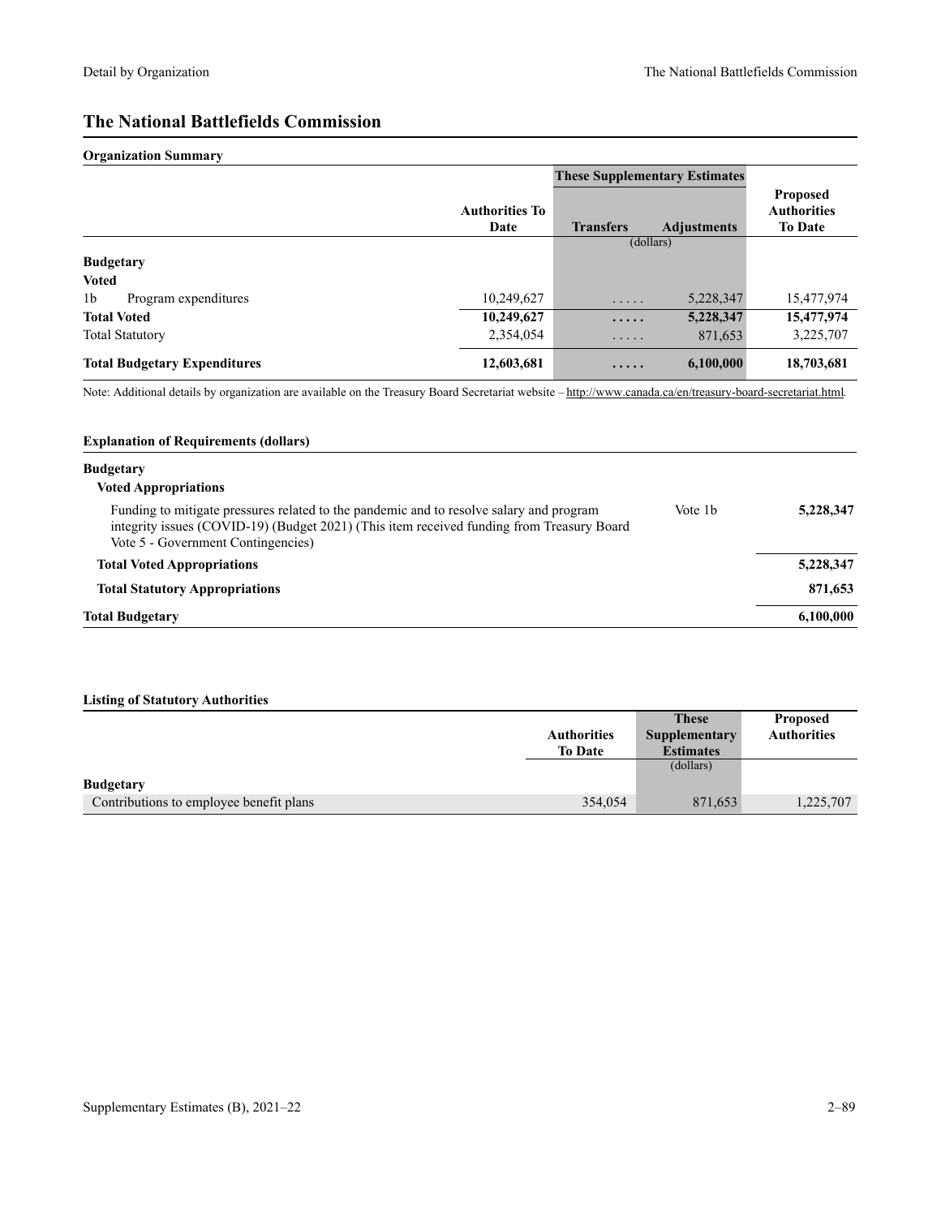## The National Battlefields Commission

### Organization Summary

| | Authorities To Date | These Supplementary Estimates | | Proposed Authorities To Date |
|---|---|---|---|---|
| | | Transfers | Adjustments | |
| | | (dollars) | | |
| **Budgetary** | | | | |
| **Voted** | | | | |
| 1b Program expenditures | 10,249,627 | ..... | 5,228,347 | 15,477,974 |
| **Total Voted** | **10,249,627** | **.....** | **5,228,347** | **15,477,974** |
| Total Statutory | 2,354,054 | ..... | 871,653 | 3,225,707 |
| **Total Budgetary Expenditures** | **12,603,681** | **.....** | **6,100,000** | **18,703,681** |

Note: Additional details by organization are available on the Treasury Board Secretariat website – http://www.canada.ca/en/treasury-board-secretariat.html.

### Explanation of Requirements (dollars)

| | | |
|---|---|---|
| **Budgetary** | | |
| **Voted Appropriations** | | |
| Funding to mitigate pressures related to the pandemic and to resolve salary and program integrity issues (COVID-19) (Budget 2021) (This item received funding from Treasury Board Vote 5 - Government Contingencies) | Vote 1b | **5,228,347** |
| **Total Voted Appropriations** | | **5,228,347** |
| **Total Statutory Appropriations** | | **871,653** |
| **Total Budgetary** | | **6,100,000** |

### Listing of Statutory Authorities

| | Authorities To Date | These Supplementary Estimates | Proposed Authorities |
|---|---|---|---|
| | | (dollars) | |
| **Budgetary** | | | |
| Contributions to employee benefit plans | 354,054 | 871,653 | 1,225,707 |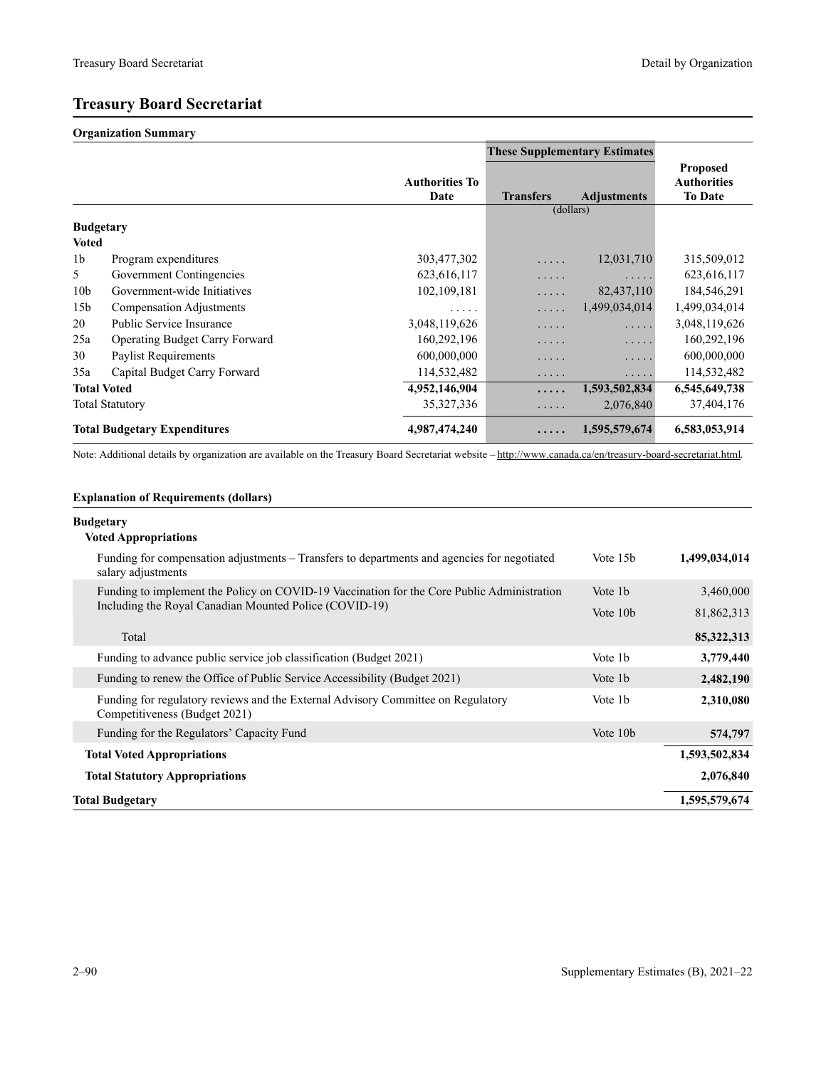## Treasury Board Secretariat

### Organization Summary

| | | Authorities To Date | These Supplementary Estimates Transfers | Adjustments | Proposed Authorities To Date |
|---|---|---|---|---|---|
| | | | (dollars) | | |
| **Budgetary** | | | | | |
| **Voted** | | | | | |
| 1b | Program expenditures | 303,477,302 | ..... | 12,031,710 | 315,509,012 |
| 5 | Government Contingencies | 623,616,117 | ..... | ..... | 623,616,117 |
| 10b | Government-wide Initiatives | 102,109,181 | ..... | 82,437,110 | 184,546,291 |
| 15b | Compensation Adjustments | ..... | ..... | 1,499,034,014 | 1,499,034,014 |
| 20 | Public Service Insurance | 3,048,119,626 | ..... | ..... | 3,048,119,626 |
| 25a | Operating Budget Carry Forward | 160,292,196 | ..... | ..... | 160,292,196 |
| 30 | Paylist Requirements | 600,000,000 | ..... | ..... | 600,000,000 |
| 35a | Capital Budget Carry Forward | 114,532,482 | ..... | ..... | 114,532,482 |
| **Total Voted** | | **4,952,146,904** | **.....** | **1,593,502,834** | **6,545,649,738** |
| Total Statutory | | 35,327,336 | ..... | 2,076,840 | 37,404,176 |
| **Total Budgetary Expenditures** | | **4,987,474,240** | **.....** | **1,595,579,674** | **6,583,053,914** |

Note: Additional details by organization are available on the Treasury Board Secretariat website – http://www.canada.ca/en/treasury-board-secretariat.html.

### Explanation of Requirements (dollars)

| | | |
|---|---|---|
| **Budgetary** | | |
| **Voted Appropriations** | | |
| Funding for compensation adjustments – Transfers to departments and agencies for negotiated salary adjustments | Vote 15b | **1,499,034,014** |
| Funding to implement the Policy on COVID-19 Vaccination for the Core Public Administration Including the Royal Canadian Mounted Police (COVID-19) | Vote 1b | 3,460,000 |
| | Vote 10b | 81,862,313 |
| Total | | **85,322,313** |
| Funding to advance public service job classification (Budget 2021) | Vote 1b | **3,779,440** |
| Funding to renew the Office of Public Service Accessibility (Budget 2021) | Vote 1b | **2,482,190** |
| Funding for regulatory reviews and the External Advisory Committee on Regulatory Competitiveness (Budget 2021) | Vote 1b | **2,310,080** |
| Funding for the Regulators' Capacity Fund | Vote 10b | **574,797** |
| **Total Voted Appropriations** | | **1,593,502,834** |
| **Total Statutory Appropriations** | | **2,076,840** |
| **Total Budgetary** | | **1,595,579,674** |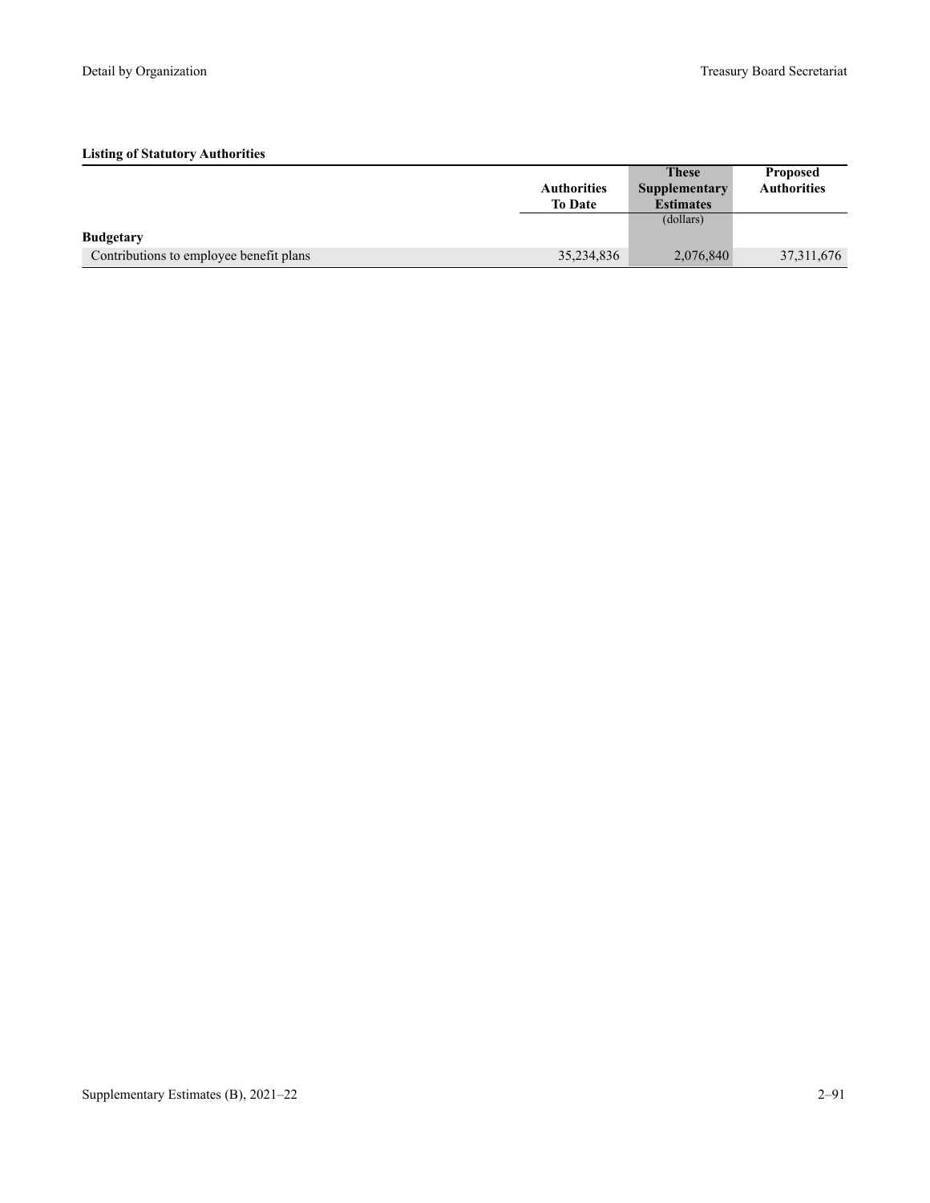**Listing of Statutory Authorities**

| | Authorities To Date | These Supplementary Estimates | Proposed Authorities |
|---|---|---|---|
| | | (dollars) | |
| **Budgetary** | | | |
| Contributions to employee benefit plans | 35,234,836 | 2,076,840 | 37,311,676 |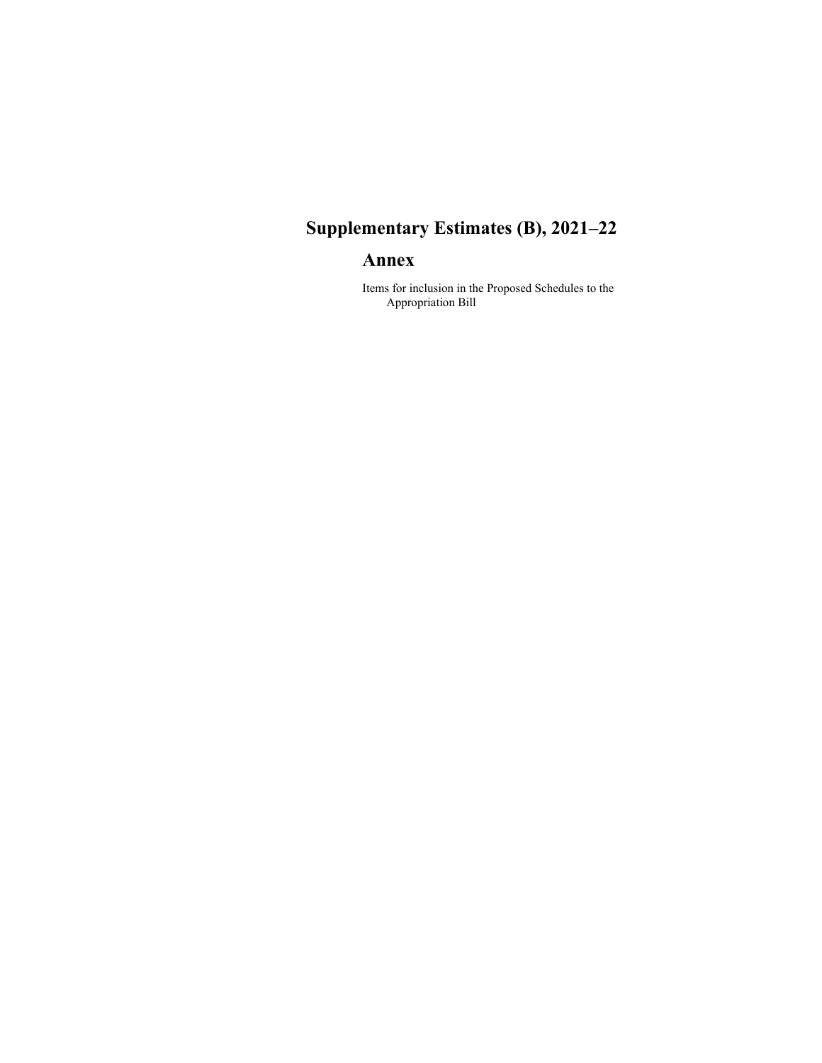# Supplementary Estimates (B), 2021–22

## Annex

Items for inclusion in the Proposed Schedules to the Appropriation Bill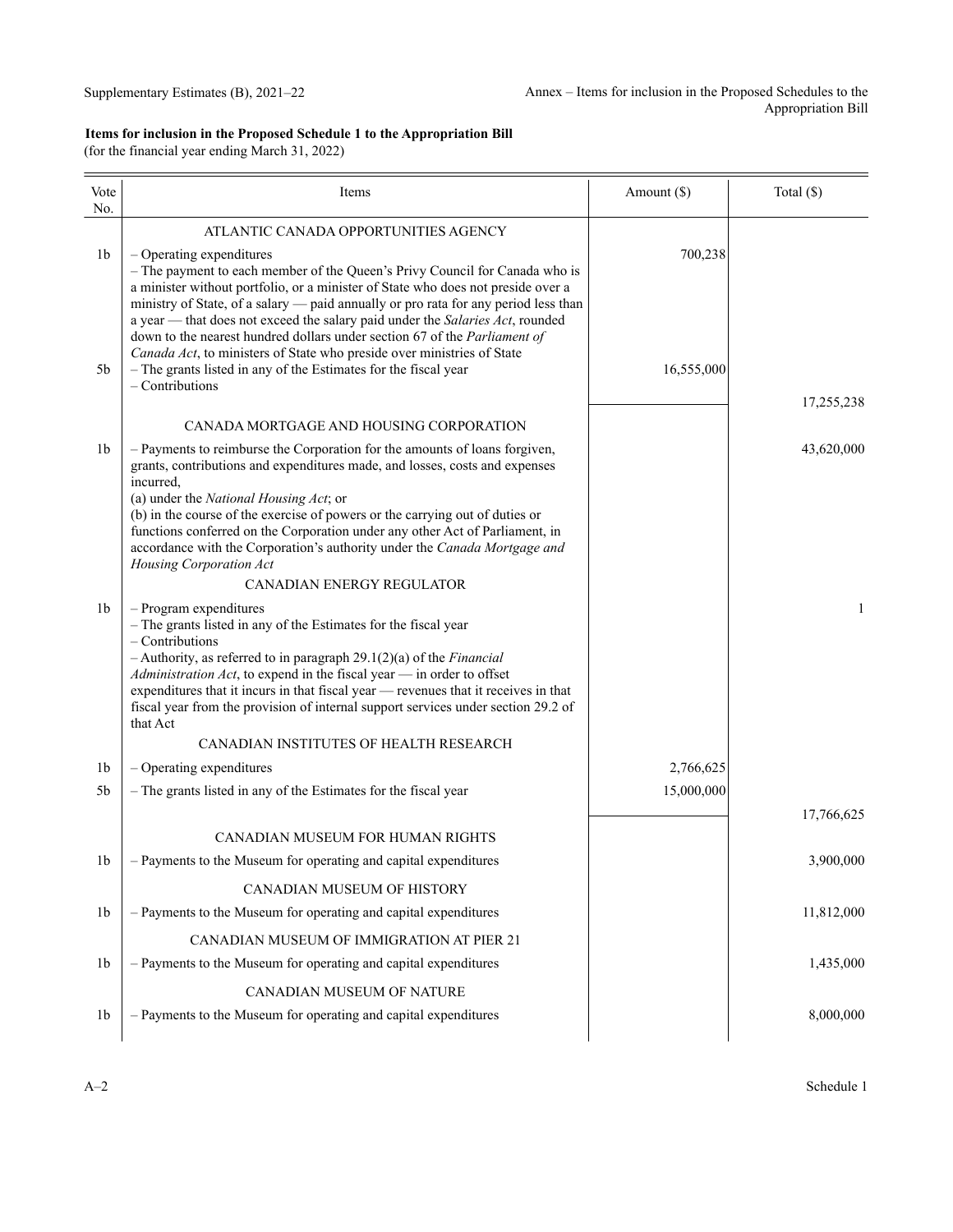**Items for inclusion in the Proposed Schedule 1 to the Appropriation Bill**
(for the financial year ending March 31, 2022)

| Vote No. | Items | Amount ($) | Total ($) |
|---|---|---|---|
| | ATLANTIC CANADA OPPORTUNITIES AGENCY | | |
| 1b | – Operating expenditures<br>– The payment to each member of the Queen's Privy Council for Canada who is a minister without portfolio, or a minister of State who does not preside over a ministry of State, of a salary — paid annually or pro rata for any period less than a year — that does not exceed the salary paid under the *Salaries Act*, rounded down to the nearest hundred dollars under section 67 of the *Parliament of Canada Act*, to ministers of State who preside over ministries of State | 700,238 | |
| 5b | – The grants listed in any of the Estimates for the fiscal year<br>– Contributions | 16,555,000 | |
| | | | 17,255,238 |
| | CANADA MORTGAGE AND HOUSING CORPORATION | | |
| 1b | – Payments to reimburse the Corporation for the amounts of loans forgiven, grants, contributions and expenditures made, and losses, costs and expenses incurred,<br>(a) under the *National Housing Act*; or<br>(b) in the course of the exercise of powers or the carrying out of duties or functions conferred on the Corporation under any other Act of Parliament, in accordance with the Corporation's authority under the *Canada Mortgage and Housing Corporation Act* | | 43,620,000 |
| | CANADIAN ENERGY REGULATOR | | |
| 1b | – Program expenditures<br>– The grants listed in any of the Estimates for the fiscal year<br>– Contributions<br>– Authority, as referred to in paragraph 29.1(2)(a) of the *Financial Administration Act*, to expend in the fiscal year — in order to offset expenditures that it incurs in that fiscal year — revenues that it receives in that fiscal year from the provision of internal support services under section 29.2 of that Act | | 1 |
| | CANADIAN INSTITUTES OF HEALTH RESEARCH | | |
| 1b | – Operating expenditures | 2,766,625 | |
| 5b | – The grants listed in any of the Estimates for the fiscal year | 15,000,000 | |
| | | | 17,766,625 |
| | CANADIAN MUSEUM FOR HUMAN RIGHTS | | |
| 1b | – Payments to the Museum for operating and capital expenditures | | 3,900,000 |
| | CANADIAN MUSEUM OF HISTORY | | |
| 1b | – Payments to the Museum for operating and capital expenditures | | 11,812,000 |
| | CANADIAN MUSEUM OF IMMIGRATION AT PIER 21 | | |
| 1b | – Payments to the Museum for operating and capital expenditures | | 1,435,000 |
| | CANADIAN MUSEUM OF NATURE | | |
| 1b | – Payments to the Museum for operating and capital expenditures | | 8,000,000 |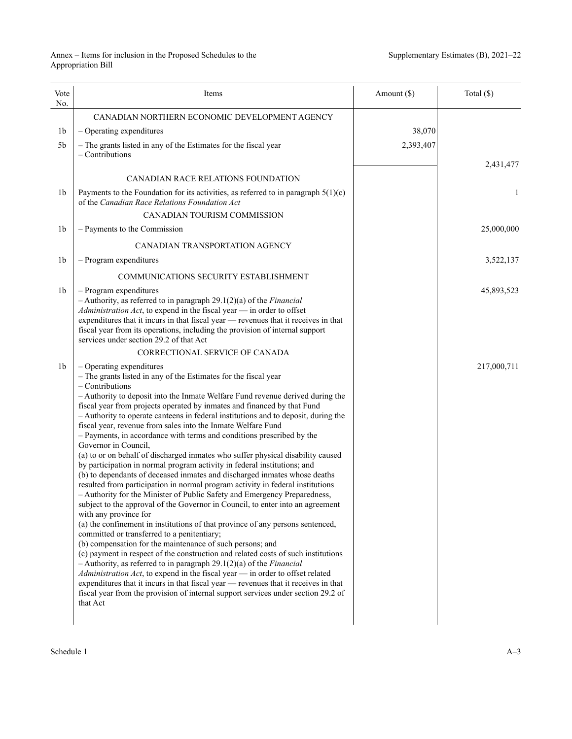| Vote No. | Items | Amount ($) | Total ($) |
|---|---|---|---|
| | CANADIAN NORTHERN ECONOMIC DEVELOPMENT AGENCY | | |
| 1b | – Operating expenditures | 38,070 | |
| 5b | – The grants listed in any of the Estimates for the fiscal year<br>– Contributions | 2,393,407 | |
| | | | 2,431,477 |
| | CANADIAN RACE RELATIONS FOUNDATION | | |
| 1b | Payments to the Foundation for its activities, as referred to in paragraph 5(1)(c) of the *Canadian Race Relations Foundation Act* | | 1 |
| | CANADIAN TOURISM COMMISSION | | |
| 1b | – Payments to the Commission | | 25,000,000 |
| | CANADIAN TRANSPORTATION AGENCY | | |
| 1b | – Program expenditures | | 3,522,137 |
| | COMMUNICATIONS SECURITY ESTABLISHMENT | | |
| 1b | – Program expenditures<br>– Authority, as referred to in paragraph 29.1(2)(a) of the *Financial Administration Act*, to expend in the fiscal year — in order to offset expenditures that it incurs in that fiscal year — revenues that it receives in that fiscal year from its operations, including the provision of internal support services under section 29.2 of that Act | | 45,893,523 |
| | CORRECTIONAL SERVICE OF CANADA | | |
| 1b | – Operating expenditures<br>– The grants listed in any of the Estimates for the fiscal year<br>– Contributions<br>– Authority to deposit into the Inmate Welfare Fund revenue derived during the fiscal year from projects operated by inmates and financed by that Fund<br>– Authority to operate canteens in federal institutions and to deposit, during the fiscal year, revenue from sales into the Inmate Welfare Fund<br>– Payments, in accordance with terms and conditions prescribed by the Governor in Council,<br>(a) to or on behalf of discharged inmates who suffer physical disability caused by participation in normal program activity in federal institutions; and<br>(b) to dependants of deceased inmates and discharged inmates whose deaths resulted from participation in normal program activity in federal institutions<br>– Authority for the Minister of Public Safety and Emergency Preparedness, subject to the approval of the Governor in Council, to enter into an agreement with any province for<br>(a) the confinement in institutions of that province of any persons sentenced, committed or transferred to a penitentiary;<br>(b) compensation for the maintenance of such persons; and<br>(c) payment in respect of the construction and related costs of such institutions<br>– Authority, as referred to in paragraph 29.1(2)(a) of the *Financial Administration Act*, to expend in the fiscal year — in order to offset related expenditures that it incurs in that fiscal year — revenues that it receives in that fiscal year from the provision of internal support services under section 29.2 of that Act | | 217,000,711 |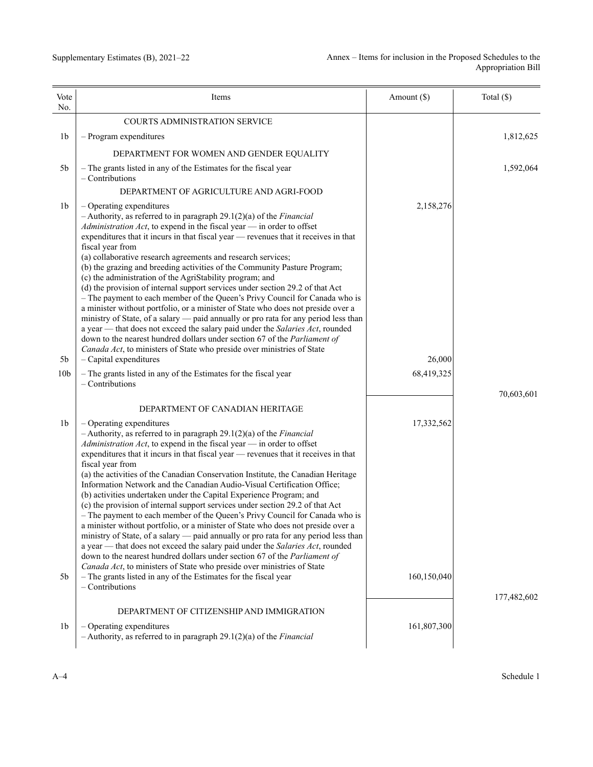| Vote No. | Items | Amount ($) | Total ($) |
|---|---|---|---|
| | COURTS ADMINISTRATION SERVICE | | |
| 1b | – Program expenditures | | 1,812,625 |
| | DEPARTMENT FOR WOMEN AND GENDER EQUALITY | | |
| 5b | – The grants listed in any of the Estimates for the fiscal year<br>– Contributions | | 1,592,064 |
| | DEPARTMENT OF AGRICULTURE AND AGRI-FOOD | | |
| 1b | – Operating expenditures<br>– Authority, as referred to in paragraph 29.1(2)(a) of the *Financial Administration Act*, to expend in the fiscal year — in order to offset expenditures that it incurs in that fiscal year — revenues that it receives in that fiscal year from<br>(a) collaborative research agreements and research services;<br>(b) the grazing and breeding activities of the Community Pasture Program;<br>(c) the administration of the AgriStability program; and<br>(d) the provision of internal support services under section 29.2 of that Act<br>– The payment to each member of the Queen's Privy Council for Canada who is a minister without portfolio, or a minister of State who does not preside over a ministry of State, of a salary — paid annually or pro rata for any period less than a year — that does not exceed the salary paid under the *Salaries Act*, rounded down to the nearest hundred dollars under section 67 of the *Parliament of Canada Act*, to ministers of State who preside over ministries of State | 2,158,276 | |
| 5b | – Capital expenditures | 26,000 | |
| 10b | – The grants listed in any of the Estimates for the fiscal year<br>– Contributions | 68,419,325 | |
| | | | 70,603,601 |
| | DEPARTMENT OF CANADIAN HERITAGE | | |
| 1b | – Operating expenditures<br>– Authority, as referred to in paragraph 29.1(2)(a) of the *Financial Administration Act*, to expend in the fiscal year — in order to offset expenditures that it incurs in that fiscal year — revenues that it receives in that fiscal year from<br>(a) the activities of the Canadian Conservation Institute, the Canadian Heritage Information Network and the Canadian Audio-Visual Certification Office;<br>(b) activities undertaken under the Capital Experience Program; and<br>(c) the provision of internal support services under section 29.2 of that Act<br>– The payment to each member of the Queen's Privy Council for Canada who is a minister without portfolio, or a minister of State who does not preside over a ministry of State, of a salary — paid annually or pro rata for any period less than a year — that does not exceed the salary paid under the *Salaries Act*, rounded down to the nearest hundred dollars under section 67 of the *Parliament of Canada Act*, to ministers of State who preside over ministries of State | 17,332,562 | |
| 5b | – The grants listed in any of the Estimates for the fiscal year<br>– Contributions | 160,150,040 | |
| | | | 177,482,602 |
| | DEPARTMENT OF CITIZENSHIP AND IMMIGRATION | | |
| 1b | – Operating expenditures<br>– Authority, as referred to in paragraph 29.1(2)(a) of the *Financial* | 161,807,300 | |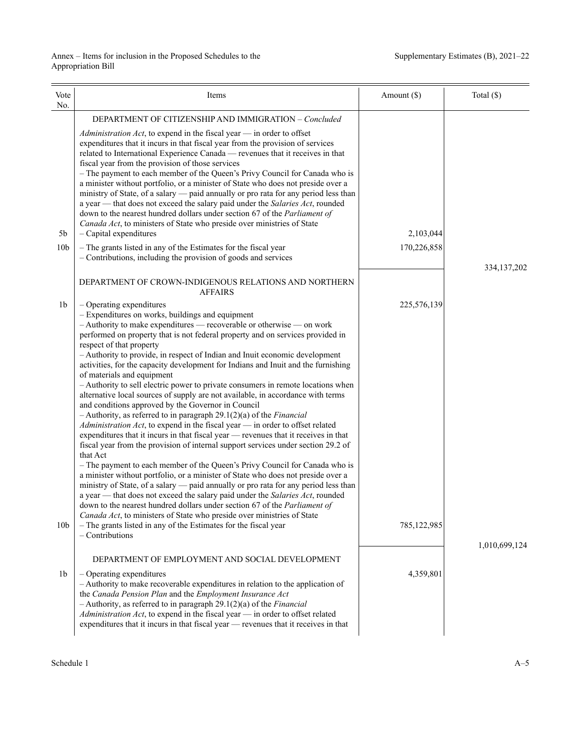| Vote No. | Items | Amount ($) | Total ($) |
|---|---|---|---|
| | DEPARTMENT OF CITIZENSHIP AND IMMIGRATION – *Concluded* | | |
| | *Administration Act*, to expend in the fiscal year — in order to offset expenditures that it incurs in that fiscal year from the provision of services related to International Experience Canada — revenues that it receives in that fiscal year from the provision of those services<br>– The payment to each member of the Queen's Privy Council for Canada who is a minister without portfolio, or a minister of State who does not preside over a ministry of State, of a salary — paid annually or pro rata for any period less than a year — that does not exceed the salary paid under the *Salaries Act*, rounded down to the nearest hundred dollars under section 67 of the *Parliament of Canada Act*, to ministers of State who preside over ministries of State | | |
| 5b | – Capital expenditures | 2,103,044 | |
| 10b | – The grants listed in any of the Estimates for the fiscal year<br>– Contributions, including the provision of goods and services | 170,226,858 | |
| | | | 334,137,202 |
| | DEPARTMENT OF CROWN-INDIGENOUS RELATIONS AND NORTHERN AFFAIRS | | |
| 1b | – Operating expenditures<br>– Expenditures on works, buildings and equipment<br>– Authority to make expenditures — recoverable or otherwise — on work performed on property that is not federal property and on services provided in respect of that property<br>– Authority to provide, in respect of Indian and Inuit economic development activities, for the capacity development for Indians and Inuit and the furnishing of materials and equipment<br>– Authority to sell electric power to private consumers in remote locations when alternative local sources of supply are not available, in accordance with terms and conditions approved by the Governor in Council<br>– Authority, as referred to in paragraph 29.1(2)(a) of the *Financial Administration Act*, to expend in the fiscal year — in order to offset related expenditures that it incurs in that fiscal year — revenues that it receives in that fiscal year from the provision of internal support services under section 29.2 of that Act<br>– The payment to each member of the Queen's Privy Council for Canada who is a minister without portfolio, or a minister of State who does not preside over a ministry of State, of a salary — paid annually or pro rata for any period less than a year — that does not exceed the salary paid under the *Salaries Act*, rounded down to the nearest hundred dollars under section 67 of the *Parliament of Canada Act*, to ministers of State who preside over ministries of State | 225,576,139 | |
| 10b | – The grants listed in any of the Estimates for the fiscal year<br>– Contributions | 785,122,985 | |
| | | | 1,010,699,124 |
| | DEPARTMENT OF EMPLOYMENT AND SOCIAL DEVELOPMENT | | |
| 1b | – Operating expenditures<br>– Authority to make recoverable expenditures in relation to the application of the *Canada Pension Plan* and the *Employment Insurance Act*<br>– Authority, as referred to in paragraph 29.1(2)(a) of the *Financial Administration Act*, to expend in the fiscal year — in order to offset related expenditures that it incurs in that fiscal year — revenues that it receives in that | 4,359,801 | |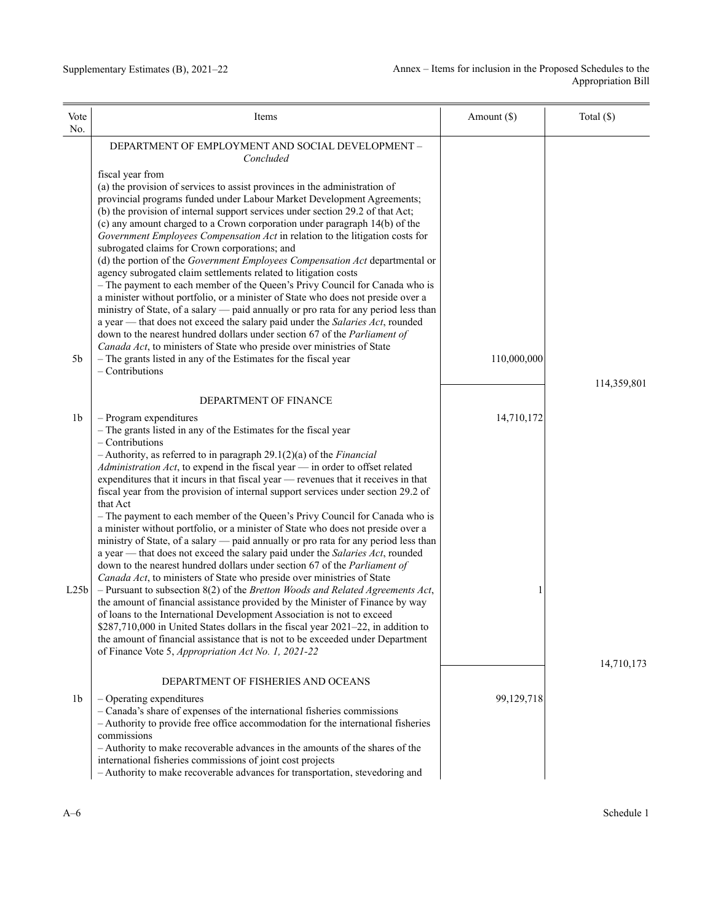| Vote No. | Items | Amount ($) | Total ($) |
|---|---|---|---|
| | DEPARTMENT OF EMPLOYMENT AND SOCIAL DEVELOPMENT – *Concluded* | | |
| | fiscal year from<br>(a) the provision of services to assist provinces in the administration of provincial programs funded under Labour Market Development Agreements;<br>(b) the provision of internal support services under section 29.2 of that Act;<br>(c) any amount charged to a Crown corporation under paragraph 14(b) of the *Government Employees Compensation Act* in relation to the litigation costs for subrogated claims for Crown corporations; and<br>(d) the portion of the *Government Employees Compensation Act* departmental or agency subrogated claim settlements related to litigation costs<br>– The payment to each member of the Queen's Privy Council for Canada who is a minister without portfolio, or a minister of State who does not preside over a ministry of State, of a salary — paid annually or pro rata for any period less than a year — that does not exceed the salary paid under the *Salaries Act*, rounded down to the nearest hundred dollars under section 67 of the *Parliament of Canada Act*, to ministers of State who preside over ministries of State | | |
| 5b | – The grants listed in any of the Estimates for the fiscal year<br>– Contributions | 110,000,000 | |
| | | | 114,359,801 |
| | DEPARTMENT OF FINANCE | | |
| 1b | – Program expenditures<br>– The grants listed in any of the Estimates for the fiscal year<br>– Contributions<br>– Authority, as referred to in paragraph 29.1(2)(a) of the *Financial Administration Act*, to expend in the fiscal year — in order to offset related expenditures that it incurs in that fiscal year — revenues that it receives in that fiscal year from the provision of internal support services under section 29.2 of that Act<br>– The payment to each member of the Queen's Privy Council for Canada who is a minister without portfolio, or a minister of State who does not preside over a ministry of State, of a salary — paid annually or pro rata for any period less than a year — that does not exceed the salary paid under the *Salaries Act*, rounded down to the nearest hundred dollars under section 67 of the *Parliament of Canada Act*, to ministers of State who preside over ministries of State | 14,710,172 | |
| L25b | – Pursuant to subsection 8(2) of the *Bretton Woods and Related Agreements Act*, the amount of financial assistance provided by the Minister of Finance by way of loans to the International Development Association is not to exceed $287,710,000 in United States dollars in the fiscal year 2021–22, in addition to the amount of financial assistance that is not to be exceeded under Department of Finance Vote 5, *Appropriation Act No. 1, 2021-22* | 1 | |
| | | | 14,710,173 |
| | DEPARTMENT OF FISHERIES AND OCEANS | | |
| 1b | – Operating expenditures<br>– Canada's share of expenses of the international fisheries commissions<br>– Authority to provide free office accommodation for the international fisheries commissions<br>– Authority to make recoverable advances in the amounts of the shares of the international fisheries commissions of joint cost projects<br>– Authority to make recoverable advances for transportation, stevedoring and | 99,129,718 | |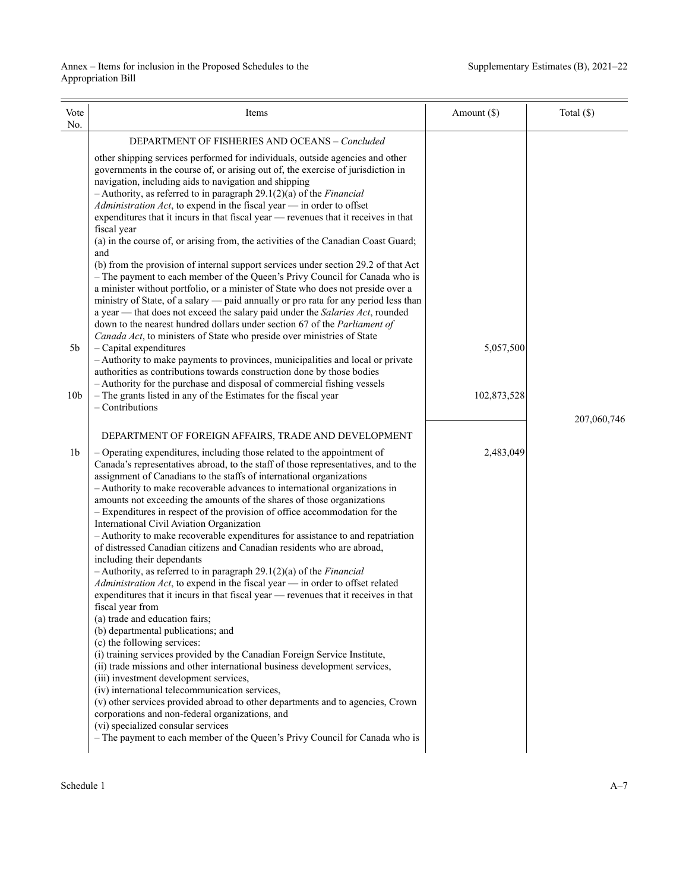| Vote No. | Items | Amount ($) | Total ($) |
|---|---|---|---|
| | DEPARTMENT OF FISHERIES AND OCEANS – *Concluded* | | |
| | other shipping services performed for individuals, outside agencies and other governments in the course of, or arising out of, the exercise of jurisdiction in navigation, including aids to navigation and shipping<br>– Authority, as referred to in paragraph 29.1(2)(a) of the *Financial Administration Act*, to expend in the fiscal year — in order to offset expenditures that it incurs in that fiscal year — revenues that it receives in that fiscal year<br>(a) in the course of, or arising from, the activities of the Canadian Coast Guard; and<br>(b) from the provision of internal support services under section 29.2 of that Act<br>– The payment to each member of the Queen's Privy Council for Canada who is a minister without portfolio, or a minister of State who does not preside over a ministry of State, of a salary — paid annually or pro rata for any period less than a year — that does not exceed the salary paid under the *Salaries Act*, rounded down to the nearest hundred dollars under section 67 of the *Parliament of Canada Act*, to ministers of State who preside over ministries of State | | |
| 5b | – Capital expenditures<br>– Authority to make payments to provinces, municipalities and local or private authorities as contributions towards construction done by those bodies<br>– Authority for the purchase and disposal of commercial fishing vessels | 5,057,500 | |
| 10b | – The grants listed in any of the Estimates for the fiscal year<br>– Contributions | 102,873,528 | |
| | | | 207,060,746 |
| | DEPARTMENT OF FOREIGN AFFAIRS, TRADE AND DEVELOPMENT | | |
| 1b | – Operating expenditures, including those related to the appointment of Canada's representatives abroad, to the staff of those representatives, and to the assignment of Canadians to the staffs of international organizations<br>– Authority to make recoverable advances to international organizations in amounts not exceeding the amounts of the shares of those organizations<br>– Expenditures in respect of the provision of office accommodation for the International Civil Aviation Organization<br>– Authority to make recoverable expenditures for assistance to and repatriation of distressed Canadian citizens and Canadian residents who are abroad, including their dependants<br>– Authority, as referred to in paragraph 29.1(2)(a) of the *Financial Administration Act*, to expend in the fiscal year — in order to offset related expenditures that it incurs in that fiscal year — revenues that it receives in that fiscal year from<br>(a) trade and education fairs;<br>(b) departmental publications; and<br>(c) the following services:<br>(i) training services provided by the Canadian Foreign Service Institute,<br>(ii) trade missions and other international business development services,<br>(iii) investment development services,<br>(iv) international telecommunication services,<br>(v) other services provided abroad to other departments and to agencies, Crown corporations and non-federal organizations, and<br>(vi) specialized consular services<br>– The payment to each member of the Queen's Privy Council for Canada who is | 2,483,049 | |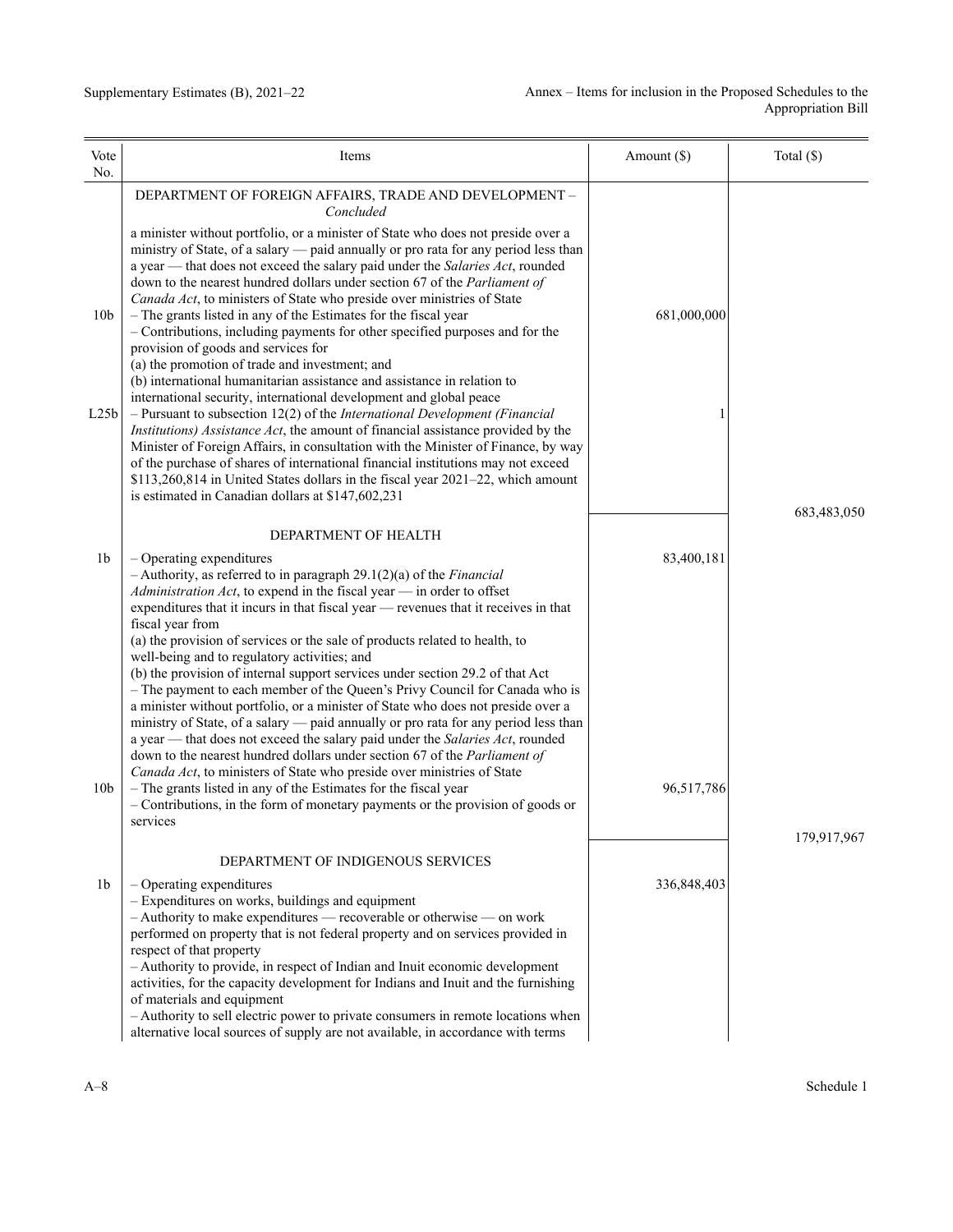| Vote No. | Items | Amount ($) | Total ($) |
|---|---|---|---|
| | DEPARTMENT OF FOREIGN AFFAIRS, TRADE AND DEVELOPMENT – *Concluded* | | |
| | a minister without portfolio, or a minister of State who does not preside over a ministry of State, of a salary — paid annually or pro rata for any period less than a year — that does not exceed the salary paid under the *Salaries Act*, rounded down to the nearest hundred dollars under section 67 of the *Parliament of Canada Act*, to ministers of State who preside over ministries of State | | |
| 10b | – The grants listed in any of the Estimates for the fiscal year<br>– Contributions, including payments for other specified purposes and for the provision of goods and services for<br>(a) the promotion of trade and investment; and<br>(b) international humanitarian assistance and assistance in relation to international security, international development and global peace | 681,000,000 | |
| L25b | – Pursuant to subsection 12(2) of the *International Development (Financial Institutions) Assistance Act*, the amount of financial assistance provided by the Minister of Foreign Affairs, in consultation with the Minister of Finance, by way of the purchase of shares of international financial institutions may not exceed $113,260,814 in United States dollars in the fiscal year 2021–22, which amount is estimated in Canadian dollars at $147,602,231 | 1 | |
| | | | 683,483,050 |
| | DEPARTMENT OF HEALTH | | |
| 1b | – Operating expenditures<br>– Authority, as referred to in paragraph 29.1(2)(a) of the *Financial Administration Act*, to expend in the fiscal year — in order to offset expenditures that it incurs in that fiscal year — revenues that it receives in that fiscal year from<br>(a) the provision of services or the sale of products related to health, to well-being and to regulatory activities; and<br>(b) the provision of internal support services under section 29.2 of that Act<br>– The payment to each member of the Queen's Privy Council for Canada who is a minister without portfolio, or a minister of State who does not preside over a ministry of State, of a salary — paid annually or pro rata for any period less than a year — that does not exceed the salary paid under the *Salaries Act*, rounded down to the nearest hundred dollars under section 67 of the *Parliament of Canada Act*, to ministers of State who preside over ministries of State | 83,400,181 | |
| 10b | – The grants listed in any of the Estimates for the fiscal year<br>– Contributions, in the form of monetary payments or the provision of goods or services | 96,517,786 | |
| | | | 179,917,967 |
| | DEPARTMENT OF INDIGENOUS SERVICES | | |
| 1b | – Operating expenditures<br>– Expenditures on works, buildings and equipment<br>– Authority to make expenditures — recoverable or otherwise — on work performed on property that is not federal property and on services provided in respect of that property<br>– Authority to provide, in respect of Indian and Inuit economic development activities, for the capacity development for Indians and Inuit and the furnishing of materials and equipment<br>– Authority to sell electric power to private consumers in remote locations when alternative local sources of supply are not available, in accordance with terms | 336,848,403 | |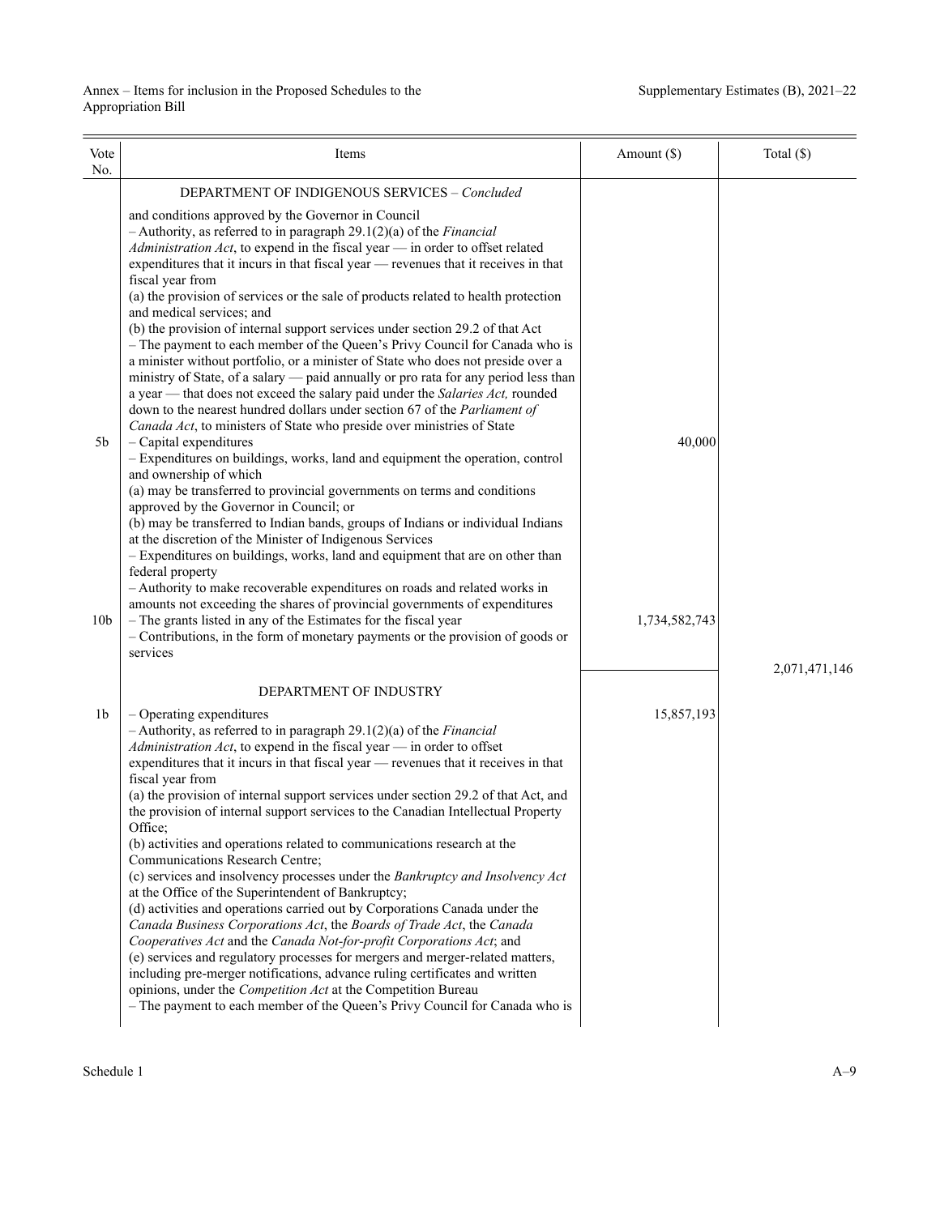| Vote No. | Items | Amount ($) | Total ($) |
|---|---|---|---|
| | DEPARTMENT OF INDIGENOUS SERVICES – *Concluded* | | |
| | and conditions approved by the Governor in Council<br>– Authority, as referred to in paragraph 29.1(2)(a) of the *Financial Administration Act*, to expend in the fiscal year — in order to offset related expenditures that it incurs in that fiscal year — revenues that it receives in that fiscal year from<br>(a) the provision of services or the sale of products related to health protection and medical services; and<br>(b) the provision of internal support services under section 29.2 of that Act<br>– The payment to each member of the Queen's Privy Council for Canada who is a minister without portfolio, or a minister of State who does not preside over a ministry of State, of a salary — paid annually or pro rata for any period less than a year — that does not exceed the salary paid under the *Salaries Act,* rounded down to the nearest hundred dollars under section 67 of the *Parliament of Canada Act*, to ministers of State who preside over ministries of State | | |
| 5b | – Capital expenditures<br>– Expenditures on buildings, works, land and equipment the operation, control and ownership of which<br>(a) may be transferred to provincial governments on terms and conditions approved by the Governor in Council; or<br>(b) may be transferred to Indian bands, groups of Indians or individual Indians at the discretion of the Minister of Indigenous Services<br>– Expenditures on buildings, works, land and equipment that are on other than federal property<br>– Authority to make recoverable expenditures on roads and related works in amounts not exceeding the shares of provincial governments of expenditures | 40,000 | |
| 10b | – The grants listed in any of the Estimates for the fiscal year<br>– Contributions, in the form of monetary payments or the provision of goods or services | 1,734,582,743 | |
| | | | 2,071,471,146 |
| | DEPARTMENT OF INDUSTRY | | |
| 1b | – Operating expenditures<br>– Authority, as referred to in paragraph 29.1(2)(a) of the *Financial Administration Act*, to expend in the fiscal year — in order to offset expenditures that it incurs in that fiscal year — revenues that it receives in that fiscal year from<br>(a) the provision of internal support services under section 29.2 of that Act, and the provision of internal support services to the Canadian Intellectual Property Office;<br>(b) activities and operations related to communications research at the Communications Research Centre;<br>(c) services and insolvency processes under the *Bankruptcy and Insolvency Act* at the Office of the Superintendent of Bankruptcy;<br>(d) activities and operations carried out by Corporations Canada under the *Canada Business Corporations Act*, the *Boards of Trade Act*, the *Canada Cooperatives Act* and the *Canada Not-for-profit Corporations Act*; and<br>(e) services and regulatory processes for mergers and merger-related matters, including pre-merger notifications, advance ruling certificates and written opinions, under the *Competition Act* at the Competition Bureau<br>– The payment to each member of the Queen's Privy Council for Canada who is | 15,857,193 | |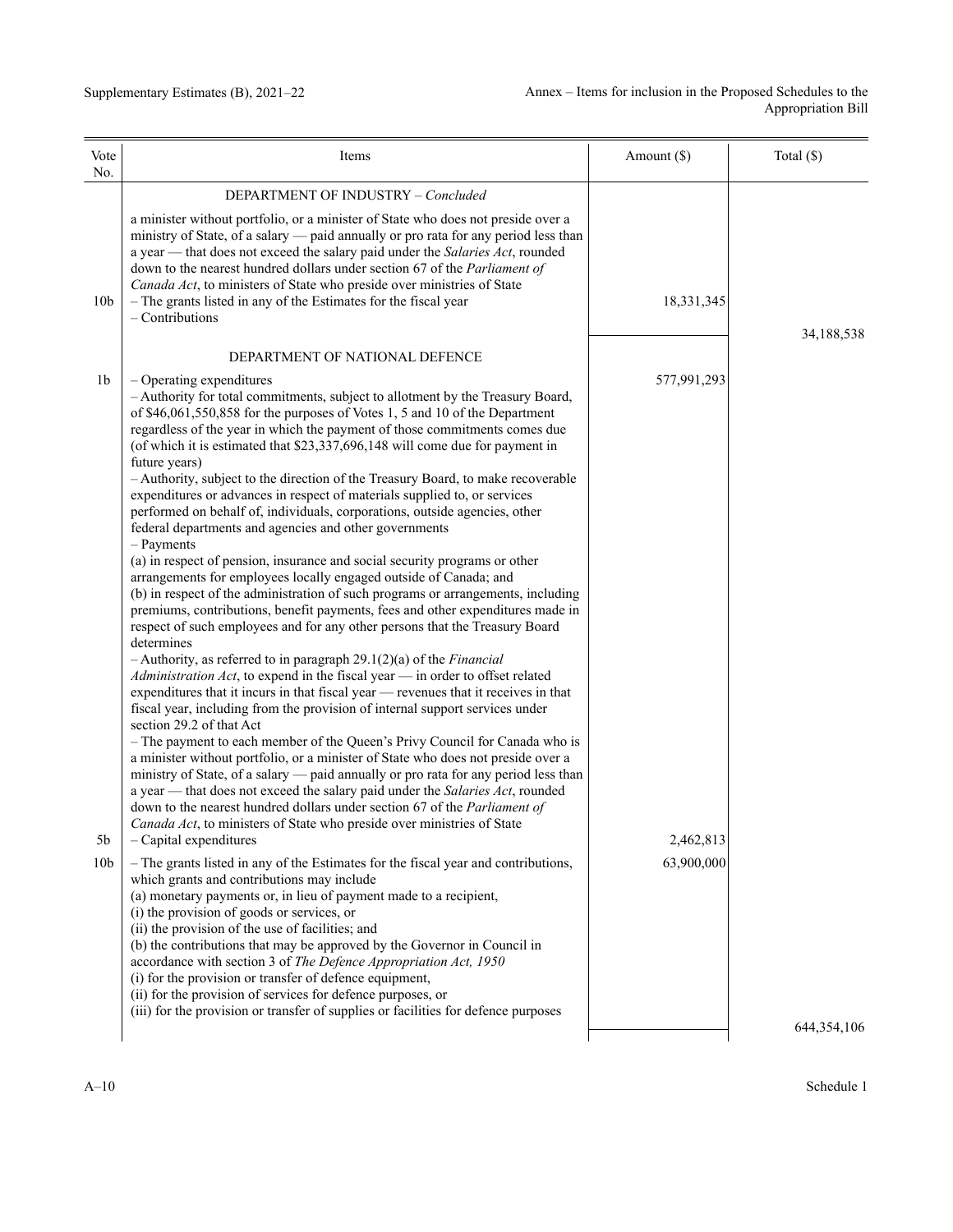| Vote No. | Items | Amount ($) | Total ($) |
|---|---|---|---|
| | DEPARTMENT OF INDUSTRY – *Concluded* | | |
| | a minister without portfolio, or a minister of State who does not preside over a ministry of State, of a salary — paid annually or pro rata for any period less than a year — that does not exceed the salary paid under the *Salaries Act*, rounded down to the nearest hundred dollars under section 67 of the *Parliament of Canada Act*, to ministers of State who preside over ministries of State | | |
| 10b | – The grants listed in any of the Estimates for the fiscal year<br>– Contributions | 18,331,345 | |
| | | | 34,188,538 |
| | DEPARTMENT OF NATIONAL DEFENCE | | |
| 1b | – Operating expenditures<br>– Authority for total commitments, subject to allotment by the Treasury Board, of $46,061,550,858 for the purposes of Votes 1, 5 and 10 of the Department regardless of the year in which the payment of those commitments comes due (of which it is estimated that $23,337,696,148 will come due for payment in future years)<br>– Authority, subject to the direction of the Treasury Board, to make recoverable expenditures or advances in respect of materials supplied to, or services performed on behalf of, individuals, corporations, outside agencies, other federal departments and agencies and other governments<br>– Payments<br>(a) in respect of pension, insurance and social security programs or other arrangements for employees locally engaged outside of Canada; and<br>(b) in respect of the administration of such programs or arrangements, including premiums, contributions, benefit payments, fees and other expenditures made in respect of such employees and for any other persons that the Treasury Board determines<br>– Authority, as referred to in paragraph 29.1(2)(a) of the *Financial Administration Act*, to expend in the fiscal year — in order to offset related expenditures that it incurs in that fiscal year — revenues that it receives in that fiscal year, including from the provision of internal support services under section 29.2 of that Act<br>– The payment to each member of the Queen's Privy Council for Canada who is a minister without portfolio, or a minister of State who does not preside over a ministry of State, of a salary — paid annually or pro rata for any period less than a year — that does not exceed the salary paid under the *Salaries Act*, rounded down to the nearest hundred dollars under section 67 of the *Parliament of Canada Act*, to ministers of State who preside over ministries of State | 577,991,293 | |
| 5b | – Capital expenditures | 2,462,813 | |
| 10b | – The grants listed in any of the Estimates for the fiscal year and contributions, which grants and contributions may include<br>(a) monetary payments or, in lieu of payment made to a recipient,<br>(i) the provision of goods or services, or<br>(ii) the provision of the use of facilities; and<br>(b) the contributions that may be approved by the Governor in Council in accordance with section 3 of *The Defence Appropriation Act, 1950*<br>(i) for the provision or transfer of defence equipment,<br>(ii) for the provision of services for defence purposes, or<br>(iii) for the provision or transfer of supplies or facilities for defence purposes | 63,900,000 | |
| | | | 644,354,106 |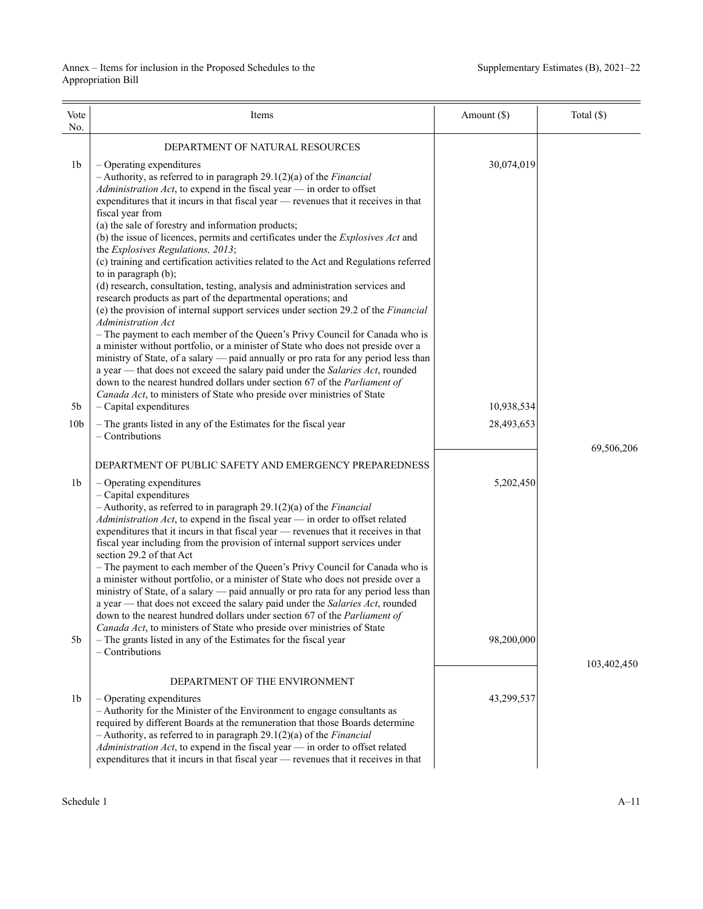| Vote No. | Items | Amount ($) | Total ($) |
|---|---|---|---|
| | DEPARTMENT OF NATURAL RESOURCES | | |
| 1b | – Operating expenditures<br>– Authority, as referred to in paragraph 29.1(2)(a) of the *Financial Administration Act*, to expend in the fiscal year — in order to offset expenditures that it incurs in that fiscal year — revenues that it receives in that fiscal year from<br>(a) the sale of forestry and information products;<br>(b) the issue of licences, permits and certificates under the *Explosives Act* and the *Explosives Regulations, 2013*;<br>(c) training and certification activities related to the Act and Regulations referred to in paragraph (b);<br>(d) research, consultation, testing, analysis and administration services and research products as part of the departmental operations; and<br>(e) the provision of internal support services under section 29.2 of the *Financial Administration Act*<br>– The payment to each member of the Queen's Privy Council for Canada who is a minister without portfolio, or a minister of State who does not preside over a ministry of State, of a salary — paid annually or pro rata for any period less than a year — that does not exceed the salary paid under the *Salaries Act*, rounded down to the nearest hundred dollars under section 67 of the *Parliament of Canada Act*, to ministers of State who preside over ministries of State | 30,074,019 | |
| 5b | – Capital expenditures | 10,938,534 | |
| 10b | – The grants listed in any of the Estimates for the fiscal year<br>– Contributions | 28,493,653 | |
| | | | 69,506,206 |
| | DEPARTMENT OF PUBLIC SAFETY AND EMERGENCY PREPAREDNESS | | |
| 1b | – Operating expenditures<br>– Capital expenditures<br>– Authority, as referred to in paragraph 29.1(2)(a) of the *Financial Administration Act*, to expend in the fiscal year — in order to offset related expenditures that it incurs in that fiscal year — revenues that it receives in that fiscal year including from the provision of internal support services under section 29.2 of that Act<br>– The payment to each member of the Queen's Privy Council for Canada who is a minister without portfolio, or a minister of State who does not preside over a ministry of State, of a salary — paid annually or pro rata for any period less than a year — that does not exceed the salary paid under the *Salaries Act*, rounded down to the nearest hundred dollars under section 67 of the *Parliament of Canada Act*, to ministers of State who preside over ministries of State | 5,202,450 | |
| 5b | – The grants listed in any of the Estimates for the fiscal year<br>– Contributions | 98,200,000 | |
| | | | 103,402,450 |
| | DEPARTMENT OF THE ENVIRONMENT | | |
| 1b | – Operating expenditures<br>– Authority for the Minister of the Environment to engage consultants as required by different Boards at the remuneration that those Boards determine<br>– Authority, as referred to in paragraph 29.1(2)(a) of the *Financial Administration Act*, to expend in the fiscal year — in order to offset related expenditures that it incurs in that fiscal year — revenues that it receives in that | 43,299,537 | |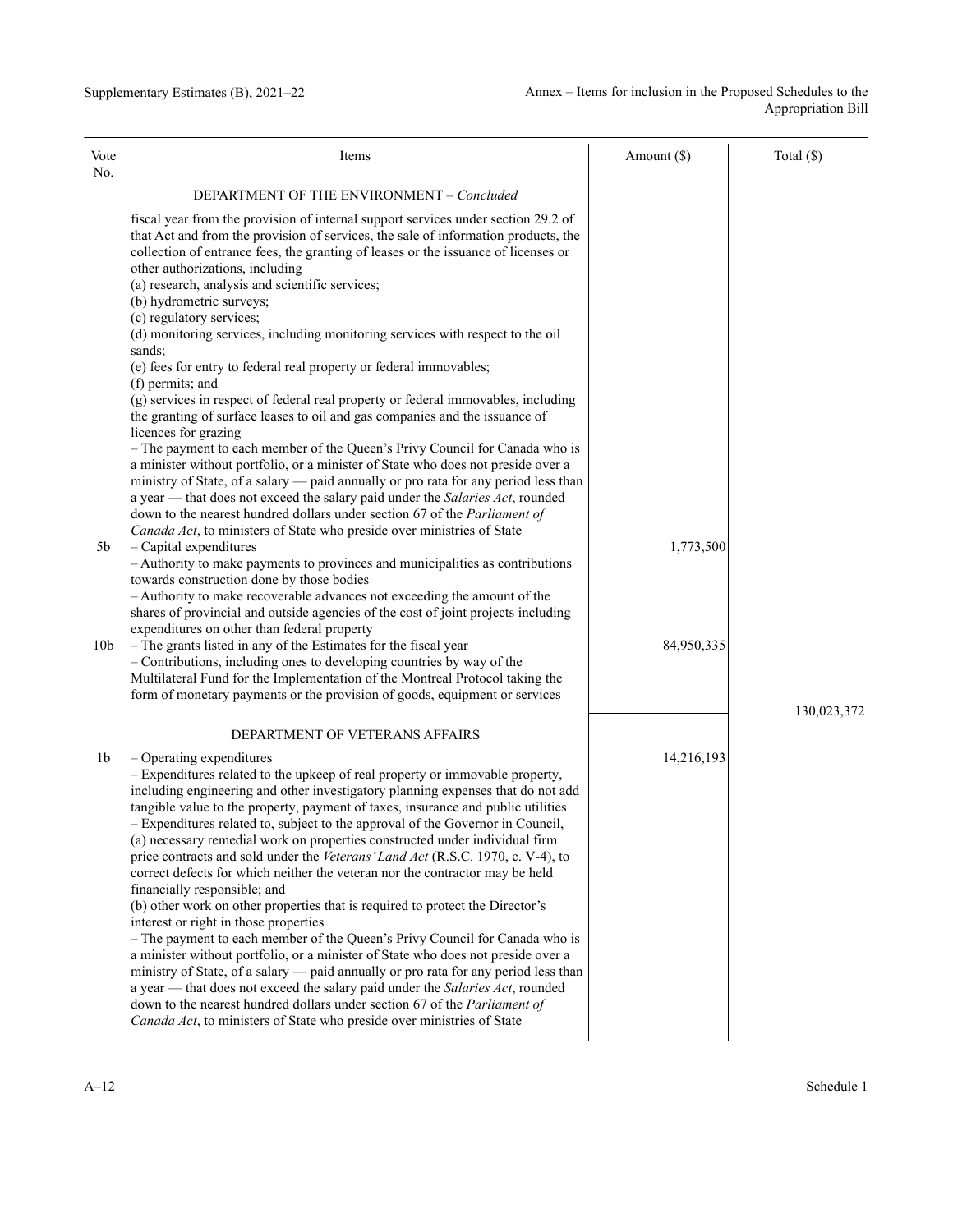| Vote No. | Items | Amount ($) | Total ($) |
|---|---|---|---|
| | DEPARTMENT OF THE ENVIRONMENT – *Concluded* | | |
| | fiscal year from the provision of internal support services under section 29.2 of that Act and from the provision of services, the sale of information products, the collection of entrance fees, the granting of leases or the issuance of licenses or other authorizations, including<br>(a) research, analysis and scientific services;<br>(b) hydrometric surveys;<br>(c) regulatory services;<br>(d) monitoring services, including monitoring services with respect to the oil sands;<br>(e) fees for entry to federal real property or federal immovables;<br>(f) permits; and<br>(g) services in respect of federal real property or federal immovables, including the granting of surface leases to oil and gas companies and the issuance of licences for grazing<br>– The payment to each member of the Queen's Privy Council for Canada who is a minister without portfolio, or a minister of State who does not preside over a ministry of State, of a salary — paid annually or pro rata for any period less than a year — that does not exceed the salary paid under the *Salaries Act*, rounded down to the nearest hundred dollars under section 67 of the *Parliament of Canada Act*, to ministers of State who preside over ministries of State | | |
| 5b | – Capital expenditures<br>– Authority to make payments to provinces and municipalities as contributions towards construction done by those bodies<br>– Authority to make recoverable advances not exceeding the amount of the shares of provincial and outside agencies of the cost of joint projects including expenditures on other than federal property | 1,773,500 | |
| 10b | – The grants listed in any of the Estimates for the fiscal year<br>– Contributions, including ones to developing countries by way of the Multilateral Fund for the Implementation of the Montreal Protocol taking the form of monetary payments or the provision of goods, equipment or services | 84,950,335 | |
| | | | 130,023,372 |
| | DEPARTMENT OF VETERANS AFFAIRS | | |
| 1b | – Operating expenditures<br>– Expenditures related to the upkeep of real property or immovable property, including engineering and other investigatory planning expenses that do not add tangible value to the property, payment of taxes, insurance and public utilities<br>– Expenditures related to, subject to the approval of the Governor in Council,<br>(a) necessary remedial work on properties constructed under individual firm price contracts and sold under the *Veterans' Land Act* (R.S.C. 1970, c. V-4), to correct defects for which neither the veteran nor the contractor may be held financially responsible; and<br>(b) other work on other properties that is required to protect the Director's interest or right in those properties<br>– The payment to each member of the Queen's Privy Council for Canada who is a minister without portfolio, or a minister of State who does not preside over a ministry of State, of a salary — paid annually or pro rata for any period less than a year — that does not exceed the salary paid under the *Salaries Act*, rounded down to the nearest hundred dollars under section 67 of the *Parliament of Canada Act*, to ministers of State who preside over ministries of State | 14,216,193 | |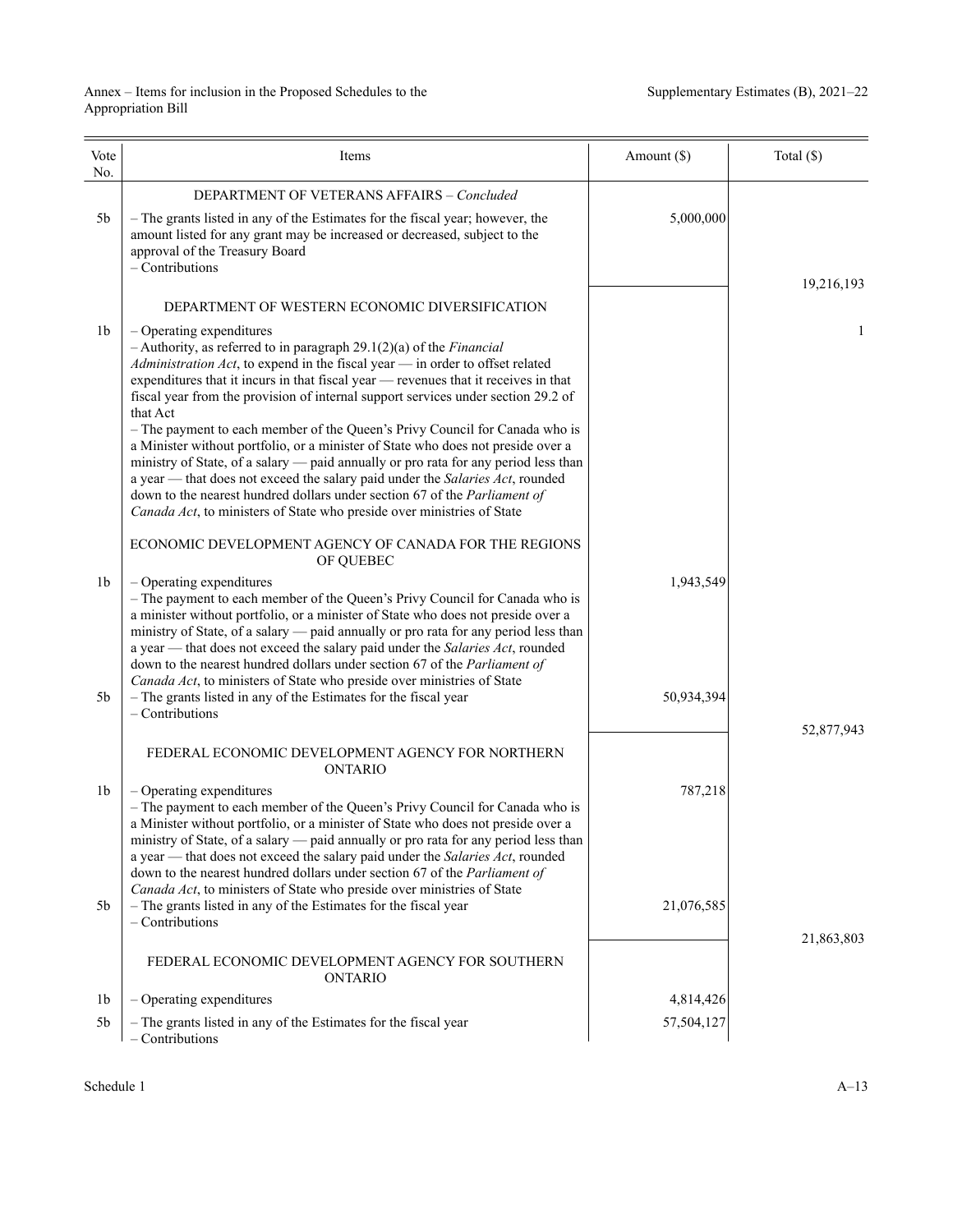| Vote No. | Items | Amount ($) | Total ($) |
|---|---|---|---|
| | DEPARTMENT OF VETERANS AFFAIRS – *Concluded* | | |
| 5b | – The grants listed in any of the Estimates for the fiscal year; however, the amount listed for any grant may be increased or decreased, subject to the approval of the Treasury Board<br>– Contributions | 5,000,000 | |
| | | | 19,216,193 |
| | DEPARTMENT OF WESTERN ECONOMIC DIVERSIFICATION | | |
| 1b | – Operating expenditures<br>– Authority, as referred to in paragraph 29.1(2)(a) of the *Financial Administration Act*, to expend in the fiscal year — in order to offset related expenditures that it incurs in that fiscal year — revenues that it receives in that fiscal year from the provision of internal support services under section 29.2 of that Act<br>– The payment to each member of the Queen's Privy Council for Canada who is a Minister without portfolio, or a minister of State who does not preside over a ministry of State, of a salary — paid annually or pro rata for any period less than a year — that does not exceed the salary paid under the *Salaries Act*, rounded down to the nearest hundred dollars under section 67 of the *Parliament of Canada Act*, to ministers of State who preside over ministries of State | | 1 |
| | ECONOMIC DEVELOPMENT AGENCY OF CANADA FOR THE REGIONS OF QUEBEC | | |
| 1b | – Operating expenditures<br>– The payment to each member of the Queen's Privy Council for Canada who is a minister without portfolio, or a minister of State who does not preside over a ministry of State, of a salary — paid annually or pro rata for any period less than a year — that does not exceed the salary paid under the *Salaries Act*, rounded down to the nearest hundred dollars under section 67 of the *Parliament of Canada Act*, to ministers of State who preside over ministries of State | 1,943,549 | |
| 5b | – The grants listed in any of the Estimates for the fiscal year<br>– Contributions | 50,934,394 | |
| | | | 52,877,943 |
| | FEDERAL ECONOMIC DEVELOPMENT AGENCY FOR NORTHERN ONTARIO | | |
| 1b | – Operating expenditures<br>– The payment to each member of the Queen's Privy Council for Canada who is a Minister without portfolio, or a minister of State who does not preside over a ministry of State, of a salary — paid annually or pro rata for any period less than a year — that does not exceed the salary paid under the *Salaries Act*, rounded down to the nearest hundred dollars under section 67 of the *Parliament of Canada Act*, to ministers of State who preside over ministries of State | 787,218 | |
| 5b | – The grants listed in any of the Estimates for the fiscal year<br>– Contributions | 21,076,585 | |
| | | | 21,863,803 |
| | FEDERAL ECONOMIC DEVELOPMENT AGENCY FOR SOUTHERN ONTARIO | | |
| 1b | – Operating expenditures | 4,814,426 | |
| 5b | – The grants listed in any of the Estimates for the fiscal year<br>– Contributions | 57,504,127 | |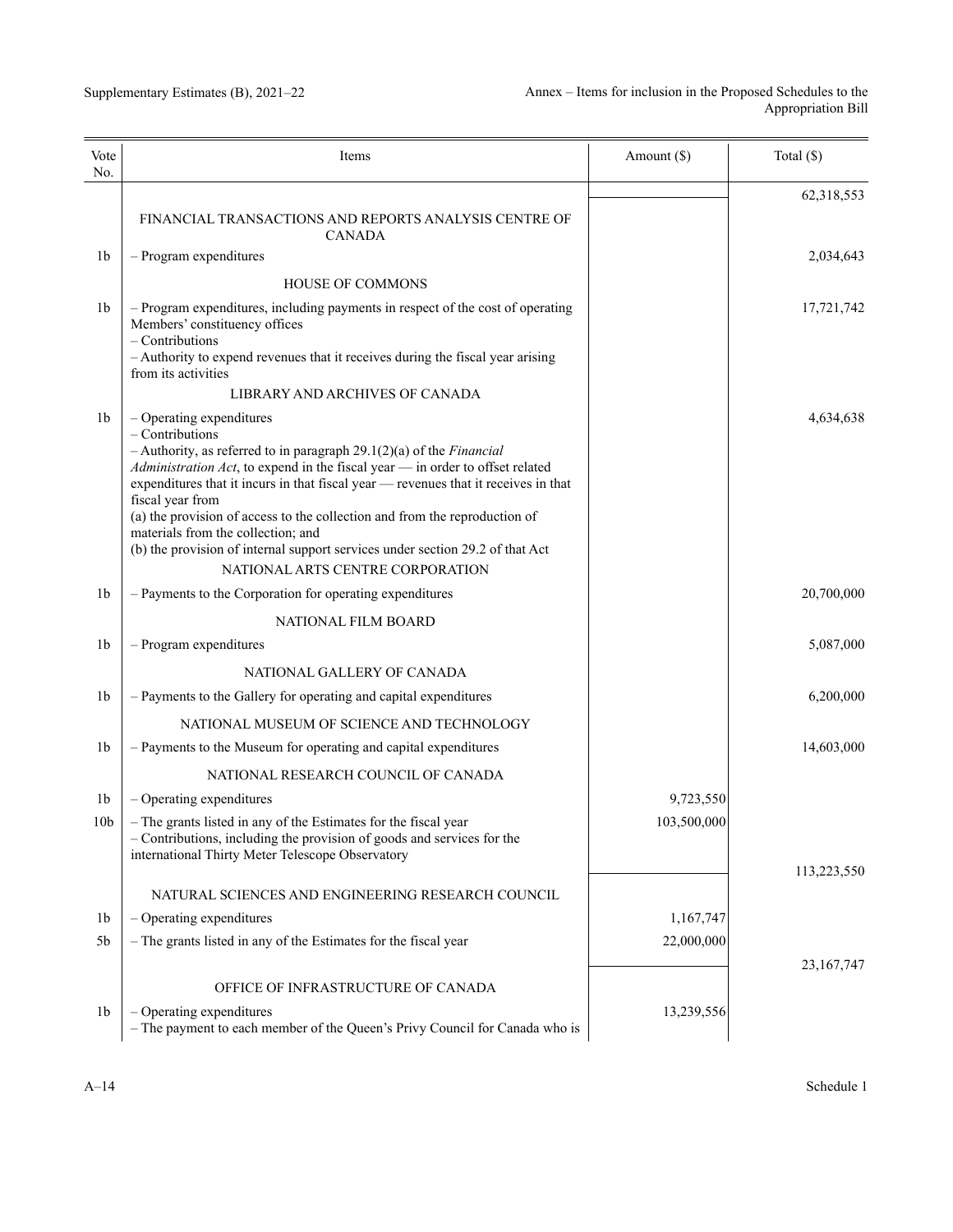| Vote No. | Items | Amount ($) | Total ($) |
|---|---|---|---|
| | | | 62,318,553 |
| | FINANCIAL TRANSACTIONS AND REPORTS ANALYSIS CENTRE OF CANADA | | |
| 1b | – Program expenditures | | 2,034,643 |
| | HOUSE OF COMMONS | | |
| 1b | – Program expenditures, including payments in respect of the cost of operating Members' constituency offices<br>– Contributions<br>– Authority to expend revenues that it receives during the fiscal year arising from its activities | | 17,721,742 |
| | LIBRARY AND ARCHIVES OF CANADA | | |
| 1b | – Operating expenditures<br>– Contributions<br>– Authority, as referred to in paragraph 29.1(2)(a) of the *Financial Administration Act*, to expend in the fiscal year — in order to offset related expenditures that it incurs in that fiscal year — revenues that it receives in that fiscal year from<br>(a) the provision of access to the collection and from the reproduction of materials from the collection; and<br>(b) the provision of internal support services under section 29.2 of that Act | | 4,634,638 |
| | NATIONAL ARTS CENTRE CORPORATION | | |
| 1b | – Payments to the Corporation for operating expenditures | | 20,700,000 |
| | NATIONAL FILM BOARD | | |
| 1b | – Program expenditures | | 5,087,000 |
| | NATIONAL GALLERY OF CANADA | | |
| 1b | – Payments to the Gallery for operating and capital expenditures | | 6,200,000 |
| | NATIONAL MUSEUM OF SCIENCE AND TECHNOLOGY | | |
| 1b | – Payments to the Museum for operating and capital expenditures | | 14,603,000 |
| | NATIONAL RESEARCH COUNCIL OF CANADA | | |
| 1b | – Operating expenditures | 9,723,550 | |
| 10b | – The grants listed in any of the Estimates for the fiscal year<br>– Contributions, including the provision of goods and services for the international Thirty Meter Telescope Observatory | 103,500,000 | |
| | | | 113,223,550 |
| | NATURAL SCIENCES AND ENGINEERING RESEARCH COUNCIL | | |
| 1b | – Operating expenditures | 1,167,747 | |
| 5b | – The grants listed in any of the Estimates for the fiscal year | 22,000,000 | |
| | | | 23,167,747 |
| | OFFICE OF INFRASTRUCTURE OF CANADA | | |
| 1b | – Operating expenditures<br>– The payment to each member of the Queen's Privy Council for Canada who is | 13,239,556 | |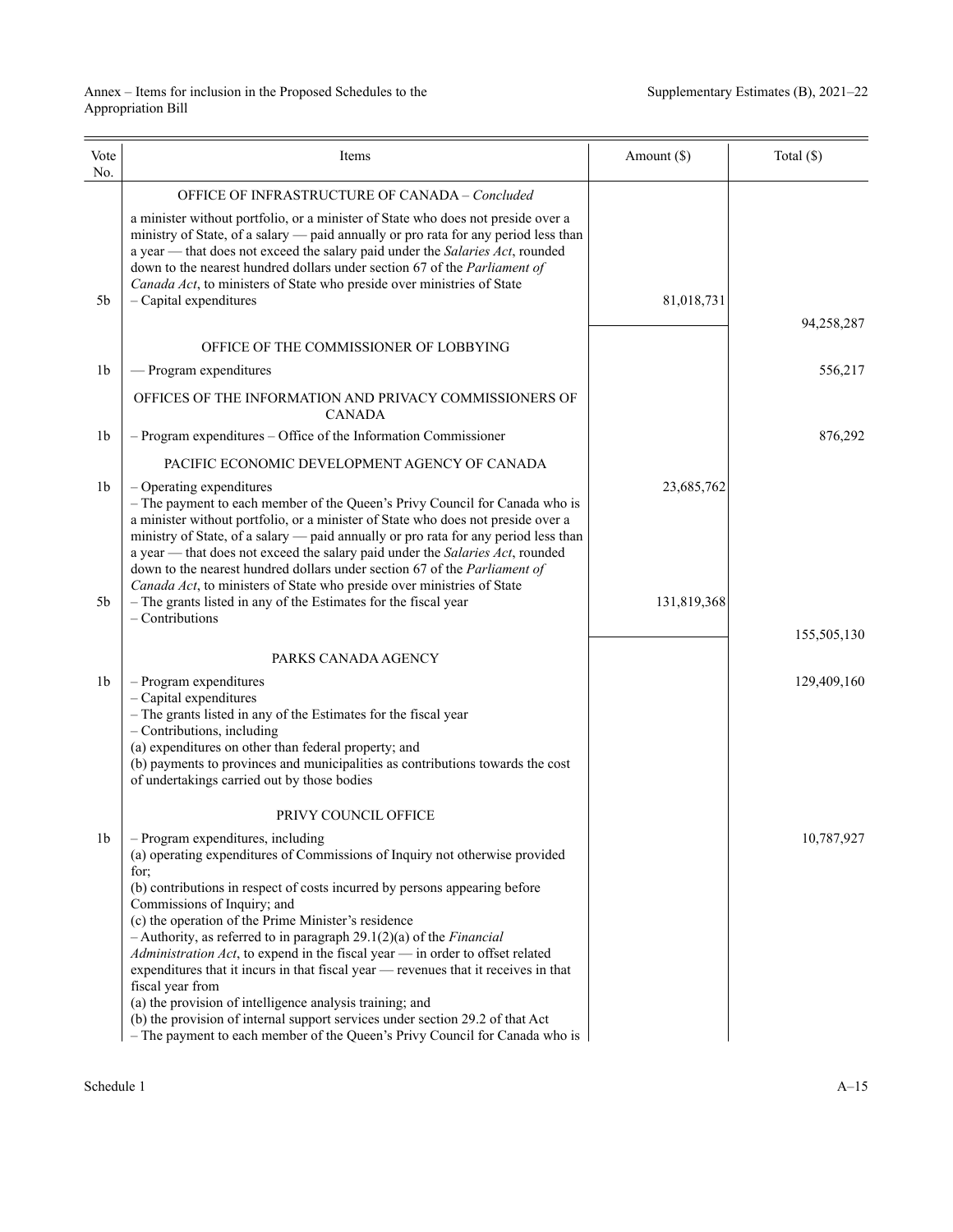| Vote No. | Items | Amount ($) | Total ($) |
|---|---|---|---|
| | OFFICE OF INFRASTRUCTURE OF CANADA – *Concluded* | | |
| | a minister without portfolio, or a minister of State who does not preside over a ministry of State, of a salary — paid annually or pro rata for any period less than a year — that does not exceed the salary paid under the *Salaries Act*, rounded down to the nearest hundred dollars under section 67 of the *Parliament of Canada Act*, to ministers of State who preside over ministries of State | | |
| 5b | – Capital expenditures | 81,018,731 | |
| | | | 94,258,287 |
| | OFFICE OF THE COMMISSIONER OF LOBBYING | | |
| 1b | — Program expenditures | | 556,217 |
| | OFFICES OF THE INFORMATION AND PRIVACY COMMISSIONERS OF CANADA | | |
| 1b | – Program expenditures – Office of the Information Commissioner | | 876,292 |
| | PACIFIC ECONOMIC DEVELOPMENT AGENCY OF CANADA | | |
| 1b | – Operating expenditures<br>– The payment to each member of the Queen's Privy Council for Canada who is a minister without portfolio, or a minister of State who does not preside over a ministry of State, of a salary — paid annually or pro rata for any period less than a year — that does not exceed the salary paid under the *Salaries Act*, rounded down to the nearest hundred dollars under section 67 of the *Parliament of Canada Act*, to ministers of State who preside over ministries of State | 23,685,762 | |
| 5b | – The grants listed in any of the Estimates for the fiscal year<br>– Contributions | 131,819,368 | |
| | | | 155,505,130 |
| | PARKS CANADA AGENCY | | |
| 1b | – Program expenditures<br>– Capital expenditures<br>– The grants listed in any of the Estimates for the fiscal year<br>– Contributions, including<br>(a) expenditures on other than federal property; and<br>(b) payments to provinces and municipalities as contributions towards the cost of undertakings carried out by those bodies | | 129,409,160 |
| | PRIVY COUNCIL OFFICE | | |
| 1b | – Program expenditures, including<br>(a) operating expenditures of Commissions of Inquiry not otherwise provided for;<br>(b) contributions in respect of costs incurred by persons appearing before Commissions of Inquiry; and<br>(c) the operation of the Prime Minister's residence<br>– Authority, as referred to in paragraph 29.1(2)(a) of the *Financial Administration Act*, to expend in the fiscal year — in order to offset related expenditures that it incurs in that fiscal year — revenues that it receives in that fiscal year from<br>(a) the provision of intelligence analysis training; and<br>(b) the provision of internal support services under section 29.2 of that Act<br>– The payment to each member of the Queen's Privy Council for Canada who is | | 10,787,927 |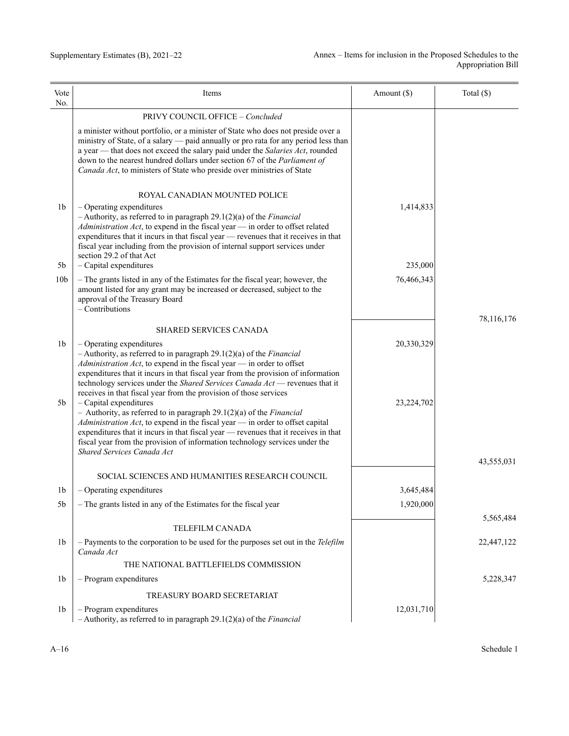| Vote No. | Items | Amount ($) | Total ($) |
|---|---|---|---|
| | PRIVY COUNCIL OFFICE – *Concluded* | | |
| | a minister without portfolio, or a minister of State who does not preside over a ministry of State, of a salary — paid annually or pro rata for any period less than a year — that does not exceed the salary paid under the *Salaries Act*, rounded down to the nearest hundred dollars under section 67 of the *Parliament of Canada Act*, to ministers of State who preside over ministries of State | | |
| | ROYAL CANADIAN MOUNTED POLICE | | |
| 1b | – Operating expenditures<br>– Authority, as referred to in paragraph 29.1(2)(a) of the *Financial Administration Act*, to expend in the fiscal year — in order to offset related expenditures that it incurs in that fiscal year — revenues that it receives in that fiscal year including from the provision of internal support services under section 29.2 of that Act | 1,414,833 | |
| 5b | – Capital expenditures | 235,000 | |
| 10b | – The grants listed in any of the Estimates for the fiscal year; however, the amount listed for any grant may be increased or decreased, subject to the approval of the Treasury Board<br>– Contributions | 76,466,343 | |
| | | | 78,116,176 |
| | SHARED SERVICES CANADA | | |
| 1b | – Operating expenditures<br>– Authority, as referred to in paragraph 29.1(2)(a) of the *Financial Administration Act*, to expend in the fiscal year — in order to offset expenditures that it incurs in that fiscal year from the provision of information technology services under the *Shared Services Canada Act* — revenues that it receives in that fiscal year from the provision of those services | 20,330,329 | |
| 5b | – Capital expenditures<br>– Authority, as referred to in paragraph 29.1(2)(a) of the *Financial Administration Act*, to expend in the fiscal year — in order to offset capital expenditures that it incurs in that fiscal year — revenues that it receives in that fiscal year from the provision of information technology services under the *Shared Services Canada Act* | 23,224,702 | |
| | | | 43,555,031 |
| | SOCIAL SCIENCES AND HUMANITIES RESEARCH COUNCIL | | |
| 1b | – Operating expenditures | 3,645,484 | |
| 5b | – The grants listed in any of the Estimates for the fiscal year | 1,920,000 | |
| | | | 5,565,484 |
| | TELEFILM CANADA | | |
| 1b | – Payments to the corporation to be used for the purposes set out in the *Telefilm Canada Act* | | 22,447,122 |
| | THE NATIONAL BATTLEFIELDS COMMISSION | | |
| 1b | – Program expenditures | | 5,228,347 |
| | TREASURY BOARD SECRETARIAT | | |
| 1b | – Program expenditures<br>– Authority, as referred to in paragraph 29.1(2)(a) of the *Financial* | 12,031,710 | |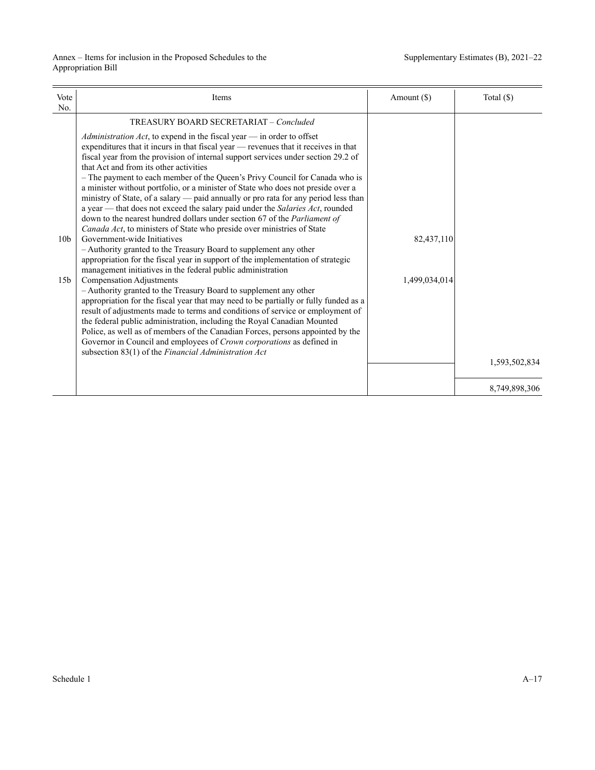| Vote No. | Items | Amount ($) | Total ($) |
|---|---|---|---|
| | TREASURY BOARD SECRETARIAT – *Concluded* | | |
| | *Administration Act*, to expend in the fiscal year — in order to offset expenditures that it incurs in that fiscal year — revenues that it receives in that fiscal year from the provision of internal support services under section 29.2 of that Act and from its other activities<br>– The payment to each member of the Queen's Privy Council for Canada who is a minister without portfolio, or a minister of State who does not preside over a ministry of State, of a salary — paid annually or pro rata for any period less than a year — that does not exceed the salary paid under the *Salaries Act*, rounded down to the nearest hundred dollars under section 67 of the *Parliament of Canada Act*, to ministers of State who preside over ministries of State | | |
| 10b | Government-wide Initiatives<br>– Authority granted to the Treasury Board to supplement any other appropriation for the fiscal year in support of the implementation of strategic management initiatives in the federal public administration | 82,437,110 | |
| 15b | Compensation Adjustments<br>– Authority granted to the Treasury Board to supplement any other appropriation for the fiscal year that may need to be partially or fully funded as a result of adjustments made to terms and conditions of service or employment of the federal public administration, including the Royal Canadian Mounted Police, as well as of members of the Canadian Forces, persons appointed by the Governor in Council and employees of *Crown corporations* as defined in subsection 83(1) of the *Financial Administration Act* | 1,499,034,014 | |
| | | | 1,593,502,834 |
| | | | 8,749,898,306 |